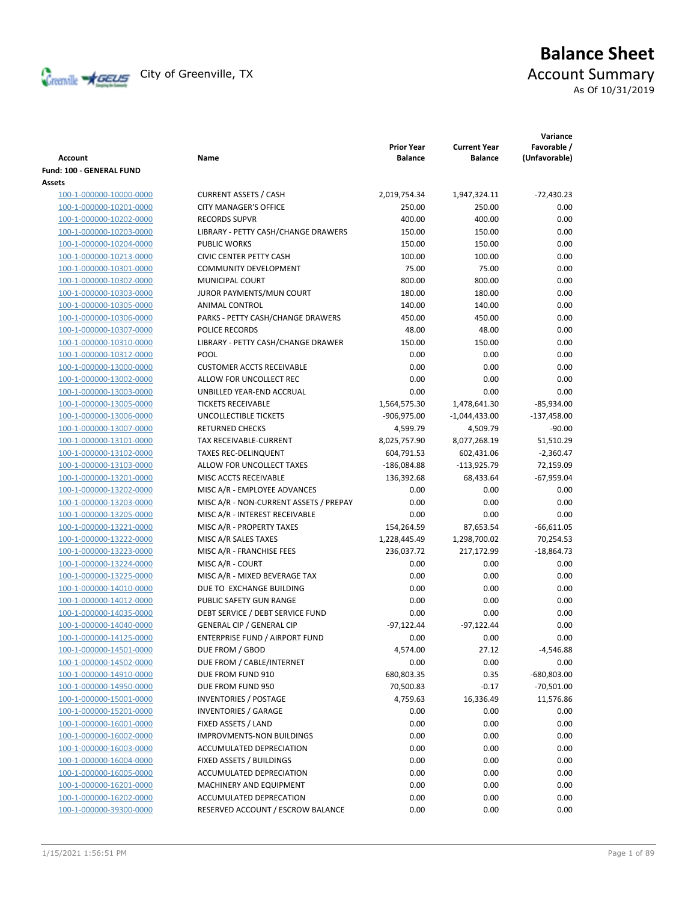# Balance Sheet

City of Greenville, TX

## Account Summary

As Of 10/31/2019

| Account | Name | Prior Year Balance | Current Year Balance | Variance Favorable / (Unfavorable) |
|---|---|---|---|---|
| **Fund: 100 - GENERAL FUND** | | | | |
| **Assets** | | | | |
| 100-1-000000-10000-0000 | CURRENT ASSETS / CASH | 2,019,754.34 | 1,947,324.11 | -72,430.23 |
| 100-1-000000-10201-0000 | CITY MANAGER'S OFFICE | 250.00 | 250.00 | 0.00 |
| 100-1-000000-10202-0000 | RECORDS SUPVR | 400.00 | 400.00 | 0.00 |
| 100-1-000000-10203-0000 | LIBRARY - PETTY CASH/CHANGE DRAWERS | 150.00 | 150.00 | 0.00 |
| 100-1-000000-10204-0000 | PUBLIC WORKS | 150.00 | 150.00 | 0.00 |
| 100-1-000000-10213-0000 | CIVIC CENTER PETTY CASH | 100.00 | 100.00 | 0.00 |
| 100-1-000000-10301-0000 | COMMUNITY DEVELOPMENT | 75.00 | 75.00 | 0.00 |
| 100-1-000000-10302-0000 | MUNICIPAL COURT | 800.00 | 800.00 | 0.00 |
| 100-1-000000-10303-0000 | JUROR PAYMENTS/MUN COURT | 180.00 | 180.00 | 0.00 |
| 100-1-000000-10305-0000 | ANIMAL CONTROL | 140.00 | 140.00 | 0.00 |
| 100-1-000000-10306-0000 | PARKS - PETTY CASH/CHANGE DRAWERS | 450.00 | 450.00 | 0.00 |
| 100-1-000000-10307-0000 | POLICE RECORDS | 48.00 | 48.00 | 0.00 |
| 100-1-000000-10310-0000 | LIBRARY - PETTY CASH/CHANGE DRAWER | 150.00 | 150.00 | 0.00 |
| 100-1-000000-10312-0000 | POOL | 0.00 | 0.00 | 0.00 |
| 100-1-000000-13000-0000 | CUSTOMER ACCTS RECEIVABLE | 0.00 | 0.00 | 0.00 |
| 100-1-000000-13002-0000 | ALLOW FOR UNCOLLECT REC | 0.00 | 0.00 | 0.00 |
| 100-1-000000-13003-0000 | UNBILLED YEAR-END ACCRUAL | 0.00 | 0.00 | 0.00 |
| 100-1-000000-13005-0000 | TICKETS RECEIVABLE | 1,564,575.30 | 1,478,641.30 | -85,934.00 |
| 100-1-000000-13006-0000 | UNCOLLECTIBLE TICKETS | -906,975.00 | -1,044,433.00 | -137,458.00 |
| 100-1-000000-13007-0000 | RETURNED CHECKS | 4,599.79 | 4,509.79 | -90.00 |
| 100-1-000000-13101-0000 | TAX RECEIVABLE-CURRENT | 8,025,757.90 | 8,077,268.19 | 51,510.29 |
| 100-1-000000-13102-0000 | TAXES REC-DELINQUENT | 604,791.53 | 602,431.06 | -2,360.47 |
| 100-1-000000-13103-0000 | ALLOW FOR UNCOLLECT TAXES | -186,084.88 | -113,925.79 | 72,159.09 |
| 100-1-000000-13201-0000 | MISC ACCTS RECEIVABLE | 136,392.68 | 68,433.64 | -67,959.04 |
| 100-1-000000-13202-0000 | MISC A/R - EMPLOYEE ADVANCES | 0.00 | 0.00 | 0.00 |
| 100-1-000000-13203-0000 | MISC A/R - NON-CURRENT ASSETS / PREPAY | 0.00 | 0.00 | 0.00 |
| 100-1-000000-13205-0000 | MISC A/R - INTEREST RECEIVABLE | 0.00 | 0.00 | 0.00 |
| 100-1-000000-13221-0000 | MISC A/R - PROPERTY TAXES | 154,264.59 | 87,653.54 | -66,611.05 |
| 100-1-000000-13222-0000 | MISC A/R SALES TAXES | 1,228,445.49 | 1,298,700.02 | 70,254.53 |
| 100-1-000000-13223-0000 | MISC A/R - FRANCHISE FEES | 236,037.72 | 217,172.99 | -18,864.73 |
| 100-1-000000-13224-0000 | MISC A/R - COURT | 0.00 | 0.00 | 0.00 |
| 100-1-000000-13225-0000 | MISC A/R - MIXED BEVERAGE TAX | 0.00 | 0.00 | 0.00 |
| 100-1-000000-14010-0000 | DUE TO EXCHANGE BUILDING | 0.00 | 0.00 | 0.00 |
| 100-1-000000-14012-0000 | PUBLIC SAFETY GUN RANGE | 0.00 | 0.00 | 0.00 |
| 100-1-000000-14035-0000 | DEBT SERVICE / DEBT SERVICE FUND | 0.00 | 0.00 | 0.00 |
| 100-1-000000-14040-0000 | GENERAL CIP / GENERAL CIP | -97,122.44 | -97,122.44 | 0.00 |
| 100-1-000000-14125-0000 | ENTERPRISE FUND / AIRPORT FUND | 0.00 | 0.00 | 0.00 |
| 100-1-000000-14501-0000 | DUE FROM / GBOD | 4,574.00 | 27.12 | -4,546.88 |
| 100-1-000000-14502-0000 | DUE FROM / CABLE/INTERNET | 0.00 | 0.00 | 0.00 |
| 100-1-000000-14910-0000 | DUE FROM FUND 910 | 680,803.35 | 0.35 | -680,803.00 |
| 100-1-000000-14950-0000 | DUE FROM FUND 950 | 70,500.83 | -0.17 | -70,501.00 |
| 100-1-000000-15001-0000 | INVENTORIES / POSTAGE | 4,759.63 | 16,336.49 | 11,576.86 |
| 100-1-000000-15201-0000 | INVENTORIES / GARAGE | 0.00 | 0.00 | 0.00 |
| 100-1-000000-16001-0000 | FIXED ASSETS / LAND | 0.00 | 0.00 | 0.00 |
| 100-1-000000-16002-0000 | IMPROVMENTS-NON BUILDINGS | 0.00 | 0.00 | 0.00 |
| 100-1-000000-16003-0000 | ACCUMULATED DEPRECIATION | 0.00 | 0.00 | 0.00 |
| 100-1-000000-16004-0000 | FIXED ASSETS / BUILDINGS | 0.00 | 0.00 | 0.00 |
| 100-1-000000-16005-0000 | ACCUMULATED DEPRECIATION | 0.00 | 0.00 | 0.00 |
| 100-1-000000-16201-0000 | MACHINERY AND EQUIPMENT | 0.00 | 0.00 | 0.00 |
| 100-1-000000-16202-0000 | ACCUMULATED DEPRECATION | 0.00 | 0.00 | 0.00 |
| 100-1-000000-39300-0000 | RESERVED ACCOUNT / ESCROW BALANCE | 0.00 | 0.00 | 0.00 |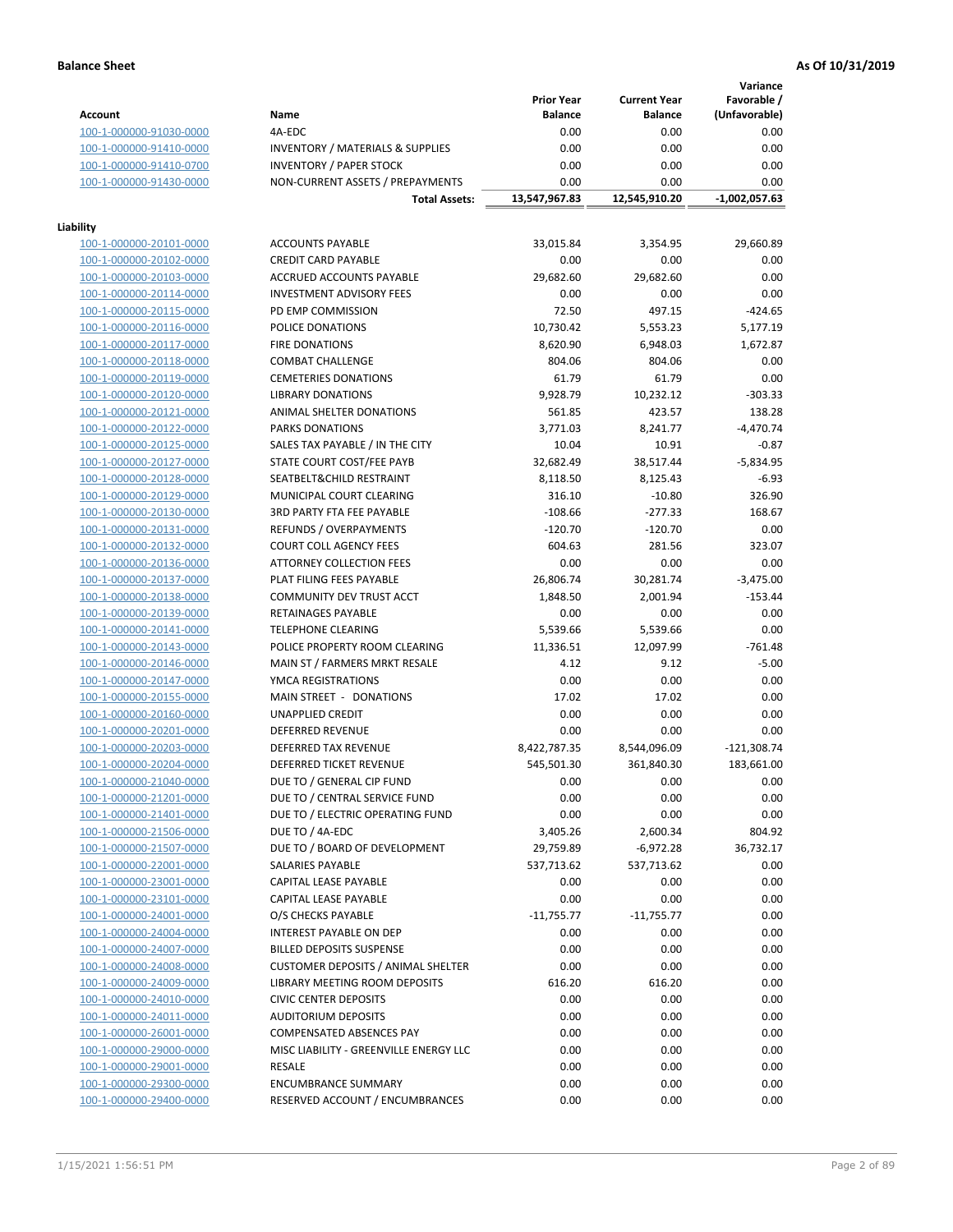**Balance Sheet** | **As Of 10/31/2019**

| Account | Name | Prior Year Balance | Current Year Balance | Variance Favorable / (Unfavorable) |
|---|---|---|---|---|
| 100-1-000000-91030-0000 | 4A-EDC | 0.00 | 0.00 | 0.00 |
| 100-1-000000-91410-0000 | INVENTORY / MATERIALS & SUPPLIES | 0.00 | 0.00 | 0.00 |
| 100-1-000000-91410-0700 | INVENTORY / PAPER STOCK | 0.00 | 0.00 | 0.00 |
| 100-1-000000-91430-0000 | NON-CURRENT ASSETS / PREPAYMENTS | 0.00 | 0.00 | 0.00 |
| | **Total Assets:** | **13,547,967.83** | **12,545,910.20** | **-1,002,057.63** |

**Liability**

| Account | Name | Prior Year Balance | Current Year Balance | Variance Favorable / (Unfavorable) |
|---|---|---|---|---|
| 100-1-000000-20101-0000 | ACCOUNTS PAYABLE | 33,015.84 | 3,354.95 | 29,660.89 |
| 100-1-000000-20102-0000 | CREDIT CARD PAYABLE | 0.00 | 0.00 | 0.00 |
| 100-1-000000-20103-0000 | ACCRUED ACCOUNTS PAYABLE | 29,682.60 | 29,682.60 | 0.00 |
| 100-1-000000-20114-0000 | INVESTMENT ADVISORY FEES | 0.00 | 0.00 | 0.00 |
| 100-1-000000-20115-0000 | PD EMP COMMISSION | 72.50 | 497.15 | -424.65 |
| 100-1-000000-20116-0000 | POLICE DONATIONS | 10,730.42 | 5,553.23 | 5,177.19 |
| 100-1-000000-20117-0000 | FIRE DONATIONS | 8,620.90 | 6,948.03 | 1,672.87 |
| 100-1-000000-20118-0000 | COMBAT CHALLENGE | 804.06 | 804.06 | 0.00 |
| 100-1-000000-20119-0000 | CEMETERIES DONATIONS | 61.79 | 61.79 | 0.00 |
| 100-1-000000-20120-0000 | LIBRARY DONATIONS | 9,928.79 | 10,232.12 | -303.33 |
| 100-1-000000-20121-0000 | ANIMAL SHELTER DONATIONS | 561.85 | 423.57 | 138.28 |
| 100-1-000000-20122-0000 | PARKS DONATIONS | 3,771.03 | 8,241.77 | -4,470.74 |
| 100-1-000000-20125-0000 | SALES TAX PAYABLE / IN THE CITY | 10.04 | 10.91 | -0.87 |
| 100-1-000000-20127-0000 | STATE COURT COST/FEE PAYB | 32,682.49 | 38,517.44 | -5,834.95 |
| 100-1-000000-20128-0000 | SEATBELT&CHILD RESTRAINT | 8,118.50 | 8,125.43 | -6.93 |
| 100-1-000000-20129-0000 | MUNICIPAL COURT CLEARING | 316.10 | -10.80 | 326.90 |
| 100-1-000000-20130-0000 | 3RD PARTY FTA FEE PAYABLE | -108.66 | -277.33 | 168.67 |
| 100-1-000000-20131-0000 | REFUNDS / OVERPAYMENTS | -120.70 | -120.70 | 0.00 |
| 100-1-000000-20132-0000 | COURT COLL AGENCY FEES | 604.63 | 281.56 | 323.07 |
| 100-1-000000-20136-0000 | ATTORNEY COLLECTION FEES | 0.00 | 0.00 | 0.00 |
| 100-1-000000-20137-0000 | PLAT FILING FEES PAYABLE | 26,806.74 | 30,281.74 | -3,475.00 |
| 100-1-000000-20138-0000 | COMMUNITY DEV TRUST ACCT | 1,848.50 | 2,001.94 | -153.44 |
| 100-1-000000-20139-0000 | RETAINAGES PAYABLE | 0.00 | 0.00 | 0.00 |
| 100-1-000000-20141-0000 | TELEPHONE CLEARING | 5,539.66 | 5,539.66 | 0.00 |
| 100-1-000000-20143-0000 | POLICE PROPERTY ROOM CLEARING | 11,336.51 | 12,097.99 | -761.48 |
| 100-1-000000-20146-0000 | MAIN ST / FARMERS MRKT RESALE | 4.12 | 9.12 | -5.00 |
| 100-1-000000-20147-0000 | YMCA REGISTRATIONS | 0.00 | 0.00 | 0.00 |
| 100-1-000000-20155-0000 | MAIN STREET - DONATIONS | 17.02 | 17.02 | 0.00 |
| 100-1-000000-20160-0000 | UNAPPLIED CREDIT | 0.00 | 0.00 | 0.00 |
| 100-1-000000-20201-0000 | DEFERRED REVENUE | 0.00 | 0.00 | 0.00 |
| 100-1-000000-20203-0000 | DEFERRED TAX REVENUE | 8,422,787.35 | 8,544,096.09 | -121,308.74 |
| 100-1-000000-20204-0000 | DEFERRED TICKET REVENUE | 545,501.30 | 361,840.30 | 183,661.00 |
| 100-1-000000-21040-0000 | DUE TO / GENERAL CIP FUND | 0.00 | 0.00 | 0.00 |
| 100-1-000000-21201-0000 | DUE TO / CENTRAL SERVICE FUND | 0.00 | 0.00 | 0.00 |
| 100-1-000000-21401-0000 | DUE TO / ELECTRIC OPERATING FUND | 0.00 | 0.00 | 0.00 |
| 100-1-000000-21506-0000 | DUE TO / 4A-EDC | 3,405.26 | 2,600.34 | 804.92 |
| 100-1-000000-21507-0000 | DUE TO / BOARD OF DEVELOPMENT | 29,759.89 | -6,972.28 | 36,732.17 |
| 100-1-000000-22001-0000 | SALARIES PAYABLE | 537,713.62 | 537,713.62 | 0.00 |
| 100-1-000000-23001-0000 | CAPITAL LEASE PAYABLE | 0.00 | 0.00 | 0.00 |
| 100-1-000000-23101-0000 | CAPITAL LEASE PAYABLE | 0.00 | 0.00 | 0.00 |
| 100-1-000000-24001-0000 | O/S CHECKS PAYABLE | -11,755.77 | -11,755.77 | 0.00 |
| 100-1-000000-24004-0000 | INTEREST PAYABLE ON DEP | 0.00 | 0.00 | 0.00 |
| 100-1-000000-24007-0000 | BILLED DEPOSITS SUSPENSE | 0.00 | 0.00 | 0.00 |
| 100-1-000000-24008-0000 | CUSTOMER DEPOSITS / ANIMAL SHELTER | 0.00 | 0.00 | 0.00 |
| 100-1-000000-24009-0000 | LIBRARY MEETING ROOM DEPOSITS | 616.20 | 616.20 | 0.00 |
| 100-1-000000-24010-0000 | CIVIC CENTER DEPOSITS | 0.00 | 0.00 | 0.00 |
| 100-1-000000-24011-0000 | AUDITORIUM DEPOSITS | 0.00 | 0.00 | 0.00 |
| 100-1-000000-26001-0000 | COMPENSATED ABSENCES PAY | 0.00 | 0.00 | 0.00 |
| 100-1-000000-29000-0000 | MISC LIABILITY - GREENVILLE ENERGY LLC | 0.00 | 0.00 | 0.00 |
| 100-1-000000-29001-0000 | RESALE | 0.00 | 0.00 | 0.00 |
| 100-1-000000-29300-0000 | ENCUMBRANCE SUMMARY | 0.00 | 0.00 | 0.00 |
| 100-1-000000-29400-0000 | RESERVED ACCOUNT / ENCUMBRANCES | 0.00 | 0.00 | 0.00 |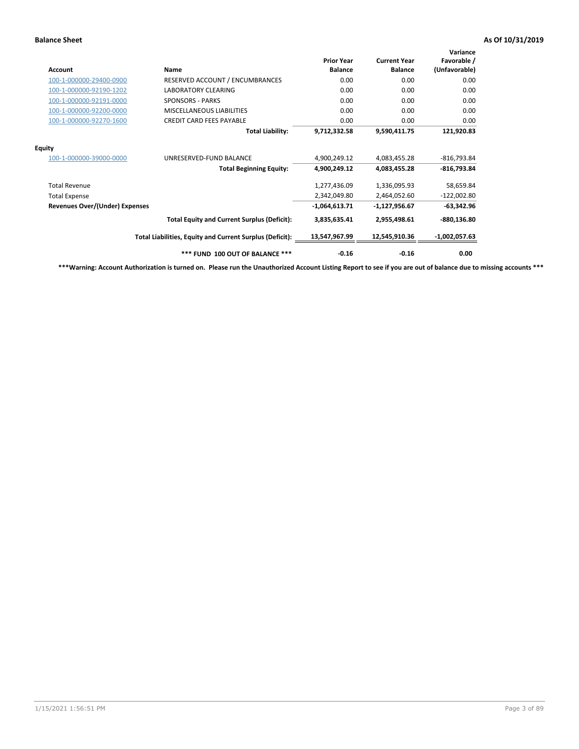**Balance Sheet** **As Of 10/31/2019**

| Account | Name | Prior Year Balance | Current Year Balance | Variance Favorable / (Unfavorable) |
|---|---|---|---|---|
| 100-1-000000-29400-0900 | RESERVED ACCOUNT / ENCUMBRANCES | 0.00 | 0.00 | 0.00 |
| 100-1-000000-92190-1202 | LABORATORY CLEARING | 0.00 | 0.00 | 0.00 |
| 100-1-000000-92191-0000 | SPONSORS - PARKS | 0.00 | 0.00 | 0.00 |
| 100-1-000000-92200-0000 | MISCELLANEOUS LIABILITIES | 0.00 | 0.00 | 0.00 |
| 100-1-000000-92270-1600 | CREDIT CARD FEES PAYABLE | 0.00 | 0.00 | 0.00 |
| | **Total Liability:** | **9,712,332.58** | **9,590,411.75** | **121,920.83** |
| **Equity** | | | | |
| 100-1-000000-39000-0000 | UNRESERVED-FUND BALANCE | 4,900,249.12 | 4,083,455.28 | -816,793.84 |
| | **Total Beginning Equity:** | **4,900,249.12** | **4,083,455.28** | **-816,793.84** |
| Total Revenue | | 1,277,436.09 | 1,336,095.93 | 58,659.84 |
| Total Expense | | 2,342,049.80 | 2,464,052.60 | -122,002.80 |
| **Revenues Over/(Under) Expenses** | | **-1,064,613.71** | **-1,127,956.67** | **-63,342.96** |
| | **Total Equity and Current Surplus (Deficit):** | **3,835,635.41** | **2,955,498.61** | **-880,136.80** |
| | **Total Liabilities, Equity and Current Surplus (Deficit):** | **13,547,967.99** | **12,545,910.36** | **-1,002,057.63** |
| | **\*\*\* FUND 100 OUT OF BALANCE \*\*\*** | **-0.16** | **-0.16** | **0.00** |

**\*\*\*Warning: Account Authorization is turned on. Please run the Unauthorized Account Listing Report to see if you are out of balance due to missing accounts \*\*\***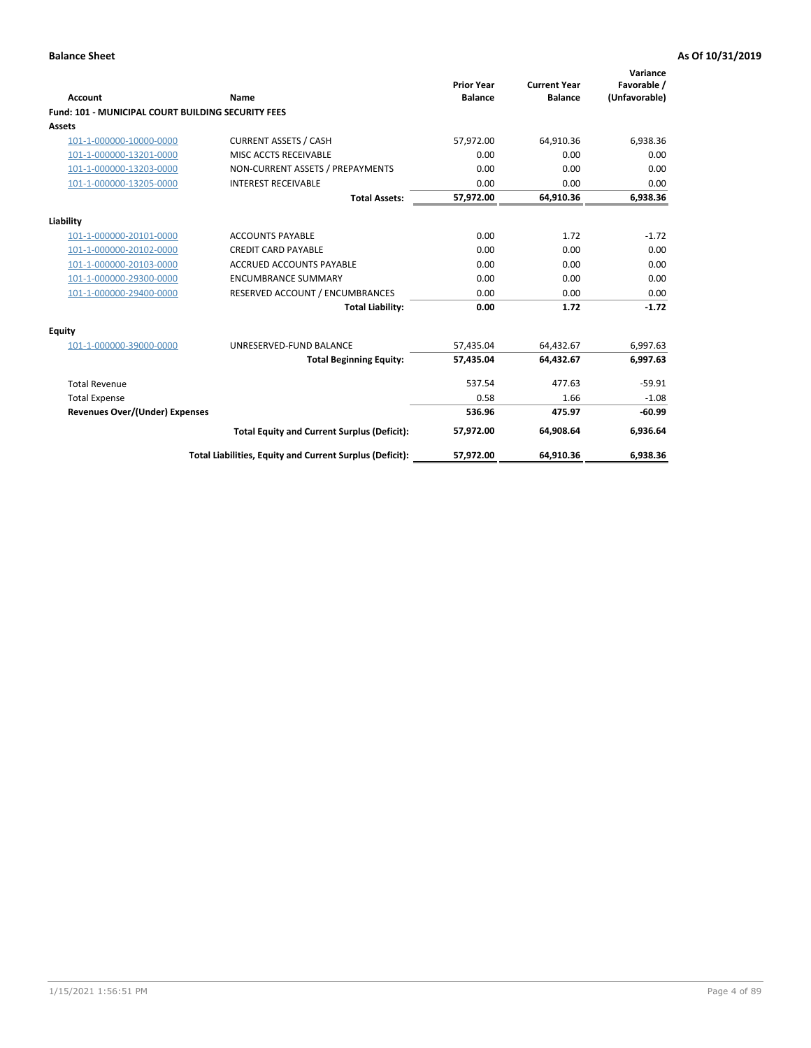**Balance Sheet** **As Of 10/31/2019**

| Account | Name | Prior Year Balance | Current Year Balance | Variance Favorable / (Unfavorable) |
|---|---|---|---|---|
| **Fund: 101 - MUNICIPAL COURT BUILDING SECURITY FEES** | | | | |
| **Assets** | | | | |
| 101-1-000000-10000-0000 | CURRENT ASSETS / CASH | 57,972.00 | 64,910.36 | 6,938.36 |
| 101-1-000000-13201-0000 | MISC ACCTS RECEIVABLE | 0.00 | 0.00 | 0.00 |
| 101-1-000000-13203-0000 | NON-CURRENT ASSETS / PREPAYMENTS | 0.00 | 0.00 | 0.00 |
| 101-1-000000-13205-0000 | INTEREST RECEIVABLE | 0.00 | 0.00 | 0.00 |
| | **Total Assets:** | **57,972.00** | **64,910.36** | **6,938.36** |
| **Liability** | | | | |
| 101-1-000000-20101-0000 | ACCOUNTS PAYABLE | 0.00 | 1.72 | -1.72 |
| 101-1-000000-20102-0000 | CREDIT CARD PAYABLE | 0.00 | 0.00 | 0.00 |
| 101-1-000000-20103-0000 | ACCRUED ACCOUNTS PAYABLE | 0.00 | 0.00 | 0.00 |
| 101-1-000000-29300-0000 | ENCUMBRANCE SUMMARY | 0.00 | 0.00 | 0.00 |
| 101-1-000000-29400-0000 | RESERVED ACCOUNT / ENCUMBRANCES | 0.00 | 0.00 | 0.00 |
| | **Total Liability:** | **0.00** | **1.72** | **-1.72** |
| **Equity** | | | | |
| 101-1-000000-39000-0000 | UNRESERVED-FUND BALANCE | 57,435.04 | 64,432.67 | 6,997.63 |
| | **Total Beginning Equity:** | **57,435.04** | **64,432.67** | **6,997.63** |
| Total Revenue | | 537.54 | 477.63 | -59.91 |
| Total Expense | | 0.58 | 1.66 | -1.08 |
| **Revenues Over/(Under) Expenses** | | **536.96** | **475.97** | **-60.99** |
| | **Total Equity and Current Surplus (Deficit):** | **57,972.00** | **64,908.64** | **6,936.64** |
| | **Total Liabilities, Equity and Current Surplus (Deficit):** | **57,972.00** | **64,910.36** | **6,938.36** |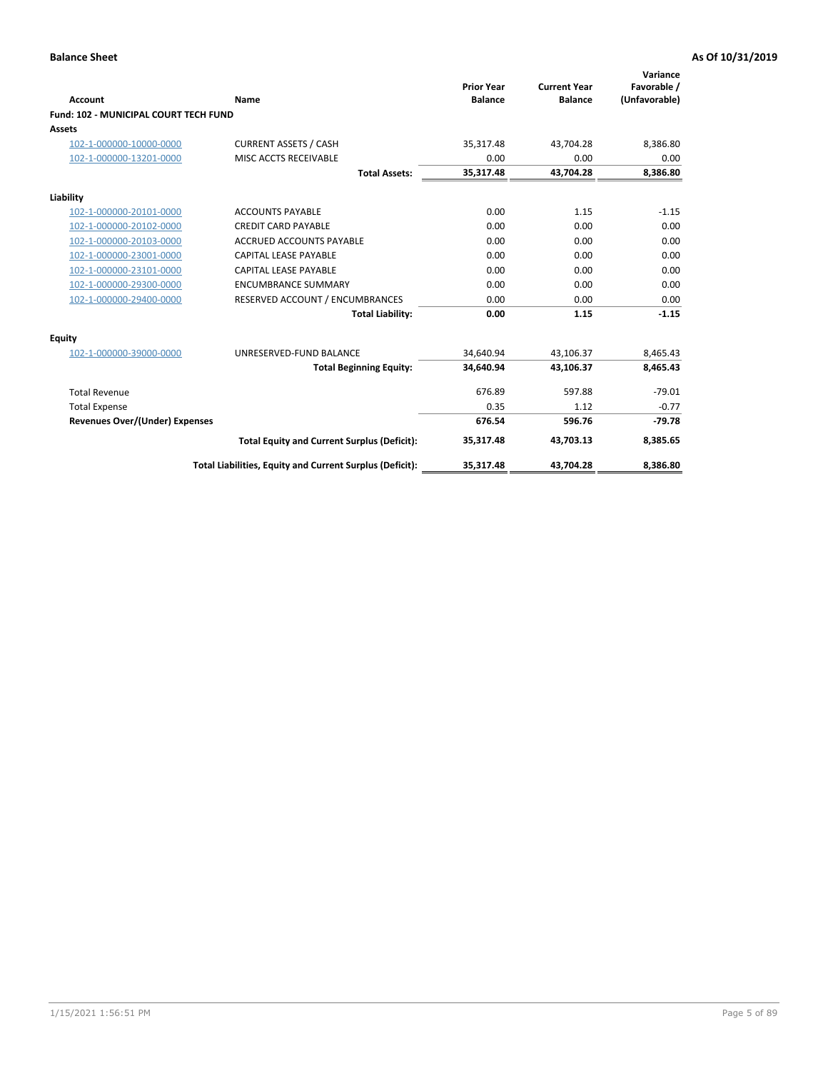**Balance Sheet** **As Of 10/31/2019**

| Account | Name | Prior Year Balance | Current Year Balance | Variance Favorable / (Unfavorable) |
|---|---|---|---|---|
| **Fund: 102 - MUNICIPAL COURT TECH FUND** | | | | |
| **Assets** | | | | |
| 102-1-000000-10000-0000 | CURRENT ASSETS / CASH | 35,317.48 | 43,704.28 | 8,386.80 |
| 102-1-000000-13201-0000 | MISC ACCTS RECEIVABLE | 0.00 | 0.00 | 0.00 |
| | **Total Assets:** | **35,317.48** | **43,704.28** | **8,386.80** |
| **Liability** | | | | |
| 102-1-000000-20101-0000 | ACCOUNTS PAYABLE | 0.00 | 1.15 | -1.15 |
| 102-1-000000-20102-0000 | CREDIT CARD PAYABLE | 0.00 | 0.00 | 0.00 |
| 102-1-000000-20103-0000 | ACCRUED ACCOUNTS PAYABLE | 0.00 | 0.00 | 0.00 |
| 102-1-000000-23001-0000 | CAPITAL LEASE PAYABLE | 0.00 | 0.00 | 0.00 |
| 102-1-000000-23101-0000 | CAPITAL LEASE PAYABLE | 0.00 | 0.00 | 0.00 |
| 102-1-000000-29300-0000 | ENCUMBRANCE SUMMARY | 0.00 | 0.00 | 0.00 |
| 102-1-000000-29400-0000 | RESERVED ACCOUNT / ENCUMBRANCES | 0.00 | 0.00 | 0.00 |
| | **Total Liability:** | **0.00** | **1.15** | **-1.15** |
| **Equity** | | | | |
| 102-1-000000-39000-0000 | UNRESERVED-FUND BALANCE | 34,640.94 | 43,106.37 | 8,465.43 |
| | **Total Beginning Equity:** | **34,640.94** | **43,106.37** | **8,465.43** |
| Total Revenue | | 676.89 | 597.88 | -79.01 |
| Total Expense | | 0.35 | 1.12 | -0.77 |
| **Revenues Over/(Under) Expenses** | | **676.54** | **596.76** | **-79.78** |
| | **Total Equity and Current Surplus (Deficit):** | **35,317.48** | **43,703.13** | **8,385.65** |
| | **Total Liabilities, Equity and Current Surplus (Deficit):** | **35,317.48** | **43,704.28** | **8,386.80** |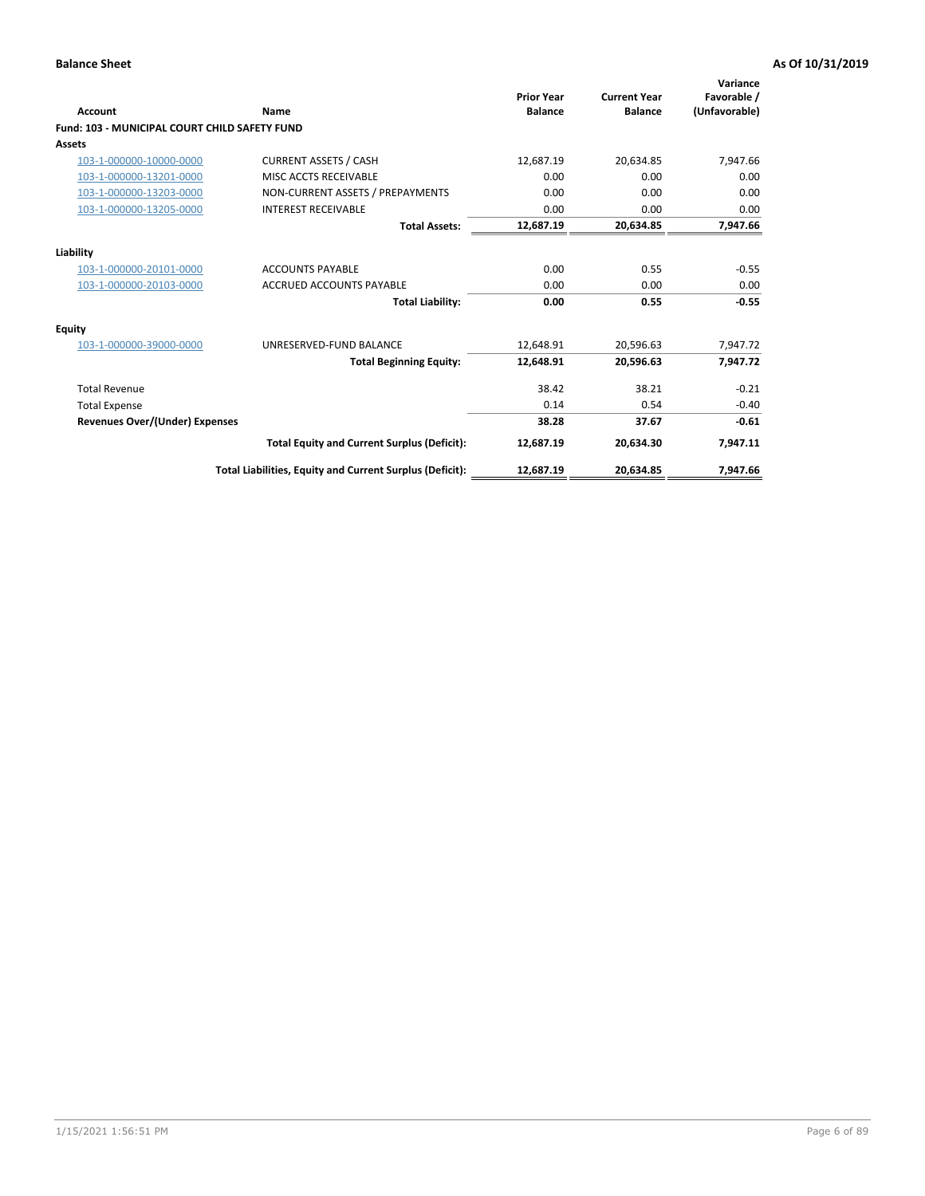**Balance Sheet** **As Of 10/31/2019**

| Account | Name | Prior Year Balance | Current Year Balance | Variance Favorable / (Unfavorable) |
|---|---|---|---|---|
| **Fund: 103 - MUNICIPAL COURT CHILD SAFETY FUND** | | | | |
| **Assets** | | | | |
| 103-1-000000-10000-0000 | CURRENT ASSETS / CASH | 12,687.19 | 20,634.85 | 7,947.66 |
| 103-1-000000-13201-0000 | MISC ACCTS RECEIVABLE | 0.00 | 0.00 | 0.00 |
| 103-1-000000-13203-0000 | NON-CURRENT ASSETS / PREPAYMENTS | 0.00 | 0.00 | 0.00 |
| 103-1-000000-13205-0000 | INTEREST RECEIVABLE | 0.00 | 0.00 | 0.00 |
| | **Total Assets:** | **12,687.19** | **20,634.85** | **7,947.66** |
| **Liability** | | | | |
| 103-1-000000-20101-0000 | ACCOUNTS PAYABLE | 0.00 | 0.55 | -0.55 |
| 103-1-000000-20103-0000 | ACCRUED ACCOUNTS PAYABLE | 0.00 | 0.00 | 0.00 |
| | **Total Liability:** | **0.00** | **0.55** | **-0.55** |
| **Equity** | | | | |
| 103-1-000000-39000-0000 | UNRESERVED-FUND BALANCE | 12,648.91 | 20,596.63 | 7,947.72 |
| | **Total Beginning Equity:** | **12,648.91** | **20,596.63** | **7,947.72** |
| Total Revenue | | 38.42 | 38.21 | -0.21 |
| Total Expense | | 0.14 | 0.54 | -0.40 |
| **Revenues Over/(Under) Expenses** | | **38.28** | **37.67** | **-0.61** |
| | **Total Equity and Current Surplus (Deficit):** | **12,687.19** | **20,634.30** | **7,947.11** |
| | **Total Liabilities, Equity and Current Surplus (Deficit):** | **12,687.19** | **20,634.85** | **7,947.66** |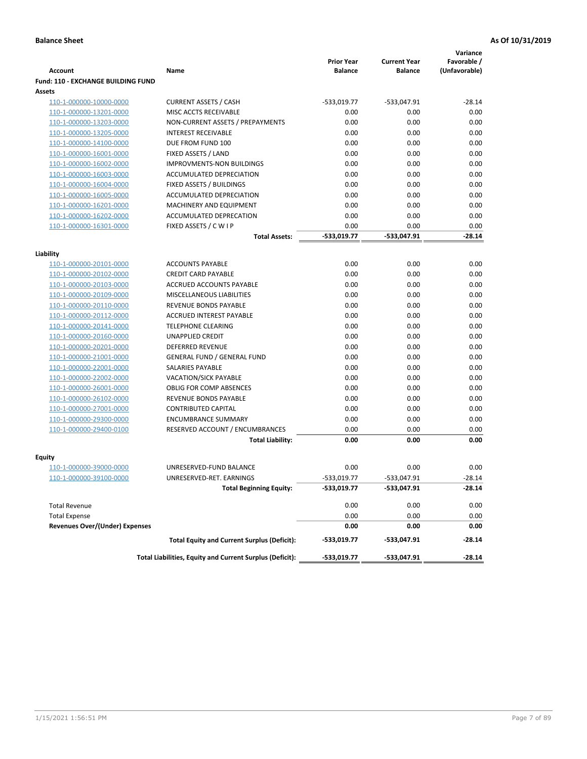**Balance Sheet** **As Of 10/31/2019**

| Account | Name | Prior Year Balance | Current Year Balance | Variance Favorable / (Unfavorable) |
|---|---|---|---|---|
| **Fund: 110 - EXCHANGE BUILDING FUND** | | | | |
| **Assets** | | | | |
| 110-1-000000-10000-0000 | CURRENT ASSETS / CASH | -533,019.77 | -533,047.91 | -28.14 |
| 110-1-000000-13201-0000 | MISC ACCTS RECEIVABLE | 0.00 | 0.00 | 0.00 |
| 110-1-000000-13203-0000 | NON-CURRENT ASSETS / PREPAYMENTS | 0.00 | 0.00 | 0.00 |
| 110-1-000000-13205-0000 | INTEREST RECEIVABLE | 0.00 | 0.00 | 0.00 |
| 110-1-000000-14100-0000 | DUE FROM FUND 100 | 0.00 | 0.00 | 0.00 |
| 110-1-000000-16001-0000 | FIXED ASSETS / LAND | 0.00 | 0.00 | 0.00 |
| 110-1-000000-16002-0000 | IMPROVMENTS-NON BUILDINGS | 0.00 | 0.00 | 0.00 |
| 110-1-000000-16003-0000 | ACCUMULATED DEPRECIATION | 0.00 | 0.00 | 0.00 |
| 110-1-000000-16004-0000 | FIXED ASSETS / BUILDINGS | 0.00 | 0.00 | 0.00 |
| 110-1-000000-16005-0000 | ACCUMULATED DEPRECIATION | 0.00 | 0.00 | 0.00 |
| 110-1-000000-16201-0000 | MACHINERY AND EQUIPMENT | 0.00 | 0.00 | 0.00 |
| 110-1-000000-16202-0000 | ACCUMULATED DEPRECATION | 0.00 | 0.00 | 0.00 |
| 110-1-000000-16301-0000 | FIXED ASSETS / C W I P | 0.00 | 0.00 | 0.00 |
| | **Total Assets:** | **-533,019.77** | **-533,047.91** | **-28.14** |
| **Liability** | | | | |
| 110-1-000000-20101-0000 | ACCOUNTS PAYABLE | 0.00 | 0.00 | 0.00 |
| 110-1-000000-20102-0000 | CREDIT CARD PAYABLE | 0.00 | 0.00 | 0.00 |
| 110-1-000000-20103-0000 | ACCRUED ACCOUNTS PAYABLE | 0.00 | 0.00 | 0.00 |
| 110-1-000000-20109-0000 | MISCELLANEOUS LIABILITIES | 0.00 | 0.00 | 0.00 |
| 110-1-000000-20110-0000 | REVENUE BONDS PAYABLE | 0.00 | 0.00 | 0.00 |
| 110-1-000000-20112-0000 | ACCRUED INTEREST PAYABLE | 0.00 | 0.00 | 0.00 |
| 110-1-000000-20141-0000 | TELEPHONE CLEARING | 0.00 | 0.00 | 0.00 |
| 110-1-000000-20160-0000 | UNAPPLIED CREDIT | 0.00 | 0.00 | 0.00 |
| 110-1-000000-20201-0000 | DEFERRED REVENUE | 0.00 | 0.00 | 0.00 |
| 110-1-000000-21001-0000 | GENERAL FUND / GENERAL FUND | 0.00 | 0.00 | 0.00 |
| 110-1-000000-22001-0000 | SALARIES PAYABLE | 0.00 | 0.00 | 0.00 |
| 110-1-000000-22002-0000 | VACATION/SICK PAYABLE | 0.00 | 0.00 | 0.00 |
| 110-1-000000-26001-0000 | OBLIG FOR COMP ABSENCES | 0.00 | 0.00 | 0.00 |
| 110-1-000000-26102-0000 | REVENUE BONDS PAYABLE | 0.00 | 0.00 | 0.00 |
| 110-1-000000-27001-0000 | CONTRIBUTED CAPITAL | 0.00 | 0.00 | 0.00 |
| 110-1-000000-29300-0000 | ENCUMBRANCE SUMMARY | 0.00 | 0.00 | 0.00 |
| 110-1-000000-29400-0100 | RESERVED ACCOUNT / ENCUMBRANCES | 0.00 | 0.00 | 0.00 |
| | **Total Liability:** | **0.00** | **0.00** | **0.00** |
| **Equity** | | | | |
| 110-1-000000-39000-0000 | UNRESERVED-FUND BALANCE | 0.00 | 0.00 | 0.00 |
| 110-1-000000-39100-0000 | UNRESERVED-RET. EARNINGS | -533,019.77 | -533,047.91 | -28.14 |
| | **Total Beginning Equity:** | **-533,019.77** | **-533,047.91** | **-28.14** |
| Total Revenue | | 0.00 | 0.00 | 0.00 |
| Total Expense | | 0.00 | 0.00 | 0.00 |
| **Revenues Over/(Under) Expenses** | | **0.00** | **0.00** | **0.00** |
| | **Total Equity and Current Surplus (Deficit):** | **-533,019.77** | **-533,047.91** | **-28.14** |
| | **Total Liabilities, Equity and Current Surplus (Deficit):** | **-533,019.77** | **-533,047.91** | **-28.14** |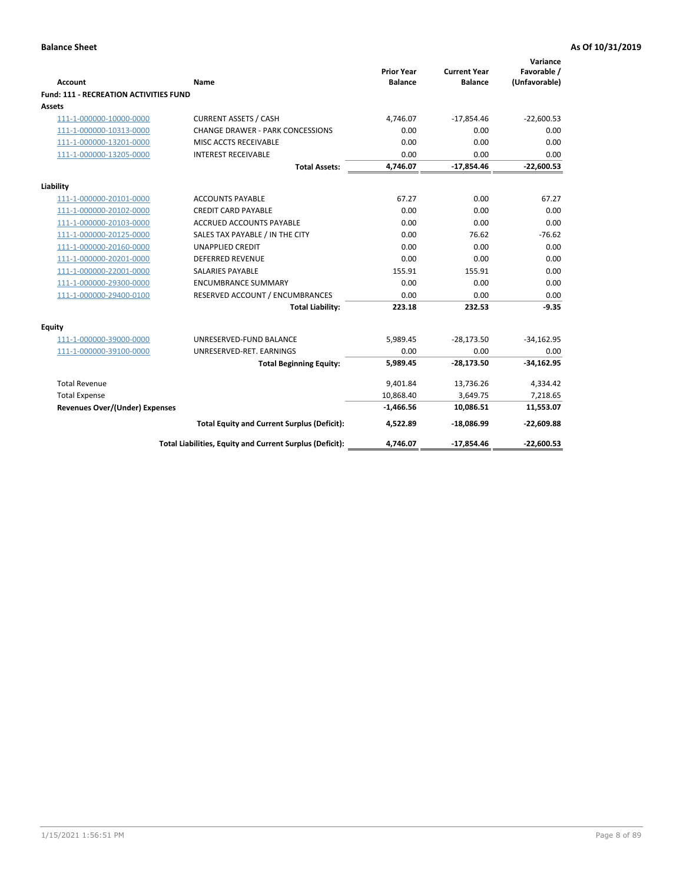**Balance Sheet** **As Of 10/31/2019**

| Account | Name | Prior Year Balance | Current Year Balance | Variance Favorable / (Unfavorable) |
|---|---|---|---|---|
| **Fund: 111 - RECREATION ACTIVITIES FUND** | | | | |
| **Assets** | | | | |
| 111-1-000000-10000-0000 | CURRENT ASSETS / CASH | 4,746.07 | -17,854.46 | -22,600.53 |
| 111-1-000000-10313-0000 | CHANGE DRAWER - PARK CONCESSIONS | 0.00 | 0.00 | 0.00 |
| 111-1-000000-13201-0000 | MISC ACCTS RECEIVABLE | 0.00 | 0.00 | 0.00 |
| 111-1-000000-13205-0000 | INTEREST RECEIVABLE | 0.00 | 0.00 | 0.00 |
| | **Total Assets:** | **4,746.07** | **-17,854.46** | **-22,600.53** |
| **Liability** | | | | |
| 111-1-000000-20101-0000 | ACCOUNTS PAYABLE | 67.27 | 0.00 | 67.27 |
| 111-1-000000-20102-0000 | CREDIT CARD PAYABLE | 0.00 | 0.00 | 0.00 |
| 111-1-000000-20103-0000 | ACCRUED ACCOUNTS PAYABLE | 0.00 | 0.00 | 0.00 |
| 111-1-000000-20125-0000 | SALES TAX PAYABLE / IN THE CITY | 0.00 | 76.62 | -76.62 |
| 111-1-000000-20160-0000 | UNAPPLIED CREDIT | 0.00 | 0.00 | 0.00 |
| 111-1-000000-20201-0000 | DEFERRED REVENUE | 0.00 | 0.00 | 0.00 |
| 111-1-000000-22001-0000 | SALARIES PAYABLE | 155.91 | 155.91 | 0.00 |
| 111-1-000000-29300-0000 | ENCUMBRANCE SUMMARY | 0.00 | 0.00 | 0.00 |
| 111-1-000000-29400-0100 | RESERVED ACCOUNT / ENCUMBRANCES | 0.00 | 0.00 | 0.00 |
| | **Total Liability:** | **223.18** | **232.53** | **-9.35** |
| **Equity** | | | | |
| 111-1-000000-39000-0000 | UNRESERVED-FUND BALANCE | 5,989.45 | -28,173.50 | -34,162.95 |
| 111-1-000000-39100-0000 | UNRESERVED-RET. EARNINGS | 0.00 | 0.00 | 0.00 |
| | **Total Beginning Equity:** | **5,989.45** | **-28,173.50** | **-34,162.95** |
| Total Revenue | | 9,401.84 | 13,736.26 | 4,334.42 |
| Total Expense | | 10,868.40 | 3,649.75 | 7,218.65 |
| **Revenues Over/(Under) Expenses** | | **-1,466.56** | **10,086.51** | **11,553.07** |
| | **Total Equity and Current Surplus (Deficit):** | **4,522.89** | **-18,086.99** | **-22,609.88** |
| | **Total Liabilities, Equity and Current Surplus (Deficit):** | **4,746.07** | **-17,854.46** | **-22,600.53** |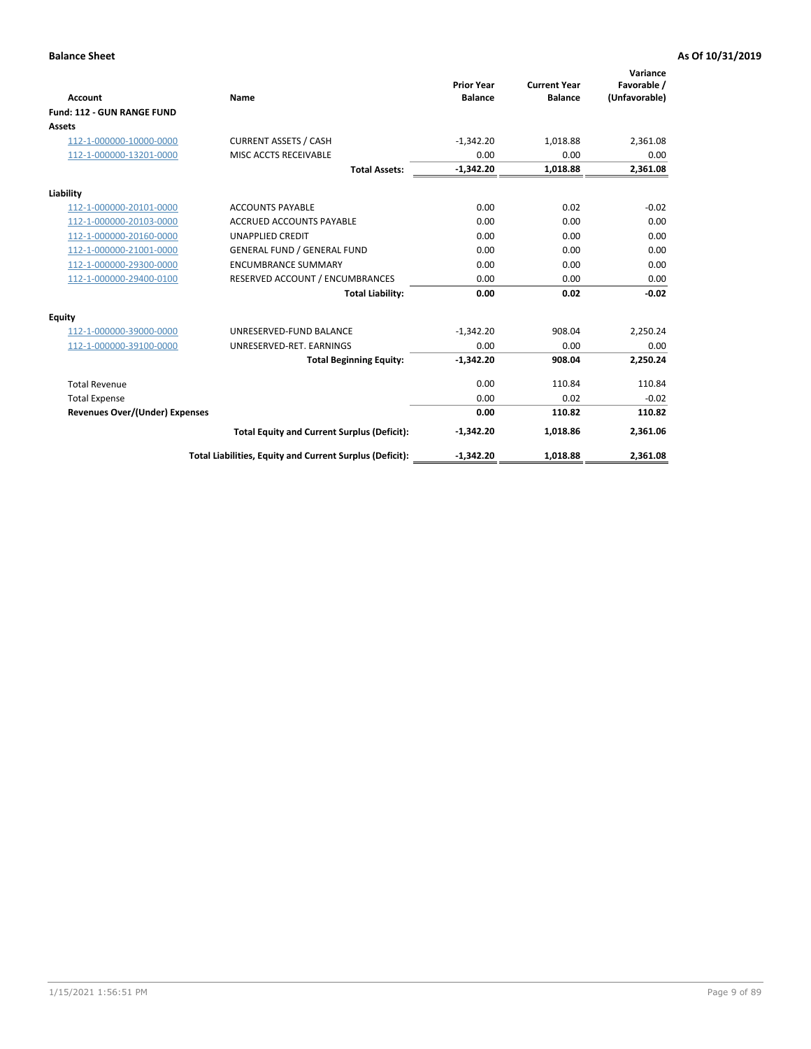**Balance Sheet** **As Of 10/31/2019**

| Account | Name | Prior Year Balance | Current Year Balance | Variance Favorable / (Unfavorable) |
|---|---|---|---|---|
| **Fund: 112 - GUN RANGE FUND** | | | | |
| **Assets** | | | | |
| 112-1-000000-10000-0000 | CURRENT ASSETS / CASH | -1,342.20 | 1,018.88 | 2,361.08 |
| 112-1-000000-13201-0000 | MISC ACCTS RECEIVABLE | 0.00 | 0.00 | 0.00 |
| | **Total Assets:** | **-1,342.20** | **1,018.88** | **2,361.08** |
| **Liability** | | | | |
| 112-1-000000-20101-0000 | ACCOUNTS PAYABLE | 0.00 | 0.02 | -0.02 |
| 112-1-000000-20103-0000 | ACCRUED ACCOUNTS PAYABLE | 0.00 | 0.00 | 0.00 |
| 112-1-000000-20160-0000 | UNAPPLIED CREDIT | 0.00 | 0.00 | 0.00 |
| 112-1-000000-21001-0000 | GENERAL FUND / GENERAL FUND | 0.00 | 0.00 | 0.00 |
| 112-1-000000-29300-0000 | ENCUMBRANCE SUMMARY | 0.00 | 0.00 | 0.00 |
| 112-1-000000-29400-0100 | RESERVED ACCOUNT / ENCUMBRANCES | 0.00 | 0.00 | 0.00 |
| | **Total Liability:** | **0.00** | **0.02** | **-0.02** |
| **Equity** | | | | |
| 112-1-000000-39000-0000 | UNRESERVED-FUND BALANCE | -1,342.20 | 908.04 | 2,250.24 |
| 112-1-000000-39100-0000 | UNRESERVED-RET. EARNINGS | 0.00 | 0.00 | 0.00 |
| | **Total Beginning Equity:** | **-1,342.20** | **908.04** | **2,250.24** |
| Total Revenue | | 0.00 | 110.84 | 110.84 |
| Total Expense | | 0.00 | 0.02 | -0.02 |
| **Revenues Over/(Under) Expenses** | | **0.00** | **110.82** | **110.82** |
| | **Total Equity and Current Surplus (Deficit):** | **-1,342.20** | **1,018.86** | **2,361.06** |
| | **Total Liabilities, Equity and Current Surplus (Deficit):** | **-1,342.20** | **1,018.88** | **2,361.08** |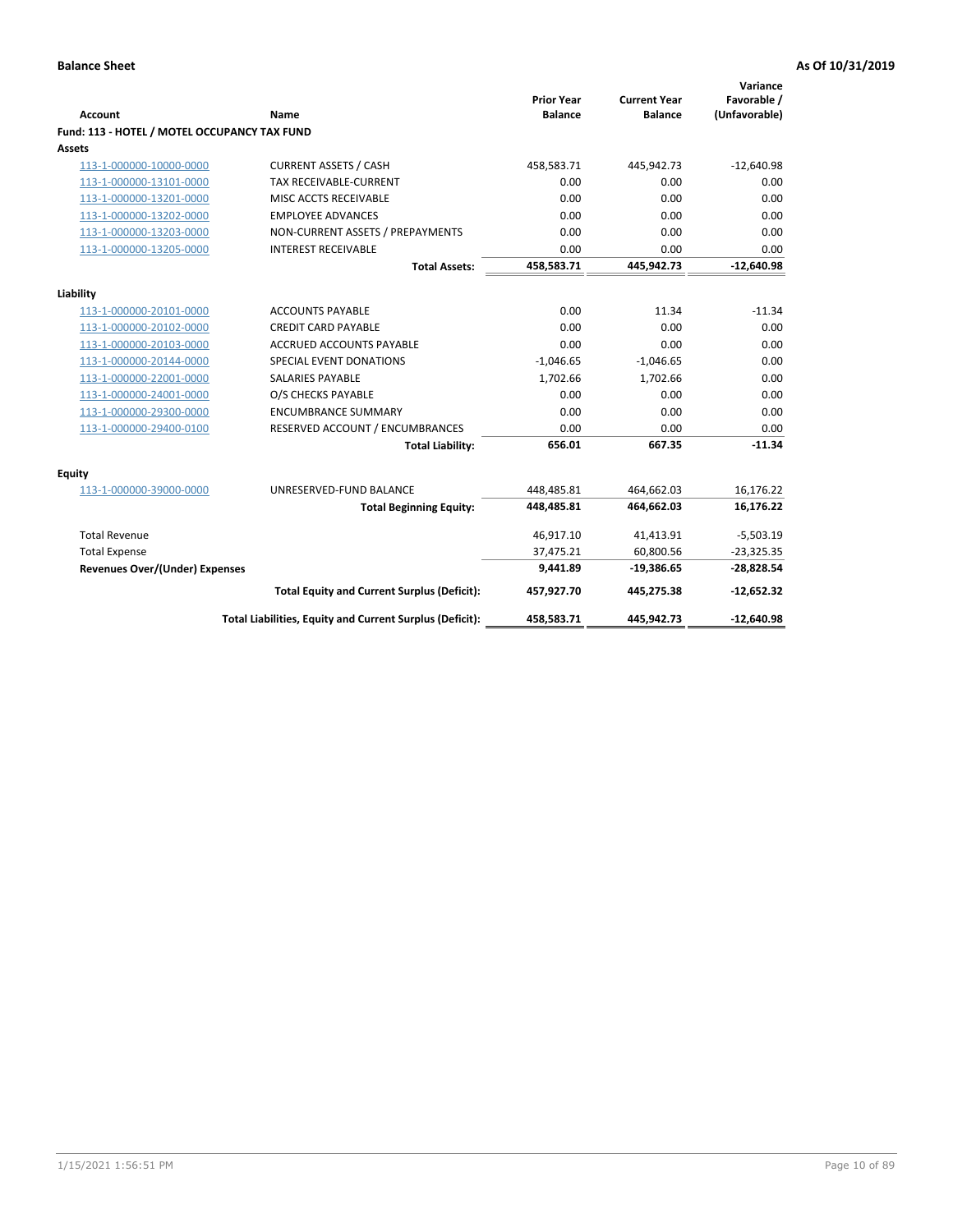**Balance Sheet** — **As Of 10/31/2019**

| Account | Name | Prior Year Balance | Current Year Balance | Variance Favorable / (Unfavorable) |
|---|---|---|---|---|
| **Fund: 113 - HOTEL / MOTEL OCCUPANCY TAX FUND** | | | | |
| **Assets** | | | | |
| 113-1-000000-10000-0000 | CURRENT ASSETS / CASH | 458,583.71 | 445,942.73 | -12,640.98 |
| 113-1-000000-13101-0000 | TAX RECEIVABLE-CURRENT | 0.00 | 0.00 | 0.00 |
| 113-1-000000-13201-0000 | MISC ACCTS RECEIVABLE | 0.00 | 0.00 | 0.00 |
| 113-1-000000-13202-0000 | EMPLOYEE ADVANCES | 0.00 | 0.00 | 0.00 |
| 113-1-000000-13203-0000 | NON-CURRENT ASSETS / PREPAYMENTS | 0.00 | 0.00 | 0.00 |
| 113-1-000000-13205-0000 | INTEREST RECEIVABLE | 0.00 | 0.00 | 0.00 |
| | **Total Assets:** | **458,583.71** | **445,942.73** | **-12,640.98** |
| **Liability** | | | | |
| 113-1-000000-20101-0000 | ACCOUNTS PAYABLE | 0.00 | 11.34 | -11.34 |
| 113-1-000000-20102-0000 | CREDIT CARD PAYABLE | 0.00 | 0.00 | 0.00 |
| 113-1-000000-20103-0000 | ACCRUED ACCOUNTS PAYABLE | 0.00 | 0.00 | 0.00 |
| 113-1-000000-20144-0000 | SPECIAL EVENT DONATIONS | -1,046.65 | -1,046.65 | 0.00 |
| 113-1-000000-22001-0000 | SALARIES PAYABLE | 1,702.66 | 1,702.66 | 0.00 |
| 113-1-000000-24001-0000 | O/S CHECKS PAYABLE | 0.00 | 0.00 | 0.00 |
| 113-1-000000-29300-0000 | ENCUMBRANCE SUMMARY | 0.00 | 0.00 | 0.00 |
| 113-1-000000-29400-0100 | RESERVED ACCOUNT / ENCUMBRANCES | 0.00 | 0.00 | 0.00 |
| | **Total Liability:** | **656.01** | **667.35** | **-11.34** |
| **Equity** | | | | |
| 113-1-000000-39000-0000 | UNRESERVED-FUND BALANCE | 448,485.81 | 464,662.03 | 16,176.22 |
| | **Total Beginning Equity:** | **448,485.81** | **464,662.03** | **16,176.22** |
| Total Revenue | | 46,917.10 | 41,413.91 | -5,503.19 |
| Total Expense | | 37,475.21 | 60,800.56 | -23,325.35 |
| **Revenues Over/(Under) Expenses** | | **9,441.89** | **-19,386.65** | **-28,828.54** |
| | **Total Equity and Current Surplus (Deficit):** | **457,927.70** | **445,275.38** | **-12,652.32** |
| | **Total Liabilities, Equity and Current Surplus (Deficit):** | **458,583.71** | **445,942.73** | **-12,640.98** |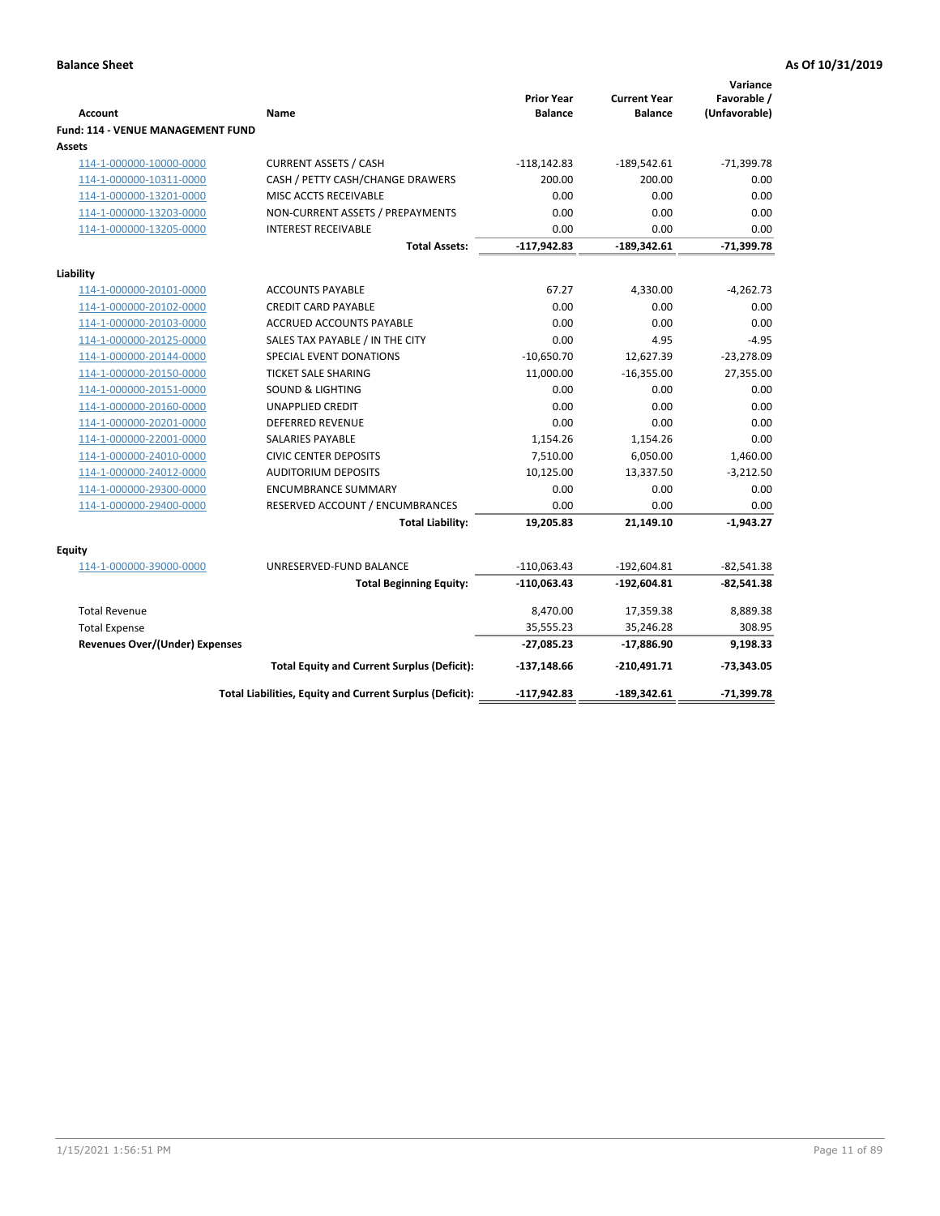**Balance Sheet** **As Of 10/31/2019**

| Account | Name | Prior Year Balance | Current Year Balance | Variance Favorable / (Unfavorable) |
|---|---|---|---|---|
| **Fund: 114 - VENUE MANAGEMENT FUND** | | | | |
| **Assets** | | | | |
| 114-1-000000-10000-0000 | CURRENT ASSETS / CASH | -118,142.83 | -189,542.61 | -71,399.78 |
| 114-1-000000-10311-0000 | CASH / PETTY CASH/CHANGE DRAWERS | 200.00 | 200.00 | 0.00 |
| 114-1-000000-13201-0000 | MISC ACCTS RECEIVABLE | 0.00 | 0.00 | 0.00 |
| 114-1-000000-13203-0000 | NON-CURRENT ASSETS / PREPAYMENTS | 0.00 | 0.00 | 0.00 |
| 114-1-000000-13205-0000 | INTEREST RECEIVABLE | 0.00 | 0.00 | 0.00 |
| | **Total Assets:** | **-117,942.83** | **-189,342.61** | **-71,399.78** |
| **Liability** | | | | |
| 114-1-000000-20101-0000 | ACCOUNTS PAYABLE | 67.27 | 4,330.00 | -4,262.73 |
| 114-1-000000-20102-0000 | CREDIT CARD PAYABLE | 0.00 | 0.00 | 0.00 |
| 114-1-000000-20103-0000 | ACCRUED ACCOUNTS PAYABLE | 0.00 | 0.00 | 0.00 |
| 114-1-000000-20125-0000 | SALES TAX PAYABLE / IN THE CITY | 0.00 | 4.95 | -4.95 |
| 114-1-000000-20144-0000 | SPECIAL EVENT DONATIONS | -10,650.70 | 12,627.39 | -23,278.09 |
| 114-1-000000-20150-0000 | TICKET SALE SHARING | 11,000.00 | -16,355.00 | 27,355.00 |
| 114-1-000000-20151-0000 | SOUND & LIGHTING | 0.00 | 0.00 | 0.00 |
| 114-1-000000-20160-0000 | UNAPPLIED CREDIT | 0.00 | 0.00 | 0.00 |
| 114-1-000000-20201-0000 | DEFERRED REVENUE | 0.00 | 0.00 | 0.00 |
| 114-1-000000-22001-0000 | SALARIES PAYABLE | 1,154.26 | 1,154.26 | 0.00 |
| 114-1-000000-24010-0000 | CIVIC CENTER DEPOSITS | 7,510.00 | 6,050.00 | 1,460.00 |
| 114-1-000000-24012-0000 | AUDITORIUM DEPOSITS | 10,125.00 | 13,337.50 | -3,212.50 |
| 114-1-000000-29300-0000 | ENCUMBRANCE SUMMARY | 0.00 | 0.00 | 0.00 |
| 114-1-000000-29400-0000 | RESERVED ACCOUNT / ENCUMBRANCES | 0.00 | 0.00 | 0.00 |
| | **Total Liability:** | **19,205.83** | **21,149.10** | **-1,943.27** |
| **Equity** | | | | |
| 114-1-000000-39000-0000 | UNRESERVED-FUND BALANCE | -110,063.43 | -192,604.81 | -82,541.38 |
| | **Total Beginning Equity:** | **-110,063.43** | **-192,604.81** | **-82,541.38** |
| Total Revenue | | 8,470.00 | 17,359.38 | 8,889.38 |
| Total Expense | | 35,555.23 | 35,246.28 | 308.95 |
| **Revenues Over/(Under) Expenses** | | **-27,085.23** | **-17,886.90** | **9,198.33** |
| | **Total Equity and Current Surplus (Deficit):** | **-137,148.66** | **-210,491.71** | **-73,343.05** |
| | **Total Liabilities, Equity and Current Surplus (Deficit):** | **-117,942.83** | **-189,342.61** | **-71,399.78** |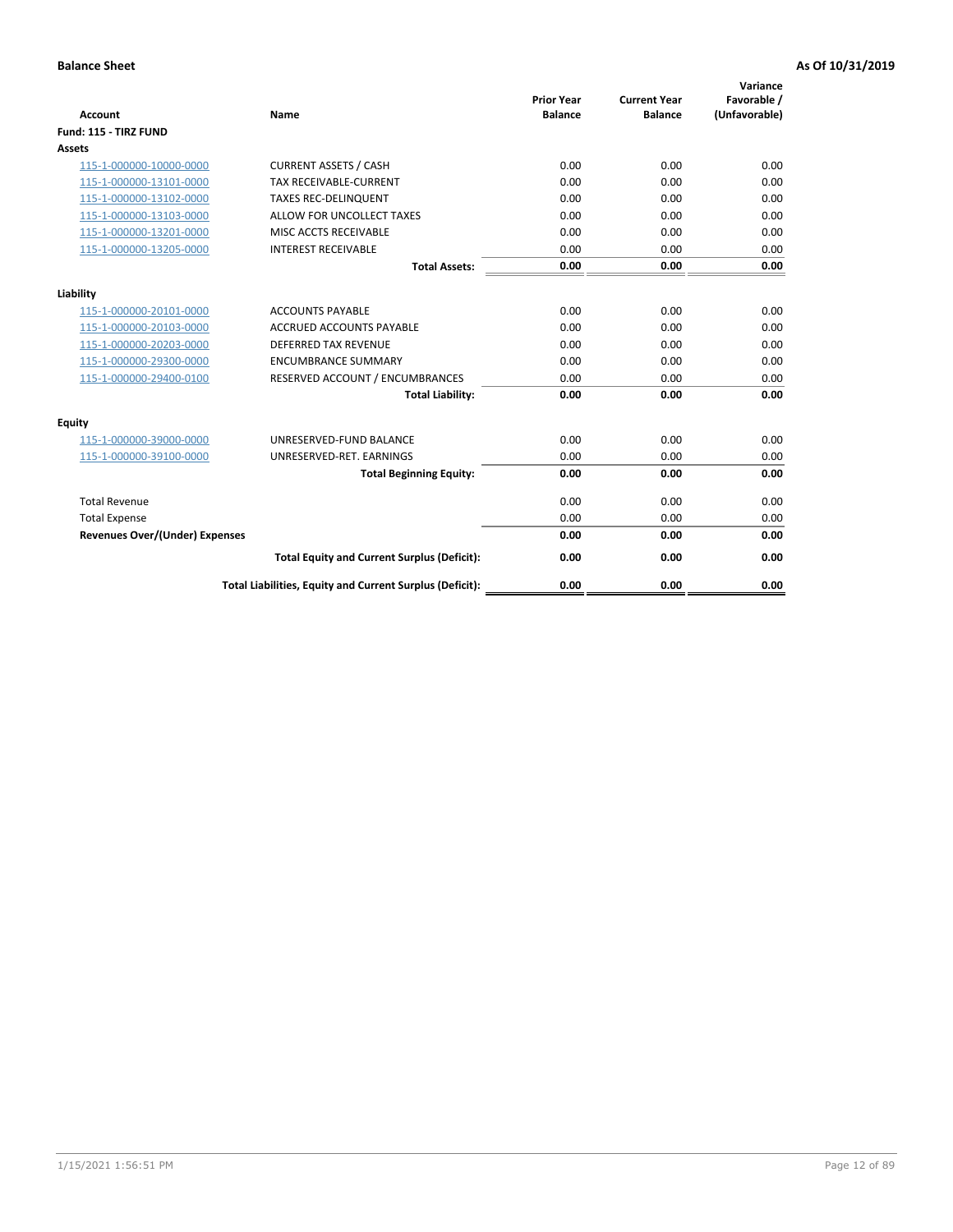**Balance Sheet** **As Of 10/31/2019**

| Account | Name | Prior Year Balance | Current Year Balance | Variance Favorable / (Unfavorable) |
|---|---|---|---|---|
| **Fund: 115 - TIRZ FUND** | | | | |
| **Assets** | | | | |
| 115-1-000000-10000-0000 | CURRENT ASSETS / CASH | 0.00 | 0.00 | 0.00 |
| 115-1-000000-13101-0000 | TAX RECEIVABLE-CURRENT | 0.00 | 0.00 | 0.00 |
| 115-1-000000-13102-0000 | TAXES REC-DELINQUENT | 0.00 | 0.00 | 0.00 |
| 115-1-000000-13103-0000 | ALLOW FOR UNCOLLECT TAXES | 0.00 | 0.00 | 0.00 |
| 115-1-000000-13201-0000 | MISC ACCTS RECEIVABLE | 0.00 | 0.00 | 0.00 |
| 115-1-000000-13205-0000 | INTEREST RECEIVABLE | 0.00 | 0.00 | 0.00 |
| | **Total Assets:** | **0.00** | **0.00** | **0.00** |
| **Liability** | | | | |
| 115-1-000000-20101-0000 | ACCOUNTS PAYABLE | 0.00 | 0.00 | 0.00 |
| 115-1-000000-20103-0000 | ACCRUED ACCOUNTS PAYABLE | 0.00 | 0.00 | 0.00 |
| 115-1-000000-20203-0000 | DEFERRED TAX REVENUE | 0.00 | 0.00 | 0.00 |
| 115-1-000000-29300-0000 | ENCUMBRANCE SUMMARY | 0.00 | 0.00 | 0.00 |
| 115-1-000000-29400-0100 | RESERVED ACCOUNT / ENCUMBRANCES | 0.00 | 0.00 | 0.00 |
| | **Total Liability:** | **0.00** | **0.00** | **0.00** |
| **Equity** | | | | |
| 115-1-000000-39000-0000 | UNRESERVED-FUND BALANCE | 0.00 | 0.00 | 0.00 |
| 115-1-000000-39100-0000 | UNRESERVED-RET. EARNINGS | 0.00 | 0.00 | 0.00 |
| | **Total Beginning Equity:** | **0.00** | **0.00** | **0.00** |
| Total Revenue | | 0.00 | 0.00 | 0.00 |
| Total Expense | | 0.00 | 0.00 | 0.00 |
| **Revenues Over/(Under) Expenses** | | **0.00** | **0.00** | **0.00** |
| | **Total Equity and Current Surplus (Deficit):** | **0.00** | **0.00** | **0.00** |
| | **Total Liabilities, Equity and Current Surplus (Deficit):** | **0.00** | **0.00** | **0.00** |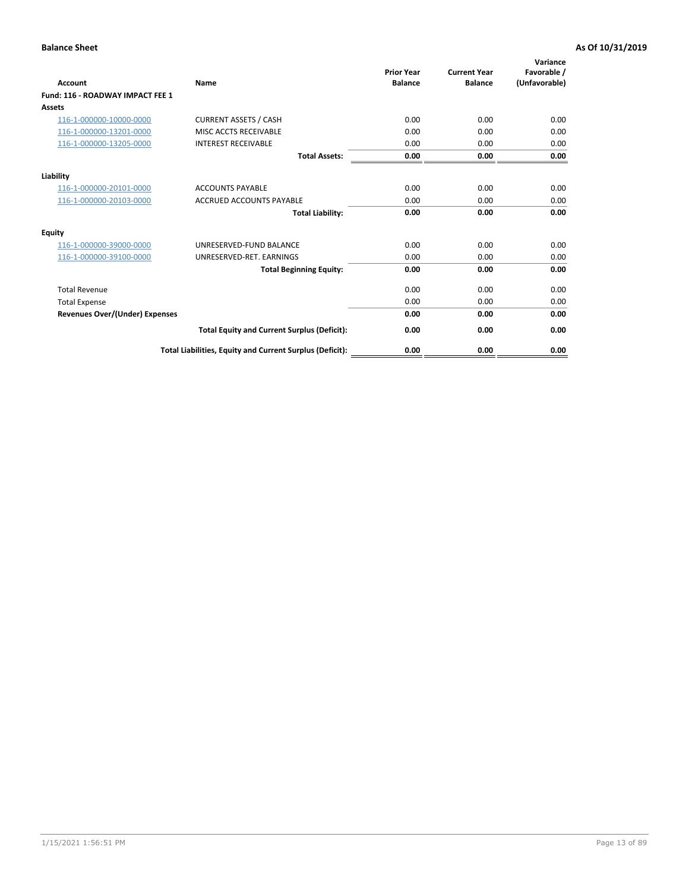**Balance Sheet** | **As Of 10/31/2019**

| Account | Name | Prior Year Balance | Current Year Balance | Variance Favorable / (Unfavorable) |
|---|---|---|---|---|
| **Fund: 116 - ROADWAY IMPACT FEE 1** | | | | |
| **Assets** | | | | |
| 116-1-000000-10000-0000 | CURRENT ASSETS / CASH | 0.00 | 0.00 | 0.00 |
| 116-1-000000-13201-0000 | MISC ACCTS RECEIVABLE | 0.00 | 0.00 | 0.00 |
| 116-1-000000-13205-0000 | INTEREST RECEIVABLE | 0.00 | 0.00 | 0.00 |
| | **Total Assets:** | **0.00** | **0.00** | **0.00** |
| **Liability** | | | | |
| 116-1-000000-20101-0000 | ACCOUNTS PAYABLE | 0.00 | 0.00 | 0.00 |
| 116-1-000000-20103-0000 | ACCRUED ACCOUNTS PAYABLE | 0.00 | 0.00 | 0.00 |
| | **Total Liability:** | **0.00** | **0.00** | **0.00** |
| **Equity** | | | | |
| 116-1-000000-39000-0000 | UNRESERVED-FUND BALANCE | 0.00 | 0.00 | 0.00 |
| 116-1-000000-39100-0000 | UNRESERVED-RET. EARNINGS | 0.00 | 0.00 | 0.00 |
| | **Total Beginning Equity:** | **0.00** | **0.00** | **0.00** |
| Total Revenue | | 0.00 | 0.00 | 0.00 |
| Total Expense | | 0.00 | 0.00 | 0.00 |
| **Revenues Over/(Under) Expenses** | | **0.00** | **0.00** | **0.00** |
| | **Total Equity and Current Surplus (Deficit):** | **0.00** | **0.00** | **0.00** |
| | **Total Liabilities, Equity and Current Surplus (Deficit):** | **0.00** | **0.00** | **0.00** |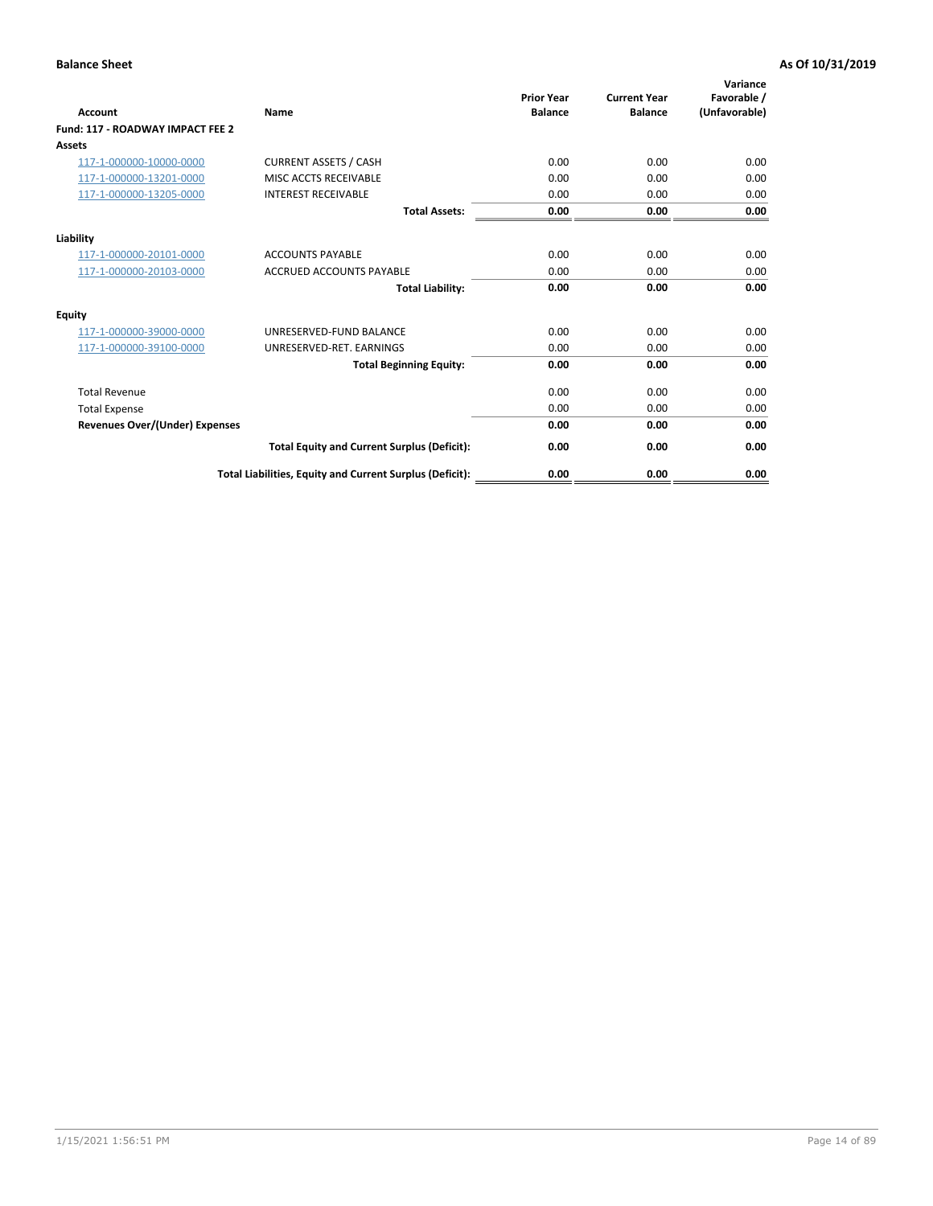**Balance Sheet** **As Of 10/31/2019**

| Account | Name | Prior Year Balance | Current Year Balance | Variance Favorable / (Unfavorable) |
|---|---|---|---|---|
| **Fund: 117 - ROADWAY IMPACT FEE 2** | | | | |
| **Assets** | | | | |
| 117-1-000000-10000-0000 | CURRENT ASSETS / CASH | 0.00 | 0.00 | 0.00 |
| 117-1-000000-13201-0000 | MISC ACCTS RECEIVABLE | 0.00 | 0.00 | 0.00 |
| 117-1-000000-13205-0000 | INTEREST RECEIVABLE | 0.00 | 0.00 | 0.00 |
| | **Total Assets:** | **0.00** | **0.00** | **0.00** |
| **Liability** | | | | |
| 117-1-000000-20101-0000 | ACCOUNTS PAYABLE | 0.00 | 0.00 | 0.00 |
| 117-1-000000-20103-0000 | ACCRUED ACCOUNTS PAYABLE | 0.00 | 0.00 | 0.00 |
| | **Total Liability:** | **0.00** | **0.00** | **0.00** |
| **Equity** | | | | |
| 117-1-000000-39000-0000 | UNRESERVED-FUND BALANCE | 0.00 | 0.00 | 0.00 |
| 117-1-000000-39100-0000 | UNRESERVED-RET. EARNINGS | 0.00 | 0.00 | 0.00 |
| | **Total Beginning Equity:** | **0.00** | **0.00** | **0.00** |
| Total Revenue | | 0.00 | 0.00 | 0.00 |
| Total Expense | | 0.00 | 0.00 | 0.00 |
| **Revenues Over/(Under) Expenses** | | **0.00** | **0.00** | **0.00** |
| | **Total Equity and Current Surplus (Deficit):** | **0.00** | **0.00** | **0.00** |
| | **Total Liabilities, Equity and Current Surplus (Deficit):** | **0.00** | **0.00** | **0.00** |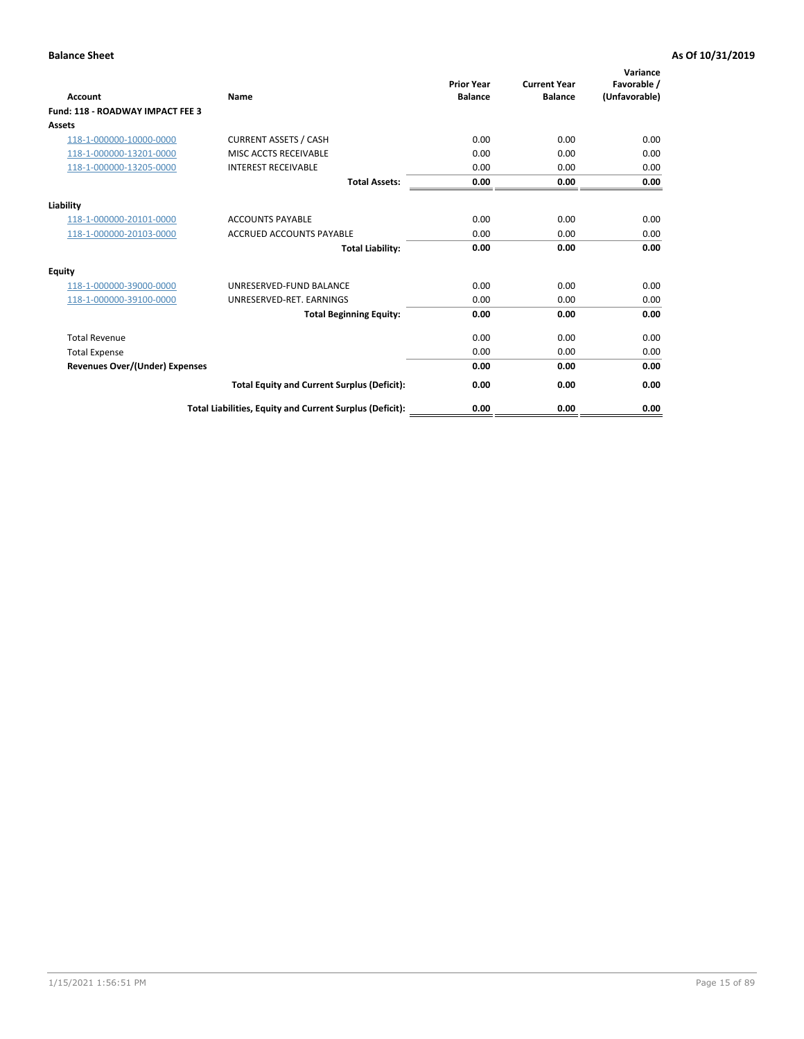**Balance Sheet** **As Of 10/31/2019**

| Account | Name | Prior Year Balance | Current Year Balance | Variance Favorable / (Unfavorable) |
|---|---|---|---|---|
| **Fund: 118 - ROADWAY IMPACT FEE 3** | | | | |
| **Assets** | | | | |
| 118-1-000000-10000-0000 | CURRENT ASSETS / CASH | 0.00 | 0.00 | 0.00 |
| 118-1-000000-13201-0000 | MISC ACCTS RECEIVABLE | 0.00 | 0.00 | 0.00 |
| 118-1-000000-13205-0000 | INTEREST RECEIVABLE | 0.00 | 0.00 | 0.00 |
| | **Total Assets:** | **0.00** | **0.00** | **0.00** |
| **Liability** | | | | |
| 118-1-000000-20101-0000 | ACCOUNTS PAYABLE | 0.00 | 0.00 | 0.00 |
| 118-1-000000-20103-0000 | ACCRUED ACCOUNTS PAYABLE | 0.00 | 0.00 | 0.00 |
| | **Total Liability:** | **0.00** | **0.00** | **0.00** |
| **Equity** | | | | |
| 118-1-000000-39000-0000 | UNRESERVED-FUND BALANCE | 0.00 | 0.00 | 0.00 |
| 118-1-000000-39100-0000 | UNRESERVED-RET. EARNINGS | 0.00 | 0.00 | 0.00 |
| | **Total Beginning Equity:** | **0.00** | **0.00** | **0.00** |
| Total Revenue | | 0.00 | 0.00 | 0.00 |
| Total Expense | | 0.00 | 0.00 | 0.00 |
| **Revenues Over/(Under) Expenses** | | **0.00** | **0.00** | **0.00** |
| | **Total Equity and Current Surplus (Deficit):** | **0.00** | **0.00** | **0.00** |
| | **Total Liabilities, Equity and Current Surplus (Deficit):** | **0.00** | **0.00** | **0.00** |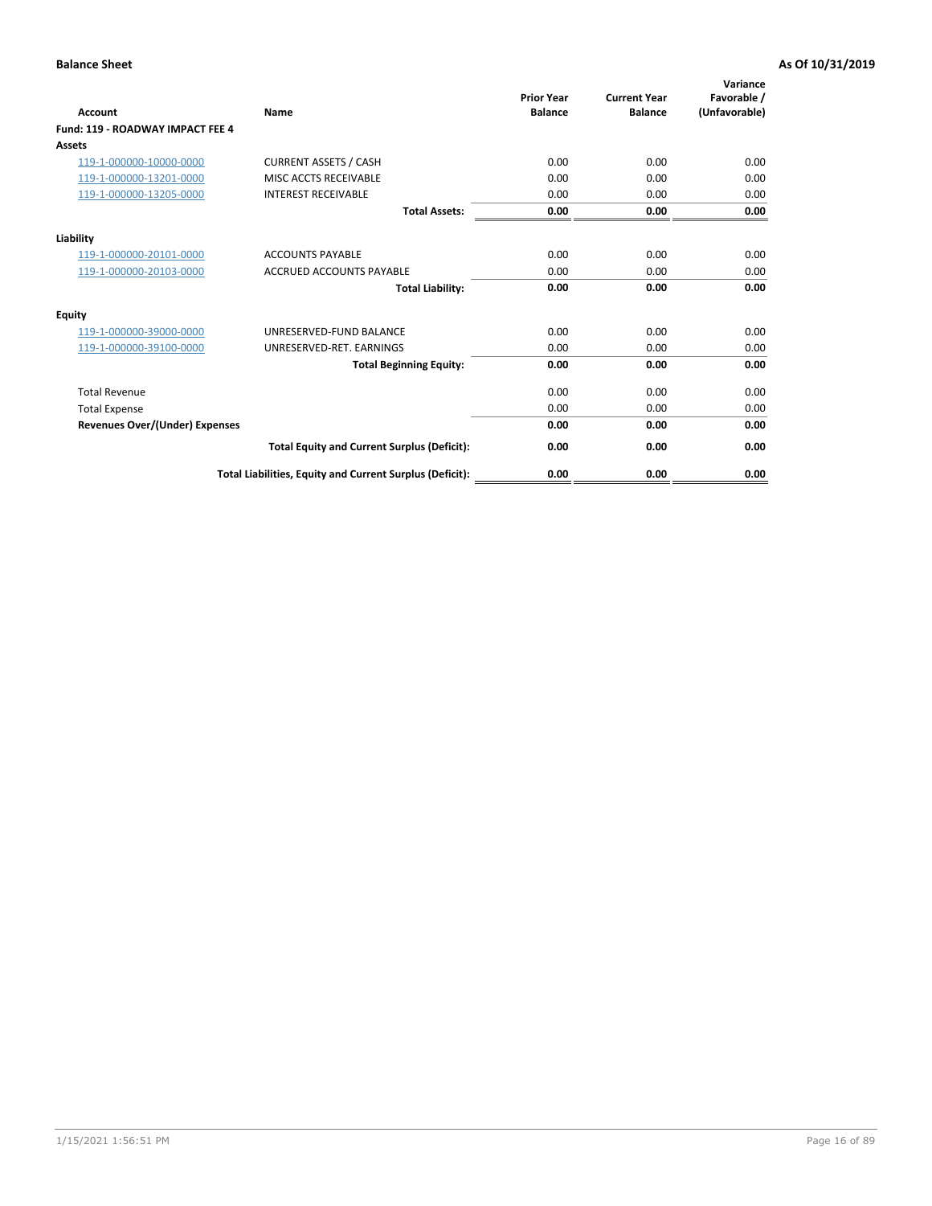**Balance Sheet** **As Of 10/31/2019**

| Account | Name | Prior Year Balance | Current Year Balance | Variance Favorable / (Unfavorable) |
|---|---|---|---|---|
| **Fund: 119 - ROADWAY IMPACT FEE 4** | | | | |
| **Assets** | | | | |
| 119-1-000000-10000-0000 | CURRENT ASSETS / CASH | 0.00 | 0.00 | 0.00 |
| 119-1-000000-13201-0000 | MISC ACCTS RECEIVABLE | 0.00 | 0.00 | 0.00 |
| 119-1-000000-13205-0000 | INTEREST RECEIVABLE | 0.00 | 0.00 | 0.00 |
| | **Total Assets:** | **0.00** | **0.00** | **0.00** |
| **Liability** | | | | |
| 119-1-000000-20101-0000 | ACCOUNTS PAYABLE | 0.00 | 0.00 | 0.00 |
| 119-1-000000-20103-0000 | ACCRUED ACCOUNTS PAYABLE | 0.00 | 0.00 | 0.00 |
| | **Total Liability:** | **0.00** | **0.00** | **0.00** |
| **Equity** | | | | |
| 119-1-000000-39000-0000 | UNRESERVED-FUND BALANCE | 0.00 | 0.00 | 0.00 |
| 119-1-000000-39100-0000 | UNRESERVED-RET. EARNINGS | 0.00 | 0.00 | 0.00 |
| | **Total Beginning Equity:** | **0.00** | **0.00** | **0.00** |
| Total Revenue | | 0.00 | 0.00 | 0.00 |
| Total Expense | | 0.00 | 0.00 | 0.00 |
| **Revenues Over/(Under) Expenses** | | **0.00** | **0.00** | **0.00** |
| | **Total Equity and Current Surplus (Deficit):** | **0.00** | **0.00** | **0.00** |
| | **Total Liabilities, Equity and Current Surplus (Deficit):** | **0.00** | **0.00** | **0.00** |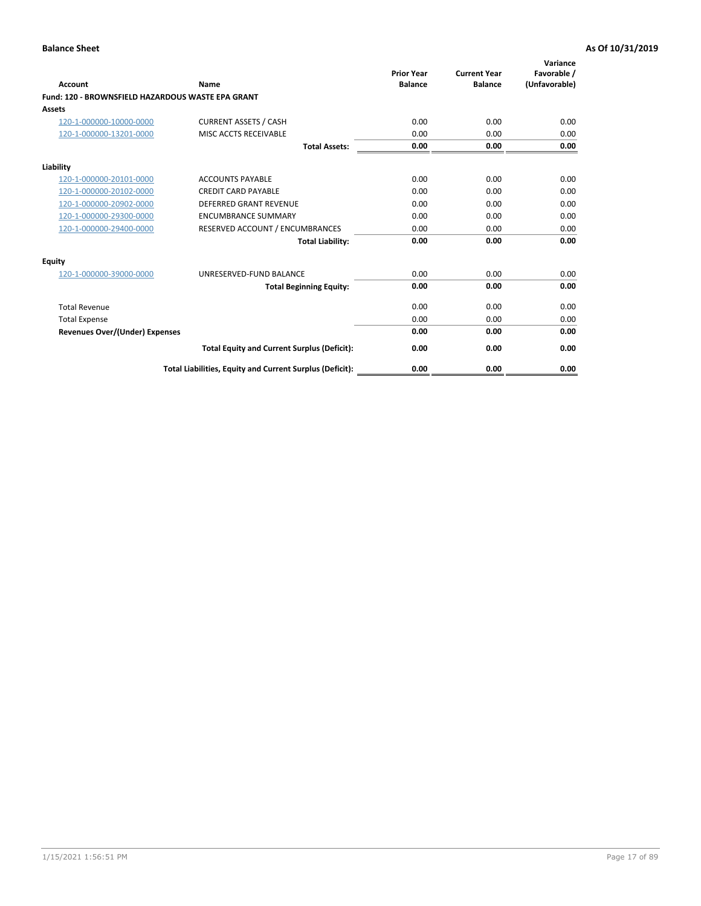**Balance Sheet** | **As Of 10/31/2019**

| Account | Name | Prior Year Balance | Current Year Balance | Variance Favorable / (Unfavorable) |
|---|---|---|---|---|
| **Fund: 120 - BROWNSFIELD HAZARDOUS WASTE EPA GRANT** | | | | |
| **Assets** | | | | |
| 120-1-000000-10000-0000 | CURRENT ASSETS / CASH | 0.00 | 0.00 | 0.00 |
| 120-1-000000-13201-0000 | MISC ACCTS RECEIVABLE | 0.00 | 0.00 | 0.00 |
| | **Total Assets:** | **0.00** | **0.00** | **0.00** |
| **Liability** | | | | |
| 120-1-000000-20101-0000 | ACCOUNTS PAYABLE | 0.00 | 0.00 | 0.00 |
| 120-1-000000-20102-0000 | CREDIT CARD PAYABLE | 0.00 | 0.00 | 0.00 |
| 120-1-000000-20902-0000 | DEFERRED GRANT REVENUE | 0.00 | 0.00 | 0.00 |
| 120-1-000000-29300-0000 | ENCUMBRANCE SUMMARY | 0.00 | 0.00 | 0.00 |
| 120-1-000000-29400-0000 | RESERVED ACCOUNT / ENCUMBRANCES | 0.00 | 0.00 | 0.00 |
| | **Total Liability:** | **0.00** | **0.00** | **0.00** |
| **Equity** | | | | |
| 120-1-000000-39000-0000 | UNRESERVED-FUND BALANCE | 0.00 | 0.00 | 0.00 |
| | **Total Beginning Equity:** | **0.00** | **0.00** | **0.00** |
| Total Revenue | | 0.00 | 0.00 | 0.00 |
| Total Expense | | 0.00 | 0.00 | 0.00 |
| **Revenues Over/(Under) Expenses** | | **0.00** | **0.00** | **0.00** |
| | **Total Equity and Current Surplus (Deficit):** | **0.00** | **0.00** | **0.00** |
| | **Total Liabilities, Equity and Current Surplus (Deficit):** | **0.00** | **0.00** | **0.00** |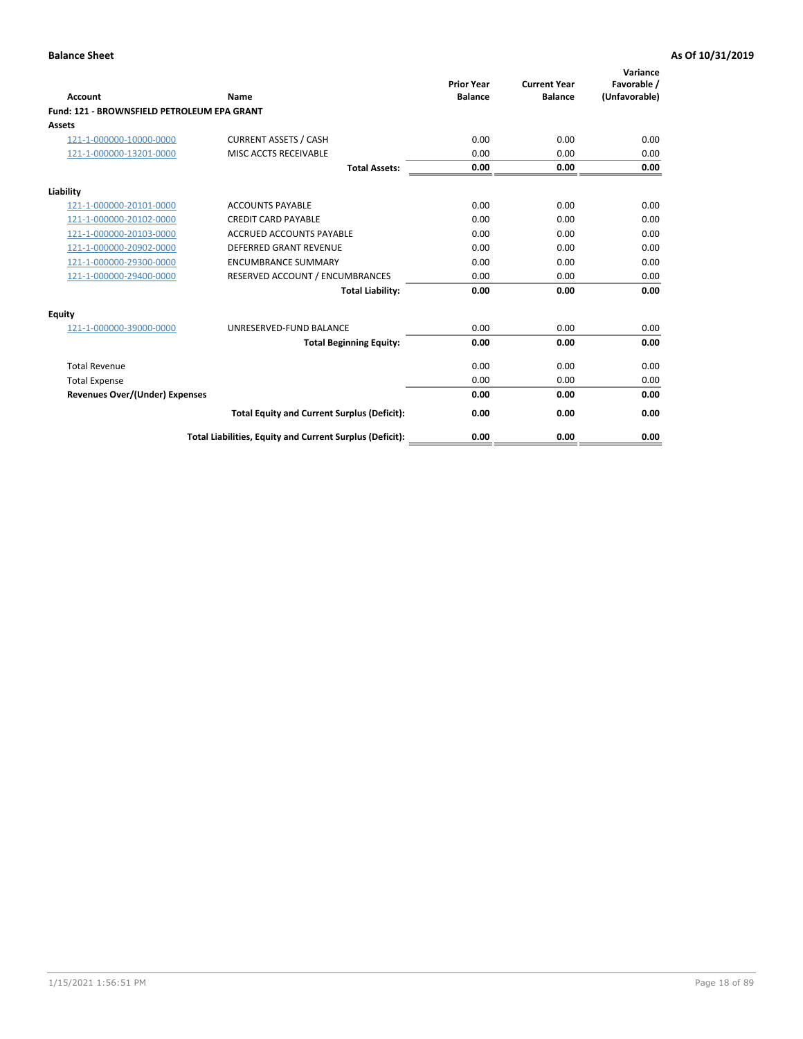**Balance Sheet** — **As Of 10/31/2019**

| Account | Name | Prior Year Balance | Current Year Balance | Variance Favorable / (Unfavorable) |
|---|---|---|---|---|
| **Fund: 121 - BROWNSFIELD PETROLEUM EPA GRANT** | | | | |
| **Assets** | | | | |
| 121-1-000000-10000-0000 | CURRENT ASSETS / CASH | 0.00 | 0.00 | 0.00 |
| 121-1-000000-13201-0000 | MISC ACCTS RECEIVABLE | 0.00 | 0.00 | 0.00 |
| | **Total Assets:** | **0.00** | **0.00** | **0.00** |
| **Liability** | | | | |
| 121-1-000000-20101-0000 | ACCOUNTS PAYABLE | 0.00 | 0.00 | 0.00 |
| 121-1-000000-20102-0000 | CREDIT CARD PAYABLE | 0.00 | 0.00 | 0.00 |
| 121-1-000000-20103-0000 | ACCRUED ACCOUNTS PAYABLE | 0.00 | 0.00 | 0.00 |
| 121-1-000000-20902-0000 | DEFERRED GRANT REVENUE | 0.00 | 0.00 | 0.00 |
| 121-1-000000-29300-0000 | ENCUMBRANCE SUMMARY | 0.00 | 0.00 | 0.00 |
| 121-1-000000-29400-0000 | RESERVED ACCOUNT / ENCUMBRANCES | 0.00 | 0.00 | 0.00 |
| | **Total Liability:** | **0.00** | **0.00** | **0.00** |
| **Equity** | | | | |
| 121-1-000000-39000-0000 | UNRESERVED-FUND BALANCE | 0.00 | 0.00 | 0.00 |
| | **Total Beginning Equity:** | **0.00** | **0.00** | **0.00** |
| Total Revenue | | 0.00 | 0.00 | 0.00 |
| Total Expense | | 0.00 | 0.00 | 0.00 |
| **Revenues Over/(Under) Expenses** | | **0.00** | **0.00** | **0.00** |
| | **Total Equity and Current Surplus (Deficit):** | **0.00** | **0.00** | **0.00** |
| | **Total Liabilities, Equity and Current Surplus (Deficit):** | **0.00** | **0.00** | **0.00** |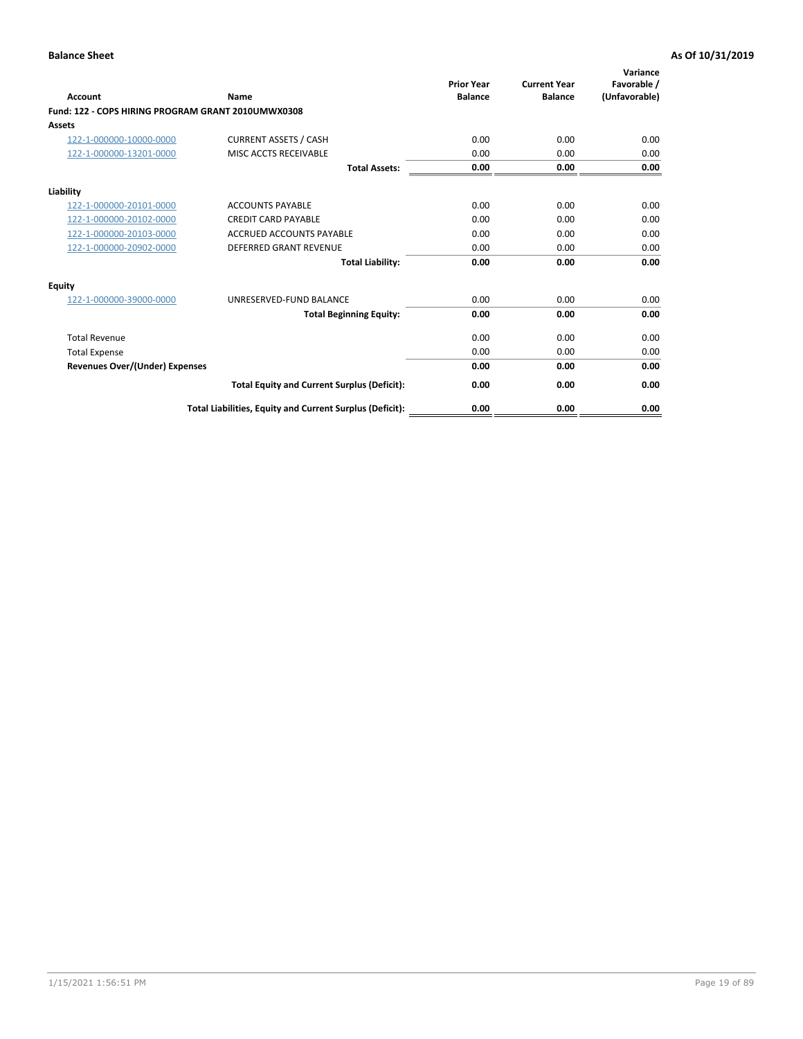**Balance Sheet** **As Of 10/31/2019**

| Account | Name | Prior Year Balance | Current Year Balance | Variance Favorable / (Unfavorable) |
|---|---|---|---|---|
| **Fund: 122 - COPS HIRING PROGRAM GRANT 2010UMWX0308** | | | | |
| **Assets** | | | | |
| 122-1-000000-10000-0000 | CURRENT ASSETS / CASH | 0.00 | 0.00 | 0.00 |
| 122-1-000000-13201-0000 | MISC ACCTS RECEIVABLE | 0.00 | 0.00 | 0.00 |
| | **Total Assets:** | **0.00** | **0.00** | **0.00** |
| **Liability** | | | | |
| 122-1-000000-20101-0000 | ACCOUNTS PAYABLE | 0.00 | 0.00 | 0.00 |
| 122-1-000000-20102-0000 | CREDIT CARD PAYABLE | 0.00 | 0.00 | 0.00 |
| 122-1-000000-20103-0000 | ACCRUED ACCOUNTS PAYABLE | 0.00 | 0.00 | 0.00 |
| 122-1-000000-20902-0000 | DEFERRED GRANT REVENUE | 0.00 | 0.00 | 0.00 |
| | **Total Liability:** | **0.00** | **0.00** | **0.00** |
| **Equity** | | | | |
| 122-1-000000-39000-0000 | UNRESERVED-FUND BALANCE | 0.00 | 0.00 | 0.00 |
| | **Total Beginning Equity:** | **0.00** | **0.00** | **0.00** |
| Total Revenue | | 0.00 | 0.00 | 0.00 |
| Total Expense | | 0.00 | 0.00 | 0.00 |
| **Revenues Over/(Under) Expenses** | | **0.00** | **0.00** | **0.00** |
| | **Total Equity and Current Surplus (Deficit):** | **0.00** | **0.00** | **0.00** |
| | **Total Liabilities, Equity and Current Surplus (Deficit):** | **0.00** | **0.00** | **0.00** |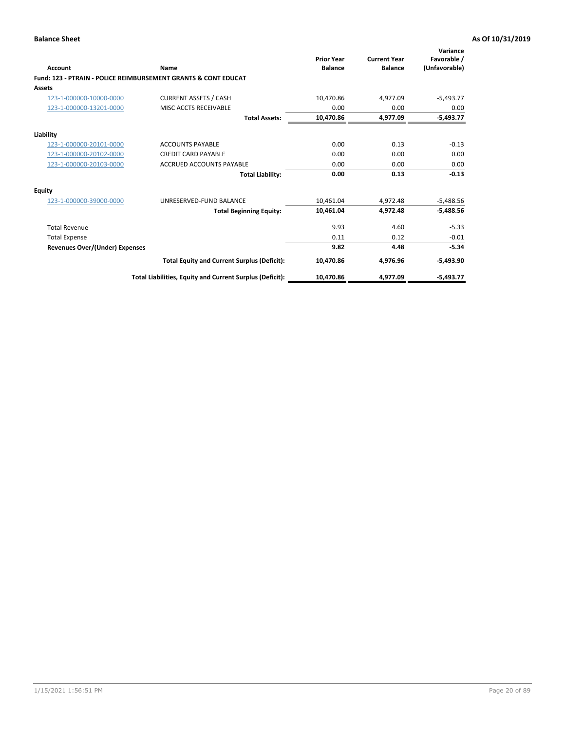**Balance Sheet** **As Of 10/31/2019**

| Account | Name | Prior Year Balance | Current Year Balance | Variance Favorable / (Unfavorable) |
|---|---|---|---|---|
| **Fund: 123 - PTRAIN - POLICE REIMBURSEMENT GRANTS & CONT EDUCAT** | | | | |
| **Assets** | | | | |
| 123-1-000000-10000-0000 | CURRENT ASSETS / CASH | 10,470.86 | 4,977.09 | -5,493.77 |
| 123-1-000000-13201-0000 | MISC ACCTS RECEIVABLE | 0.00 | 0.00 | 0.00 |
| | **Total Assets:** | **10,470.86** | **4,977.09** | **-5,493.77** |
| **Liability** | | | | |
| 123-1-000000-20101-0000 | ACCOUNTS PAYABLE | 0.00 | 0.13 | -0.13 |
| 123-1-000000-20102-0000 | CREDIT CARD PAYABLE | 0.00 | 0.00 | 0.00 |
| 123-1-000000-20103-0000 | ACCRUED ACCOUNTS PAYABLE | 0.00 | 0.00 | 0.00 |
| | **Total Liability:** | **0.00** | **0.13** | **-0.13** |
| **Equity** | | | | |
| 123-1-000000-39000-0000 | UNRESERVED-FUND BALANCE | 10,461.04 | 4,972.48 | -5,488.56 |
| | **Total Beginning Equity:** | **10,461.04** | **4,972.48** | **-5,488.56** |
| Total Revenue | | 9.93 | 4.60 | -5.33 |
| Total Expense | | 0.11 | 0.12 | -0.01 |
| **Revenues Over/(Under) Expenses** | | **9.82** | **4.48** | **-5.34** |
| | **Total Equity and Current Surplus (Deficit):** | **10,470.86** | **4,976.96** | **-5,493.90** |
| | **Total Liabilities, Equity and Current Surplus (Deficit):** | **10,470.86** | **4,977.09** | **-5,493.77** |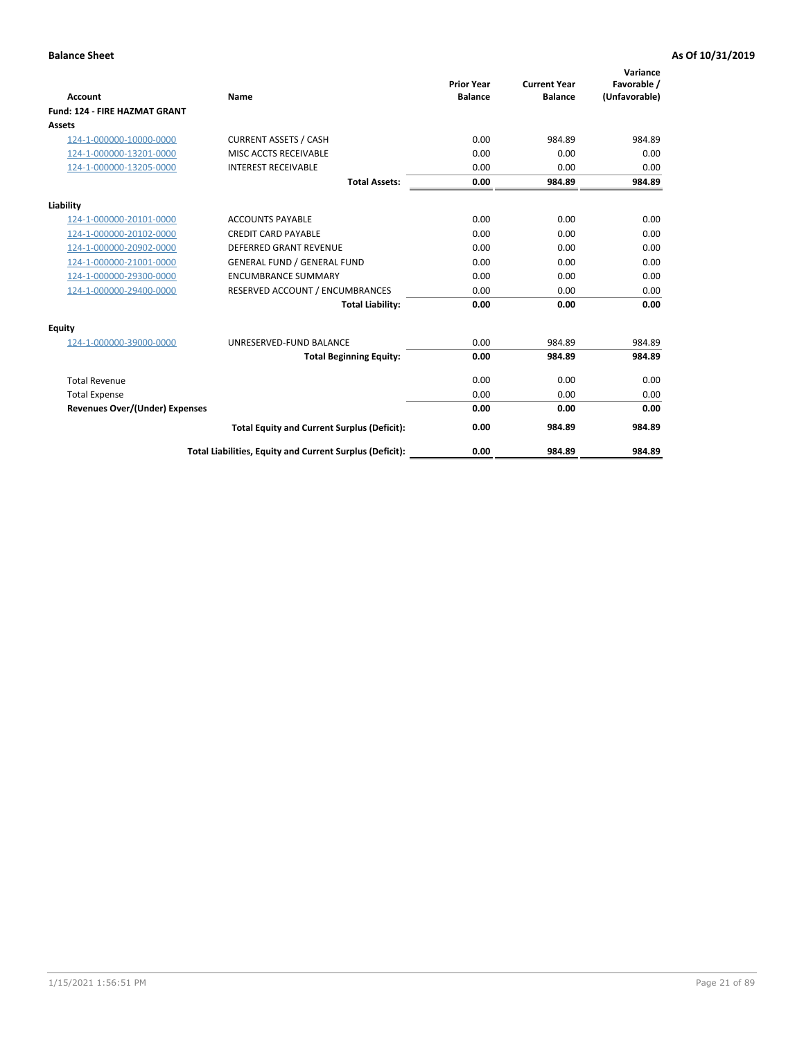**Balance Sheet** **As Of 10/31/2019**

| Account | Name | Prior Year Balance | Current Year Balance | Variance Favorable / (Unfavorable) |
|---|---|---|---|---|
| **Fund: 124 - FIRE HAZMAT GRANT** | | | | |
| **Assets** | | | | |
| 124-1-000000-10000-0000 | CURRENT ASSETS / CASH | 0.00 | 984.89 | 984.89 |
| 124-1-000000-13201-0000 | MISC ACCTS RECEIVABLE | 0.00 | 0.00 | 0.00 |
| 124-1-000000-13205-0000 | INTEREST RECEIVABLE | 0.00 | 0.00 | 0.00 |
| | **Total Assets:** | **0.00** | **984.89** | **984.89** |
| **Liability** | | | | |
| 124-1-000000-20101-0000 | ACCOUNTS PAYABLE | 0.00 | 0.00 | 0.00 |
| 124-1-000000-20102-0000 | CREDIT CARD PAYABLE | 0.00 | 0.00 | 0.00 |
| 124-1-000000-20902-0000 | DEFERRED GRANT REVENUE | 0.00 | 0.00 | 0.00 |
| 124-1-000000-21001-0000 | GENERAL FUND / GENERAL FUND | 0.00 | 0.00 | 0.00 |
| 124-1-000000-29300-0000 | ENCUMBRANCE SUMMARY | 0.00 | 0.00 | 0.00 |
| 124-1-000000-29400-0000 | RESERVED ACCOUNT / ENCUMBRANCES | 0.00 | 0.00 | 0.00 |
| | **Total Liability:** | **0.00** | **0.00** | **0.00** |
| **Equity** | | | | |
| 124-1-000000-39000-0000 | UNRESERVED-FUND BALANCE | 0.00 | 984.89 | 984.89 |
| | **Total Beginning Equity:** | **0.00** | **984.89** | **984.89** |
| Total Revenue | | 0.00 | 0.00 | 0.00 |
| Total Expense | | 0.00 | 0.00 | 0.00 |
| **Revenues Over/(Under) Expenses** | | **0.00** | **0.00** | **0.00** |
| | **Total Equity and Current Surplus (Deficit):** | **0.00** | **984.89** | **984.89** |
| | **Total Liabilities, Equity and Current Surplus (Deficit):** | **0.00** | **984.89** | **984.89** |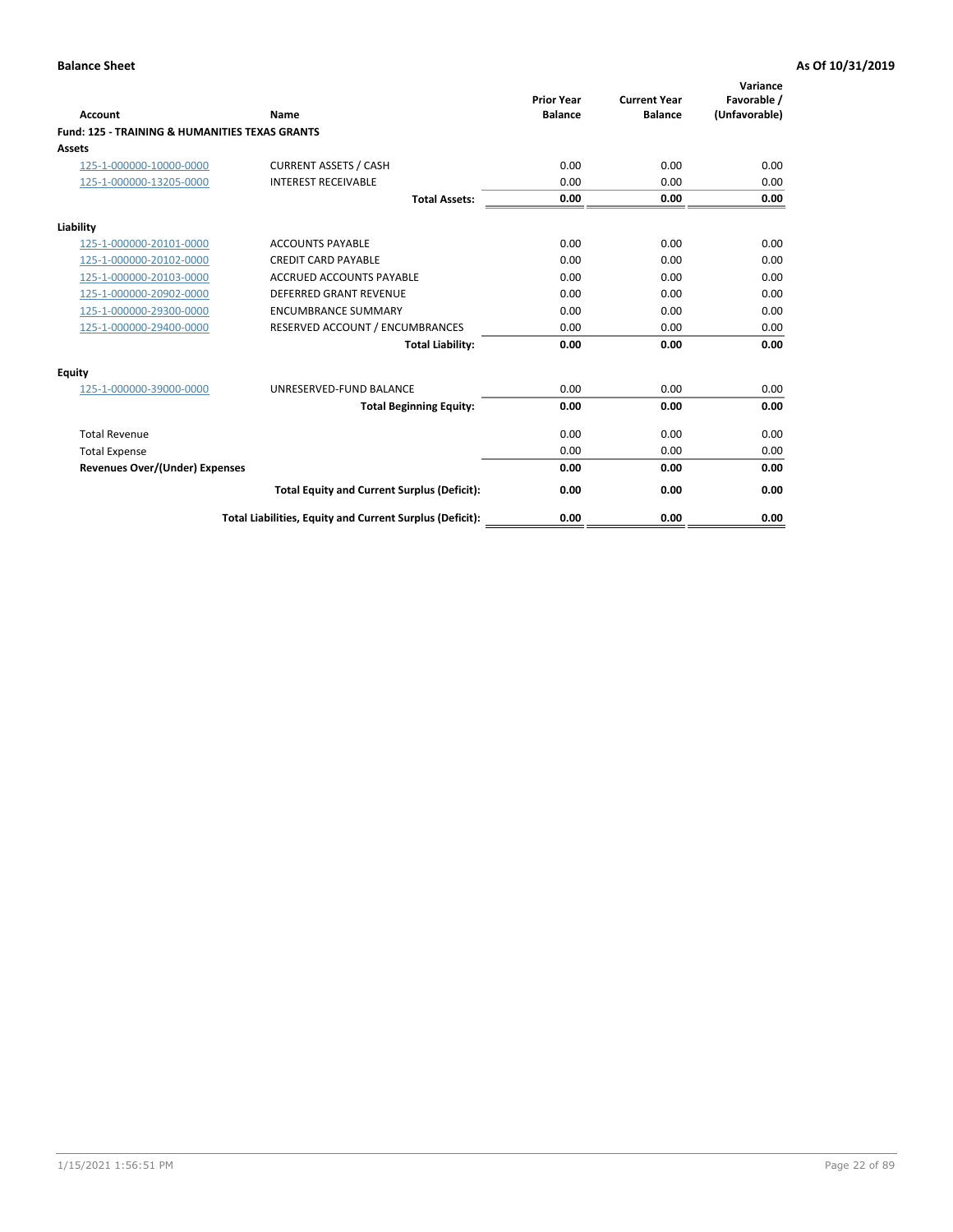**Balance Sheet** **As Of 10/31/2019**

| Account | Name | Prior Year Balance | Current Year Balance | Variance Favorable / (Unfavorable) |
|---|---|---|---|---|
| **Fund: 125 - TRAINING & HUMANITIES TEXAS GRANTS** | | | | |
| **Assets** | | | | |
| 125-1-000000-10000-0000 | CURRENT ASSETS / CASH | 0.00 | 0.00 | 0.00 |
| 125-1-000000-13205-0000 | INTEREST RECEIVABLE | 0.00 | 0.00 | 0.00 |
| | **Total Assets:** | **0.00** | **0.00** | **0.00** |
| **Liability** | | | | |
| 125-1-000000-20101-0000 | ACCOUNTS PAYABLE | 0.00 | 0.00 | 0.00 |
| 125-1-000000-20102-0000 | CREDIT CARD PAYABLE | 0.00 | 0.00 | 0.00 |
| 125-1-000000-20103-0000 | ACCRUED ACCOUNTS PAYABLE | 0.00 | 0.00 | 0.00 |
| 125-1-000000-20902-0000 | DEFERRED GRANT REVENUE | 0.00 | 0.00 | 0.00 |
| 125-1-000000-29300-0000 | ENCUMBRANCE SUMMARY | 0.00 | 0.00 | 0.00 |
| 125-1-000000-29400-0000 | RESERVED ACCOUNT / ENCUMBRANCES | 0.00 | 0.00 | 0.00 |
| | **Total Liability:** | **0.00** | **0.00** | **0.00** |
| **Equity** | | | | |
| 125-1-000000-39000-0000 | UNRESERVED-FUND BALANCE | 0.00 | 0.00 | 0.00 |
| | **Total Beginning Equity:** | **0.00** | **0.00** | **0.00** |
| Total Revenue | | 0.00 | 0.00 | 0.00 |
| Total Expense | | 0.00 | 0.00 | 0.00 |
| **Revenues Over/(Under) Expenses** | | **0.00** | **0.00** | **0.00** |
| | **Total Equity and Current Surplus (Deficit):** | **0.00** | **0.00** | **0.00** |
| | **Total Liabilities, Equity and Current Surplus (Deficit):** | **0.00** | **0.00** | **0.00** |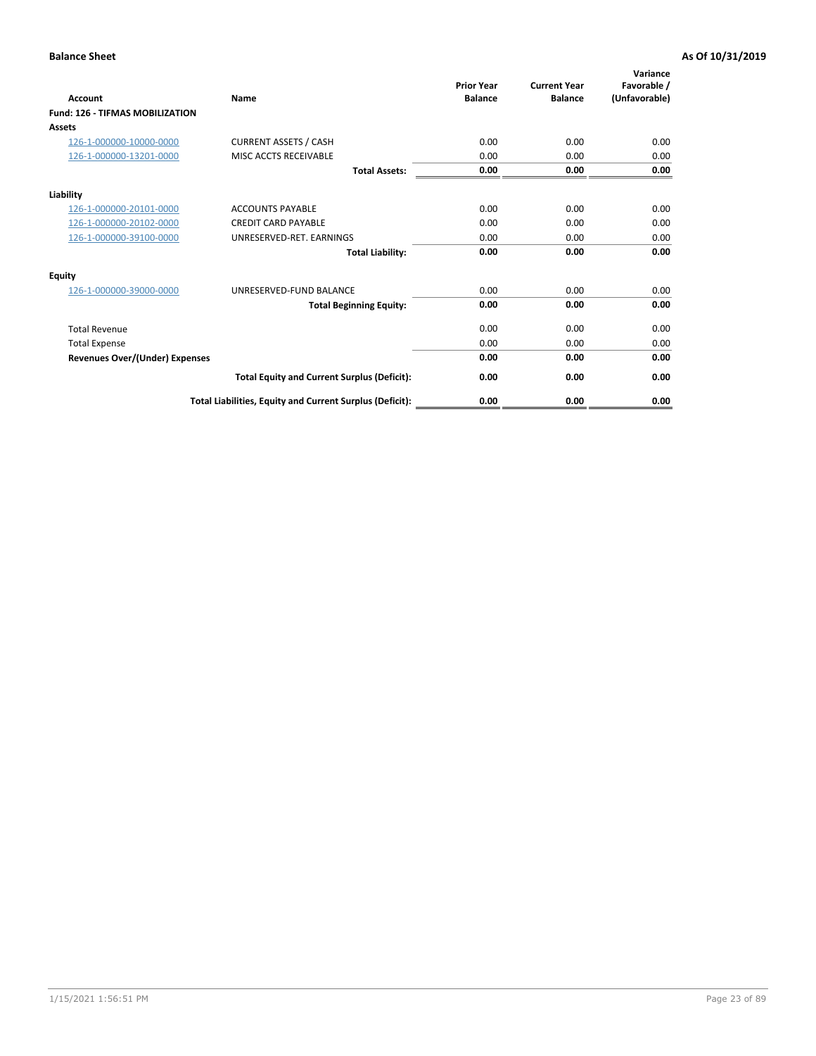**Balance Sheet** **As Of 10/31/2019**

| Account | Name | Prior Year Balance | Current Year Balance | Variance Favorable / (Unfavorable) |
|---|---|---|---|---|
| **Fund: 126 - TIFMAS MOBILIZATION** | | | | |
| **Assets** | | | | |
| 126-1-000000-10000-0000 | CURRENT ASSETS / CASH | 0.00 | 0.00 | 0.00 |
| 126-1-000000-13201-0000 | MISC ACCTS RECEIVABLE | 0.00 | 0.00 | 0.00 |
| | **Total Assets:** | **0.00** | **0.00** | **0.00** |
| **Liability** | | | | |
| 126-1-000000-20101-0000 | ACCOUNTS PAYABLE | 0.00 | 0.00 | 0.00 |
| 126-1-000000-20102-0000 | CREDIT CARD PAYABLE | 0.00 | 0.00 | 0.00 |
| 126-1-000000-39100-0000 | UNRESERVED-RET. EARNINGS | 0.00 | 0.00 | 0.00 |
| | **Total Liability:** | **0.00** | **0.00** | **0.00** |
| **Equity** | | | | |
| 126-1-000000-39000-0000 | UNRESERVED-FUND BALANCE | 0.00 | 0.00 | 0.00 |
| | **Total Beginning Equity:** | **0.00** | **0.00** | **0.00** |
| Total Revenue | | 0.00 | 0.00 | 0.00 |
| Total Expense | | 0.00 | 0.00 | 0.00 |
| **Revenues Over/(Under) Expenses** | | **0.00** | **0.00** | **0.00** |
| | **Total Equity and Current Surplus (Deficit):** | **0.00** | **0.00** | **0.00** |
| | **Total Liabilities, Equity and Current Surplus (Deficit):** | **0.00** | **0.00** | **0.00** |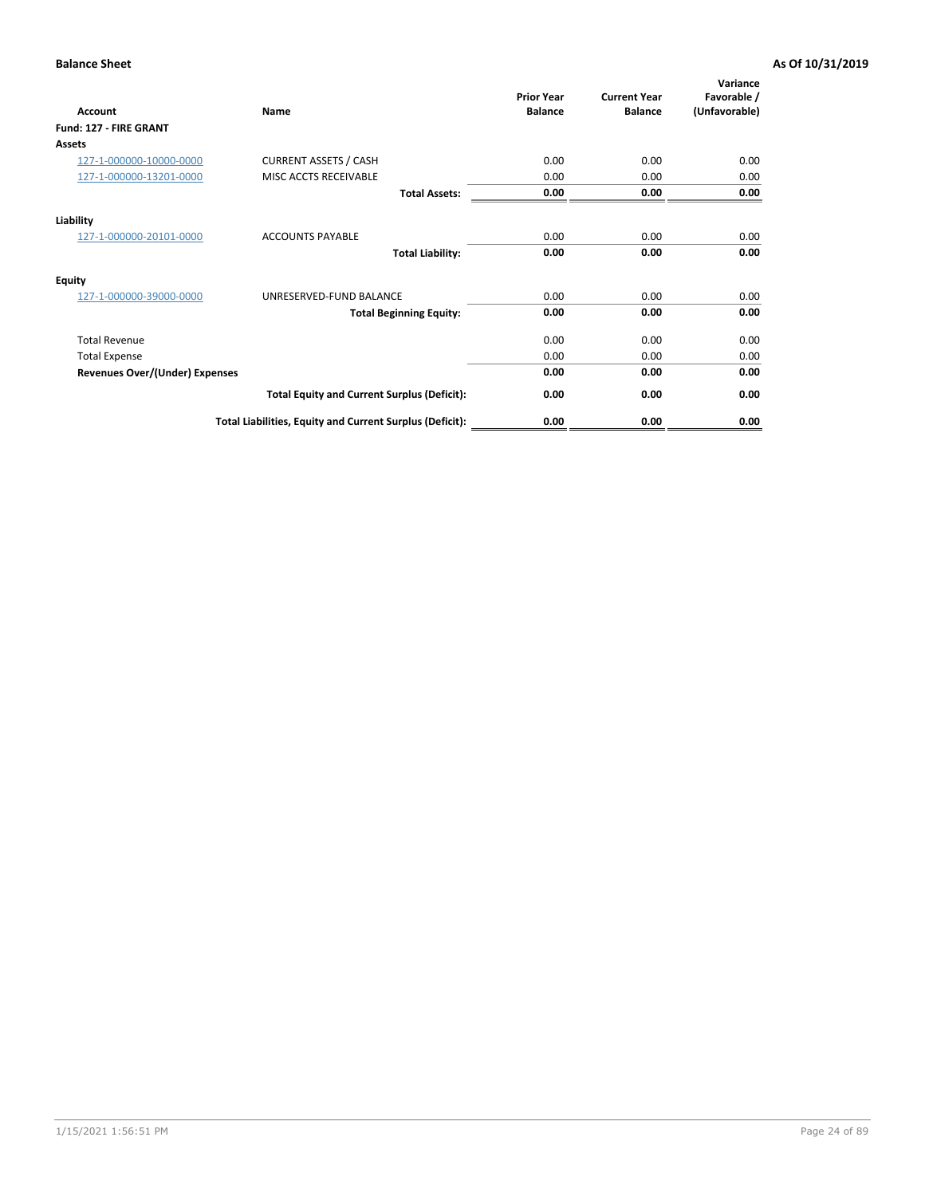**Balance Sheet** **As Of 10/31/2019**

| Account | Name | Prior Year Balance | Current Year Balance | Variance Favorable / (Unfavorable) |
|---|---|---|---|---|
| **Fund: 127 - FIRE GRANT** | | | | |
| **Assets** | | | | |
| 127-1-000000-10000-0000 | CURRENT ASSETS / CASH | 0.00 | 0.00 | 0.00 |
| 127-1-000000-13201-0000 | MISC ACCTS RECEIVABLE | 0.00 | 0.00 | 0.00 |
| | **Total Assets:** | **0.00** | **0.00** | **0.00** |
| **Liability** | | | | |
| 127-1-000000-20101-0000 | ACCOUNTS PAYABLE | 0.00 | 0.00 | 0.00 |
| | **Total Liability:** | **0.00** | **0.00** | **0.00** |
| **Equity** | | | | |
| 127-1-000000-39000-0000 | UNRESERVED-FUND BALANCE | 0.00 | 0.00 | 0.00 |
| | **Total Beginning Equity:** | **0.00** | **0.00** | **0.00** |
| Total Revenue | | 0.00 | 0.00 | 0.00 |
| Total Expense | | 0.00 | 0.00 | 0.00 |
| **Revenues Over/(Under) Expenses** | | **0.00** | **0.00** | **0.00** |
| | **Total Equity and Current Surplus (Deficit):** | **0.00** | **0.00** | **0.00** |
| | **Total Liabilities, Equity and Current Surplus (Deficit):** | **0.00** | **0.00** | **0.00** |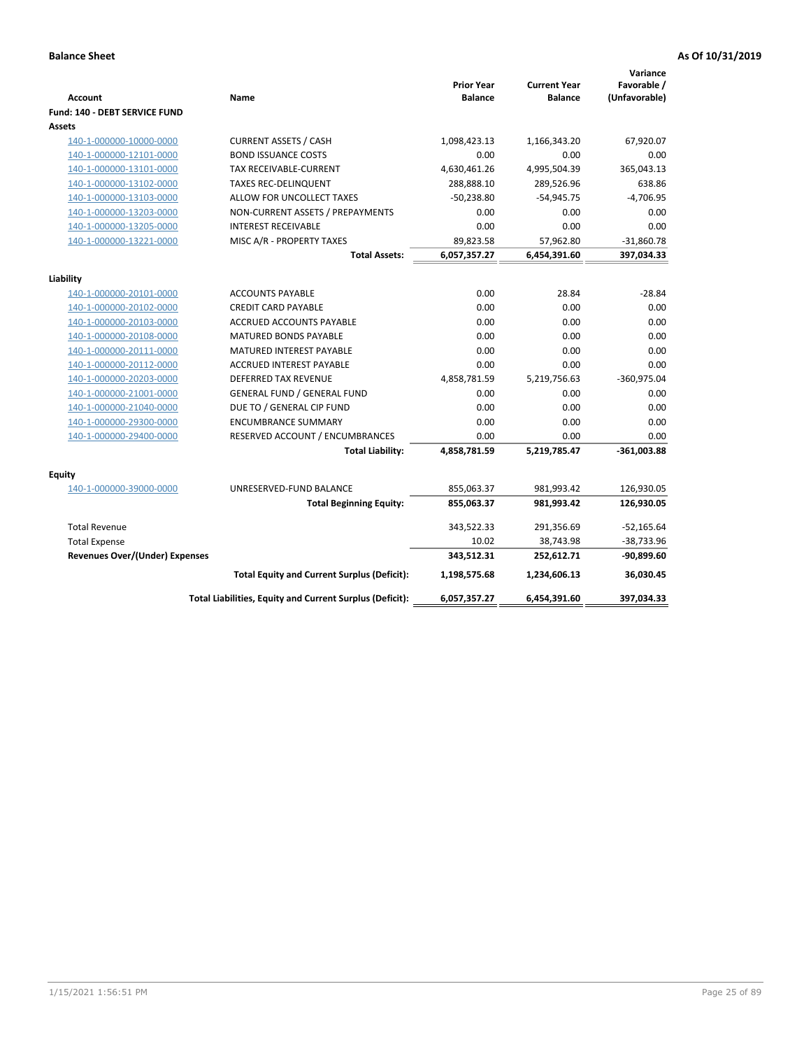**Balance Sheet** **As Of 10/31/2019**

| Account | Name | Prior Year Balance | Current Year Balance | Variance Favorable / (Unfavorable) |
|---|---|---|---|---|
| **Fund: 140 - DEBT SERVICE FUND** | | | | |
| **Assets** | | | | |
| 140-1-000000-10000-0000 | CURRENT ASSETS / CASH | 1,098,423.13 | 1,166,343.20 | 67,920.07 |
| 140-1-000000-12101-0000 | BOND ISSUANCE COSTS | 0.00 | 0.00 | 0.00 |
| 140-1-000000-13101-0000 | TAX RECEIVABLE-CURRENT | 4,630,461.26 | 4,995,504.39 | 365,043.13 |
| 140-1-000000-13102-0000 | TAXES REC-DELINQUENT | 288,888.10 | 289,526.96 | 638.86 |
| 140-1-000000-13103-0000 | ALLOW FOR UNCOLLECT TAXES | -50,238.80 | -54,945.75 | -4,706.95 |
| 140-1-000000-13203-0000 | NON-CURRENT ASSETS / PREPAYMENTS | 0.00 | 0.00 | 0.00 |
| 140-1-000000-13205-0000 | INTEREST RECEIVABLE | 0.00 | 0.00 | 0.00 |
| 140-1-000000-13221-0000 | MISC A/R - PROPERTY TAXES | 89,823.58 | 57,962.80 | -31,860.78 |
| | **Total Assets:** | **6,057,357.27** | **6,454,391.60** | **397,034.33** |
| **Liability** | | | | |
| 140-1-000000-20101-0000 | ACCOUNTS PAYABLE | 0.00 | 28.84 | -28.84 |
| 140-1-000000-20102-0000 | CREDIT CARD PAYABLE | 0.00 | 0.00 | 0.00 |
| 140-1-000000-20103-0000 | ACCRUED ACCOUNTS PAYABLE | 0.00 | 0.00 | 0.00 |
| 140-1-000000-20108-0000 | MATURED BONDS PAYABLE | 0.00 | 0.00 | 0.00 |
| 140-1-000000-20111-0000 | MATURED INTEREST PAYABLE | 0.00 | 0.00 | 0.00 |
| 140-1-000000-20112-0000 | ACCRUED INTEREST PAYABLE | 0.00 | 0.00 | 0.00 |
| 140-1-000000-20203-0000 | DEFERRED TAX REVENUE | 4,858,781.59 | 5,219,756.63 | -360,975.04 |
| 140-1-000000-21001-0000 | GENERAL FUND / GENERAL FUND | 0.00 | 0.00 | 0.00 |
| 140-1-000000-21040-0000 | DUE TO / GENERAL CIP FUND | 0.00 | 0.00 | 0.00 |
| 140-1-000000-29300-0000 | ENCUMBRANCE SUMMARY | 0.00 | 0.00 | 0.00 |
| 140-1-000000-29400-0000 | RESERVED ACCOUNT / ENCUMBRANCES | 0.00 | 0.00 | 0.00 |
| | **Total Liability:** | **4,858,781.59** | **5,219,785.47** | **-361,003.88** |
| **Equity** | | | | |
| 140-1-000000-39000-0000 | UNRESERVED-FUND BALANCE | 855,063.37 | 981,993.42 | 126,930.05 |
| | **Total Beginning Equity:** | **855,063.37** | **981,993.42** | **126,930.05** |
| Total Revenue | | 343,522.33 | 291,356.69 | -52,165.64 |
| Total Expense | | 10.02 | 38,743.98 | -38,733.96 |
| **Revenues Over/(Under) Expenses** | | **343,512.31** | **252,612.71** | **-90,899.60** |
| | **Total Equity and Current Surplus (Deficit):** | **1,198,575.68** | **1,234,606.13** | **36,030.45** |
| | **Total Liabilities, Equity and Current Surplus (Deficit):** | **6,057,357.27** | **6,454,391.60** | **397,034.33** |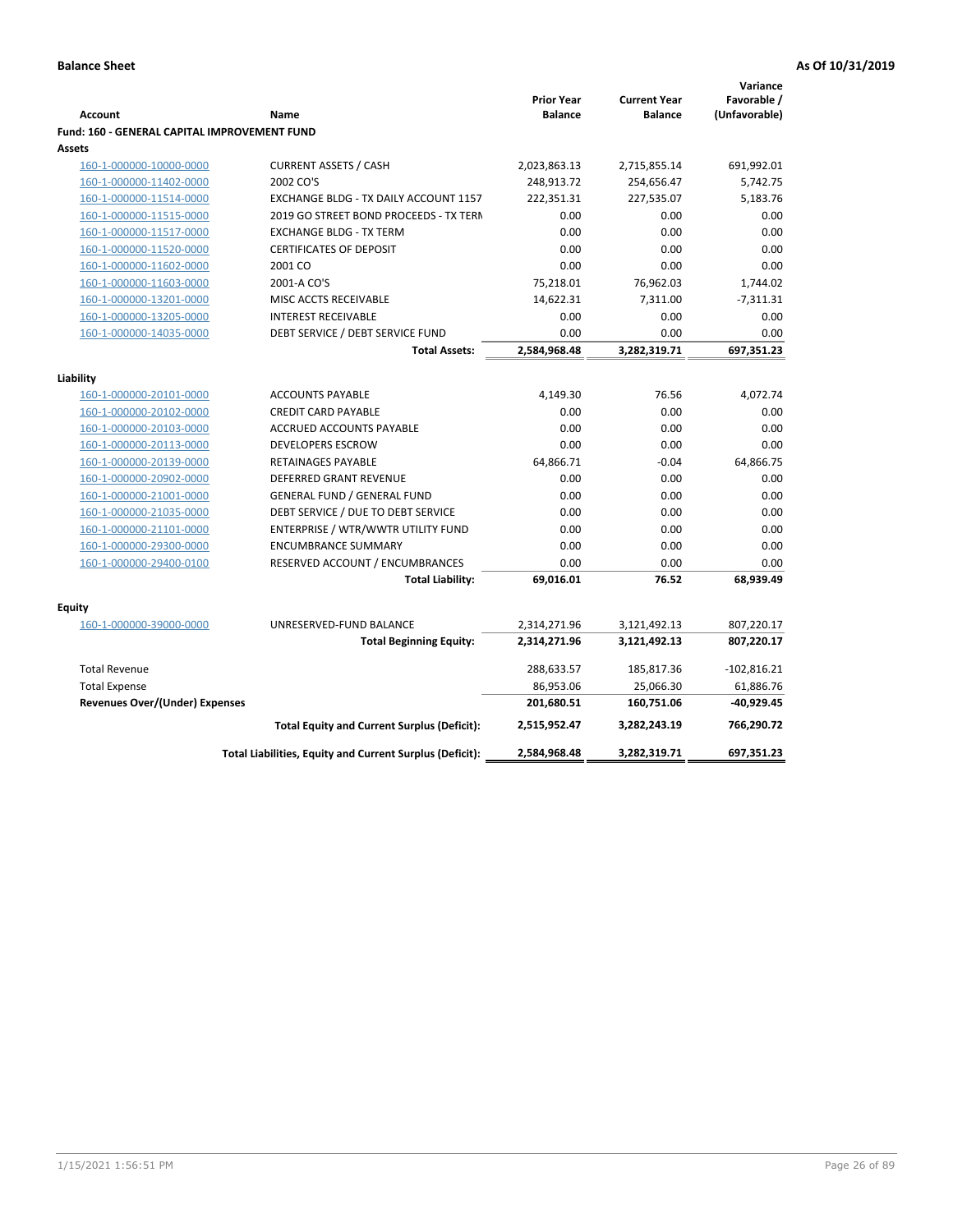**Balance Sheet** | **As Of 10/31/2019**

| Account | Name | Prior Year Balance | Current Year Balance | Variance Favorable / (Unfavorable) |
|---|---|---|---|---|
| **Fund: 160 - GENERAL CAPITAL IMPROVEMENT FUND** | | | | |
| **Assets** | | | | |
| 160-1-000000-10000-0000 | CURRENT ASSETS / CASH | 2,023,863.13 | 2,715,855.14 | 691,992.01 |
| 160-1-000000-11402-0000 | 2002 CO'S | 248,913.72 | 254,656.47 | 5,742.75 |
| 160-1-000000-11514-0000 | EXCHANGE BLDG - TX DAILY ACCOUNT 1157 | 222,351.31 | 227,535.07 | 5,183.76 |
| 160-1-000000-11515-0000 | 2019 GO STREET BOND PROCEEDS - TX TERM | 0.00 | 0.00 | 0.00 |
| 160-1-000000-11517-0000 | EXCHANGE BLDG - TX TERM | 0.00 | 0.00 | 0.00 |
| 160-1-000000-11520-0000 | CERTIFICATES OF DEPOSIT | 0.00 | 0.00 | 0.00 |
| 160-1-000000-11602-0000 | 2001 CO | 0.00 | 0.00 | 0.00 |
| 160-1-000000-11603-0000 | 2001-A CO'S | 75,218.01 | 76,962.03 | 1,744.02 |
| 160-1-000000-13201-0000 | MISC ACCTS RECEIVABLE | 14,622.31 | 7,311.00 | -7,311.31 |
| 160-1-000000-13205-0000 | INTEREST RECEIVABLE | 0.00 | 0.00 | 0.00 |
| 160-1-000000-14035-0000 | DEBT SERVICE / DEBT SERVICE FUND | 0.00 | 0.00 | 0.00 |
| | **Total Assets:** | **2,584,968.48** | **3,282,319.71** | **697,351.23** |
| **Liability** | | | | |
| 160-1-000000-20101-0000 | ACCOUNTS PAYABLE | 4,149.30 | 76.56 | 4,072.74 |
| 160-1-000000-20102-0000 | CREDIT CARD PAYABLE | 0.00 | 0.00 | 0.00 |
| 160-1-000000-20103-0000 | ACCRUED ACCOUNTS PAYABLE | 0.00 | 0.00 | 0.00 |
| 160-1-000000-20113-0000 | DEVELOPERS ESCROW | 0.00 | 0.00 | 0.00 |
| 160-1-000000-20139-0000 | RETAINAGES PAYABLE | 64,866.71 | -0.04 | 64,866.75 |
| 160-1-000000-20902-0000 | DEFERRED GRANT REVENUE | 0.00 | 0.00 | 0.00 |
| 160-1-000000-21001-0000 | GENERAL FUND / GENERAL FUND | 0.00 | 0.00 | 0.00 |
| 160-1-000000-21035-0000 | DEBT SERVICE / DUE TO DEBT SERVICE | 0.00 | 0.00 | 0.00 |
| 160-1-000000-21101-0000 | ENTERPRISE / WTR/WWTR UTILITY FUND | 0.00 | 0.00 | 0.00 |
| 160-1-000000-29300-0000 | ENCUMBRANCE SUMMARY | 0.00 | 0.00 | 0.00 |
| 160-1-000000-29400-0100 | RESERVED ACCOUNT / ENCUMBRANCES | 0.00 | 0.00 | 0.00 |
| | **Total Liability:** | **69,016.01** | **76.52** | **68,939.49** |
| **Equity** | | | | |
| 160-1-000000-39000-0000 | UNRESERVED-FUND BALANCE | 2,314,271.96 | 3,121,492.13 | 807,220.17 |
| | **Total Beginning Equity:** | **2,314,271.96** | **3,121,492.13** | **807,220.17** |
| Total Revenue | | 288,633.57 | 185,817.36 | -102,816.21 |
| Total Expense | | 86,953.06 | 25,066.30 | 61,886.76 |
| **Revenues Over/(Under) Expenses** | | **201,680.51** | **160,751.06** | **-40,929.45** |
| | **Total Equity and Current Surplus (Deficit):** | **2,515,952.47** | **3,282,243.19** | **766,290.72** |
| | **Total Liabilities, Equity and Current Surplus (Deficit):** | **2,584,968.48** | **3,282,319.71** | **697,351.23** |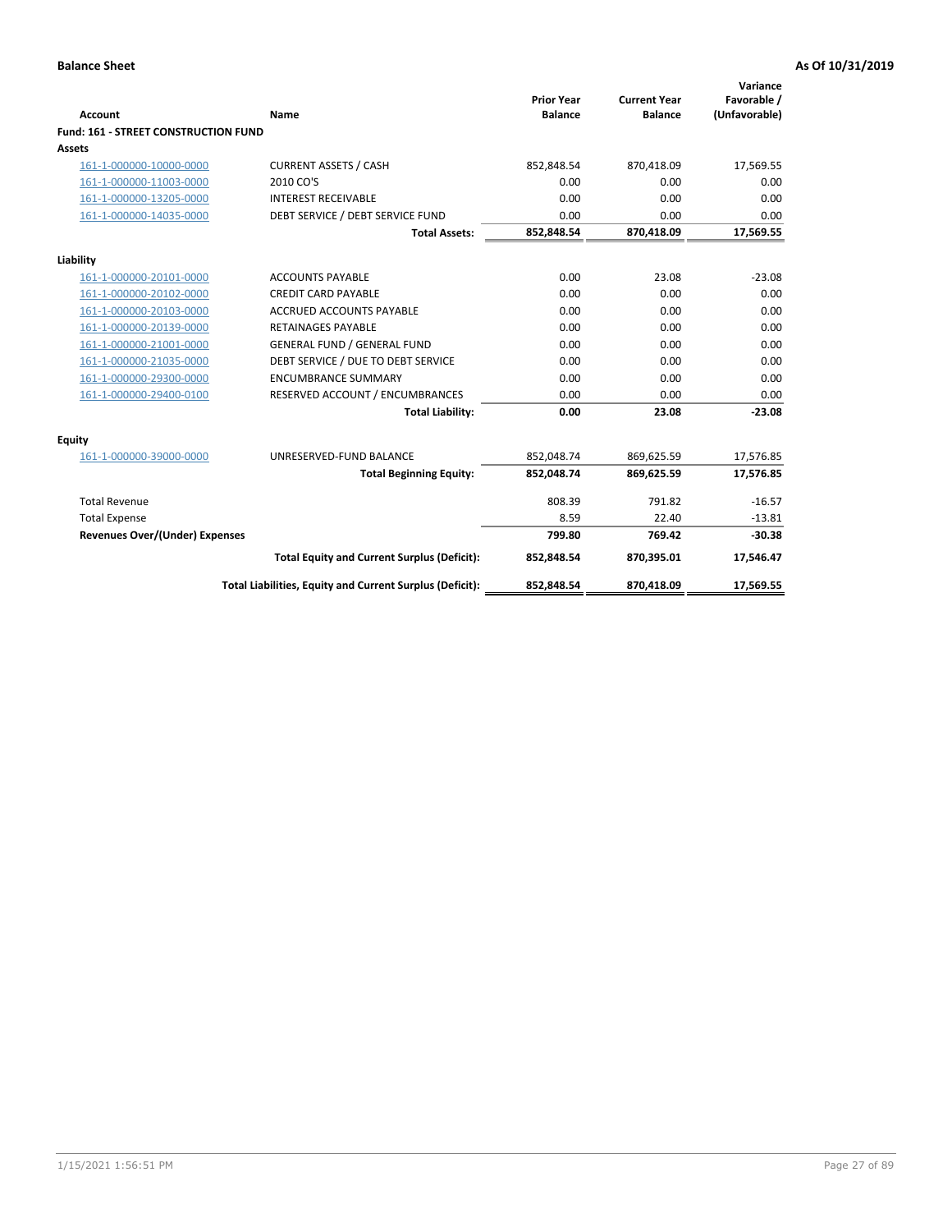**Balance Sheet** | **As Of 10/31/2019**

| Account | Name | Prior Year Balance | Current Year Balance | Variance Favorable / (Unfavorable) |
|---|---|---|---|---|
| **Fund: 161 - STREET CONSTRUCTION FUND** | | | | |
| **Assets** | | | | |
| 161-1-000000-10000-0000 | CURRENT ASSETS / CASH | 852,848.54 | 870,418.09 | 17,569.55 |
| 161-1-000000-11003-0000 | 2010 CO'S | 0.00 | 0.00 | 0.00 |
| 161-1-000000-13205-0000 | INTEREST RECEIVABLE | 0.00 | 0.00 | 0.00 |
| 161-1-000000-14035-0000 | DEBT SERVICE / DEBT SERVICE FUND | 0.00 | 0.00 | 0.00 |
| | **Total Assets:** | **852,848.54** | **870,418.09** | **17,569.55** |
| **Liability** | | | | |
| 161-1-000000-20101-0000 | ACCOUNTS PAYABLE | 0.00 | 23.08 | -23.08 |
| 161-1-000000-20102-0000 | CREDIT CARD PAYABLE | 0.00 | 0.00 | 0.00 |
| 161-1-000000-20103-0000 | ACCRUED ACCOUNTS PAYABLE | 0.00 | 0.00 | 0.00 |
| 161-1-000000-20139-0000 | RETAINAGES PAYABLE | 0.00 | 0.00 | 0.00 |
| 161-1-000000-21001-0000 | GENERAL FUND / GENERAL FUND | 0.00 | 0.00 | 0.00 |
| 161-1-000000-21035-0000 | DEBT SERVICE / DUE TO DEBT SERVICE | 0.00 | 0.00 | 0.00 |
| 161-1-000000-29300-0000 | ENCUMBRANCE SUMMARY | 0.00 | 0.00 | 0.00 |
| 161-1-000000-29400-0100 | RESERVED ACCOUNT / ENCUMBRANCES | 0.00 | 0.00 | 0.00 |
| | **Total Liability:** | **0.00** | **23.08** | **-23.08** |
| **Equity** | | | | |
| 161-1-000000-39000-0000 | UNRESERVED-FUND BALANCE | 852,048.74 | 869,625.59 | 17,576.85 |
| | **Total Beginning Equity:** | **852,048.74** | **869,625.59** | **17,576.85** |
| Total Revenue | | 808.39 | 791.82 | -16.57 |
| Total Expense | | 8.59 | 22.40 | -13.81 |
| **Revenues Over/(Under) Expenses** | | **799.80** | **769.42** | **-30.38** |
| | **Total Equity and Current Surplus (Deficit):** | **852,848.54** | **870,395.01** | **17,546.47** |
| | **Total Liabilities, Equity and Current Surplus (Deficit):** | **852,848.54** | **870,418.09** | **17,569.55** |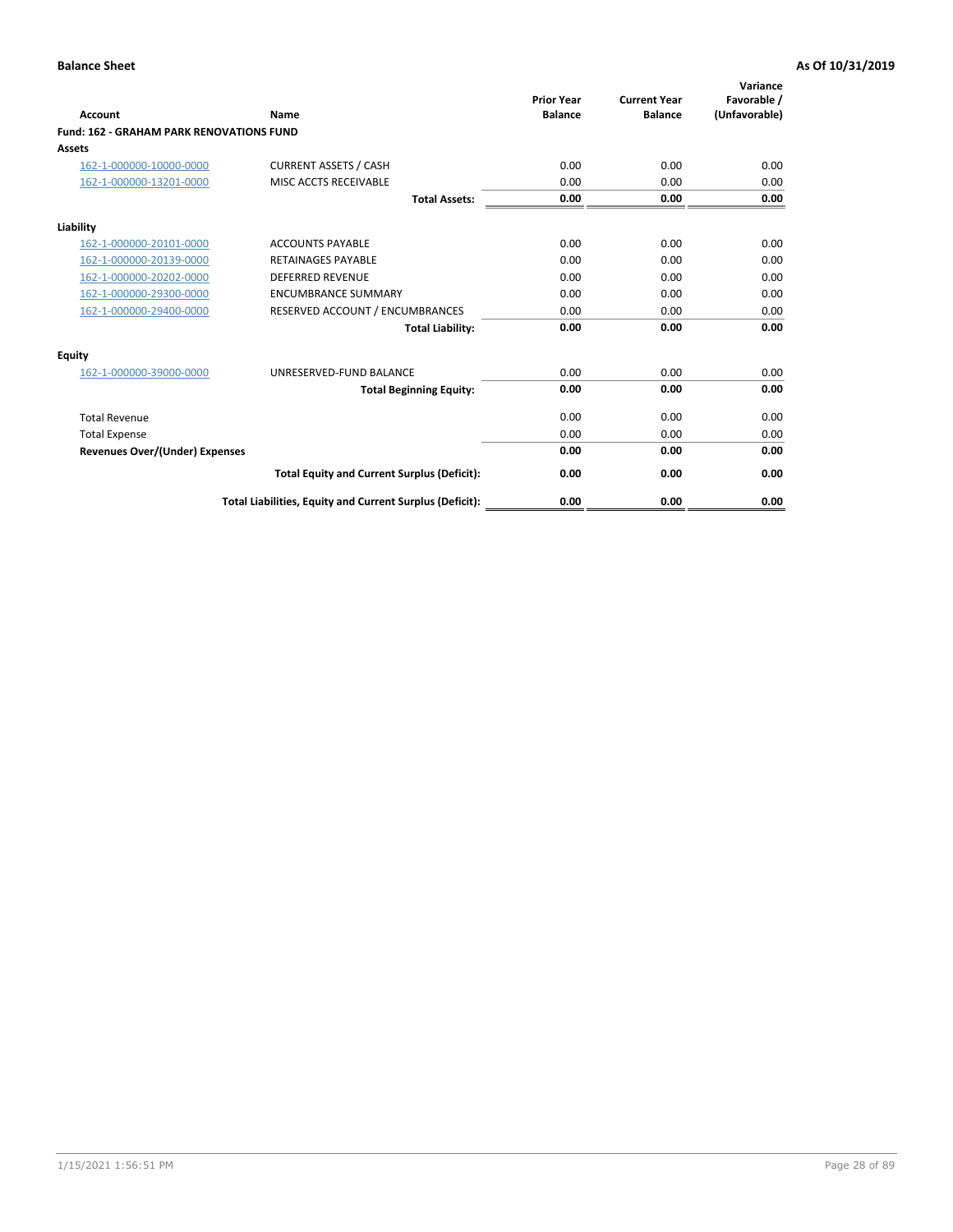**Balance Sheet** **As Of 10/31/2019**

| Account | Name | Prior Year Balance | Current Year Balance | Variance Favorable / (Unfavorable) |
|---|---|---|---|---|
| **Fund: 162 - GRAHAM PARK RENOVATIONS FUND** | | | | |
| **Assets** | | | | |
| 162-1-000000-10000-0000 | CURRENT ASSETS / CASH | 0.00 | 0.00 | 0.00 |
| 162-1-000000-13201-0000 | MISC ACCTS RECEIVABLE | 0.00 | 0.00 | 0.00 |
| | **Total Assets:** | **0.00** | **0.00** | **0.00** |
| **Liability** | | | | |
| 162-1-000000-20101-0000 | ACCOUNTS PAYABLE | 0.00 | 0.00 | 0.00 |
| 162-1-000000-20139-0000 | RETAINAGES PAYABLE | 0.00 | 0.00 | 0.00 |
| 162-1-000000-20202-0000 | DEFERRED REVENUE | 0.00 | 0.00 | 0.00 |
| 162-1-000000-29300-0000 | ENCUMBRANCE SUMMARY | 0.00 | 0.00 | 0.00 |
| 162-1-000000-29400-0000 | RESERVED ACCOUNT / ENCUMBRANCES | 0.00 | 0.00 | 0.00 |
| | **Total Liability:** | **0.00** | **0.00** | **0.00** |
| **Equity** | | | | |
| 162-1-000000-39000-0000 | UNRESERVED-FUND BALANCE | 0.00 | 0.00 | 0.00 |
| | **Total Beginning Equity:** | **0.00** | **0.00** | **0.00** |
| Total Revenue | | 0.00 | 0.00 | 0.00 |
| Total Expense | | 0.00 | 0.00 | 0.00 |
| **Revenues Over/(Under) Expenses** | | **0.00** | **0.00** | **0.00** |
| | **Total Equity and Current Surplus (Deficit):** | **0.00** | **0.00** | **0.00** |
| | **Total Liabilities, Equity and Current Surplus (Deficit):** | **0.00** | **0.00** | **0.00** |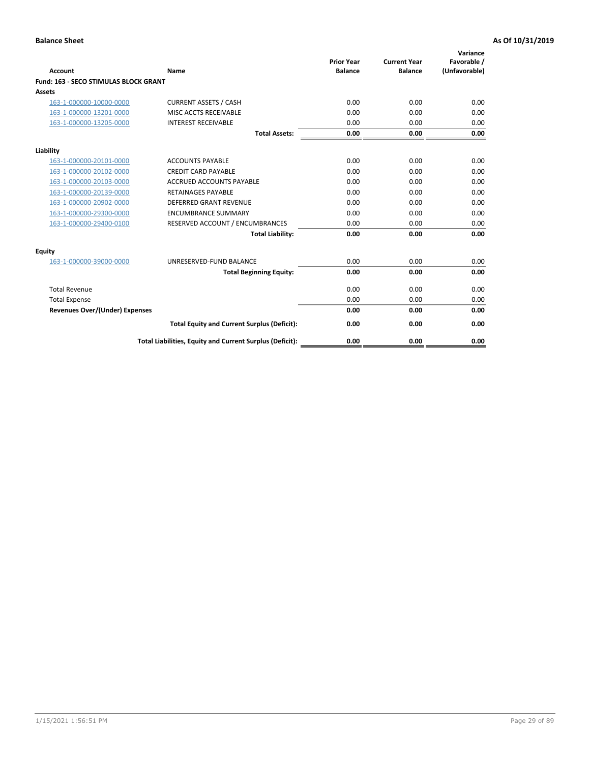**Balance Sheet** **As Of 10/31/2019**

| Account | Name | Prior Year Balance | Current Year Balance | Variance Favorable / (Unfavorable) |
|---|---|---|---|---|
| **Fund: 163 - SECO STIMULAS BLOCK GRANT** | | | | |
| **Assets** | | | | |
| 163-1-000000-10000-0000 | CURRENT ASSETS / CASH | 0.00 | 0.00 | 0.00 |
| 163-1-000000-13201-0000 | MISC ACCTS RECEIVABLE | 0.00 | 0.00 | 0.00 |
| 163-1-000000-13205-0000 | INTEREST RECEIVABLE | 0.00 | 0.00 | 0.00 |
| | **Total Assets:** | **0.00** | **0.00** | **0.00** |
| **Liability** | | | | |
| 163-1-000000-20101-0000 | ACCOUNTS PAYABLE | 0.00 | 0.00 | 0.00 |
| 163-1-000000-20102-0000 | CREDIT CARD PAYABLE | 0.00 | 0.00 | 0.00 |
| 163-1-000000-20103-0000 | ACCRUED ACCOUNTS PAYABLE | 0.00 | 0.00 | 0.00 |
| 163-1-000000-20139-0000 | RETAINAGES PAYABLE | 0.00 | 0.00 | 0.00 |
| 163-1-000000-20902-0000 | DEFERRED GRANT REVENUE | 0.00 | 0.00 | 0.00 |
| 163-1-000000-29300-0000 | ENCUMBRANCE SUMMARY | 0.00 | 0.00 | 0.00 |
| 163-1-000000-29400-0100 | RESERVED ACCOUNT / ENCUMBRANCES | 0.00 | 0.00 | 0.00 |
| | **Total Liability:** | **0.00** | **0.00** | **0.00** |
| **Equity** | | | | |
| 163-1-000000-39000-0000 | UNRESERVED-FUND BALANCE | 0.00 | 0.00 | 0.00 |
| | **Total Beginning Equity:** | **0.00** | **0.00** | **0.00** |
| Total Revenue | | 0.00 | 0.00 | 0.00 |
| Total Expense | | 0.00 | 0.00 | 0.00 |
| **Revenues Over/(Under) Expenses** | | **0.00** | **0.00** | **0.00** |
| | **Total Equity and Current Surplus (Deficit):** | **0.00** | **0.00** | **0.00** |
| | **Total Liabilities, Equity and Current Surplus (Deficit):** | **0.00** | **0.00** | **0.00** |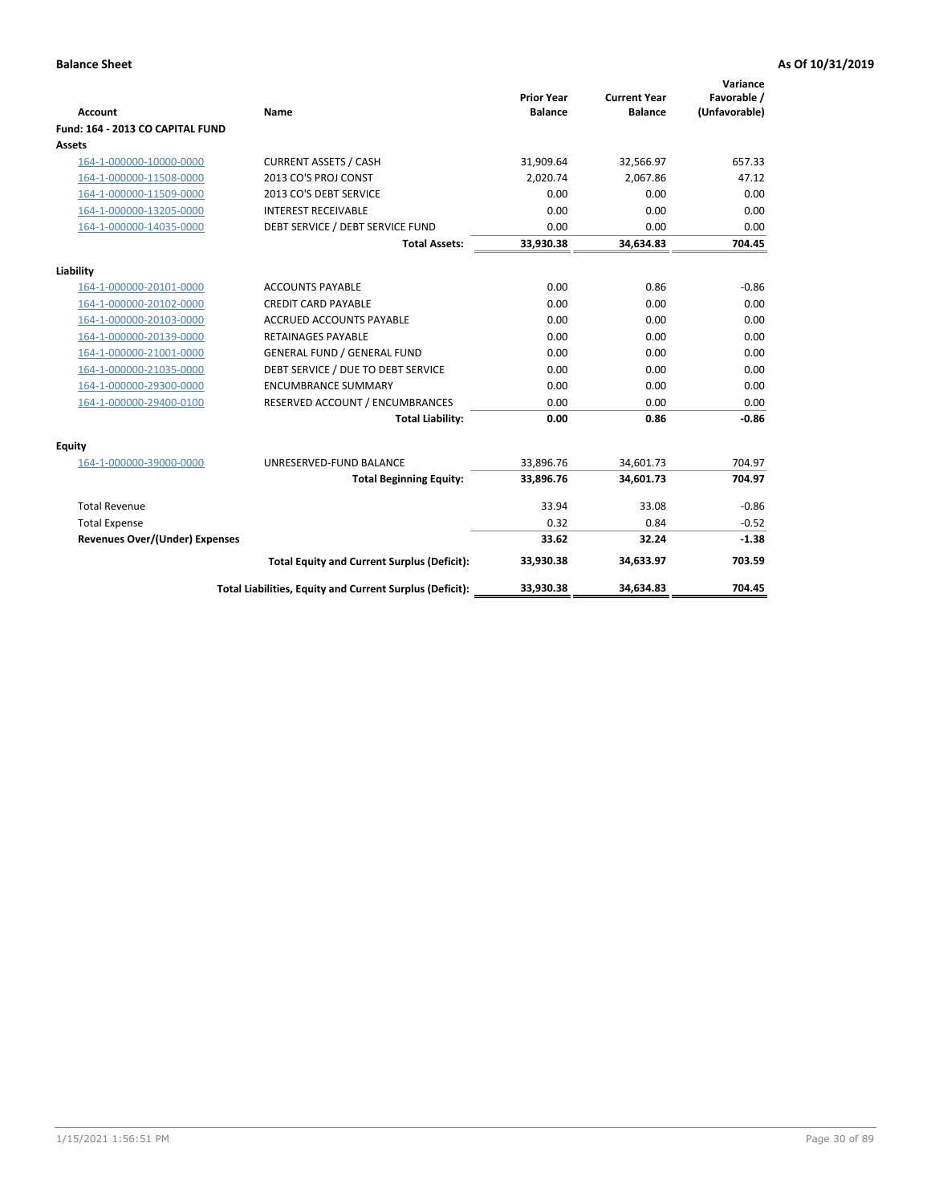**Balance Sheet** **As Of 10/31/2019**

| Account | Name | Prior Year Balance | Current Year Balance | Variance Favorable / (Unfavorable) |
|---|---|---|---|---|
| **Fund: 164 - 2013 CO CAPITAL FUND** | | | | |
| **Assets** | | | | |
| 164-1-000000-10000-0000 | CURRENT ASSETS / CASH | 31,909.64 | 32,566.97 | 657.33 |
| 164-1-000000-11508-0000 | 2013 CO'S PROJ CONST | 2,020.74 | 2,067.86 | 47.12 |
| 164-1-000000-11509-0000 | 2013 CO'S DEBT SERVICE | 0.00 | 0.00 | 0.00 |
| 164-1-000000-13205-0000 | INTEREST RECEIVABLE | 0.00 | 0.00 | 0.00 |
| 164-1-000000-14035-0000 | DEBT SERVICE / DEBT SERVICE FUND | 0.00 | 0.00 | 0.00 |
| | **Total Assets:** | **33,930.38** | **34,634.83** | **704.45** |
| **Liability** | | | | |
| 164-1-000000-20101-0000 | ACCOUNTS PAYABLE | 0.00 | 0.86 | -0.86 |
| 164-1-000000-20102-0000 | CREDIT CARD PAYABLE | 0.00 | 0.00 | 0.00 |
| 164-1-000000-20103-0000 | ACCRUED ACCOUNTS PAYABLE | 0.00 | 0.00 | 0.00 |
| 164-1-000000-20139-0000 | RETAINAGES PAYABLE | 0.00 | 0.00 | 0.00 |
| 164-1-000000-21001-0000 | GENERAL FUND / GENERAL FUND | 0.00 | 0.00 | 0.00 |
| 164-1-000000-21035-0000 | DEBT SERVICE / DUE TO DEBT SERVICE | 0.00 | 0.00 | 0.00 |
| 164-1-000000-29300-0000 | ENCUMBRANCE SUMMARY | 0.00 | 0.00 | 0.00 |
| 164-1-000000-29400-0100 | RESERVED ACCOUNT / ENCUMBRANCES | 0.00 | 0.00 | 0.00 |
| | **Total Liability:** | **0.00** | **0.86** | **-0.86** |
| **Equity** | | | | |
| 164-1-000000-39000-0000 | UNRESERVED-FUND BALANCE | 33,896.76 | 34,601.73 | 704.97 |
| | **Total Beginning Equity:** | **33,896.76** | **34,601.73** | **704.97** |
| Total Revenue | | 33.94 | 33.08 | -0.86 |
| Total Expense | | 0.32 | 0.84 | -0.52 |
| **Revenues Over/(Under) Expenses** | | **33.62** | **32.24** | **-1.38** |
| | **Total Equity and Current Surplus (Deficit):** | **33,930.38** | **34,633.97** | **703.59** |
| | **Total Liabilities, Equity and Current Surplus (Deficit):** | **33,930.38** | **34,634.83** | **704.45** |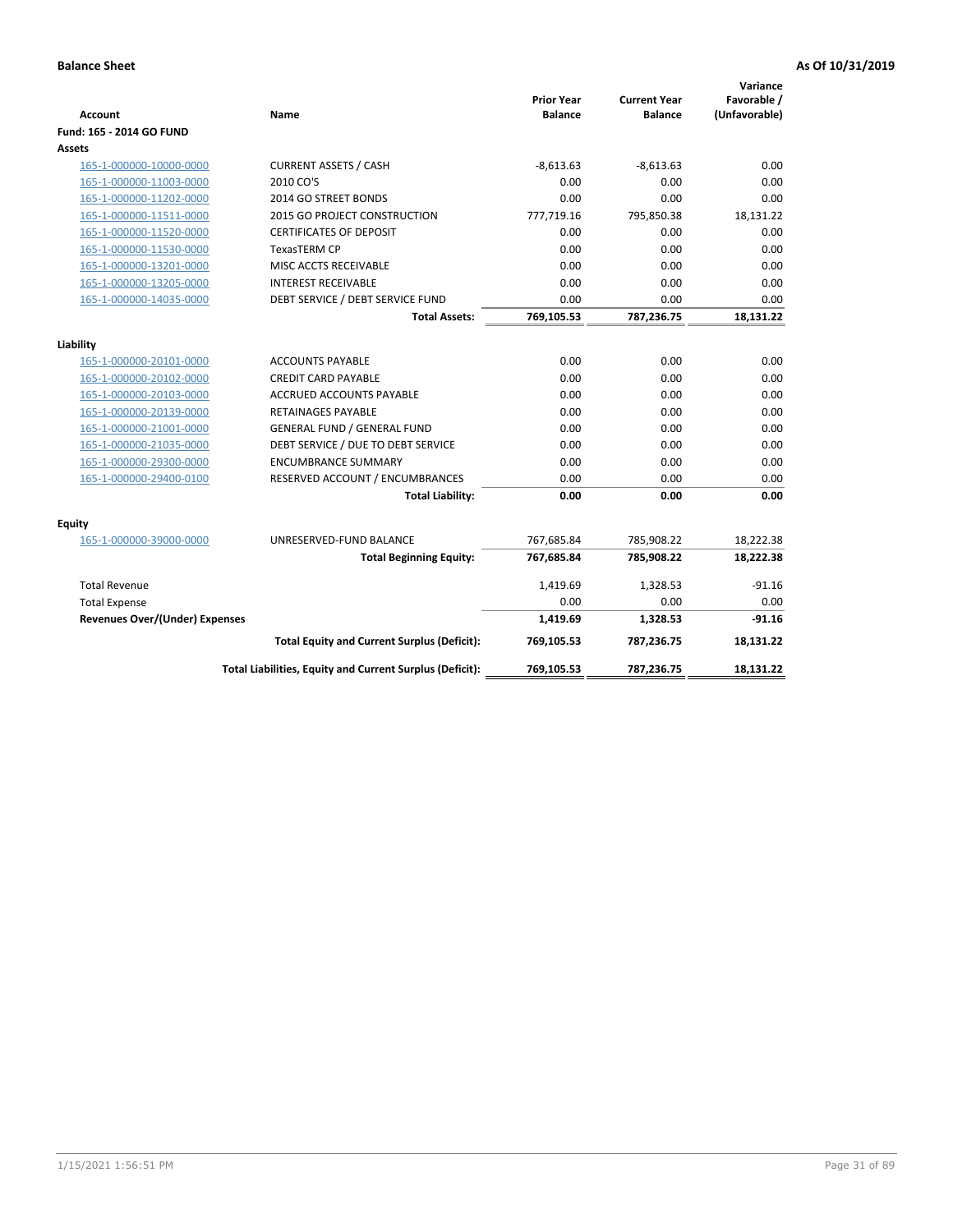**Balance Sheet** **As Of 10/31/2019**

| Account | Name | Prior Year Balance | Current Year Balance | Variance Favorable / (Unfavorable) |
|---|---|---|---|---|
| **Fund: 165 - 2014 GO FUND** | | | | |
| **Assets** | | | | |
| 165-1-000000-10000-0000 | CURRENT ASSETS / CASH | -8,613.63 | -8,613.63 | 0.00 |
| 165-1-000000-11003-0000 | 2010 CO'S | 0.00 | 0.00 | 0.00 |
| 165-1-000000-11202-0000 | 2014 GO STREET BONDS | 0.00 | 0.00 | 0.00 |
| 165-1-000000-11511-0000 | 2015 GO PROJECT CONSTRUCTION | 777,719.16 | 795,850.38 | 18,131.22 |
| 165-1-000000-11520-0000 | CERTIFICATES OF DEPOSIT | 0.00 | 0.00 | 0.00 |
| 165-1-000000-11530-0000 | TexasTERM CP | 0.00 | 0.00 | 0.00 |
| 165-1-000000-13201-0000 | MISC ACCTS RECEIVABLE | 0.00 | 0.00 | 0.00 |
| 165-1-000000-13205-0000 | INTEREST RECEIVABLE | 0.00 | 0.00 | 0.00 |
| 165-1-000000-14035-0000 | DEBT SERVICE / DEBT SERVICE FUND | 0.00 | 0.00 | 0.00 |
| | **Total Assets:** | **769,105.53** | **787,236.75** | **18,131.22** |
| **Liability** | | | | |
| 165-1-000000-20101-0000 | ACCOUNTS PAYABLE | 0.00 | 0.00 | 0.00 |
| 165-1-000000-20102-0000 | CREDIT CARD PAYABLE | 0.00 | 0.00 | 0.00 |
| 165-1-000000-20103-0000 | ACCRUED ACCOUNTS PAYABLE | 0.00 | 0.00 | 0.00 |
| 165-1-000000-20139-0000 | RETAINAGES PAYABLE | 0.00 | 0.00 | 0.00 |
| 165-1-000000-21001-0000 | GENERAL FUND / GENERAL FUND | 0.00 | 0.00 | 0.00 |
| 165-1-000000-21035-0000 | DEBT SERVICE / DUE TO DEBT SERVICE | 0.00 | 0.00 | 0.00 |
| 165-1-000000-29300-0000 | ENCUMBRANCE SUMMARY | 0.00 | 0.00 | 0.00 |
| 165-1-000000-29400-0100 | RESERVED ACCOUNT / ENCUMBRANCES | 0.00 | 0.00 | 0.00 |
| | **Total Liability:** | **0.00** | **0.00** | **0.00** |
| **Equity** | | | | |
| 165-1-000000-39000-0000 | UNRESERVED-FUND BALANCE | 767,685.84 | 785,908.22 | 18,222.38 |
| | **Total Beginning Equity:** | **767,685.84** | **785,908.22** | **18,222.38** |
| Total Revenue | | 1,419.69 | 1,328.53 | -91.16 |
| Total Expense | | 0.00 | 0.00 | 0.00 |
| **Revenues Over/(Under) Expenses** | | **1,419.69** | **1,328.53** | **-91.16** |
| | **Total Equity and Current Surplus (Deficit):** | **769,105.53** | **787,236.75** | **18,131.22** |
| | **Total Liabilities, Equity and Current Surplus (Deficit):** | **769,105.53** | **787,236.75** | **18,131.22** |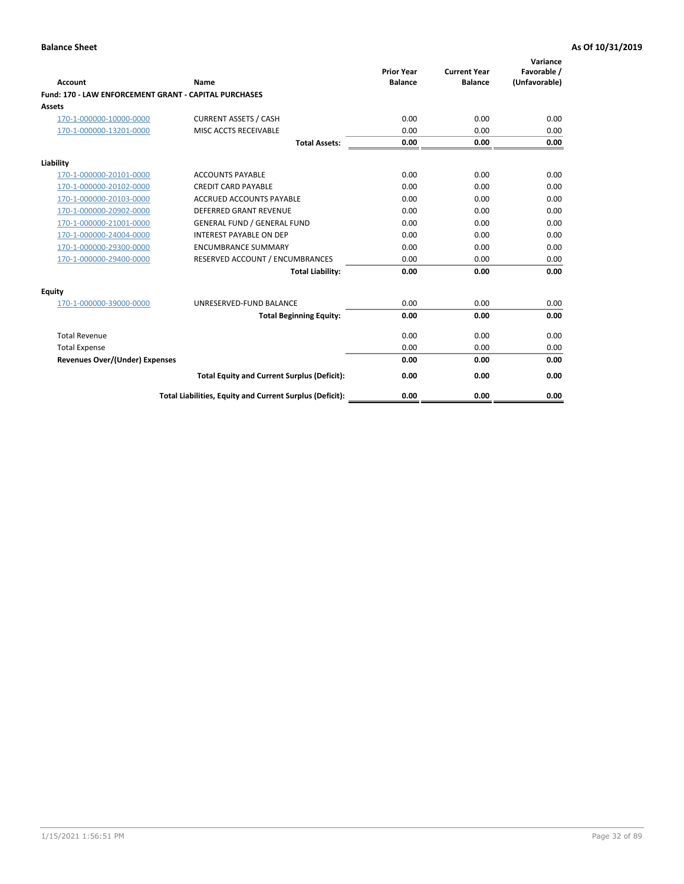**Balance Sheet** **As Of 10/31/2019**

| Account | Name | Prior Year Balance | Current Year Balance | Variance Favorable / (Unfavorable) |
|---|---|---|---|---|
| **Fund: 170 - LAW ENFORCEMENT GRANT - CAPITAL PURCHASES** | | | | |
| **Assets** | | | | |
| 170-1-000000-10000-0000 | CURRENT ASSETS / CASH | 0.00 | 0.00 | 0.00 |
| 170-1-000000-13201-0000 | MISC ACCTS RECEIVABLE | 0.00 | 0.00 | 0.00 |
| | **Total Assets:** | **0.00** | **0.00** | **0.00** |
| **Liability** | | | | |
| 170-1-000000-20101-0000 | ACCOUNTS PAYABLE | 0.00 | 0.00 | 0.00 |
| 170-1-000000-20102-0000 | CREDIT CARD PAYABLE | 0.00 | 0.00 | 0.00 |
| 170-1-000000-20103-0000 | ACCRUED ACCOUNTS PAYABLE | 0.00 | 0.00 | 0.00 |
| 170-1-000000-20902-0000 | DEFERRED GRANT REVENUE | 0.00 | 0.00 | 0.00 |
| 170-1-000000-21001-0000 | GENERAL FUND / GENERAL FUND | 0.00 | 0.00 | 0.00 |
| 170-1-000000-24004-0000 | INTEREST PAYABLE ON DEP | 0.00 | 0.00 | 0.00 |
| 170-1-000000-29300-0000 | ENCUMBRANCE SUMMARY | 0.00 | 0.00 | 0.00 |
| 170-1-000000-29400-0000 | RESERVED ACCOUNT / ENCUMBRANCES | 0.00 | 0.00 | 0.00 |
| | **Total Liability:** | **0.00** | **0.00** | **0.00** |
| **Equity** | | | | |
| 170-1-000000-39000-0000 | UNRESERVED-FUND BALANCE | 0.00 | 0.00 | 0.00 |
| | **Total Beginning Equity:** | **0.00** | **0.00** | **0.00** |
| Total Revenue | | 0.00 | 0.00 | 0.00 |
| Total Expense | | 0.00 | 0.00 | 0.00 |
| **Revenues Over/(Under) Expenses** | | **0.00** | **0.00** | **0.00** |
| | **Total Equity and Current Surplus (Deficit):** | **0.00** | **0.00** | **0.00** |
| | **Total Liabilities, Equity and Current Surplus (Deficit):** | **0.00** | **0.00** | **0.00** |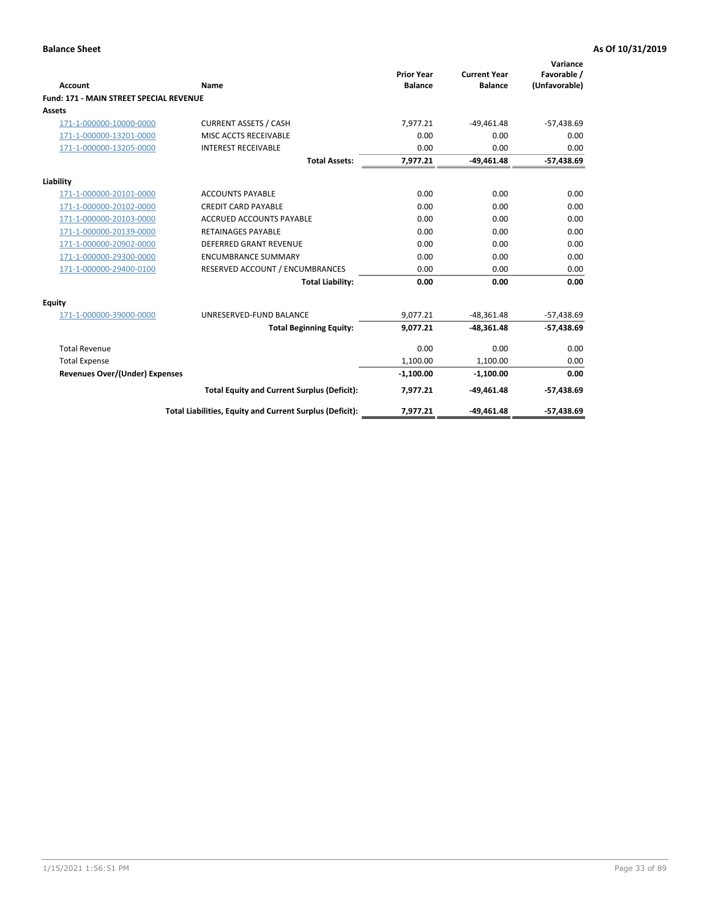**Balance Sheet** — **As Of 10/31/2019**

| Account | Name | Prior Year Balance | Current Year Balance | Variance Favorable / (Unfavorable) |
|---|---|---|---|---|
| **Fund: 171 - MAIN STREET SPECIAL REVENUE** | | | | |
| **Assets** | | | | |
| 171-1-000000-10000-0000 | CURRENT ASSETS / CASH | 7,977.21 | -49,461.48 | -57,438.69 |
| 171-1-000000-13201-0000 | MISC ACCTS RECEIVABLE | 0.00 | 0.00 | 0.00 |
| 171-1-000000-13205-0000 | INTEREST RECEIVABLE | 0.00 | 0.00 | 0.00 |
| | **Total Assets:** | **7,977.21** | **-49,461.48** | **-57,438.69** |
| **Liability** | | | | |
| 171-1-000000-20101-0000 | ACCOUNTS PAYABLE | 0.00 | 0.00 | 0.00 |
| 171-1-000000-20102-0000 | CREDIT CARD PAYABLE | 0.00 | 0.00 | 0.00 |
| 171-1-000000-20103-0000 | ACCRUED ACCOUNTS PAYABLE | 0.00 | 0.00 | 0.00 |
| 171-1-000000-20139-0000 | RETAINAGES PAYABLE | 0.00 | 0.00 | 0.00 |
| 171-1-000000-20902-0000 | DEFERRED GRANT REVENUE | 0.00 | 0.00 | 0.00 |
| 171-1-000000-29300-0000 | ENCUMBRANCE SUMMARY | 0.00 | 0.00 | 0.00 |
| 171-1-000000-29400-0100 | RESERVED ACCOUNT / ENCUMBRANCES | 0.00 | 0.00 | 0.00 |
| | **Total Liability:** | **0.00** | **0.00** | **0.00** |
| **Equity** | | | | |
| 171-1-000000-39000-0000 | UNRESERVED-FUND BALANCE | 9,077.21 | -48,361.48 | -57,438.69 |
| | **Total Beginning Equity:** | **9,077.21** | **-48,361.48** | **-57,438.69** |
| Total Revenue | | 0.00 | 0.00 | 0.00 |
| Total Expense | | 1,100.00 | 1,100.00 | 0.00 |
| **Revenues Over/(Under) Expenses** | | **-1,100.00** | **-1,100.00** | **0.00** |
| | **Total Equity and Current Surplus (Deficit):** | **7,977.21** | **-49,461.48** | **-57,438.69** |
| | **Total Liabilities, Equity and Current Surplus (Deficit):** | **7,977.21** | **-49,461.48** | **-57,438.69** |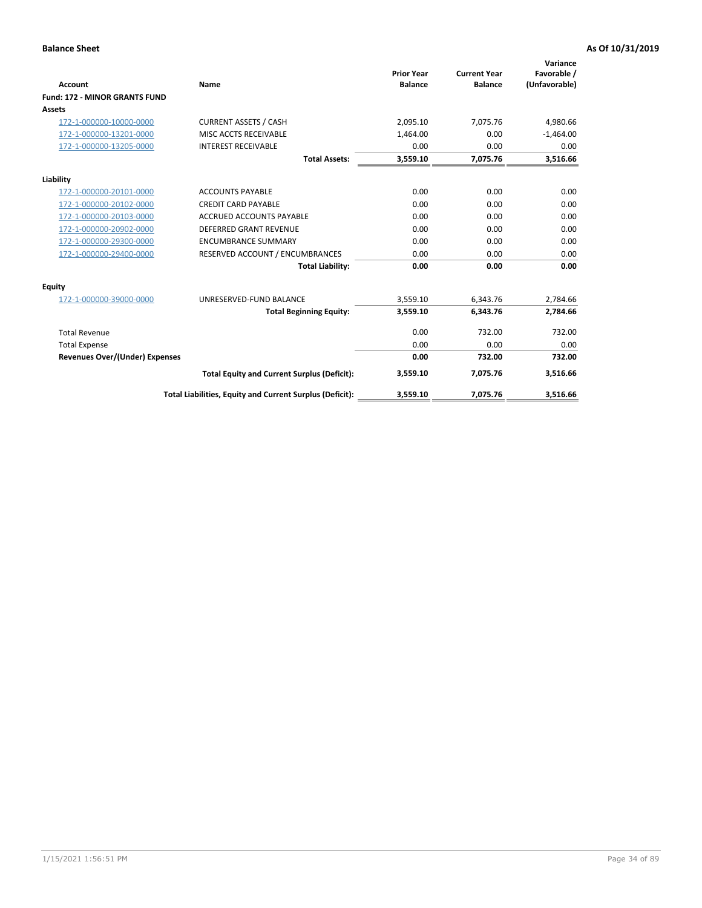**Balance Sheet** — **As Of 10/31/2019**

| Account | Name | Prior Year Balance | Current Year Balance | Variance Favorable / (Unfavorable) |
|---|---|---|---|---|
| **Fund: 172 - MINOR GRANTS FUND** | | | | |
| **Assets** | | | | |
| 172-1-000000-10000-0000 | CURRENT ASSETS / CASH | 2,095.10 | 7,075.76 | 4,980.66 |
| 172-1-000000-13201-0000 | MISC ACCTS RECEIVABLE | 1,464.00 | 0.00 | -1,464.00 |
| 172-1-000000-13205-0000 | INTEREST RECEIVABLE | 0.00 | 0.00 | 0.00 |
| | **Total Assets:** | **3,559.10** | **7,075.76** | **3,516.66** |
| **Liability** | | | | |
| 172-1-000000-20101-0000 | ACCOUNTS PAYABLE | 0.00 | 0.00 | 0.00 |
| 172-1-000000-20102-0000 | CREDIT CARD PAYABLE | 0.00 | 0.00 | 0.00 |
| 172-1-000000-20103-0000 | ACCRUED ACCOUNTS PAYABLE | 0.00 | 0.00 | 0.00 |
| 172-1-000000-20902-0000 | DEFERRED GRANT REVENUE | 0.00 | 0.00 | 0.00 |
| 172-1-000000-29300-0000 | ENCUMBRANCE SUMMARY | 0.00 | 0.00 | 0.00 |
| 172-1-000000-29400-0000 | RESERVED ACCOUNT / ENCUMBRANCES | 0.00 | 0.00 | 0.00 |
| | **Total Liability:** | **0.00** | **0.00** | **0.00** |
| **Equity** | | | | |
| 172-1-000000-39000-0000 | UNRESERVED-FUND BALANCE | 3,559.10 | 6,343.76 | 2,784.66 |
| | **Total Beginning Equity:** | **3,559.10** | **6,343.76** | **2,784.66** |
| Total Revenue | | 0.00 | 732.00 | 732.00 |
| Total Expense | | 0.00 | 0.00 | 0.00 |
| **Revenues Over/(Under) Expenses** | | **0.00** | **732.00** | **732.00** |
| | **Total Equity and Current Surplus (Deficit):** | **3,559.10** | **7,075.76** | **3,516.66** |
| | **Total Liabilities, Equity and Current Surplus (Deficit):** | **3,559.10** | **7,075.76** | **3,516.66** |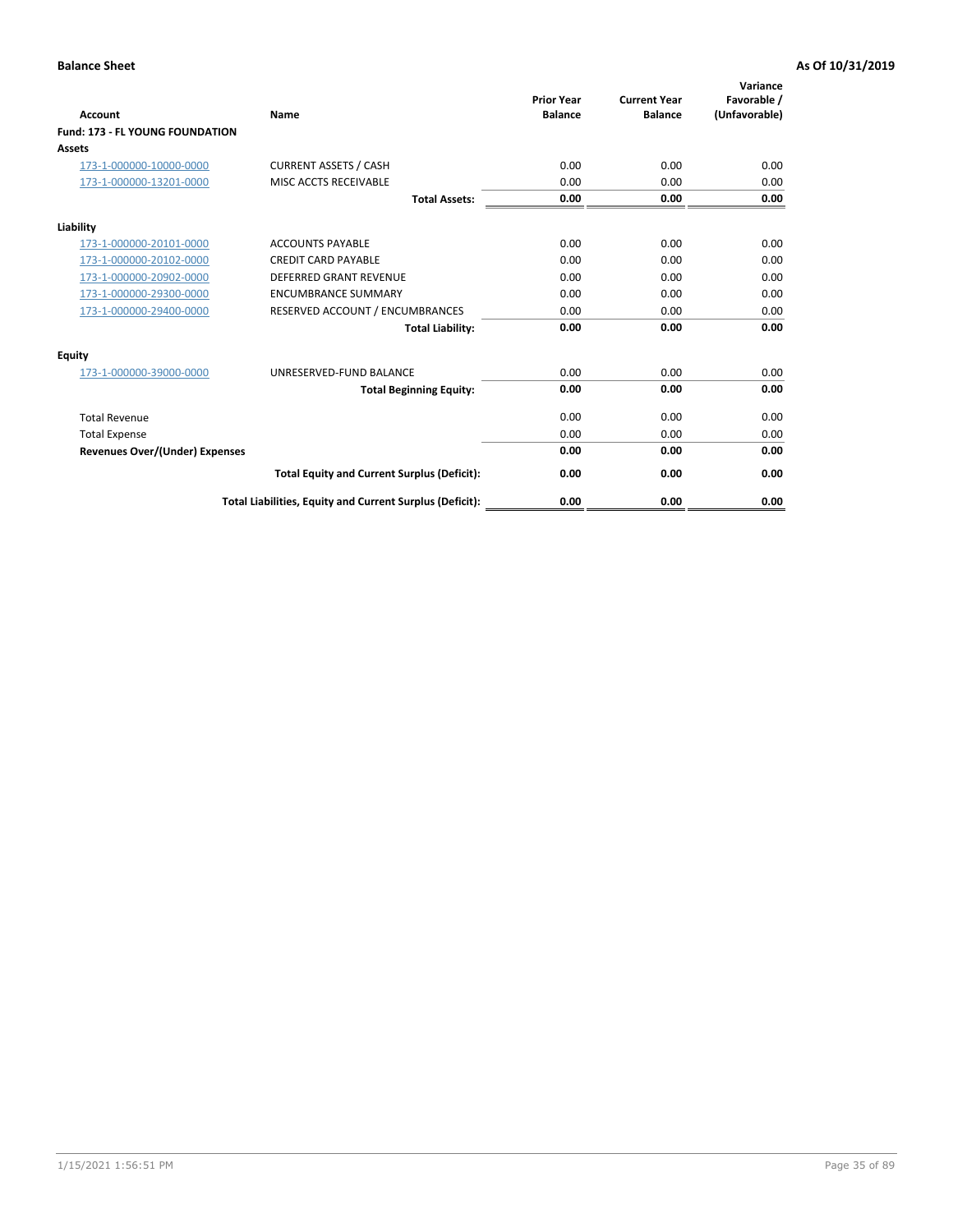**Balance Sheet** — **As Of 10/31/2019**

| Account | Name | Prior Year Balance | Current Year Balance | Variance Favorable / (Unfavorable) |
|---|---|---|---|---|
| **Fund: 173 - FL YOUNG FOUNDATION** | | | | |
| **Assets** | | | | |
| 173-1-000000-10000-0000 | CURRENT ASSETS / CASH | 0.00 | 0.00 | 0.00 |
| 173-1-000000-13201-0000 | MISC ACCTS RECEIVABLE | 0.00 | 0.00 | 0.00 |
| | **Total Assets:** | **0.00** | **0.00** | **0.00** |
| **Liability** | | | | |
| 173-1-000000-20101-0000 | ACCOUNTS PAYABLE | 0.00 | 0.00 | 0.00 |
| 173-1-000000-20102-0000 | CREDIT CARD PAYABLE | 0.00 | 0.00 | 0.00 |
| 173-1-000000-20902-0000 | DEFERRED GRANT REVENUE | 0.00 | 0.00 | 0.00 |
| 173-1-000000-29300-0000 | ENCUMBRANCE SUMMARY | 0.00 | 0.00 | 0.00 |
| 173-1-000000-29400-0000 | RESERVED ACCOUNT / ENCUMBRANCES | 0.00 | 0.00 | 0.00 |
| | **Total Liability:** | **0.00** | **0.00** | **0.00** |
| **Equity** | | | | |
| 173-1-000000-39000-0000 | UNRESERVED-FUND BALANCE | 0.00 | 0.00 | 0.00 |
| | **Total Beginning Equity:** | **0.00** | **0.00** | **0.00** |
| Total Revenue | | 0.00 | 0.00 | 0.00 |
| Total Expense | | 0.00 | 0.00 | 0.00 |
| **Revenues Over/(Under) Expenses** | | **0.00** | **0.00** | **0.00** |
| | **Total Equity and Current Surplus (Deficit):** | **0.00** | **0.00** | **0.00** |
| | **Total Liabilities, Equity and Current Surplus (Deficit):** | **0.00** | **0.00** | **0.00** |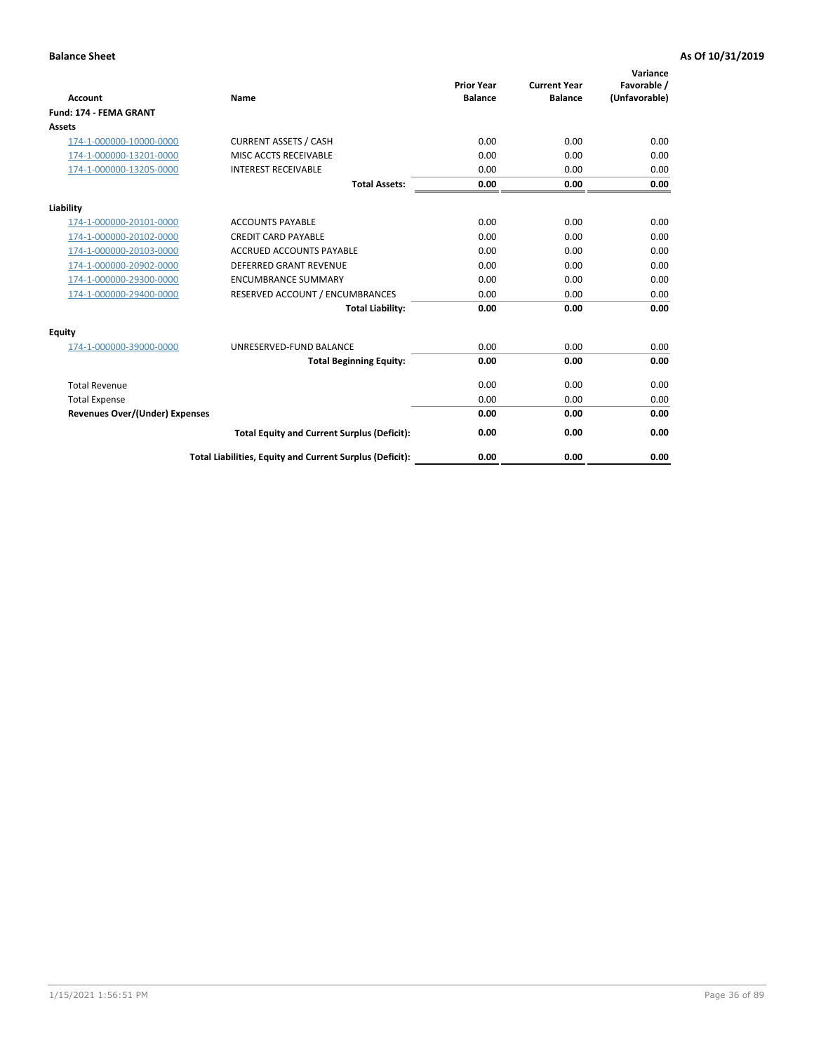**Balance Sheet** **As Of 10/31/2019**

| Account | Name | Prior Year Balance | Current Year Balance | Variance Favorable / (Unfavorable) |
|---|---|---|---|---|
| **Fund: 174 - FEMA GRANT** | | | | |
| **Assets** | | | | |
| 174-1-000000-10000-0000 | CURRENT ASSETS / CASH | 0.00 | 0.00 | 0.00 |
| 174-1-000000-13201-0000 | MISC ACCTS RECEIVABLE | 0.00 | 0.00 | 0.00 |
| 174-1-000000-13205-0000 | INTEREST RECEIVABLE | 0.00 | 0.00 | 0.00 |
| | **Total Assets:** | **0.00** | **0.00** | **0.00** |
| **Liability** | | | | |
| 174-1-000000-20101-0000 | ACCOUNTS PAYABLE | 0.00 | 0.00 | 0.00 |
| 174-1-000000-20102-0000 | CREDIT CARD PAYABLE | 0.00 | 0.00 | 0.00 |
| 174-1-000000-20103-0000 | ACCRUED ACCOUNTS PAYABLE | 0.00 | 0.00 | 0.00 |
| 174-1-000000-20902-0000 | DEFERRED GRANT REVENUE | 0.00 | 0.00 | 0.00 |
| 174-1-000000-29300-0000 | ENCUMBRANCE SUMMARY | 0.00 | 0.00 | 0.00 |
| 174-1-000000-29400-0000 | RESERVED ACCOUNT / ENCUMBRANCES | 0.00 | 0.00 | 0.00 |
| | **Total Liability:** | **0.00** | **0.00** | **0.00** |
| **Equity** | | | | |
| 174-1-000000-39000-0000 | UNRESERVED-FUND BALANCE | 0.00 | 0.00 | 0.00 |
| | **Total Beginning Equity:** | **0.00** | **0.00** | **0.00** |
| Total Revenue | | 0.00 | 0.00 | 0.00 |
| Total Expense | | 0.00 | 0.00 | 0.00 |
| **Revenues Over/(Under) Expenses** | | **0.00** | **0.00** | **0.00** |
| | **Total Equity and Current Surplus (Deficit):** | **0.00** | **0.00** | **0.00** |
| | **Total Liabilities, Equity and Current Surplus (Deficit):** | **0.00** | **0.00** | **0.00** |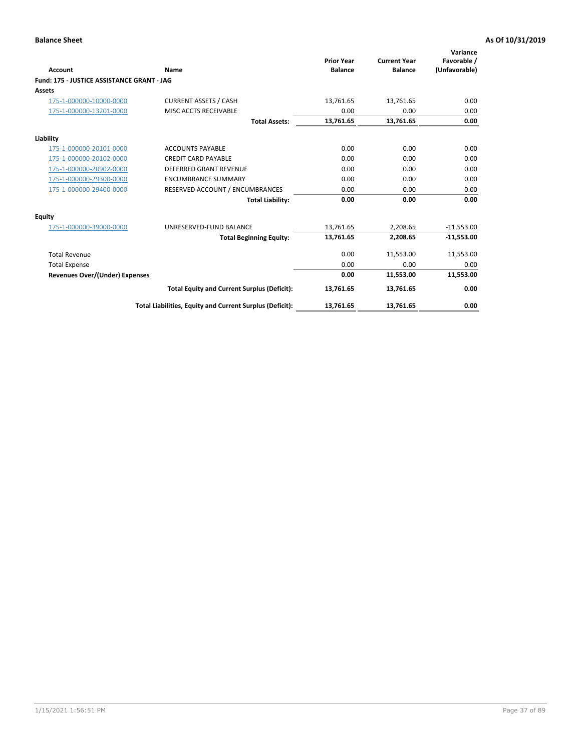**Balance Sheet** **As Of 10/31/2019**

| Account | Name | Prior Year Balance | Current Year Balance | Variance Favorable / (Unfavorable) |
|---|---|---|---|---|
| **Fund: 175 - JUSTICE ASSISTANCE GRANT - JAG** | | | | |
| **Assets** | | | | |
| 175-1-000000-10000-0000 | CURRENT ASSETS / CASH | 13,761.65 | 13,761.65 | 0.00 |
| 175-1-000000-13201-0000 | MISC ACCTS RECEIVABLE | 0.00 | 0.00 | 0.00 |
| | **Total Assets:** | **13,761.65** | **13,761.65** | **0.00** |
| **Liability** | | | | |
| 175-1-000000-20101-0000 | ACCOUNTS PAYABLE | 0.00 | 0.00 | 0.00 |
| 175-1-000000-20102-0000 | CREDIT CARD PAYABLE | 0.00 | 0.00 | 0.00 |
| 175-1-000000-20902-0000 | DEFERRED GRANT REVENUE | 0.00 | 0.00 | 0.00 |
| 175-1-000000-29300-0000 | ENCUMBRANCE SUMMARY | 0.00 | 0.00 | 0.00 |
| 175-1-000000-29400-0000 | RESERVED ACCOUNT / ENCUMBRANCES | 0.00 | 0.00 | 0.00 |
| | **Total Liability:** | **0.00** | **0.00** | **0.00** |
| **Equity** | | | | |
| 175-1-000000-39000-0000 | UNRESERVED-FUND BALANCE | 13,761.65 | 2,208.65 | -11,553.00 |
| | **Total Beginning Equity:** | **13,761.65** | **2,208.65** | **-11,553.00** |
| Total Revenue | | 0.00 | 11,553.00 | 11,553.00 |
| Total Expense | | 0.00 | 0.00 | 0.00 |
| **Revenues Over/(Under) Expenses** | | **0.00** | **11,553.00** | **11,553.00** |
| | **Total Equity and Current Surplus (Deficit):** | **13,761.65** | **13,761.65** | **0.00** |
| | **Total Liabilities, Equity and Current Surplus (Deficit):** | **13,761.65** | **13,761.65** | **0.00** |

1/15/2021 1:56:51 PM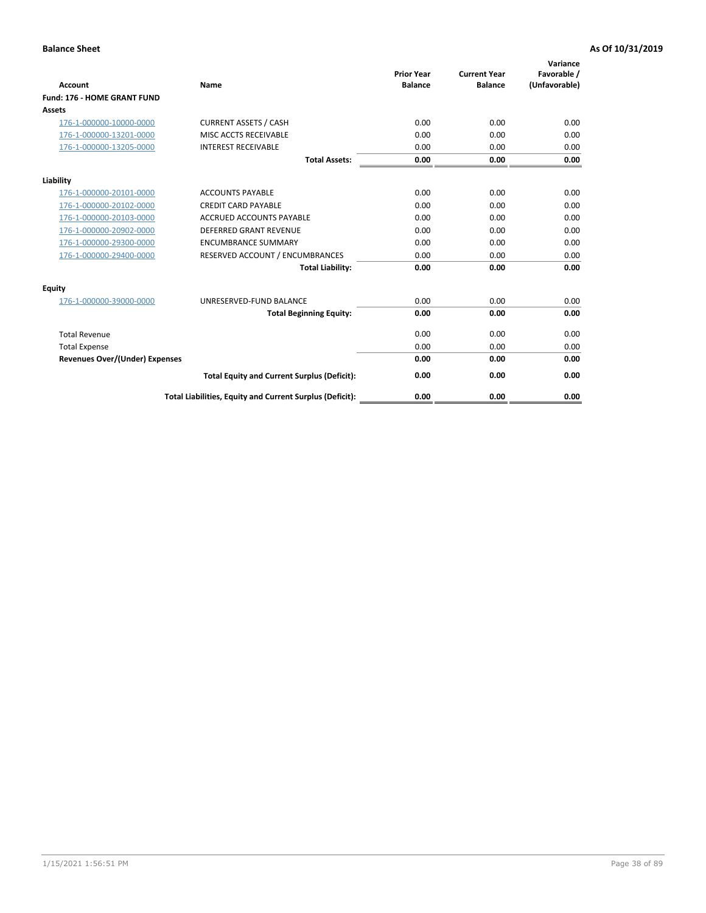**Balance Sheet** **As Of 10/31/2019**

| Account | Name | Prior Year Balance | Current Year Balance | Variance Favorable / (Unfavorable) |
|---|---|---|---|---|
| **Fund: 176 - HOME GRANT FUND** | | | | |
| **Assets** | | | | |
| 176-1-000000-10000-0000 | CURRENT ASSETS / CASH | 0.00 | 0.00 | 0.00 |
| 176-1-000000-13201-0000 | MISC ACCTS RECEIVABLE | 0.00 | 0.00 | 0.00 |
| 176-1-000000-13205-0000 | INTEREST RECEIVABLE | 0.00 | 0.00 | 0.00 |
| | **Total Assets:** | **0.00** | **0.00** | **0.00** |
| **Liability** | | | | |
| 176-1-000000-20101-0000 | ACCOUNTS PAYABLE | 0.00 | 0.00 | 0.00 |
| 176-1-000000-20102-0000 | CREDIT CARD PAYABLE | 0.00 | 0.00 | 0.00 |
| 176-1-000000-20103-0000 | ACCRUED ACCOUNTS PAYABLE | 0.00 | 0.00 | 0.00 |
| 176-1-000000-20902-0000 | DEFERRED GRANT REVENUE | 0.00 | 0.00 | 0.00 |
| 176-1-000000-29300-0000 | ENCUMBRANCE SUMMARY | 0.00 | 0.00 | 0.00 |
| 176-1-000000-29400-0000 | RESERVED ACCOUNT / ENCUMBRANCES | 0.00 | 0.00 | 0.00 |
| | **Total Liability:** | **0.00** | **0.00** | **0.00** |
| **Equity** | | | | |
| 176-1-000000-39000-0000 | UNRESERVED-FUND BALANCE | 0.00 | 0.00 | 0.00 |
| | **Total Beginning Equity:** | **0.00** | **0.00** | **0.00** |
| Total Revenue | | 0.00 | 0.00 | 0.00 |
| Total Expense | | 0.00 | 0.00 | 0.00 |
| **Revenues Over/(Under) Expenses** | | **0.00** | **0.00** | **0.00** |
| | **Total Equity and Current Surplus (Deficit):** | **0.00** | **0.00** | **0.00** |
| | **Total Liabilities, Equity and Current Surplus (Deficit):** | **0.00** | **0.00** | **0.00** |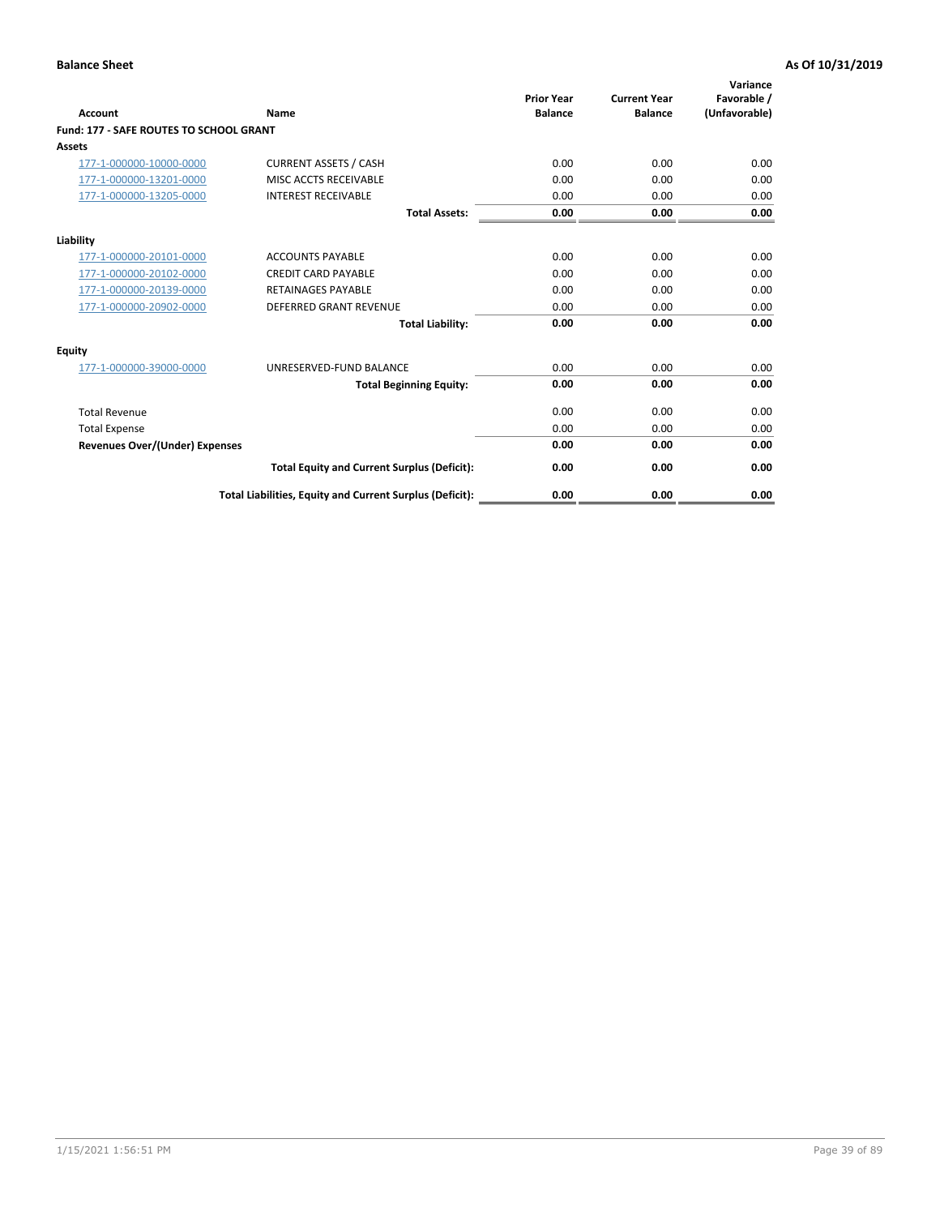**Balance Sheet** **As Of 10/31/2019**

| Account | Name | Prior Year Balance | Current Year Balance | Variance Favorable / (Unfavorable) |
|---|---|---|---|---|
| **Fund: 177 - SAFE ROUTES TO SCHOOL GRANT** | | | | |
| **Assets** | | | | |
| 177-1-000000-10000-0000 | CURRENT ASSETS / CASH | 0.00 | 0.00 | 0.00 |
| 177-1-000000-13201-0000 | MISC ACCTS RECEIVABLE | 0.00 | 0.00 | 0.00 |
| 177-1-000000-13205-0000 | INTEREST RECEIVABLE | 0.00 | 0.00 | 0.00 |
| | **Total Assets:** | **0.00** | **0.00** | **0.00** |
| **Liability** | | | | |
| 177-1-000000-20101-0000 | ACCOUNTS PAYABLE | 0.00 | 0.00 | 0.00 |
| 177-1-000000-20102-0000 | CREDIT CARD PAYABLE | 0.00 | 0.00 | 0.00 |
| 177-1-000000-20139-0000 | RETAINAGES PAYABLE | 0.00 | 0.00 | 0.00 |
| 177-1-000000-20902-0000 | DEFERRED GRANT REVENUE | 0.00 | 0.00 | 0.00 |
| | **Total Liability:** | **0.00** | **0.00** | **0.00** |
| **Equity** | | | | |
| 177-1-000000-39000-0000 | UNRESERVED-FUND BALANCE | 0.00 | 0.00 | 0.00 |
| | **Total Beginning Equity:** | **0.00** | **0.00** | **0.00** |
| Total Revenue | | 0.00 | 0.00 | 0.00 |
| Total Expense | | 0.00 | 0.00 | 0.00 |
| **Revenues Over/(Under) Expenses** | | **0.00** | **0.00** | **0.00** |
| | **Total Equity and Current Surplus (Deficit):** | **0.00** | **0.00** | **0.00** |
| | **Total Liabilities, Equity and Current Surplus (Deficit):** | **0.00** | **0.00** | **0.00** |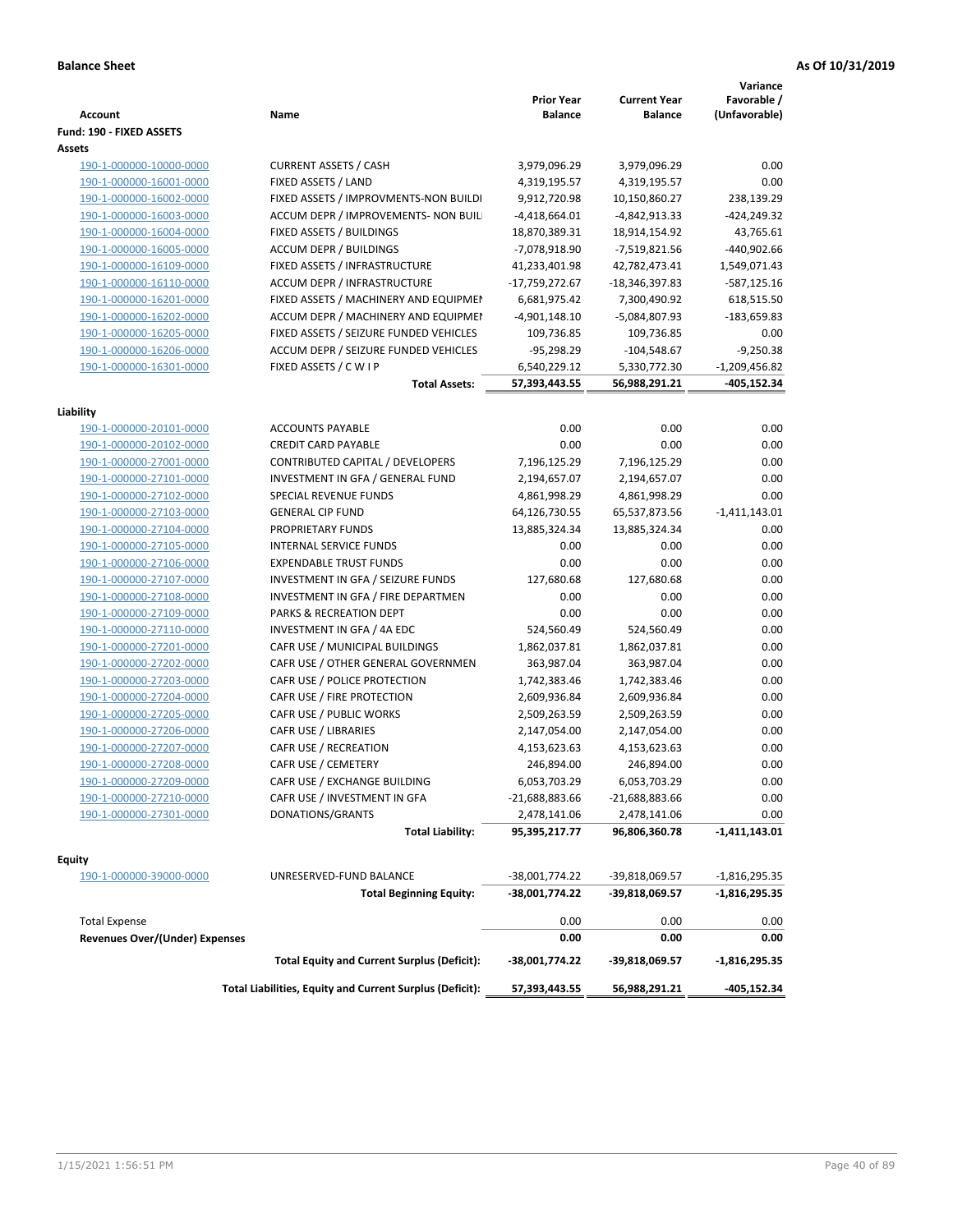**Balance Sheet** **As Of 10/31/2019**

| Account | Name | Prior Year Balance | Current Year Balance | Variance Favorable / (Unfavorable) |
|---|---|---|---|---|
| **Fund: 190 - FIXED ASSETS** | | | | |
| **Assets** | | | | |
| 190-1-000000-10000-0000 | CURRENT ASSETS / CASH | 3,979,096.29 | 3,979,096.29 | 0.00 |
| 190-1-000000-16001-0000 | FIXED ASSETS / LAND | 4,319,195.57 | 4,319,195.57 | 0.00 |
| 190-1-000000-16002-0000 | FIXED ASSETS / IMPROVMENTS-NON BUILDI | 9,912,720.98 | 10,150,860.27 | 238,139.29 |
| 190-1-000000-16003-0000 | ACCUM DEPR / IMPROVEMENTS- NON BUIL | -4,418,664.01 | -4,842,913.33 | -424,249.32 |
| 190-1-000000-16004-0000 | FIXED ASSETS / BUILDINGS | 18,870,389.31 | 18,914,154.92 | 43,765.61 |
| 190-1-000000-16005-0000 | ACCUM DEPR / BUILDINGS | -7,078,918.90 | -7,519,821.56 | -440,902.66 |
| 190-1-000000-16109-0000 | FIXED ASSETS / INFRASTRUCTURE | 41,233,401.98 | 42,782,473.41 | 1,549,071.43 |
| 190-1-000000-16110-0000 | ACCUM DEPR / INFRASTRUCTURE | -17,759,272.67 | -18,346,397.83 | -587,125.16 |
| 190-1-000000-16201-0000 | FIXED ASSETS / MACHINERY AND EQUIPMEN | 6,681,975.42 | 7,300,490.92 | 618,515.50 |
| 190-1-000000-16202-0000 | ACCUM DEPR / MACHINERY AND EQUIPMEI | -4,901,148.10 | -5,084,807.93 | -183,659.83 |
| 190-1-000000-16205-0000 | FIXED ASSETS / SEIZURE FUNDED VEHICLES | 109,736.85 | 109,736.85 | 0.00 |
| 190-1-000000-16206-0000 | ACCUM DEPR / SEIZURE FUNDED VEHICLES | -95,298.29 | -104,548.67 | -9,250.38 |
| 190-1-000000-16301-0000 | FIXED ASSETS / C W I P | 6,540,229.12 | 5,330,772.30 | -1,209,456.82 |
| | **Total Assets:** | **57,393,443.55** | **56,988,291.21** | **-405,152.34** |
| **Liability** | | | | |
| 190-1-000000-20101-0000 | ACCOUNTS PAYABLE | 0.00 | 0.00 | 0.00 |
| 190-1-000000-20102-0000 | CREDIT CARD PAYABLE | 0.00 | 0.00 | 0.00 |
| 190-1-000000-27001-0000 | CONTRIBUTED CAPITAL / DEVELOPERS | 7,196,125.29 | 7,196,125.29 | 0.00 |
| 190-1-000000-27101-0000 | INVESTMENT IN GFA / GENERAL FUND | 2,194,657.07 | 2,194,657.07 | 0.00 |
| 190-1-000000-27102-0000 | SPECIAL REVENUE FUNDS | 4,861,998.29 | 4,861,998.29 | 0.00 |
| 190-1-000000-27103-0000 | GENERAL CIP FUND | 64,126,730.55 | 65,537,873.56 | -1,411,143.01 |
| 190-1-000000-27104-0000 | PROPRIETARY FUNDS | 13,885,324.34 | 13,885,324.34 | 0.00 |
| 190-1-000000-27105-0000 | INTERNAL SERVICE FUNDS | 0.00 | 0.00 | 0.00 |
| 190-1-000000-27106-0000 | EXPENDABLE TRUST FUNDS | 0.00 | 0.00 | 0.00 |
| 190-1-000000-27107-0000 | INVESTMENT IN GFA / SEIZURE FUNDS | 127,680.68 | 127,680.68 | 0.00 |
| 190-1-000000-27108-0000 | INVESTMENT IN GFA / FIRE DEPARTMEN | 0.00 | 0.00 | 0.00 |
| 190-1-000000-27109-0000 | PARKS & RECREATION DEPT | 0.00 | 0.00 | 0.00 |
| 190-1-000000-27110-0000 | INVESTMENT IN GFA / 4A EDC | 524,560.49 | 524,560.49 | 0.00 |
| 190-1-000000-27201-0000 | CAFR USE / MUNICIPAL BUILDINGS | 1,862,037.81 | 1,862,037.81 | 0.00 |
| 190-1-000000-27202-0000 | CAFR USE / OTHER GENERAL GOVERNMEN | 363,987.04 | 363,987.04 | 0.00 |
| 190-1-000000-27203-0000 | CAFR USE / POLICE PROTECTION | 1,742,383.46 | 1,742,383.46 | 0.00 |
| 190-1-000000-27204-0000 | CAFR USE / FIRE PROTECTION | 2,609,936.84 | 2,609,936.84 | 0.00 |
| 190-1-000000-27205-0000 | CAFR USE / PUBLIC WORKS | 2,509,263.59 | 2,509,263.59 | 0.00 |
| 190-1-000000-27206-0000 | CAFR USE / LIBRARIES | 2,147,054.00 | 2,147,054.00 | 0.00 |
| 190-1-000000-27207-0000 | CAFR USE / RECREATION | 4,153,623.63 | 4,153,623.63 | 0.00 |
| 190-1-000000-27208-0000 | CAFR USE / CEMETERY | 246,894.00 | 246,894.00 | 0.00 |
| 190-1-000000-27209-0000 | CAFR USE / EXCHANGE BUILDING | 6,053,703.29 | 6,053,703.29 | 0.00 |
| 190-1-000000-27210-0000 | CAFR USE / INVESTMENT IN GFA | -21,688,883.66 | -21,688,883.66 | 0.00 |
| 190-1-000000-27301-0000 | DONATIONS/GRANTS | 2,478,141.06 | 2,478,141.06 | 0.00 |
| | **Total Liability:** | **95,395,217.77** | **96,806,360.78** | **-1,411,143.01** |
| **Equity** | | | | |
| 190-1-000000-39000-0000 | UNRESERVED-FUND BALANCE | -38,001,774.22 | -39,818,069.57 | -1,816,295.35 |
| | **Total Beginning Equity:** | **-38,001,774.22** | **-39,818,069.57** | **-1,816,295.35** |
| Total Expense | | 0.00 | 0.00 | 0.00 |
| **Revenues Over/(Under) Expenses** | | **0.00** | **0.00** | **0.00** |
| | **Total Equity and Current Surplus (Deficit):** | **-38,001,774.22** | **-39,818,069.57** | **-1,816,295.35** |
| | **Total Liabilities, Equity and Current Surplus (Deficit):** | **57,393,443.55** | **56,988,291.21** | **-405,152.34** |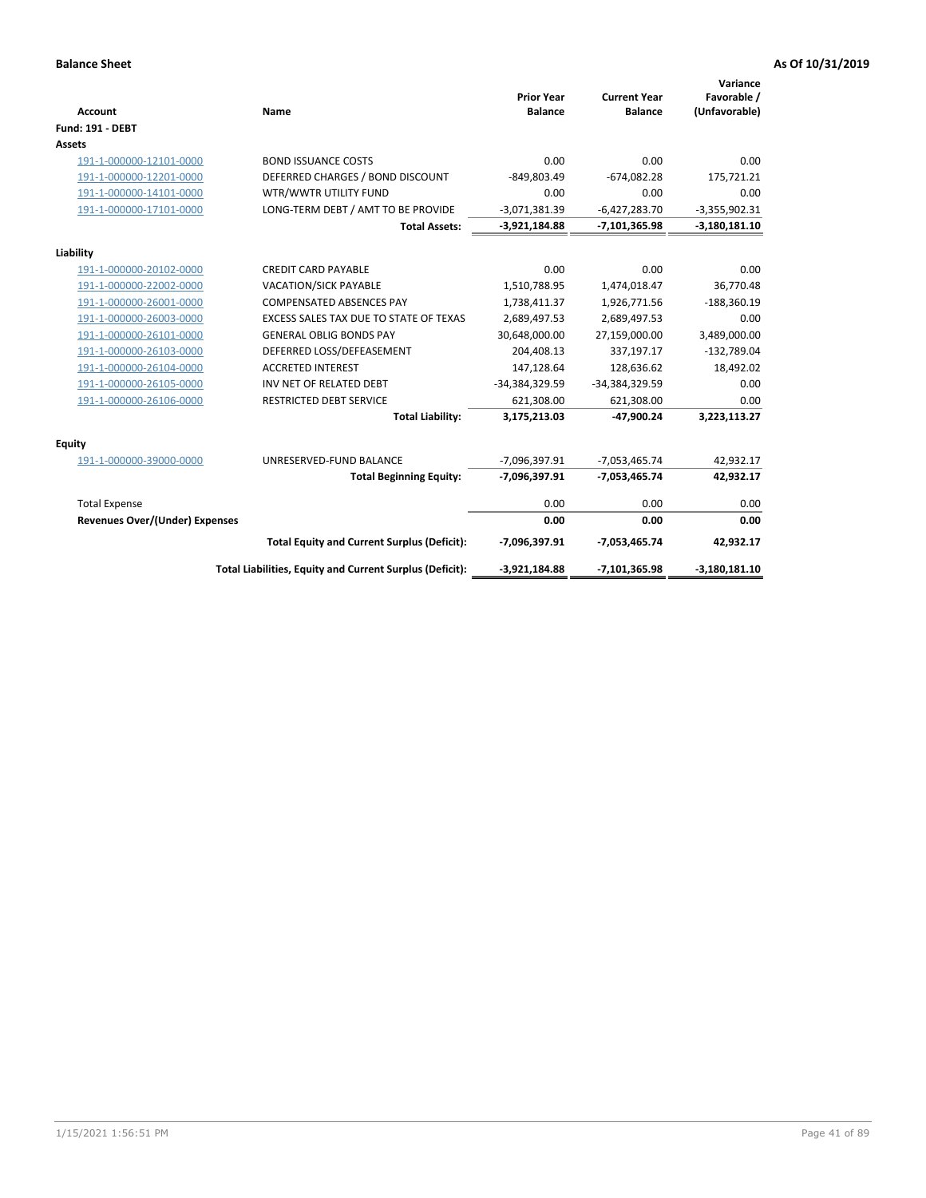**Balance Sheet** **As Of 10/31/2019**

| Account | Name | Prior Year Balance | Current Year Balance | Variance Favorable / (Unfavorable) |
|---|---|---|---|---|
| **Fund: 191 - DEBT** | | | | |
| **Assets** | | | | |
| 191-1-000000-12101-0000 | BOND ISSUANCE COSTS | 0.00 | 0.00 | 0.00 |
| 191-1-000000-12201-0000 | DEFERRED CHARGES / BOND DISCOUNT | -849,803.49 | -674,082.28 | 175,721.21 |
| 191-1-000000-14101-0000 | WTR/WWTR UTILITY FUND | 0.00 | 0.00 | 0.00 |
| 191-1-000000-17101-0000 | LONG-TERM DEBT / AMT TO BE PROVIDE | -3,071,381.39 | -6,427,283.70 | -3,355,902.31 |
| | **Total Assets:** | **-3,921,184.88** | **-7,101,365.98** | **-3,180,181.10** |
| **Liability** | | | | |
| 191-1-000000-20102-0000 | CREDIT CARD PAYABLE | 0.00 | 0.00 | 0.00 |
| 191-1-000000-22002-0000 | VACATION/SICK PAYABLE | 1,510,788.95 | 1,474,018.47 | 36,770.48 |
| 191-1-000000-26001-0000 | COMPENSATED ABSENCES PAY | 1,738,411.37 | 1,926,771.56 | -188,360.19 |
| 191-1-000000-26003-0000 | EXCESS SALES TAX DUE TO STATE OF TEXAS | 2,689,497.53 | 2,689,497.53 | 0.00 |
| 191-1-000000-26101-0000 | GENERAL OBLIG BONDS PAY | 30,648,000.00 | 27,159,000.00 | 3,489,000.00 |
| 191-1-000000-26103-0000 | DEFERRED LOSS/DEFEASEMENT | 204,408.13 | 337,197.17 | -132,789.04 |
| 191-1-000000-26104-0000 | ACCRETED INTEREST | 147,128.64 | 128,636.62 | 18,492.02 |
| 191-1-000000-26105-0000 | INV NET OF RELATED DEBT | -34,384,329.59 | -34,384,329.59 | 0.00 |
| 191-1-000000-26106-0000 | RESTRICTED DEBT SERVICE | 621,308.00 | 621,308.00 | 0.00 |
| | **Total Liability:** | **3,175,213.03** | **-47,900.24** | **3,223,113.27** |
| **Equity** | | | | |
| 191-1-000000-39000-0000 | UNRESERVED-FUND BALANCE | -7,096,397.91 | -7,053,465.74 | 42,932.17 |
| | **Total Beginning Equity:** | **-7,096,397.91** | **-7,053,465.74** | **42,932.17** |
| Total Expense | | 0.00 | 0.00 | 0.00 |
| **Revenues Over/(Under) Expenses** | | **0.00** | **0.00** | **0.00** |
| | **Total Equity and Current Surplus (Deficit):** | **-7,096,397.91** | **-7,053,465.74** | **42,932.17** |
| | **Total Liabilities, Equity and Current Surplus (Deficit):** | **-3,921,184.88** | **-7,101,365.98** | **-3,180,181.10** |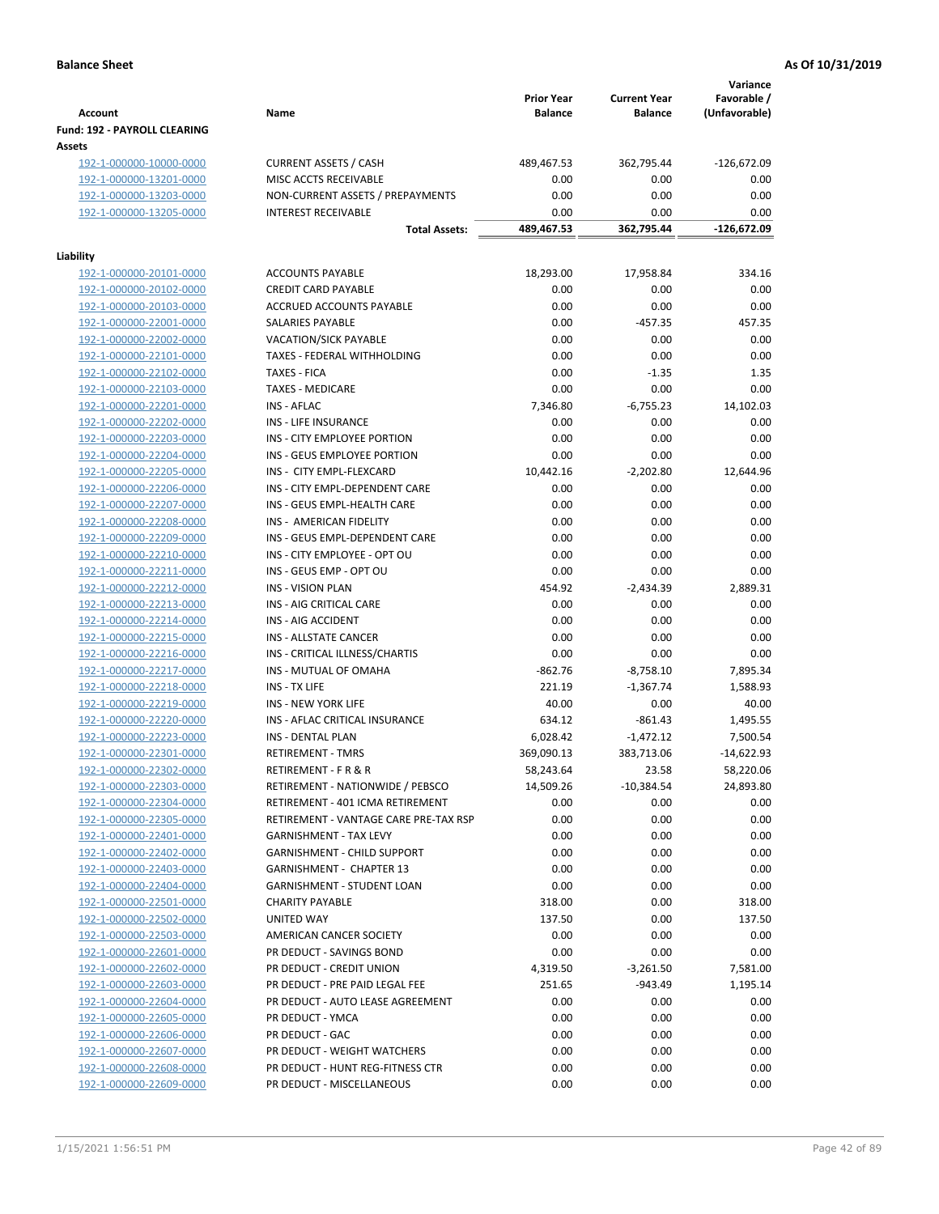**Balance Sheet** **As Of 10/31/2019**

| Account | Name | Prior Year Balance | Current Year Balance | Variance Favorable / (Unfavorable) |
|---|---|---|---|---|
| **Fund: 192 - PAYROLL CLEARING** | | | | |
| **Assets** | | | | |
| 192-1-000000-10000-0000 | CURRENT ASSETS / CASH | 489,467.53 | 362,795.44 | -126,672.09 |
| 192-1-000000-13201-0000 | MISC ACCTS RECEIVABLE | 0.00 | 0.00 | 0.00 |
| 192-1-000000-13203-0000 | NON-CURRENT ASSETS / PREPAYMENTS | 0.00 | 0.00 | 0.00 |
| 192-1-000000-13205-0000 | INTEREST RECEIVABLE | 0.00 | 0.00 | 0.00 |
| | **Total Assets:** | **489,467.53** | **362,795.44** | **-126,672.09** |
| **Liability** | | | | |
| 192-1-000000-20101-0000 | ACCOUNTS PAYABLE | 18,293.00 | 17,958.84 | 334.16 |
| 192-1-000000-20102-0000 | CREDIT CARD PAYABLE | 0.00 | 0.00 | 0.00 |
| 192-1-000000-20103-0000 | ACCRUED ACCOUNTS PAYABLE | 0.00 | 0.00 | 0.00 |
| 192-1-000000-22001-0000 | SALARIES PAYABLE | 0.00 | -457.35 | 457.35 |
| 192-1-000000-22002-0000 | VACATION/SICK PAYABLE | 0.00 | 0.00 | 0.00 |
| 192-1-000000-22101-0000 | TAXES - FEDERAL WITHHOLDING | 0.00 | 0.00 | 0.00 |
| 192-1-000000-22102-0000 | TAXES - FICA | 0.00 | -1.35 | 1.35 |
| 192-1-000000-22103-0000 | TAXES - MEDICARE | 0.00 | 0.00 | 0.00 |
| 192-1-000000-22201-0000 | INS - AFLAC | 7,346.80 | -6,755.23 | 14,102.03 |
| 192-1-000000-22202-0000 | INS - LIFE INSURANCE | 0.00 | 0.00 | 0.00 |
| 192-1-000000-22203-0000 | INS - CITY EMPLOYEE PORTION | 0.00 | 0.00 | 0.00 |
| 192-1-000000-22204-0000 | INS - GEUS EMPLOYEE PORTION | 0.00 | 0.00 | 0.00 |
| 192-1-000000-22205-0000 | INS - CITY EMPL-FLEXCARD | 10,442.16 | -2,202.80 | 12,644.96 |
| 192-1-000000-22206-0000 | INS - CITY EMPL-DEPENDENT CARE | 0.00 | 0.00 | 0.00 |
| 192-1-000000-22207-0000 | INS - GEUS EMPL-HEALTH CARE | 0.00 | 0.00 | 0.00 |
| 192-1-000000-22208-0000 | INS - AMERICAN FIDELITY | 0.00 | 0.00 | 0.00 |
| 192-1-000000-22209-0000 | INS - GEUS EMPL-DEPENDENT CARE | 0.00 | 0.00 | 0.00 |
| 192-1-000000-22210-0000 | INS - CITY EMPLOYEE - OPT OU | 0.00 | 0.00 | 0.00 |
| 192-1-000000-22211-0000 | INS - GEUS EMP - OPT OU | 0.00 | 0.00 | 0.00 |
| 192-1-000000-22212-0000 | INS - VISION PLAN | 454.92 | -2,434.39 | 2,889.31 |
| 192-1-000000-22213-0000 | INS - AIG CRITICAL CARE | 0.00 | 0.00 | 0.00 |
| 192-1-000000-22214-0000 | INS - AIG ACCIDENT | 0.00 | 0.00 | 0.00 |
| 192-1-000000-22215-0000 | INS - ALLSTATE CANCER | 0.00 | 0.00 | 0.00 |
| 192-1-000000-22216-0000 | INS - CRITICAL ILLNESS/CHARTIS | 0.00 | 0.00 | 0.00 |
| 192-1-000000-22217-0000 | INS - MUTUAL OF OMAHA | -862.76 | -8,758.10 | 7,895.34 |
| 192-1-000000-22218-0000 | INS - TX LIFE | 221.19 | -1,367.74 | 1,588.93 |
| 192-1-000000-22219-0000 | INS - NEW YORK LIFE | 40.00 | 0.00 | 40.00 |
| 192-1-000000-22220-0000 | INS - AFLAC CRITICAL INSURANCE | 634.12 | -861.43 | 1,495.55 |
| 192-1-000000-22223-0000 | INS - DENTAL PLAN | 6,028.42 | -1,472.12 | 7,500.54 |
| 192-1-000000-22301-0000 | RETIREMENT - TMRS | 369,090.13 | 383,713.06 | -14,622.93 |
| 192-1-000000-22302-0000 | RETIREMENT - F R & R | 58,243.64 | 23.58 | 58,220.06 |
| 192-1-000000-22303-0000 | RETIREMENT - NATIONWIDE / PEBSCO | 14,509.26 | -10,384.54 | 24,893.80 |
| 192-1-000000-22304-0000 | RETIREMENT - 401 ICMA RETIREMENT | 0.00 | 0.00 | 0.00 |
| 192-1-000000-22305-0000 | RETIREMENT - VANTAGE CARE PRE-TAX RSP | 0.00 | 0.00 | 0.00 |
| 192-1-000000-22401-0000 | GARNISHMENT - TAX LEVY | 0.00 | 0.00 | 0.00 |
| 192-1-000000-22402-0000 | GARNISHMENT - CHILD SUPPORT | 0.00 | 0.00 | 0.00 |
| 192-1-000000-22403-0000 | GARNISHMENT - CHAPTER 13 | 0.00 | 0.00 | 0.00 |
| 192-1-000000-22404-0000 | GARNISHMENT - STUDENT LOAN | 0.00 | 0.00 | 0.00 |
| 192-1-000000-22501-0000 | CHARITY PAYABLE | 318.00 | 0.00 | 318.00 |
| 192-1-000000-22502-0000 | UNITED WAY | 137.50 | 0.00 | 137.50 |
| 192-1-000000-22503-0000 | AMERICAN CANCER SOCIETY | 0.00 | 0.00 | 0.00 |
| 192-1-000000-22601-0000 | PR DEDUCT - SAVINGS BOND | 0.00 | 0.00 | 0.00 |
| 192-1-000000-22602-0000 | PR DEDUCT - CREDIT UNION | 4,319.50 | -3,261.50 | 7,581.00 |
| 192-1-000000-22603-0000 | PR DEDUCT - PRE PAID LEGAL FEE | 251.65 | -943.49 | 1,195.14 |
| 192-1-000000-22604-0000 | PR DEDUCT - AUTO LEASE AGREEMENT | 0.00 | 0.00 | 0.00 |
| 192-1-000000-22605-0000 | PR DEDUCT - YMCA | 0.00 | 0.00 | 0.00 |
| 192-1-000000-22606-0000 | PR DEDUCT - GAC | 0.00 | 0.00 | 0.00 |
| 192-1-000000-22607-0000 | PR DEDUCT - WEIGHT WATCHERS | 0.00 | 0.00 | 0.00 |
| 192-1-000000-22608-0000 | PR DEDUCT - HUNT REG-FITNESS CTR | 0.00 | 0.00 | 0.00 |
| 192-1-000000-22609-0000 | PR DEDUCT - MISCELLANEOUS | 0.00 | 0.00 | 0.00 |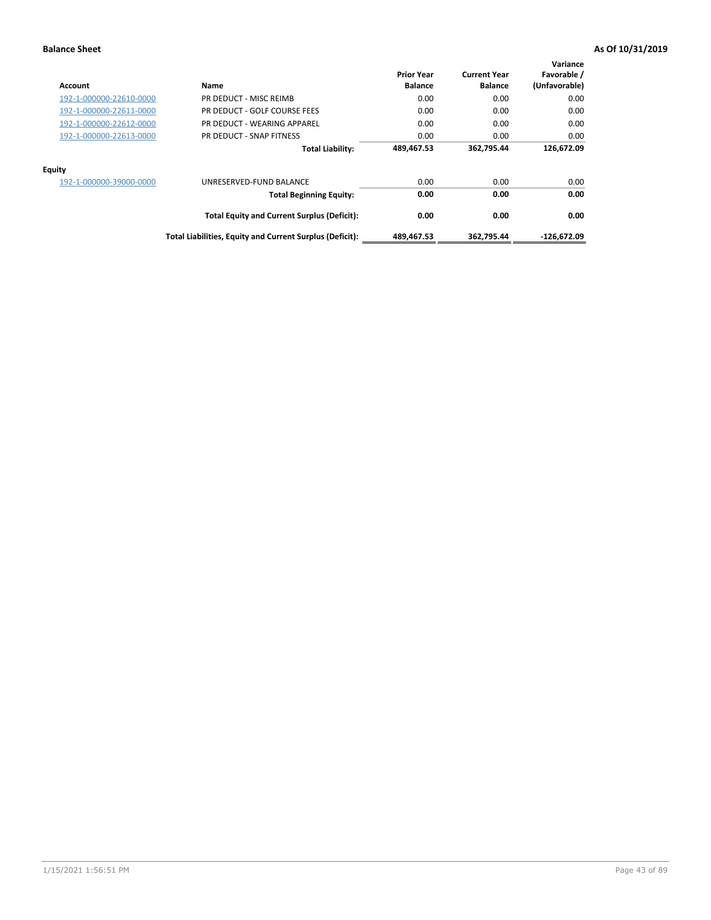**Balance Sheet** **As Of 10/31/2019**

| Account | Name | Prior Year Balance | Current Year Balance | Variance Favorable / (Unfavorable) |
|---|---|---|---|---|
| 192-1-000000-22610-0000 | PR DEDUCT - MISC REIMB | 0.00 | 0.00 | 0.00 |
| 192-1-000000-22611-0000 | PR DEDUCT - GOLF COURSE FEES | 0.00 | 0.00 | 0.00 |
| 192-1-000000-22612-0000 | PR DEDUCT - WEARING APPAREL | 0.00 | 0.00 | 0.00 |
| 192-1-000000-22613-0000 | PR DEDUCT - SNAP FITNESS | 0.00 | 0.00 | 0.00 |
| | **Total Liability:** | **489,467.53** | **362,795.44** | **126,672.09** |
| **Equity** | | | | |
| 192-1-000000-39000-0000 | UNRESERVED-FUND BALANCE | 0.00 | 0.00 | 0.00 |
| | **Total Beginning Equity:** | **0.00** | **0.00** | **0.00** |
| | **Total Equity and Current Surplus (Deficit):** | **0.00** | **0.00** | **0.00** |
| | **Total Liabilities, Equity and Current Surplus (Deficit):** | **489,467.53** | **362,795.44** | **-126,672.09** |

1/15/2021 1:56:51 PM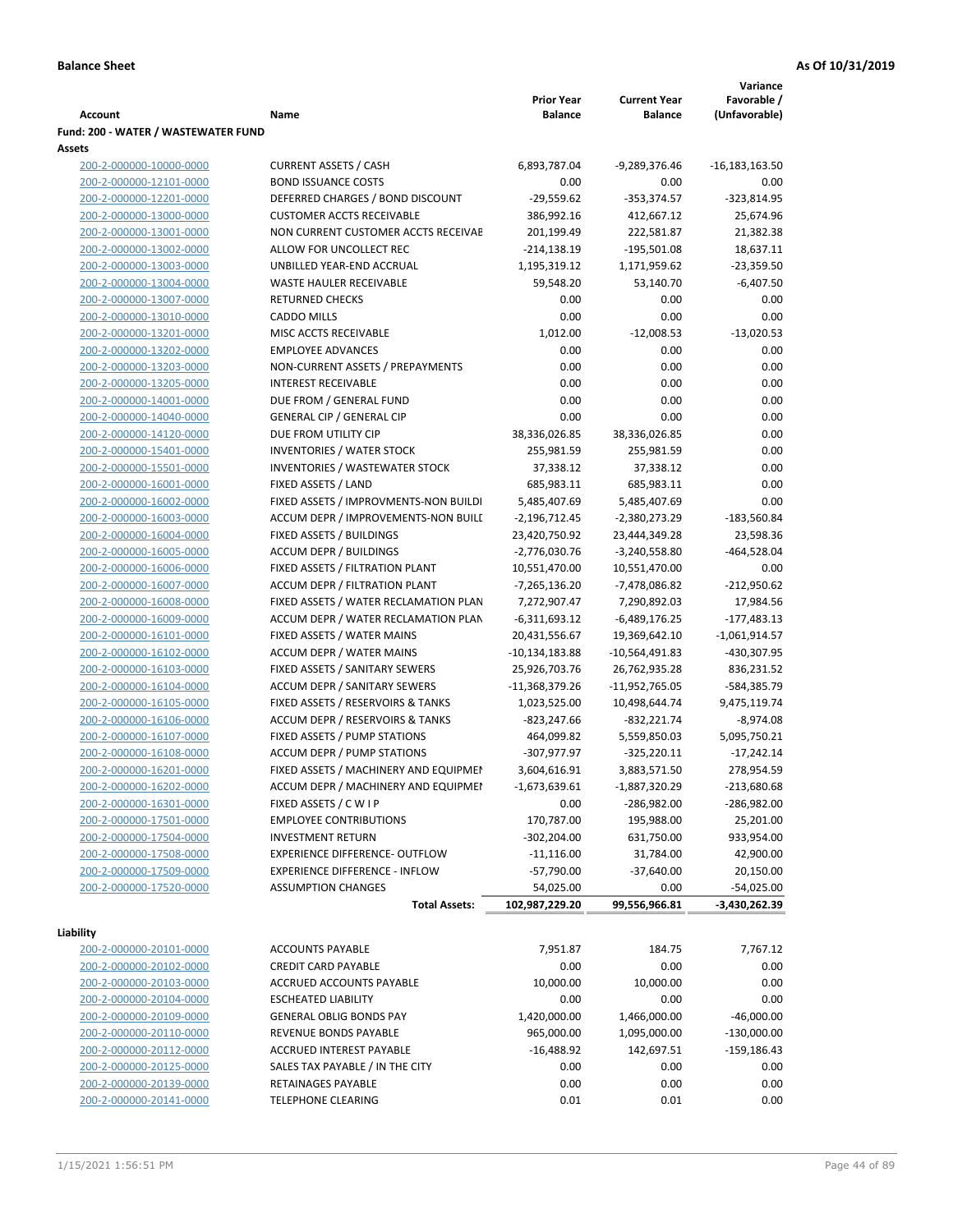**Balance Sheet** **As Of 10/31/2019**

| Account | Name | Prior Year Balance | Current Year Balance | Variance Favorable / (Unfavorable) |
|---|---|---|---|---|
| **Fund: 200 - WATER / WASTEWATER FUND** | | | | |
| **Assets** | | | | |
| 200-2-000000-10000-0000 | CURRENT ASSETS / CASH | 6,893,787.04 | -9,289,376.46 | -16,183,163.50 |
| 200-2-000000-12101-0000 | BOND ISSUANCE COSTS | 0.00 | 0.00 | 0.00 |
| 200-2-000000-12201-0000 | DEFERRED CHARGES / BOND DISCOUNT | -29,559.62 | -353,374.57 | -323,814.95 |
| 200-2-000000-13000-0000 | CUSTOMER ACCTS RECEIVABLE | 386,992.16 | 412,667.12 | 25,674.96 |
| 200-2-000000-13001-0000 | NON CURRENT CUSTOMER ACCTS RECEIVAE | 201,199.49 | 222,581.87 | 21,382.38 |
| 200-2-000000-13002-0000 | ALLOW FOR UNCOLLECT REC | -214,138.19 | -195,501.08 | 18,637.11 |
| 200-2-000000-13003-0000 | UNBILLED YEAR-END ACCRUAL | 1,195,319.12 | 1,171,959.62 | -23,359.50 |
| 200-2-000000-13004-0000 | WASTE HAULER RECEIVABLE | 59,548.20 | 53,140.70 | -6,407.50 |
| 200-2-000000-13007-0000 | RETURNED CHECKS | 0.00 | 0.00 | 0.00 |
| 200-2-000000-13010-0000 | CADDO MILLS | 0.00 | 0.00 | 0.00 |
| 200-2-000000-13201-0000 | MISC ACCTS RECEIVABLE | 1,012.00 | -12,008.53 | -13,020.53 |
| 200-2-000000-13202-0000 | EMPLOYEE ADVANCES | 0.00 | 0.00 | 0.00 |
| 200-2-000000-13203-0000 | NON-CURRENT ASSETS / PREPAYMENTS | 0.00 | 0.00 | 0.00 |
| 200-2-000000-13205-0000 | INTEREST RECEIVABLE | 0.00 | 0.00 | 0.00 |
| 200-2-000000-14001-0000 | DUE FROM / GENERAL FUND | 0.00 | 0.00 | 0.00 |
| 200-2-000000-14040-0000 | GENERAL CIP / GENERAL CIP | 0.00 | 0.00 | 0.00 |
| 200-2-000000-14120-0000 | DUE FROM UTILITY CIP | 38,336,026.85 | 38,336,026.85 | 0.00 |
| 200-2-000000-15401-0000 | INVENTORIES / WATER STOCK | 255,981.59 | 255,981.59 | 0.00 |
| 200-2-000000-15501-0000 | INVENTORIES / WASTEWATER STOCK | 37,338.12 | 37,338.12 | 0.00 |
| 200-2-000000-16001-0000 | FIXED ASSETS / LAND | 685,983.11 | 685,983.11 | 0.00 |
| 200-2-000000-16002-0000 | FIXED ASSETS / IMPROVMENTS-NON BUILDI | 5,485,407.69 | 5,485,407.69 | 0.00 |
| 200-2-000000-16003-0000 | ACCUM DEPR / IMPROVEMENTS-NON BUILL | -2,196,712.45 | -2,380,273.29 | -183,560.84 |
| 200-2-000000-16004-0000 | FIXED ASSETS / BUILDINGS | 23,420,750.92 | 23,444,349.28 | 23,598.36 |
| 200-2-000000-16005-0000 | ACCUM DEPR / BUILDINGS | -2,776,030.76 | -3,240,558.80 | -464,528.04 |
| 200-2-000000-16006-0000 | FIXED ASSETS / FILTRATION PLANT | 10,551,470.00 | 10,551,470.00 | 0.00 |
| 200-2-000000-16007-0000 | ACCUM DEPR / FILTRATION PLANT | -7,265,136.20 | -7,478,086.82 | -212,950.62 |
| 200-2-000000-16008-0000 | FIXED ASSETS / WATER RECLAMATION PLAN | 7,272,907.47 | 7,290,892.03 | 17,984.56 |
| 200-2-000000-16009-0000 | ACCUM DEPR / WATER RECLAMATION PLAN | -6,311,693.12 | -6,489,176.25 | -177,483.13 |
| 200-2-000000-16101-0000 | FIXED ASSETS / WATER MAINS | 20,431,556.67 | 19,369,642.10 | -1,061,914.57 |
| 200-2-000000-16102-0000 | ACCUM DEPR / WATER MAINS | -10,134,183.88 | -10,564,491.83 | -430,307.95 |
| 200-2-000000-16103-0000 | FIXED ASSETS / SANITARY SEWERS | 25,926,703.76 | 26,762,935.28 | 836,231.52 |
| 200-2-000000-16104-0000 | ACCUM DEPR / SANITARY SEWERS | -11,368,379.26 | -11,952,765.05 | -584,385.79 |
| 200-2-000000-16105-0000 | FIXED ASSETS / RESERVOIRS & TANKS | 1,023,525.00 | 10,498,644.74 | 9,475,119.74 |
| 200-2-000000-16106-0000 | ACCUM DEPR / RESERVOIRS & TANKS | -823,247.66 | -832,221.74 | -8,974.08 |
| 200-2-000000-16107-0000 | FIXED ASSETS / PUMP STATIONS | 464,099.82 | 5,559,850.03 | 5,095,750.21 |
| 200-2-000000-16108-0000 | ACCUM DEPR / PUMP STATIONS | -307,977.97 | -325,220.11 | -17,242.14 |
| 200-2-000000-16201-0000 | FIXED ASSETS / MACHINERY AND EQUIPMEN | 3,604,616.91 | 3,883,571.50 | 278,954.59 |
| 200-2-000000-16202-0000 | ACCUM DEPR / MACHINERY AND EQUIPMEI | -1,673,639.61 | -1,887,320.29 | -213,680.68 |
| 200-2-000000-16301-0000 | FIXED ASSETS / C W I P | 0.00 | -286,982.00 | -286,982.00 |
| 200-2-000000-17501-0000 | EMPLOYEE CONTRIBUTIONS | 170,787.00 | 195,988.00 | 25,201.00 |
| 200-2-000000-17504-0000 | INVESTMENT RETURN | -302,204.00 | 631,750.00 | 933,954.00 |
| 200-2-000000-17508-0000 | EXPERIENCE DIFFERENCE- OUTFLOW | -11,116.00 | 31,784.00 | 42,900.00 |
| 200-2-000000-17509-0000 | EXPERIENCE DIFFERENCE - INFLOW | -57,790.00 | -37,640.00 | 20,150.00 |
| 200-2-000000-17520-0000 | ASSUMPTION CHANGES | 54,025.00 | 0.00 | -54,025.00 |
| | **Total Assets:** | **102,987,229.20** | **99,556,966.81** | **-3,430,262.39** |
| **Liability** | | | | |
| 200-2-000000-20101-0000 | ACCOUNTS PAYABLE | 7,951.87 | 184.75 | 7,767.12 |
| 200-2-000000-20102-0000 | CREDIT CARD PAYABLE | 0.00 | 0.00 | 0.00 |
| 200-2-000000-20103-0000 | ACCRUED ACCOUNTS PAYABLE | 10,000.00 | 10,000.00 | 0.00 |
| 200-2-000000-20104-0000 | ESCHEATED LIABILITY | 0.00 | 0.00 | 0.00 |
| 200-2-000000-20109-0000 | GENERAL OBLIG BONDS PAY | 1,420,000.00 | 1,466,000.00 | -46,000.00 |
| 200-2-000000-20110-0000 | REVENUE BONDS PAYABLE | 965,000.00 | 1,095,000.00 | -130,000.00 |
| 200-2-000000-20112-0000 | ACCRUED INTEREST PAYABLE | -16,488.92 | 142,697.51 | -159,186.43 |
| 200-2-000000-20125-0000 | SALES TAX PAYABLE / IN THE CITY | 0.00 | 0.00 | 0.00 |
| 200-2-000000-20139-0000 | RETAINAGES PAYABLE | 0.00 | 0.00 | 0.00 |
| 200-2-000000-20141-0000 | TELEPHONE CLEARING | 0.01 | 0.01 | 0.00 |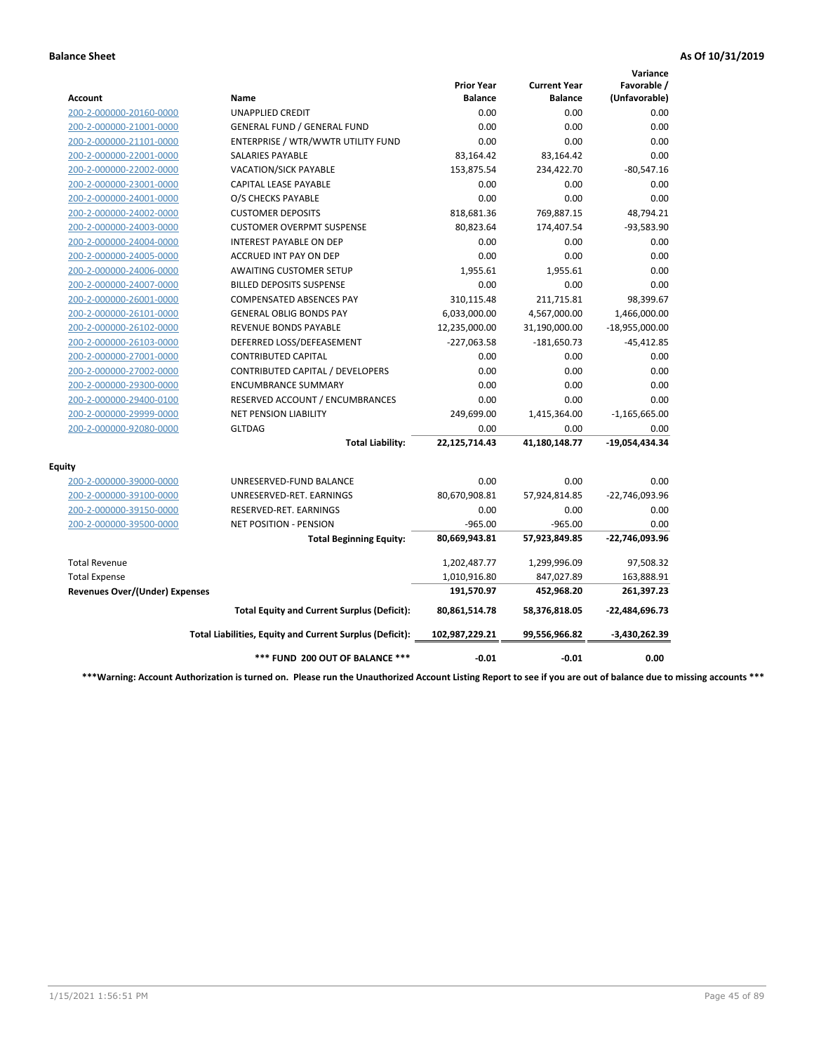**Balance Sheet** **As Of 10/31/2019**

| Account | Name | Prior Year Balance | Current Year Balance | Variance Favorable / (Unfavorable) |
|---|---|---|---|---|
| 200-2-000000-20160-0000 | UNAPPLIED CREDIT | 0.00 | 0.00 | 0.00 |
| 200-2-000000-21001-0000 | GENERAL FUND / GENERAL FUND | 0.00 | 0.00 | 0.00 |
| 200-2-000000-21101-0000 | ENTERPRISE / WTR/WWTR UTILITY FUND | 0.00 | 0.00 | 0.00 |
| 200-2-000000-22001-0000 | SALARIES PAYABLE | 83,164.42 | 83,164.42 | 0.00 |
| 200-2-000000-22002-0000 | VACATION/SICK PAYABLE | 153,875.54 | 234,422.70 | -80,547.16 |
| 200-2-000000-23001-0000 | CAPITAL LEASE PAYABLE | 0.00 | 0.00 | 0.00 |
| 200-2-000000-24001-0000 | O/S CHECKS PAYABLE | 0.00 | 0.00 | 0.00 |
| 200-2-000000-24002-0000 | CUSTOMER DEPOSITS | 818,681.36 | 769,887.15 | 48,794.21 |
| 200-2-000000-24003-0000 | CUSTOMER OVERPMT SUSPENSE | 80,823.64 | 174,407.54 | -93,583.90 |
| 200-2-000000-24004-0000 | INTEREST PAYABLE ON DEP | 0.00 | 0.00 | 0.00 |
| 200-2-000000-24005-0000 | ACCRUED INT PAY ON DEP | 0.00 | 0.00 | 0.00 |
| 200-2-000000-24006-0000 | AWAITING CUSTOMER SETUP | 1,955.61 | 1,955.61 | 0.00 |
| 200-2-000000-24007-0000 | BILLED DEPOSITS SUSPENSE | 0.00 | 0.00 | 0.00 |
| 200-2-000000-26001-0000 | COMPENSATED ABSENCES PAY | 310,115.48 | 211,715.81 | 98,399.67 |
| 200-2-000000-26101-0000 | GENERAL OBLIG BONDS PAY | 6,033,000.00 | 4,567,000.00 | 1,466,000.00 |
| 200-2-000000-26102-0000 | REVENUE BONDS PAYABLE | 12,235,000.00 | 31,190,000.00 | -18,955,000.00 |
| 200-2-000000-26103-0000 | DEFERRED LOSS/DEFEASEMENT | -227,063.58 | -181,650.73 | -45,412.85 |
| 200-2-000000-27001-0000 | CONTRIBUTED CAPITAL | 0.00 | 0.00 | 0.00 |
| 200-2-000000-27002-0000 | CONTRIBUTED CAPITAL / DEVELOPERS | 0.00 | 0.00 | 0.00 |
| 200-2-000000-29300-0000 | ENCUMBRANCE SUMMARY | 0.00 | 0.00 | 0.00 |
| 200-2-000000-29400-0100 | RESERVED ACCOUNT / ENCUMBRANCES | 0.00 | 0.00 | 0.00 |
| 200-2-000000-29999-0000 | NET PENSION LIABILITY | 249,699.00 | 1,415,364.00 | -1,165,665.00 |
| 200-2-000000-92080-0000 | GLTDAG | 0.00 | 0.00 | 0.00 |
| | **Total Liability:** | **22,125,714.43** | **41,180,148.77** | **-19,054,434.34** |
| **Equity** | | | | |
| 200-2-000000-39000-0000 | UNRESERVED-FUND BALANCE | 0.00 | 0.00 | 0.00 |
| 200-2-000000-39100-0000 | UNRESERVED-RET. EARNINGS | 80,670,908.81 | 57,924,814.85 | -22,746,093.96 |
| 200-2-000000-39150-0000 | RESERVED-RET. EARNINGS | 0.00 | 0.00 | 0.00 |
| 200-2-000000-39500-0000 | NET POSITION - PENSION | -965.00 | -965.00 | 0.00 |
| | **Total Beginning Equity:** | **80,669,943.81** | **57,923,849.85** | **-22,746,093.96** |
| Total Revenue | | 1,202,487.77 | 1,299,996.09 | 97,508.32 |
| Total Expense | | 1,010,916.80 | 847,027.89 | 163,888.91 |
| **Revenues Over/(Under) Expenses** | | **191,570.97** | **452,968.20** | **261,397.23** |
| | **Total Equity and Current Surplus (Deficit):** | **80,861,514.78** | **58,376,818.05** | **-22,484,696.73** |
| | **Total Liabilities, Equity and Current Surplus (Deficit):** | **102,987,229.21** | **99,556,966.82** | **-3,430,262.39** |
| | **\*\*\* FUND 200 OUT OF BALANCE \*\*\*** | **-0.01** | **-0.01** | **0.00** |

**\*\*\*Warning: Account Authorization is turned on. Please run the Unauthorized Account Listing Report to see if you are out of balance due to missing accounts \*\*\***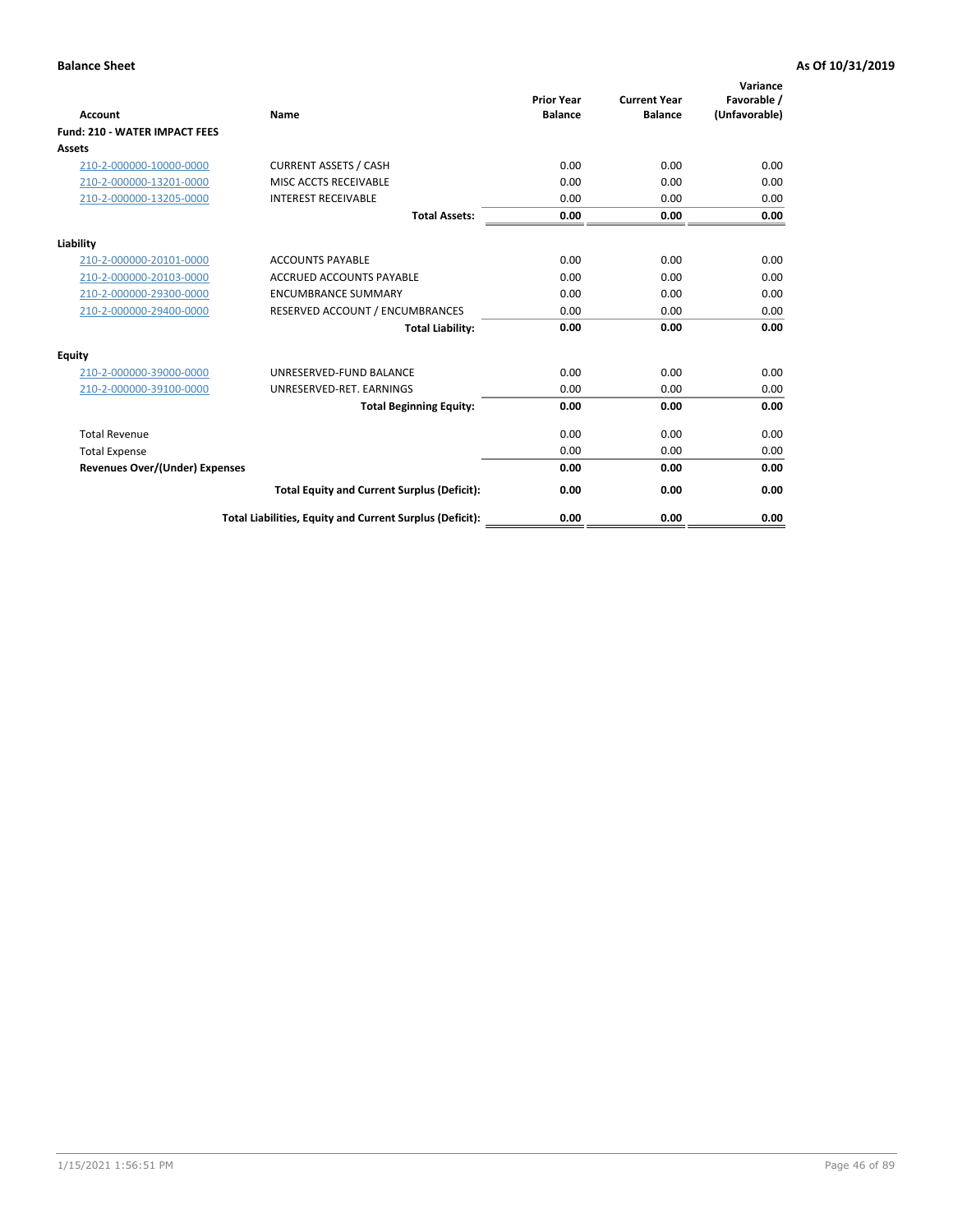**Balance Sheet** **As Of 10/31/2019**

| Account | Name | Prior Year Balance | Current Year Balance | Variance Favorable / (Unfavorable) |
|---|---|---|---|---|
| **Fund: 210 - WATER IMPACT FEES** | | | | |
| **Assets** | | | | |
| 210-2-000000-10000-0000 | CURRENT ASSETS / CASH | 0.00 | 0.00 | 0.00 |
| 210-2-000000-13201-0000 | MISC ACCTS RECEIVABLE | 0.00 | 0.00 | 0.00 |
| 210-2-000000-13205-0000 | INTEREST RECEIVABLE | 0.00 | 0.00 | 0.00 |
| | **Total Assets:** | **0.00** | **0.00** | **0.00** |
| **Liability** | | | | |
| 210-2-000000-20101-0000 | ACCOUNTS PAYABLE | 0.00 | 0.00 | 0.00 |
| 210-2-000000-20103-0000 | ACCRUED ACCOUNTS PAYABLE | 0.00 | 0.00 | 0.00 |
| 210-2-000000-29300-0000 | ENCUMBRANCE SUMMARY | 0.00 | 0.00 | 0.00 |
| 210-2-000000-29400-0000 | RESERVED ACCOUNT / ENCUMBRANCES | 0.00 | 0.00 | 0.00 |
| | **Total Liability:** | **0.00** | **0.00** | **0.00** |
| **Equity** | | | | |
| 210-2-000000-39000-0000 | UNRESERVED-FUND BALANCE | 0.00 | 0.00 | 0.00 |
| 210-2-000000-39100-0000 | UNRESERVED-RET. EARNINGS | 0.00 | 0.00 | 0.00 |
| | **Total Beginning Equity:** | **0.00** | **0.00** | **0.00** |
| Total Revenue | | 0.00 | 0.00 | 0.00 |
| Total Expense | | 0.00 | 0.00 | 0.00 |
| **Revenues Over/(Under) Expenses** | | **0.00** | **0.00** | **0.00** |
| | **Total Equity and Current Surplus (Deficit):** | **0.00** | **0.00** | **0.00** |
| | **Total Liabilities, Equity and Current Surplus (Deficit):** | **0.00** | **0.00** | **0.00** |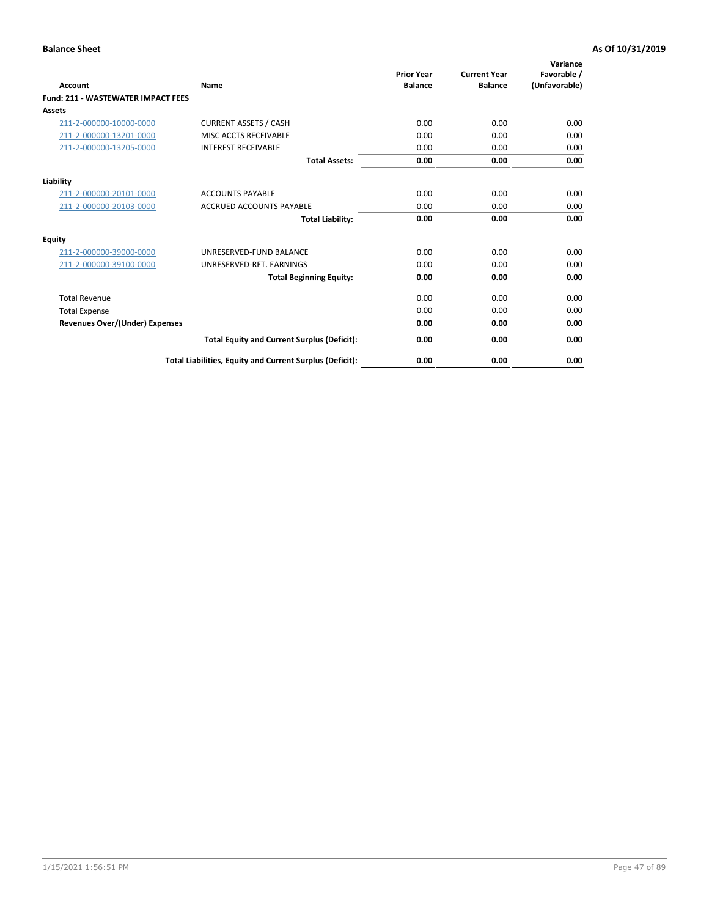**Balance Sheet** **As Of 10/31/2019**

| Account | Name | Prior Year Balance | Current Year Balance | Variance Favorable / (Unfavorable) |
|---|---|---|---|---|
| **Fund: 211 - WASTEWATER IMPACT FEES** | | | | |
| **Assets** | | | | |
| 211-2-000000-10000-0000 | CURRENT ASSETS / CASH | 0.00 | 0.00 | 0.00 |
| 211-2-000000-13201-0000 | MISC ACCTS RECEIVABLE | 0.00 | 0.00 | 0.00 |
| 211-2-000000-13205-0000 | INTEREST RECEIVABLE | 0.00 | 0.00 | 0.00 |
| | **Total Assets:** | **0.00** | **0.00** | **0.00** |
| **Liability** | | | | |
| 211-2-000000-20101-0000 | ACCOUNTS PAYABLE | 0.00 | 0.00 | 0.00 |
| 211-2-000000-20103-0000 | ACCRUED ACCOUNTS PAYABLE | 0.00 | 0.00 | 0.00 |
| | **Total Liability:** | **0.00** | **0.00** | **0.00** |
| **Equity** | | | | |
| 211-2-000000-39000-0000 | UNRESERVED-FUND BALANCE | 0.00 | 0.00 | 0.00 |
| 211-2-000000-39100-0000 | UNRESERVED-RET. EARNINGS | 0.00 | 0.00 | 0.00 |
| | **Total Beginning Equity:** | **0.00** | **0.00** | **0.00** |
| Total Revenue | | 0.00 | 0.00 | 0.00 |
| Total Expense | | 0.00 | 0.00 | 0.00 |
| **Revenues Over/(Under) Expenses** | | **0.00** | **0.00** | **0.00** |
| | **Total Equity and Current Surplus (Deficit):** | **0.00** | **0.00** | **0.00** |
| | **Total Liabilities, Equity and Current Surplus (Deficit):** | **0.00** | **0.00** | **0.00** |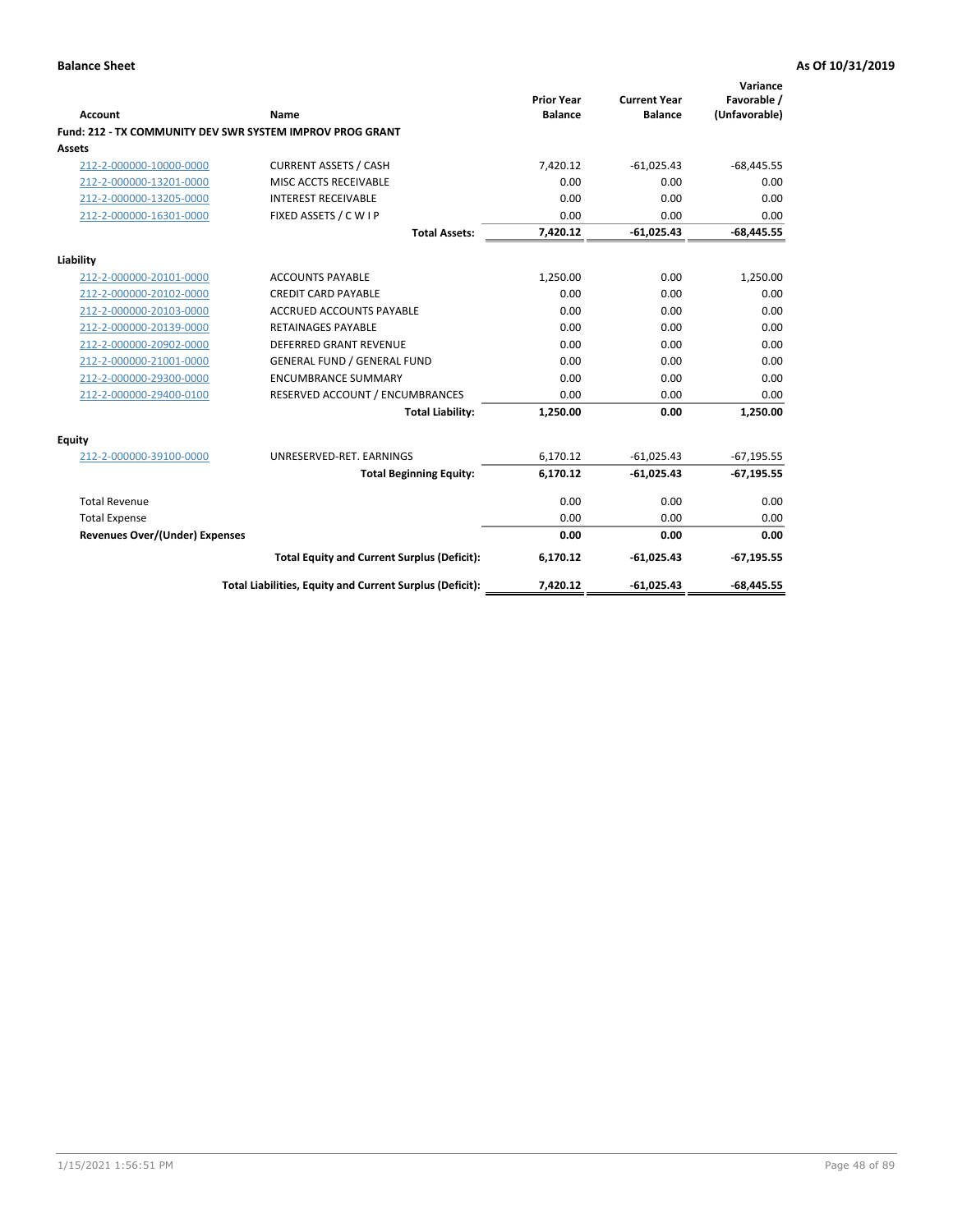**Balance Sheet** | **As Of 10/31/2019**

| Account | Name | Prior Year Balance | Current Year Balance | Variance Favorable / (Unfavorable) |
|---|---|---|---|---|
| **Fund: 212 - TX COMMUNITY DEV SWR SYSTEM IMPROV PROG GRANT** | | | | |
| **Assets** | | | | |
| 212-2-000000-10000-0000 | CURRENT ASSETS / CASH | 7,420.12 | -61,025.43 | -68,445.55 |
| 212-2-000000-13201-0000 | MISC ACCTS RECEIVABLE | 0.00 | 0.00 | 0.00 |
| 212-2-000000-13205-0000 | INTEREST RECEIVABLE | 0.00 | 0.00 | 0.00 |
| 212-2-000000-16301-0000 | FIXED ASSETS / C W I P | 0.00 | 0.00 | 0.00 |
| | **Total Assets:** | **7,420.12** | **-61,025.43** | **-68,445.55** |
| **Liability** | | | | |
| 212-2-000000-20101-0000 | ACCOUNTS PAYABLE | 1,250.00 | 0.00 | 1,250.00 |
| 212-2-000000-20102-0000 | CREDIT CARD PAYABLE | 0.00 | 0.00 | 0.00 |
| 212-2-000000-20103-0000 | ACCRUED ACCOUNTS PAYABLE | 0.00 | 0.00 | 0.00 |
| 212-2-000000-20139-0000 | RETAINAGES PAYABLE | 0.00 | 0.00 | 0.00 |
| 212-2-000000-20902-0000 | DEFERRED GRANT REVENUE | 0.00 | 0.00 | 0.00 |
| 212-2-000000-21001-0000 | GENERAL FUND / GENERAL FUND | 0.00 | 0.00 | 0.00 |
| 212-2-000000-29300-0000 | ENCUMBRANCE SUMMARY | 0.00 | 0.00 | 0.00 |
| 212-2-000000-29400-0100 | RESERVED ACCOUNT / ENCUMBRANCES | 0.00 | 0.00 | 0.00 |
| | **Total Liability:** | **1,250.00** | **0.00** | **1,250.00** |
| **Equity** | | | | |
| 212-2-000000-39100-0000 | UNRESERVED-RET. EARNINGS | 6,170.12 | -61,025.43 | -67,195.55 |
| | **Total Beginning Equity:** | **6,170.12** | **-61,025.43** | **-67,195.55** |
| Total Revenue | | 0.00 | 0.00 | 0.00 |
| Total Expense | | 0.00 | 0.00 | 0.00 |
| **Revenues Over/(Under) Expenses** | | **0.00** | **0.00** | **0.00** |
| | **Total Equity and Current Surplus (Deficit):** | **6,170.12** | **-61,025.43** | **-67,195.55** |
| | **Total Liabilities, Equity and Current Surplus (Deficit):** | **7,420.12** | **-61,025.43** | **-68,445.55** |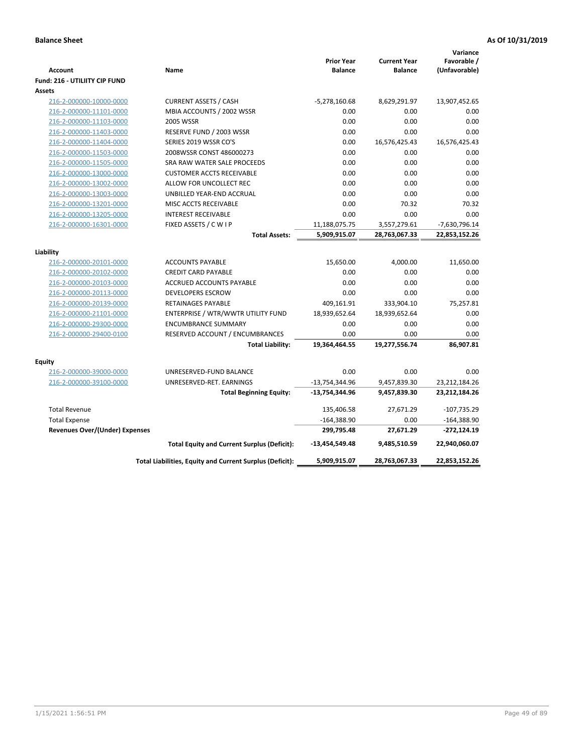**Balance Sheet** **As Of 10/31/2019**

| Account | Name | Prior Year Balance | Current Year Balance | Variance Favorable / (Unfavorable) |
|---|---|---|---|---|
| **Fund: 216 - UTILIITY CIP FUND** | | | | |
| **Assets** | | | | |
| 216-2-000000-10000-0000 | CURRENT ASSETS / CASH | -5,278,160.68 | 8,629,291.97 | 13,907,452.65 |
| 216-2-000000-11101-0000 | MBIA ACCOUNTS / 2002 WSSR | 0.00 | 0.00 | 0.00 |
| 216-2-000000-11103-0000 | 2005 WSSR | 0.00 | 0.00 | 0.00 |
| 216-2-000000-11403-0000 | RESERVE FUND / 2003 WSSR | 0.00 | 0.00 | 0.00 |
| 216-2-000000-11404-0000 | SERIES 2019 WSSR CO'S | 0.00 | 16,576,425.43 | 16,576,425.43 |
| 216-2-000000-11503-0000 | 2008WSSR CONST 486000273 | 0.00 | 0.00 | 0.00 |
| 216-2-000000-11505-0000 | SRA RAW WATER SALE PROCEEDS | 0.00 | 0.00 | 0.00 |
| 216-2-000000-13000-0000 | CUSTOMER ACCTS RECEIVABLE | 0.00 | 0.00 | 0.00 |
| 216-2-000000-13002-0000 | ALLOW FOR UNCOLLECT REC | 0.00 | 0.00 | 0.00 |
| 216-2-000000-13003-0000 | UNBILLED YEAR-END ACCRUAL | 0.00 | 0.00 | 0.00 |
| 216-2-000000-13201-0000 | MISC ACCTS RECEIVABLE | 0.00 | 70.32 | 70.32 |
| 216-2-000000-13205-0000 | INTEREST RECEIVABLE | 0.00 | 0.00 | 0.00 |
| 216-2-000000-16301-0000 | FIXED ASSETS / C W I P | 11,188,075.75 | 3,557,279.61 | -7,630,796.14 |
| | **Total Assets:** | **5,909,915.07** | **28,763,067.33** | **22,853,152.26** |
| **Liability** | | | | |
| 216-2-000000-20101-0000 | ACCOUNTS PAYABLE | 15,650.00 | 4,000.00 | 11,650.00 |
| 216-2-000000-20102-0000 | CREDIT CARD PAYABLE | 0.00 | 0.00 | 0.00 |
| 216-2-000000-20103-0000 | ACCRUED ACCOUNTS PAYABLE | 0.00 | 0.00 | 0.00 |
| 216-2-000000-20113-0000 | DEVELOPERS ESCROW | 0.00 | 0.00 | 0.00 |
| 216-2-000000-20139-0000 | RETAINAGES PAYABLE | 409,161.91 | 333,904.10 | 75,257.81 |
| 216-2-000000-21101-0000 | ENTERPRISE / WTR/WWTR UTILITY FUND | 18,939,652.64 | 18,939,652.64 | 0.00 |
| 216-2-000000-29300-0000 | ENCUMBRANCE SUMMARY | 0.00 | 0.00 | 0.00 |
| 216-2-000000-29400-0100 | RESERVED ACCOUNT / ENCUMBRANCES | 0.00 | 0.00 | 0.00 |
| | **Total Liability:** | **19,364,464.55** | **19,277,556.74** | **86,907.81** |
| **Equity** | | | | |
| 216-2-000000-39000-0000 | UNRESERVED-FUND BALANCE | 0.00 | 0.00 | 0.00 |
| 216-2-000000-39100-0000 | UNRESERVED-RET. EARNINGS | -13,754,344.96 | 9,457,839.30 | 23,212,184.26 |
| | **Total Beginning Equity:** | **-13,754,344.96** | **9,457,839.30** | **23,212,184.26** |
| Total Revenue | | 135,406.58 | 27,671.29 | -107,735.29 |
| Total Expense | | -164,388.90 | 0.00 | -164,388.90 |
| **Revenues Over/(Under) Expenses** | | **299,795.48** | **27,671.29** | **-272,124.19** |
| | **Total Equity and Current Surplus (Deficit):** | **-13,454,549.48** | **9,485,510.59** | **22,940,060.07** |
| | **Total Liabilities, Equity and Current Surplus (Deficit):** | **5,909,915.07** | **28,763,067.33** | **22,853,152.26** |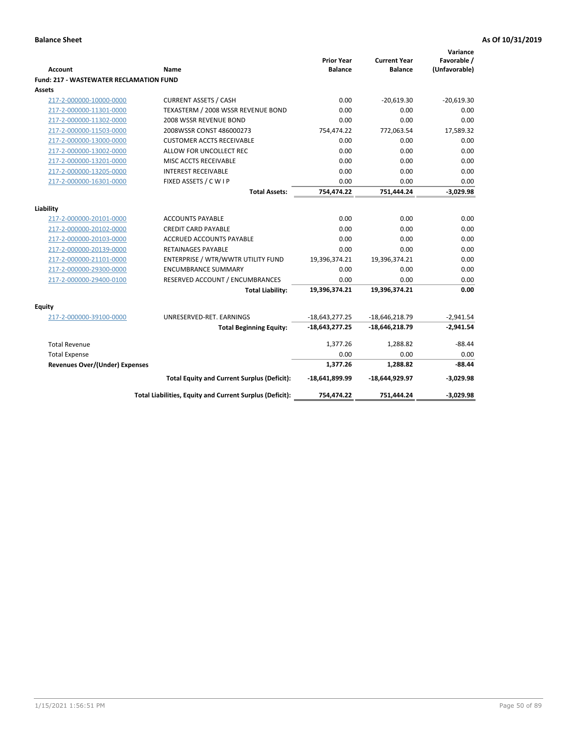**Balance Sheet** **As Of 10/31/2019**

| Account | Name | Prior Year Balance | Current Year Balance | Variance Favorable / (Unfavorable) |
|---|---|---|---|---|
| **Fund: 217 - WASTEWATER RECLAMATION FUND** | | | | |
| **Assets** | | | | |
| 217-2-000000-10000-0000 | CURRENT ASSETS / CASH | 0.00 | -20,619.30 | -20,619.30 |
| 217-2-000000-11301-0000 | TEXASTERM / 2008 WSSR REVENUE BOND | 0.00 | 0.00 | 0.00 |
| 217-2-000000-11302-0000 | 2008 WSSR REVENUE BOND | 0.00 | 0.00 | 0.00 |
| 217-2-000000-11503-0000 | 2008WSSR CONST 486000273 | 754,474.22 | 772,063.54 | 17,589.32 |
| 217-2-000000-13000-0000 | CUSTOMER ACCTS RECEIVABLE | 0.00 | 0.00 | 0.00 |
| 217-2-000000-13002-0000 | ALLOW FOR UNCOLLECT REC | 0.00 | 0.00 | 0.00 |
| 217-2-000000-13201-0000 | MISC ACCTS RECEIVABLE | 0.00 | 0.00 | 0.00 |
| 217-2-000000-13205-0000 | INTEREST RECEIVABLE | 0.00 | 0.00 | 0.00 |
| 217-2-000000-16301-0000 | FIXED ASSETS / C W I P | 0.00 | 0.00 | 0.00 |
| | **Total Assets:** | **754,474.22** | **751,444.24** | **-3,029.98** |
| **Liability** | | | | |
| 217-2-000000-20101-0000 | ACCOUNTS PAYABLE | 0.00 | 0.00 | 0.00 |
| 217-2-000000-20102-0000 | CREDIT CARD PAYABLE | 0.00 | 0.00 | 0.00 |
| 217-2-000000-20103-0000 | ACCRUED ACCOUNTS PAYABLE | 0.00 | 0.00 | 0.00 |
| 217-2-000000-20139-0000 | RETAINAGES PAYABLE | 0.00 | 0.00 | 0.00 |
| 217-2-000000-21101-0000 | ENTERPRISE / WTR/WWTR UTILITY FUND | 19,396,374.21 | 19,396,374.21 | 0.00 |
| 217-2-000000-29300-0000 | ENCUMBRANCE SUMMARY | 0.00 | 0.00 | 0.00 |
| 217-2-000000-29400-0100 | RESERVED ACCOUNT / ENCUMBRANCES | 0.00 | 0.00 | 0.00 |
| | **Total Liability:** | **19,396,374.21** | **19,396,374.21** | **0.00** |
| **Equity** | | | | |
| 217-2-000000-39100-0000 | UNRESERVED-RET. EARNINGS | -18,643,277.25 | -18,646,218.79 | -2,941.54 |
| | **Total Beginning Equity:** | **-18,643,277.25** | **-18,646,218.79** | **-2,941.54** |
| Total Revenue | | 1,377.26 | 1,288.82 | -88.44 |
| Total Expense | | 0.00 | 0.00 | 0.00 |
| **Revenues Over/(Under) Expenses** | | **1,377.26** | **1,288.82** | **-88.44** |
| | **Total Equity and Current Surplus (Deficit):** | **-18,641,899.99** | **-18,644,929.97** | **-3,029.98** |
| | **Total Liabilities, Equity and Current Surplus (Deficit):** | **754,474.22** | **751,444.24** | **-3,029.98** |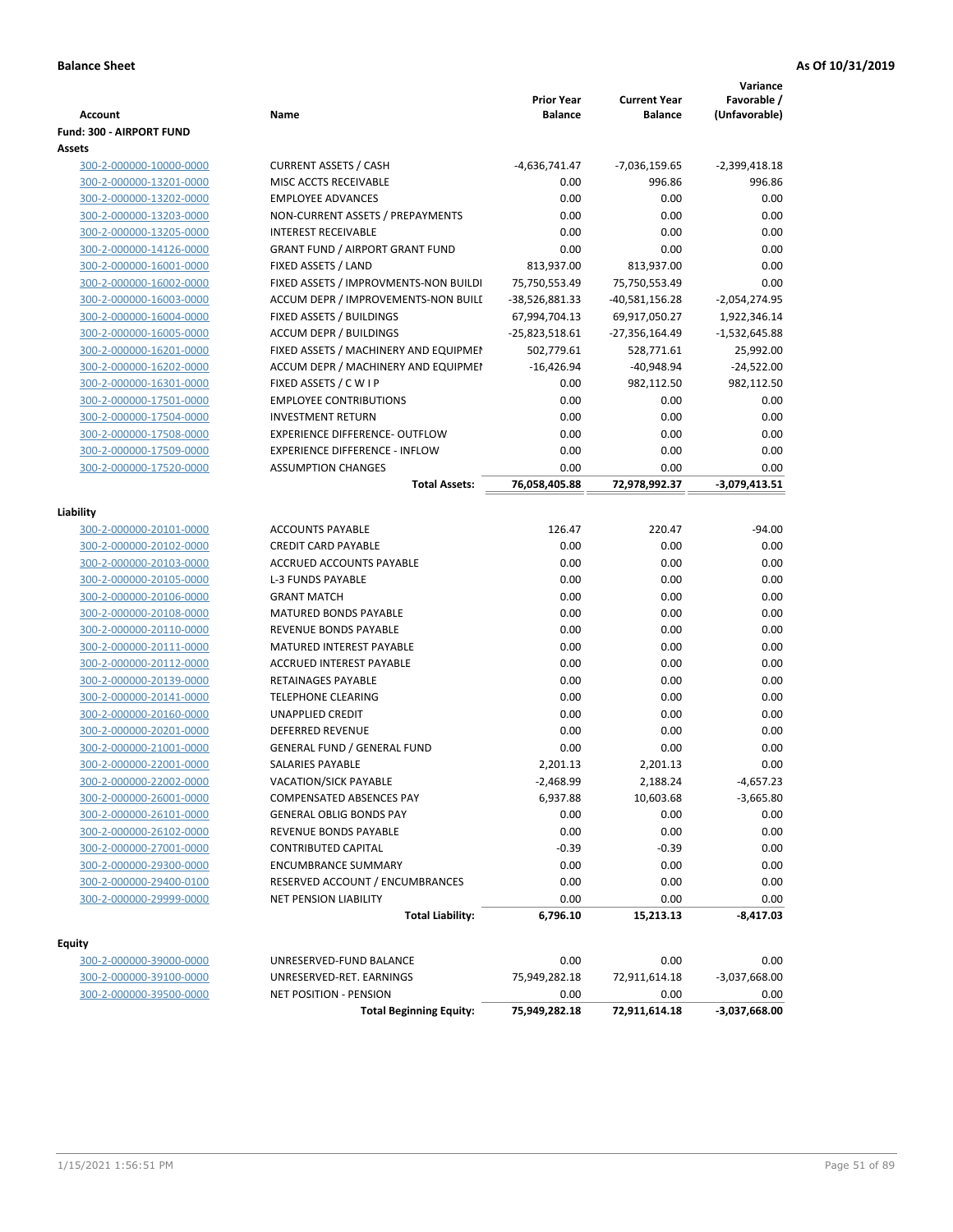**Balance Sheet** — As Of 10/31/2019

| Account | Name | Prior Year Balance | Current Year Balance | Variance Favorable / (Unfavorable) |
|---|---|---|---|---|
| **Fund: 300 - AIRPORT FUND** | | | | |
| **Assets** | | | | |
| 300-2-000000-10000-0000 | CURRENT ASSETS / CASH | -4,636,741.47 | -7,036,159.65 | -2,399,418.18 |
| 300-2-000000-13201-0000 | MISC ACCTS RECEIVABLE | 0.00 | 996.86 | 996.86 |
| 300-2-000000-13202-0000 | EMPLOYEE ADVANCES | 0.00 | 0.00 | 0.00 |
| 300-2-000000-13203-0000 | NON-CURRENT ASSETS / PREPAYMENTS | 0.00 | 0.00 | 0.00 |
| 300-2-000000-13205-0000 | INTEREST RECEIVABLE | 0.00 | 0.00 | 0.00 |
| 300-2-000000-14126-0000 | GRANT FUND / AIRPORT GRANT FUND | 0.00 | 0.00 | 0.00 |
| 300-2-000000-16001-0000 | FIXED ASSETS / LAND | 813,937.00 | 813,937.00 | 0.00 |
| 300-2-000000-16002-0000 | FIXED ASSETS / IMPROVMENTS-NON BUILDI | 75,750,553.49 | 75,750,553.49 | 0.00 |
| 300-2-000000-16003-0000 | ACCUM DEPR / IMPROVEMENTS-NON BUILL | -38,526,881.33 | -40,581,156.28 | -2,054,274.95 |
| 300-2-000000-16004-0000 | FIXED ASSETS / BUILDINGS | 67,994,704.13 | 69,917,050.27 | 1,922,346.14 |
| 300-2-000000-16005-0000 | ACCUM DEPR / BUILDINGS | -25,823,518.61 | -27,356,164.49 | -1,532,645.88 |
| 300-2-000000-16201-0000 | FIXED ASSETS / MACHINERY AND EQUIPMEI | 502,779.61 | 528,771.61 | 25,992.00 |
| 300-2-000000-16202-0000 | ACCUM DEPR / MACHINERY AND EQUIPMEI | -16,426.94 | -40,948.94 | -24,522.00 |
| 300-2-000000-16301-0000 | FIXED ASSETS / C W I P | 0.00 | 982,112.50 | 982,112.50 |
| 300-2-000000-17501-0000 | EMPLOYEE CONTRIBUTIONS | 0.00 | 0.00 | 0.00 |
| 300-2-000000-17504-0000 | INVESTMENT RETURN | 0.00 | 0.00 | 0.00 |
| 300-2-000000-17508-0000 | EXPERIENCE DIFFERENCE- OUTFLOW | 0.00 | 0.00 | 0.00 |
| 300-2-000000-17509-0000 | EXPERIENCE DIFFERENCE - INFLOW | 0.00 | 0.00 | 0.00 |
| 300-2-000000-17520-0000 | ASSUMPTION CHANGES | 0.00 | 0.00 | 0.00 |
| | **Total Assets:** | **76,058,405.88** | **72,978,992.37** | **-3,079,413.51** |
| **Liability** | | | | |
| 300-2-000000-20101-0000 | ACCOUNTS PAYABLE | 126.47 | 220.47 | -94.00 |
| 300-2-000000-20102-0000 | CREDIT CARD PAYABLE | 0.00 | 0.00 | 0.00 |
| 300-2-000000-20103-0000 | ACCRUED ACCOUNTS PAYABLE | 0.00 | 0.00 | 0.00 |
| 300-2-000000-20105-0000 | L-3 FUNDS PAYABLE | 0.00 | 0.00 | 0.00 |
| 300-2-000000-20106-0000 | GRANT MATCH | 0.00 | 0.00 | 0.00 |
| 300-2-000000-20108-0000 | MATURED BONDS PAYABLE | 0.00 | 0.00 | 0.00 |
| 300-2-000000-20110-0000 | REVENUE BONDS PAYABLE | 0.00 | 0.00 | 0.00 |
| 300-2-000000-20111-0000 | MATURED INTEREST PAYABLE | 0.00 | 0.00 | 0.00 |
| 300-2-000000-20112-0000 | ACCRUED INTEREST PAYABLE | 0.00 | 0.00 | 0.00 |
| 300-2-000000-20139-0000 | RETAINAGES PAYABLE | 0.00 | 0.00 | 0.00 |
| 300-2-000000-20141-0000 | TELEPHONE CLEARING | 0.00 | 0.00 | 0.00 |
| 300-2-000000-20160-0000 | UNAPPLIED CREDIT | 0.00 | 0.00 | 0.00 |
| 300-2-000000-20201-0000 | DEFERRED REVENUE | 0.00 | 0.00 | 0.00 |
| 300-2-000000-21001-0000 | GENERAL FUND / GENERAL FUND | 0.00 | 0.00 | 0.00 |
| 300-2-000000-22001-0000 | SALARIES PAYABLE | 2,201.13 | 2,201.13 | 0.00 |
| 300-2-000000-22002-0000 | VACATION/SICK PAYABLE | -2,468.99 | 2,188.24 | -4,657.23 |
| 300-2-000000-26001-0000 | COMPENSATED ABSENCES PAY | 6,937.88 | 10,603.68 | -3,665.80 |
| 300-2-000000-26101-0000 | GENERAL OBLIG BONDS PAY | 0.00 | 0.00 | 0.00 |
| 300-2-000000-26102-0000 | REVENUE BONDS PAYABLE | 0.00 | 0.00 | 0.00 |
| 300-2-000000-27001-0000 | CONTRIBUTED CAPITAL | -0.39 | -0.39 | 0.00 |
| 300-2-000000-29300-0000 | ENCUMBRANCE SUMMARY | 0.00 | 0.00 | 0.00 |
| 300-2-000000-29400-0100 | RESERVED ACCOUNT / ENCUMBRANCES | 0.00 | 0.00 | 0.00 |
| 300-2-000000-29999-0000 | NET PENSION LIABILITY | 0.00 | 0.00 | 0.00 |
| | **Total Liability:** | **6,796.10** | **15,213.13** | **-8,417.03** |
| **Equity** | | | | |
| 300-2-000000-39000-0000 | UNRESERVED-FUND BALANCE | 0.00 | 0.00 | 0.00 |
| 300-2-000000-39100-0000 | UNRESERVED-RET. EARNINGS | 75,949,282.18 | 72,911,614.18 | -3,037,668.00 |
| 300-2-000000-39500-0000 | NET POSITION - PENSION | 0.00 | 0.00 | 0.00 |
| | **Total Beginning Equity:** | **75,949,282.18** | **72,911,614.18** | **-3,037,668.00** |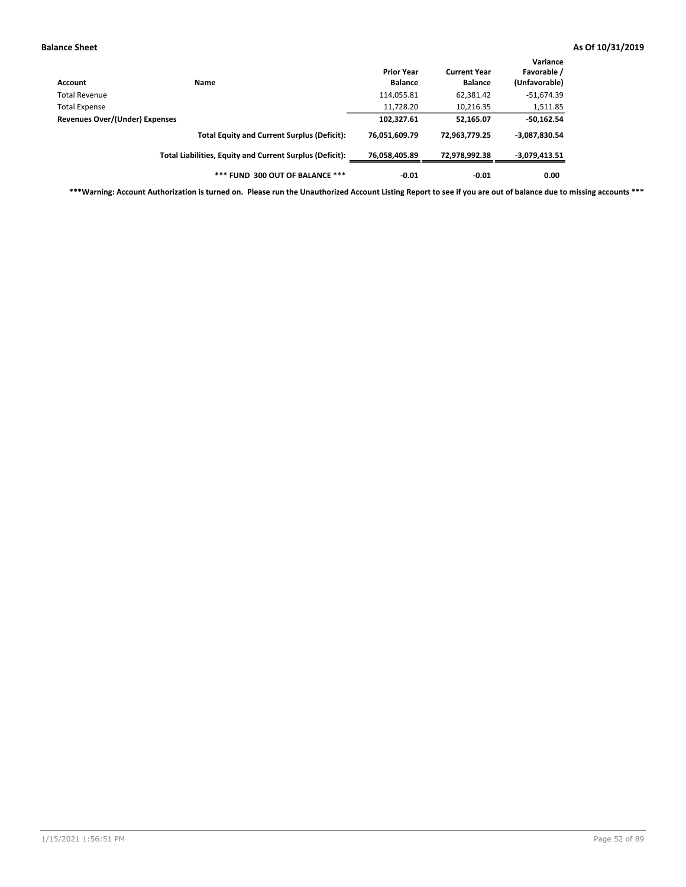| Account | Name | Prior Year Balance | Current Year Balance | Variance Favorable / (Unfavorable) |
|---|---|---|---|---|
| Total Revenue | | 114,055.81 | 62,381.42 | -51,674.39 |
| Total Expense | | 11,728.20 | 10,216.35 | 1,511.85 |
| **Revenues Over/(Under) Expenses** | | **102,327.61** | **52,165.07** | **-50,162.54** |
| | **Total Equity and Current Surplus (Deficit):** | **76,051,609.79** | **72,963,779.25** | **-3,087,830.54** |
| | **Total Liabilities, Equity and Current Surplus (Deficit):** | **76,058,405.89** | **72,978,992.38** | **-3,079,413.51** |
| | **\*\*\* FUND 300 OUT OF BALANCE \*\*\*** | **-0.01** | **-0.01** | **0.00** |

**\*\*\*Warning: Account Authorization is turned on. Please run the Unauthorized Account Listing Report to see if you are out of balance due to missing accounts \*\*\***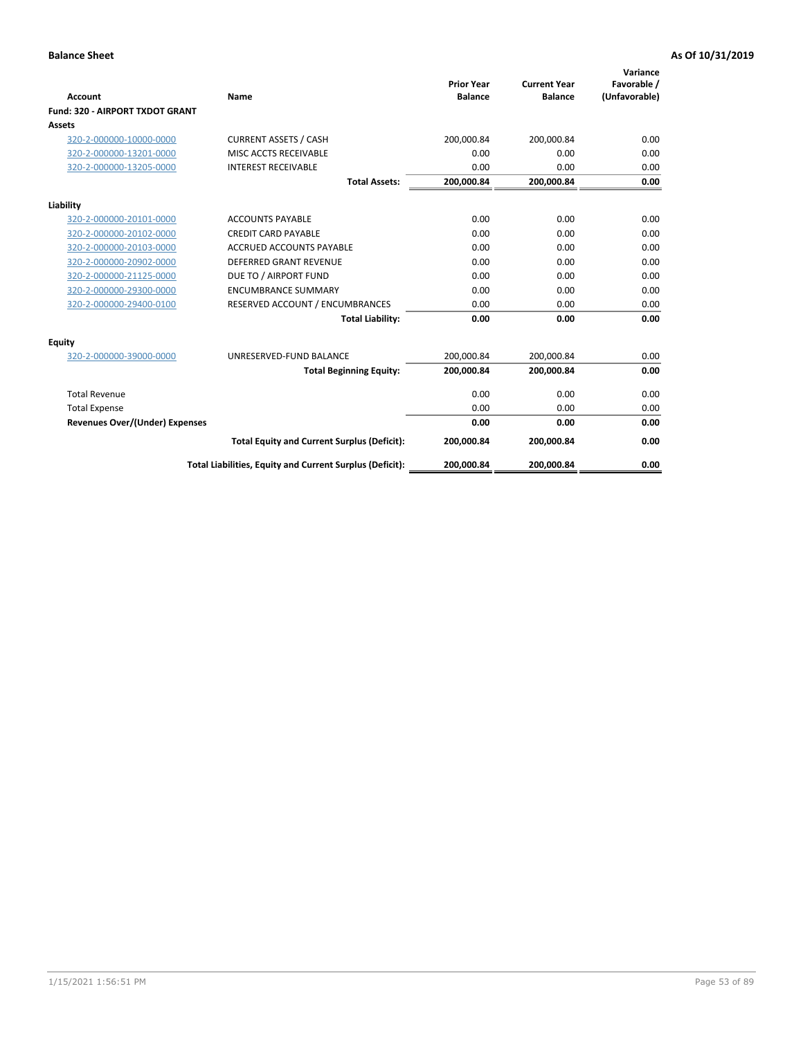**Balance Sheet** **As Of 10/31/2019**

| Account | Name | Prior Year Balance | Current Year Balance | Variance Favorable / (Unfavorable) |
|---|---|---|---|---|
| **Fund: 320 - AIRPORT TXDOT GRANT** | | | | |
| **Assets** | | | | |
| 320-2-000000-10000-0000 | CURRENT ASSETS / CASH | 200,000.84 | 200,000.84 | 0.00 |
| 320-2-000000-13201-0000 | MISC ACCTS RECEIVABLE | 0.00 | 0.00 | 0.00 |
| 320-2-000000-13205-0000 | INTEREST RECEIVABLE | 0.00 | 0.00 | 0.00 |
| | **Total Assets:** | **200,000.84** | **200,000.84** | **0.00** |
| **Liability** | | | | |
| 320-2-000000-20101-0000 | ACCOUNTS PAYABLE | 0.00 | 0.00 | 0.00 |
| 320-2-000000-20102-0000 | CREDIT CARD PAYABLE | 0.00 | 0.00 | 0.00 |
| 320-2-000000-20103-0000 | ACCRUED ACCOUNTS PAYABLE | 0.00 | 0.00 | 0.00 |
| 320-2-000000-20902-0000 | DEFERRED GRANT REVENUE | 0.00 | 0.00 | 0.00 |
| 320-2-000000-21125-0000 | DUE TO / AIRPORT FUND | 0.00 | 0.00 | 0.00 |
| 320-2-000000-29300-0000 | ENCUMBRANCE SUMMARY | 0.00 | 0.00 | 0.00 |
| 320-2-000000-29400-0100 | RESERVED ACCOUNT / ENCUMBRANCES | 0.00 | 0.00 | 0.00 |
| | **Total Liability:** | **0.00** | **0.00** | **0.00** |
| **Equity** | | | | |
| 320-2-000000-39000-0000 | UNRESERVED-FUND BALANCE | 200,000.84 | 200,000.84 | 0.00 |
| | **Total Beginning Equity:** | **200,000.84** | **200,000.84** | **0.00** |
| Total Revenue | | 0.00 | 0.00 | 0.00 |
| Total Expense | | 0.00 | 0.00 | 0.00 |
| **Revenues Over/(Under) Expenses** | | **0.00** | **0.00** | **0.00** |
| | **Total Equity and Current Surplus (Deficit):** | **200,000.84** | **200,000.84** | **0.00** |
| | **Total Liabilities, Equity and Current Surplus (Deficit):** | **200,000.84** | **200,000.84** | **0.00** |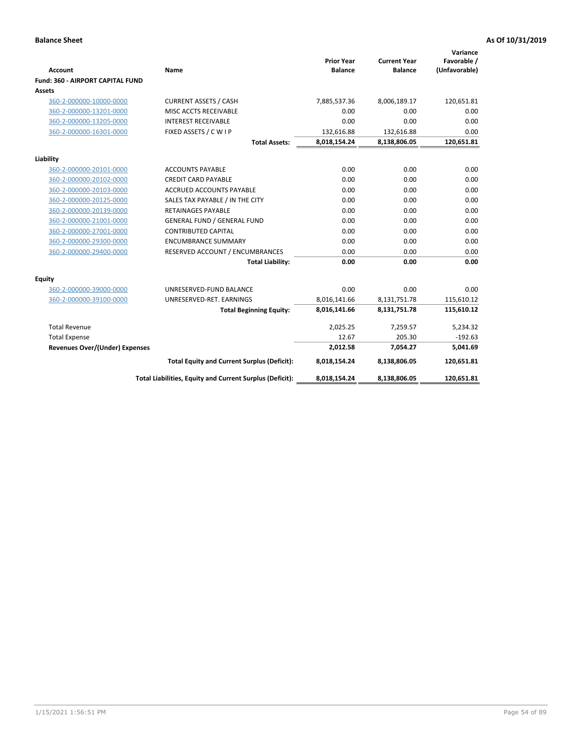**Balance Sheet** **As Of 10/31/2019**

| Account | Name | Prior Year Balance | Current Year Balance | Variance Favorable / (Unfavorable) |
|---|---|---|---|---|
| **Fund: 360 - AIRPORT CAPITAL FUND** | | | | |
| **Assets** | | | | |
| 360-2-000000-10000-0000 | CURRENT ASSETS / CASH | 7,885,537.36 | 8,006,189.17 | 120,651.81 |
| 360-2-000000-13201-0000 | MISC ACCTS RECEIVABLE | 0.00 | 0.00 | 0.00 |
| 360-2-000000-13205-0000 | INTEREST RECEIVABLE | 0.00 | 0.00 | 0.00 |
| 360-2-000000-16301-0000 | FIXED ASSETS / C W I P | 132,616.88 | 132,616.88 | 0.00 |
| | **Total Assets:** | **8,018,154.24** | **8,138,806.05** | **120,651.81** |
| **Liability** | | | | |
| 360-2-000000-20101-0000 | ACCOUNTS PAYABLE | 0.00 | 0.00 | 0.00 |
| 360-2-000000-20102-0000 | CREDIT CARD PAYABLE | 0.00 | 0.00 | 0.00 |
| 360-2-000000-20103-0000 | ACCRUED ACCOUNTS PAYABLE | 0.00 | 0.00 | 0.00 |
| 360-2-000000-20125-0000 | SALES TAX PAYABLE / IN THE CITY | 0.00 | 0.00 | 0.00 |
| 360-2-000000-20139-0000 | RETAINAGES PAYABLE | 0.00 | 0.00 | 0.00 |
| 360-2-000000-21001-0000 | GENERAL FUND / GENERAL FUND | 0.00 | 0.00 | 0.00 |
| 360-2-000000-27001-0000 | CONTRIBUTED CAPITAL | 0.00 | 0.00 | 0.00 |
| 360-2-000000-29300-0000 | ENCUMBRANCE SUMMARY | 0.00 | 0.00 | 0.00 |
| 360-2-000000-29400-0000 | RESERVED ACCOUNT / ENCUMBRANCES | 0.00 | 0.00 | 0.00 |
| | **Total Liability:** | **0.00** | **0.00** | **0.00** |
| **Equity** | | | | |
| 360-2-000000-39000-0000 | UNRESERVED-FUND BALANCE | 0.00 | 0.00 | 0.00 |
| 360-2-000000-39100-0000 | UNRESERVED-RET. EARNINGS | 8,016,141.66 | 8,131,751.78 | 115,610.12 |
| | **Total Beginning Equity:** | **8,016,141.66** | **8,131,751.78** | **115,610.12** |
| Total Revenue | | 2,025.25 | 7,259.57 | 5,234.32 |
| Total Expense | | 12.67 | 205.30 | -192.63 |
| **Revenues Over/(Under) Expenses** | | **2,012.58** | **7,054.27** | **5,041.69** |
| | **Total Equity and Current Surplus (Deficit):** | **8,018,154.24** | **8,138,806.05** | **120,651.81** |
| | **Total Liabilities, Equity and Current Surplus (Deficit):** | **8,018,154.24** | **8,138,806.05** | **120,651.81** |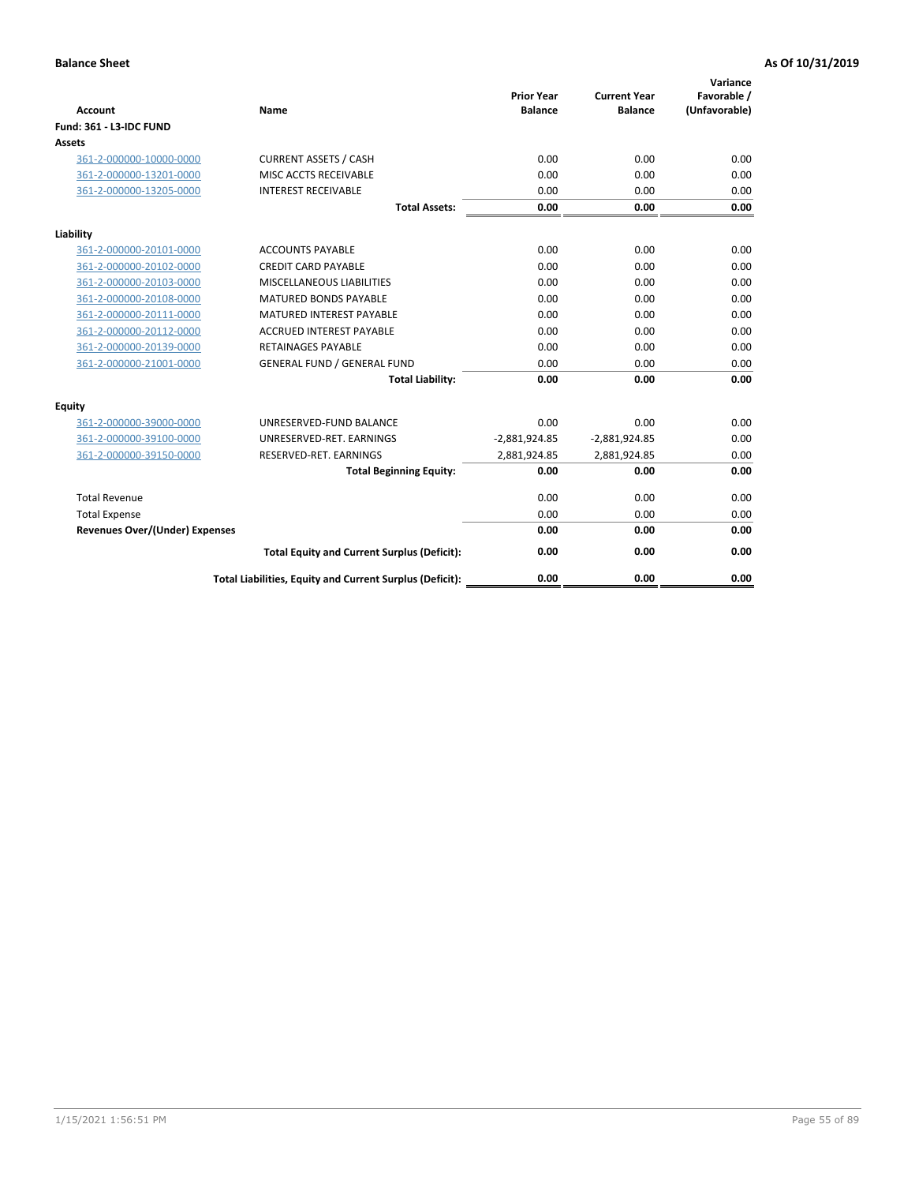**Balance Sheet** — **As Of 10/31/2019**

| Account | Name | Prior Year Balance | Current Year Balance | Variance Favorable / (Unfavorable) |
|---|---|---|---|---|
| **Fund: 361 - L3-IDC FUND** | | | | |
| **Assets** | | | | |
| 361-2-000000-10000-0000 | CURRENT ASSETS / CASH | 0.00 | 0.00 | 0.00 |
| 361-2-000000-13201-0000 | MISC ACCTS RECEIVABLE | 0.00 | 0.00 | 0.00 |
| 361-2-000000-13205-0000 | INTEREST RECEIVABLE | 0.00 | 0.00 | 0.00 |
| | **Total Assets:** | **0.00** | **0.00** | **0.00** |
| **Liability** | | | | |
| 361-2-000000-20101-0000 | ACCOUNTS PAYABLE | 0.00 | 0.00 | 0.00 |
| 361-2-000000-20102-0000 | CREDIT CARD PAYABLE | 0.00 | 0.00 | 0.00 |
| 361-2-000000-20103-0000 | MISCELLANEOUS LIABILITIES | 0.00 | 0.00 | 0.00 |
| 361-2-000000-20108-0000 | MATURED BONDS PAYABLE | 0.00 | 0.00 | 0.00 |
| 361-2-000000-20111-0000 | MATURED INTEREST PAYABLE | 0.00 | 0.00 | 0.00 |
| 361-2-000000-20112-0000 | ACCRUED INTEREST PAYABLE | 0.00 | 0.00 | 0.00 |
| 361-2-000000-20139-0000 | RETAINAGES PAYABLE | 0.00 | 0.00 | 0.00 |
| 361-2-000000-21001-0000 | GENERAL FUND / GENERAL FUND | 0.00 | 0.00 | 0.00 |
| | **Total Liability:** | **0.00** | **0.00** | **0.00** |
| **Equity** | | | | |
| 361-2-000000-39000-0000 | UNRESERVED-FUND BALANCE | 0.00 | 0.00 | 0.00 |
| 361-2-000000-39100-0000 | UNRESERVED-RET. EARNINGS | -2,881,924.85 | -2,881,924.85 | 0.00 |
| 361-2-000000-39150-0000 | RESERVED-RET. EARNINGS | 2,881,924.85 | 2,881,924.85 | 0.00 |
| | **Total Beginning Equity:** | **0.00** | **0.00** | **0.00** |
| Total Revenue | | 0.00 | 0.00 | 0.00 |
| Total Expense | | 0.00 | 0.00 | 0.00 |
| **Revenues Over/(Under) Expenses** | | **0.00** | **0.00** | **0.00** |
| | **Total Equity and Current Surplus (Deficit):** | **0.00** | **0.00** | **0.00** |
| | **Total Liabilities, Equity and Current Surplus (Deficit):** | **0.00** | **0.00** | **0.00** |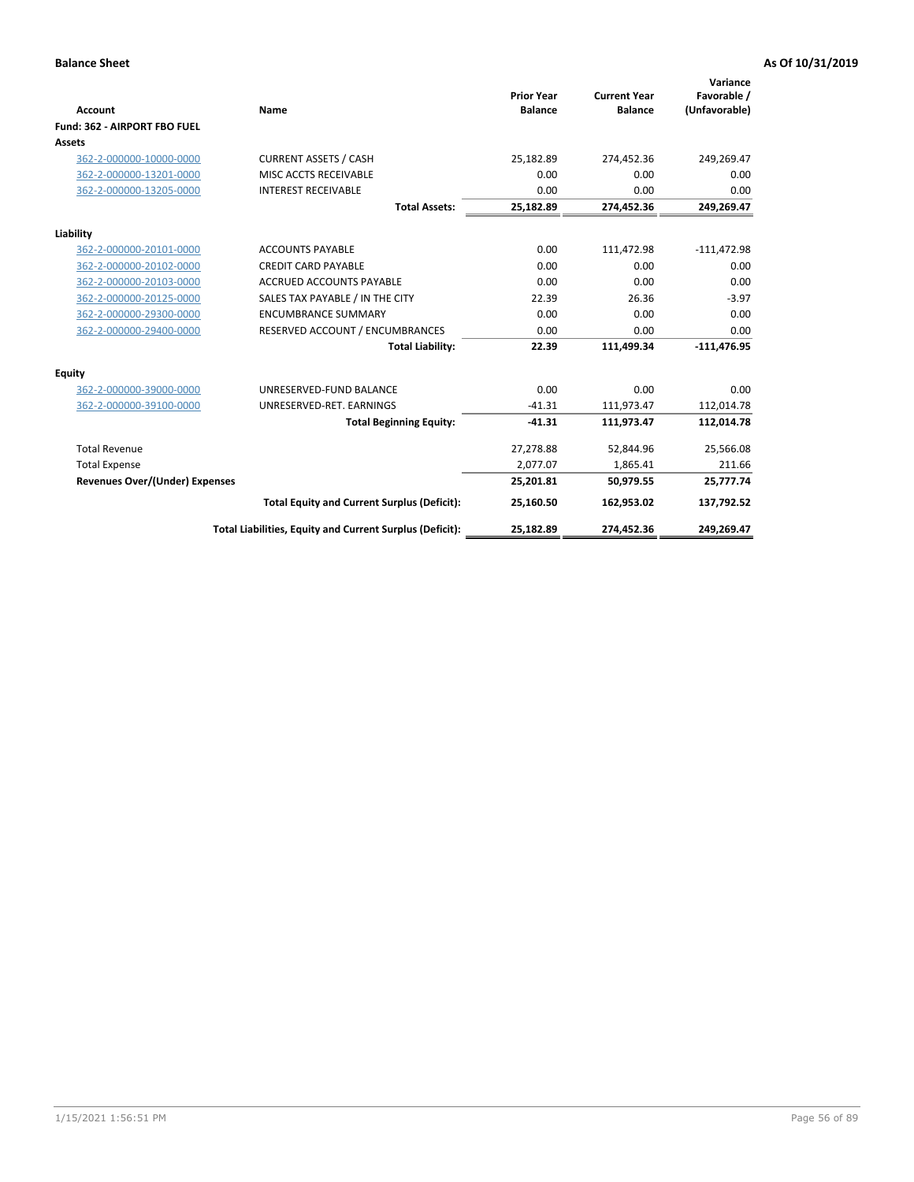**Balance Sheet** — **As Of 10/31/2019**

| Account | Name | Prior Year Balance | Current Year Balance | Variance Favorable / (Unfavorable) |
|---|---|---|---|---|
| **Fund: 362 - AIRPORT FBO FUEL** | | | | |
| **Assets** | | | | |
| 362-2-000000-10000-0000 | CURRENT ASSETS / CASH | 25,182.89 | 274,452.36 | 249,269.47 |
| 362-2-000000-13201-0000 | MISC ACCTS RECEIVABLE | 0.00 | 0.00 | 0.00 |
| 362-2-000000-13205-0000 | INTEREST RECEIVABLE | 0.00 | 0.00 | 0.00 |
| | **Total Assets:** | **25,182.89** | **274,452.36** | **249,269.47** |
| **Liability** | | | | |
| 362-2-000000-20101-0000 | ACCOUNTS PAYABLE | 0.00 | 111,472.98 | -111,472.98 |
| 362-2-000000-20102-0000 | CREDIT CARD PAYABLE | 0.00 | 0.00 | 0.00 |
| 362-2-000000-20103-0000 | ACCRUED ACCOUNTS PAYABLE | 0.00 | 0.00 | 0.00 |
| 362-2-000000-20125-0000 | SALES TAX PAYABLE / IN THE CITY | 22.39 | 26.36 | -3.97 |
| 362-2-000000-29300-0000 | ENCUMBRANCE SUMMARY | 0.00 | 0.00 | 0.00 |
| 362-2-000000-29400-0000 | RESERVED ACCOUNT / ENCUMBRANCES | 0.00 | 0.00 | 0.00 |
| | **Total Liability:** | **22.39** | **111,499.34** | **-111,476.95** |
| **Equity** | | | | |
| 362-2-000000-39000-0000 | UNRESERVED-FUND BALANCE | 0.00 | 0.00 | 0.00 |
| 362-2-000000-39100-0000 | UNRESERVED-RET. EARNINGS | -41.31 | 111,973.47 | 112,014.78 |
| | **Total Beginning Equity:** | **-41.31** | **111,973.47** | **112,014.78** |
| Total Revenue | | 27,278.88 | 52,844.96 | 25,566.08 |
| Total Expense | | 2,077.07 | 1,865.41 | 211.66 |
| **Revenues Over/(Under) Expenses** | | **25,201.81** | **50,979.55** | **25,777.74** |
| | **Total Equity and Current Surplus (Deficit):** | **25,160.50** | **162,953.02** | **137,792.52** |
| | **Total Liabilities, Equity and Current Surplus (Deficit):** | **25,182.89** | **274,452.36** | **249,269.47** |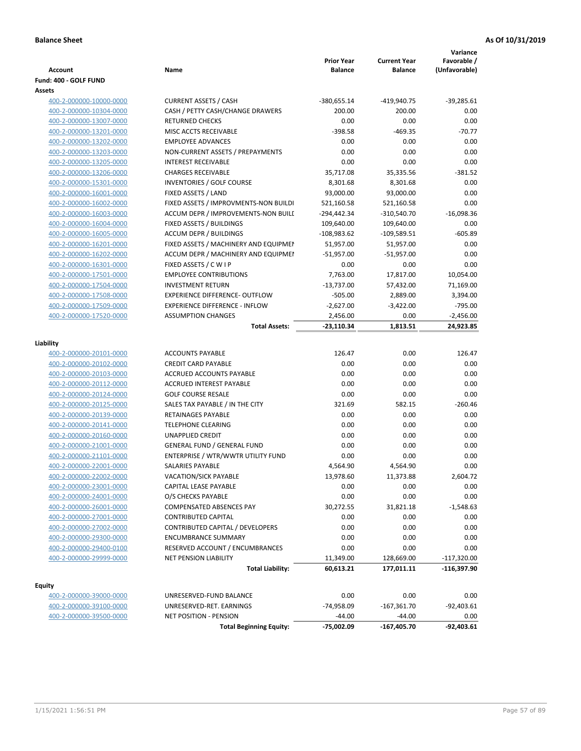**Balance Sheet** | **As Of 10/31/2019**

| Account | Name | Prior Year Balance | Current Year Balance | Variance Favorable / (Unfavorable) |
|---|---|---|---|---|
| **Fund: 400 - GOLF FUND** | | | | |
| **Assets** | | | | |
| 400-2-000000-10000-0000 | CURRENT ASSETS / CASH | -380,655.14 | -419,940.75 | -39,285.61 |
| 400-2-000000-10304-0000 | CASH / PETTY CASH/CHANGE DRAWERS | 200.00 | 200.00 | 0.00 |
| 400-2-000000-13007-0000 | RETURNED CHECKS | 0.00 | 0.00 | 0.00 |
| 400-2-000000-13201-0000 | MISC ACCTS RECEIVABLE | -398.58 | -469.35 | -70.77 |
| 400-2-000000-13202-0000 | EMPLOYEE ADVANCES | 0.00 | 0.00 | 0.00 |
| 400-2-000000-13203-0000 | NON-CURRENT ASSETS / PREPAYMENTS | 0.00 | 0.00 | 0.00 |
| 400-2-000000-13205-0000 | INTEREST RECEIVABLE | 0.00 | 0.00 | 0.00 |
| 400-2-000000-13206-0000 | CHARGES RECEIVABLE | 35,717.08 | 35,335.56 | -381.52 |
| 400-2-000000-15301-0000 | INVENTORIES / GOLF COURSE | 8,301.68 | 8,301.68 | 0.00 |
| 400-2-000000-16001-0000 | FIXED ASSETS / LAND | 93,000.00 | 93,000.00 | 0.00 |
| 400-2-000000-16002-0000 | FIXED ASSETS / IMPROVMENTS-NON BUILDI | 521,160.58 | 521,160.58 | 0.00 |
| 400-2-000000-16003-0000 | ACCUM DEPR / IMPROVEMENTS-NON BUILI | -294,442.34 | -310,540.70 | -16,098.36 |
| 400-2-000000-16004-0000 | FIXED ASSETS / BUILDINGS | 109,640.00 | 109,640.00 | 0.00 |
| 400-2-000000-16005-0000 | ACCUM DEPR / BUILDINGS | -108,983.62 | -109,589.51 | -605.89 |
| 400-2-000000-16201-0000 | FIXED ASSETS / MACHINERY AND EQUIPMEI | 51,957.00 | 51,957.00 | 0.00 |
| 400-2-000000-16202-0000 | ACCUM DEPR / MACHINERY AND EQUIPMEI | -51,957.00 | -51,957.00 | 0.00 |
| 400-2-000000-16301-0000 | FIXED ASSETS / C W I P | 0.00 | 0.00 | 0.00 |
| 400-2-000000-17501-0000 | EMPLOYEE CONTRIBUTIONS | 7,763.00 | 17,817.00 | 10,054.00 |
| 400-2-000000-17504-0000 | INVESTMENT RETURN | -13,737.00 | 57,432.00 | 71,169.00 |
| 400-2-000000-17508-0000 | EXPERIENCE DIFFERENCE- OUTFLOW | -505.00 | 2,889.00 | 3,394.00 |
| 400-2-000000-17509-0000 | EXPERIENCE DIFFERENCE - INFLOW | -2,627.00 | -3,422.00 | -795.00 |
| 400-2-000000-17520-0000 | ASSUMPTION CHANGES | 2,456.00 | 0.00 | -2,456.00 |
| | **Total Assets:** | **-23,110.34** | **1,813.51** | **24,923.85** |
| **Liability** | | | | |
| 400-2-000000-20101-0000 | ACCOUNTS PAYABLE | 126.47 | 0.00 | 126.47 |
| 400-2-000000-20102-0000 | CREDIT CARD PAYABLE | 0.00 | 0.00 | 0.00 |
| 400-2-000000-20103-0000 | ACCRUED ACCOUNTS PAYABLE | 0.00 | 0.00 | 0.00 |
| 400-2-000000-20112-0000 | ACCRUED INTEREST PAYABLE | 0.00 | 0.00 | 0.00 |
| 400-2-000000-20124-0000 | GOLF COURSE RESALE | 0.00 | 0.00 | 0.00 |
| 400-2-000000-20125-0000 | SALES TAX PAYABLE / IN THE CITY | 321.69 | 582.15 | -260.46 |
| 400-2-000000-20139-0000 | RETAINAGES PAYABLE | 0.00 | 0.00 | 0.00 |
| 400-2-000000-20141-0000 | TELEPHONE CLEARING | 0.00 | 0.00 | 0.00 |
| 400-2-000000-20160-0000 | UNAPPLIED CREDIT | 0.00 | 0.00 | 0.00 |
| 400-2-000000-21001-0000 | GENERAL FUND / GENERAL FUND | 0.00 | 0.00 | 0.00 |
| 400-2-000000-21101-0000 | ENTERPRISE / WTR/WWTR UTILITY FUND | 0.00 | 0.00 | 0.00 |
| 400-2-000000-22001-0000 | SALARIES PAYABLE | 4,564.90 | 4,564.90 | 0.00 |
| 400-2-000000-22002-0000 | VACATION/SICK PAYABLE | 13,978.60 | 11,373.88 | 2,604.72 |
| 400-2-000000-23001-0000 | CAPITAL LEASE PAYABLE | 0.00 | 0.00 | 0.00 |
| 400-2-000000-24001-0000 | O/S CHECKS PAYABLE | 0.00 | 0.00 | 0.00 |
| 400-2-000000-26001-0000 | COMPENSATED ABSENCES PAY | 30,272.55 | 31,821.18 | -1,548.63 |
| 400-2-000000-27001-0000 | CONTRIBUTED CAPITAL | 0.00 | 0.00 | 0.00 |
| 400-2-000000-27002-0000 | CONTRIBUTED CAPITAL / DEVELOPERS | 0.00 | 0.00 | 0.00 |
| 400-2-000000-29300-0000 | ENCUMBRANCE SUMMARY | 0.00 | 0.00 | 0.00 |
| 400-2-000000-29400-0100 | RESERVED ACCOUNT / ENCUMBRANCES | 0.00 | 0.00 | 0.00 |
| 400-2-000000-29999-0000 | NET PENSION LIABILITY | 11,349.00 | 128,669.00 | -117,320.00 |
| | **Total Liability:** | **60,613.21** | **177,011.11** | **-116,397.90** |
| **Equity** | | | | |
| 400-2-000000-39000-0000 | UNRESERVED-FUND BALANCE | 0.00 | 0.00 | 0.00 |
| 400-2-000000-39100-0000 | UNRESERVED-RET. EARNINGS | -74,958.09 | -167,361.70 | -92,403.61 |
| 400-2-000000-39500-0000 | NET POSITION - PENSION | -44.00 | -44.00 | 0.00 |
| | **Total Beginning Equity:** | **-75,002.09** | **-167,405.70** | **-92,403.61** |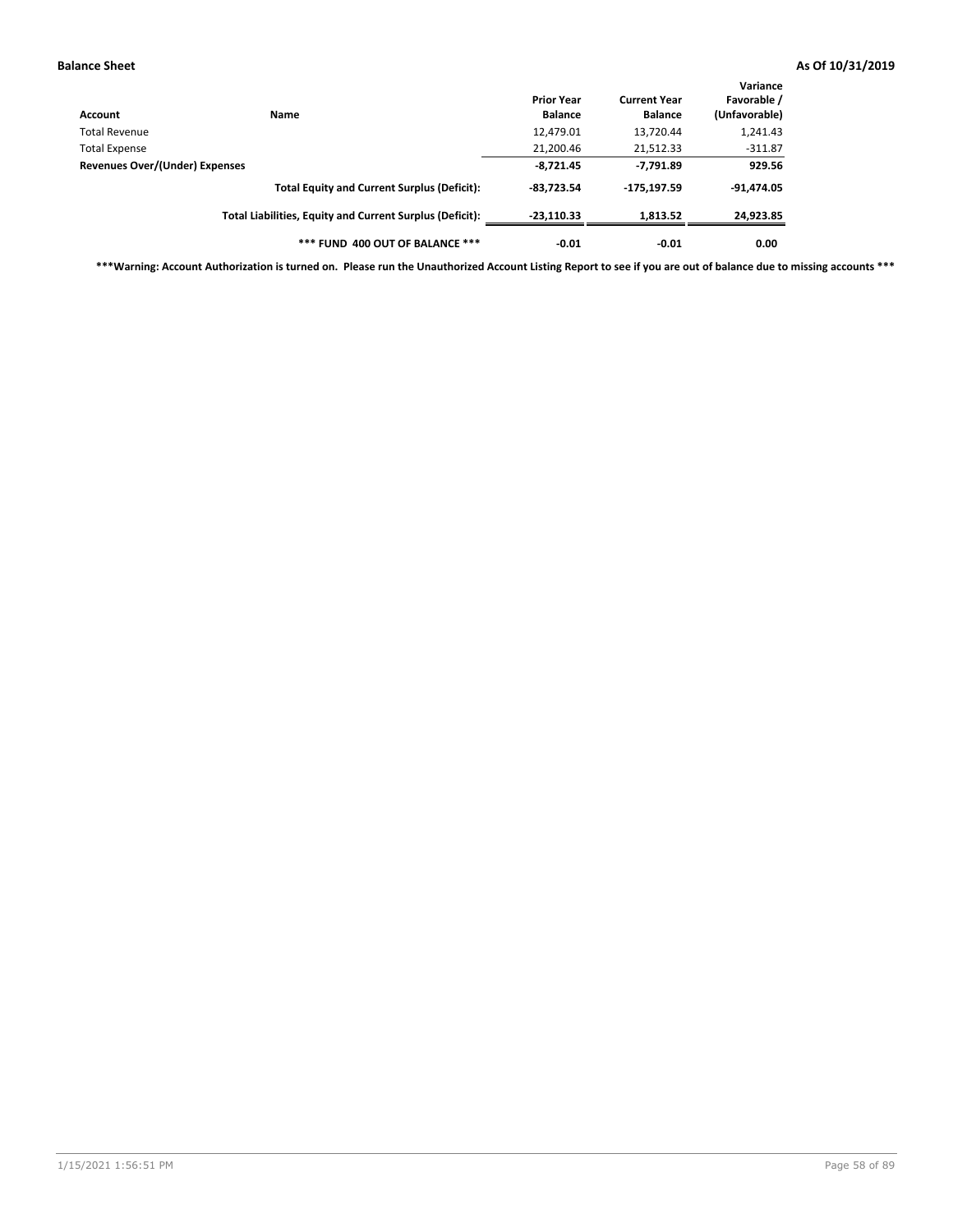**Balance Sheet** **As Of 10/31/2019**

| Account | Name | Prior Year Balance | Current Year Balance | Variance Favorable / (Unfavorable) |
|---|---|---|---|---|
| Total Revenue | | 12,479.01 | 13,720.44 | 1,241.43 |
| Total Expense | | 21,200.46 | 21,512.33 | -311.87 |
| **Revenues Over/(Under) Expenses** | | **-8,721.45** | **-7,791.89** | **929.56** |
| | **Total Equity and Current Surplus (Deficit):** | **-83,723.54** | **-175,197.59** | **-91,474.05** |
| | **Total Liabilities, Equity and Current Surplus (Deficit):** | **-23,110.33** | **1,813.52** | **24,923.85** |
| | **\*\*\* FUND 400 OUT OF BALANCE \*\*\*** | **-0.01** | **-0.01** | **0.00** |

**\*\*\*Warning: Account Authorization is turned on. Please run the Unauthorized Account Listing Report to see if you are out of balance due to missing accounts \*\*\***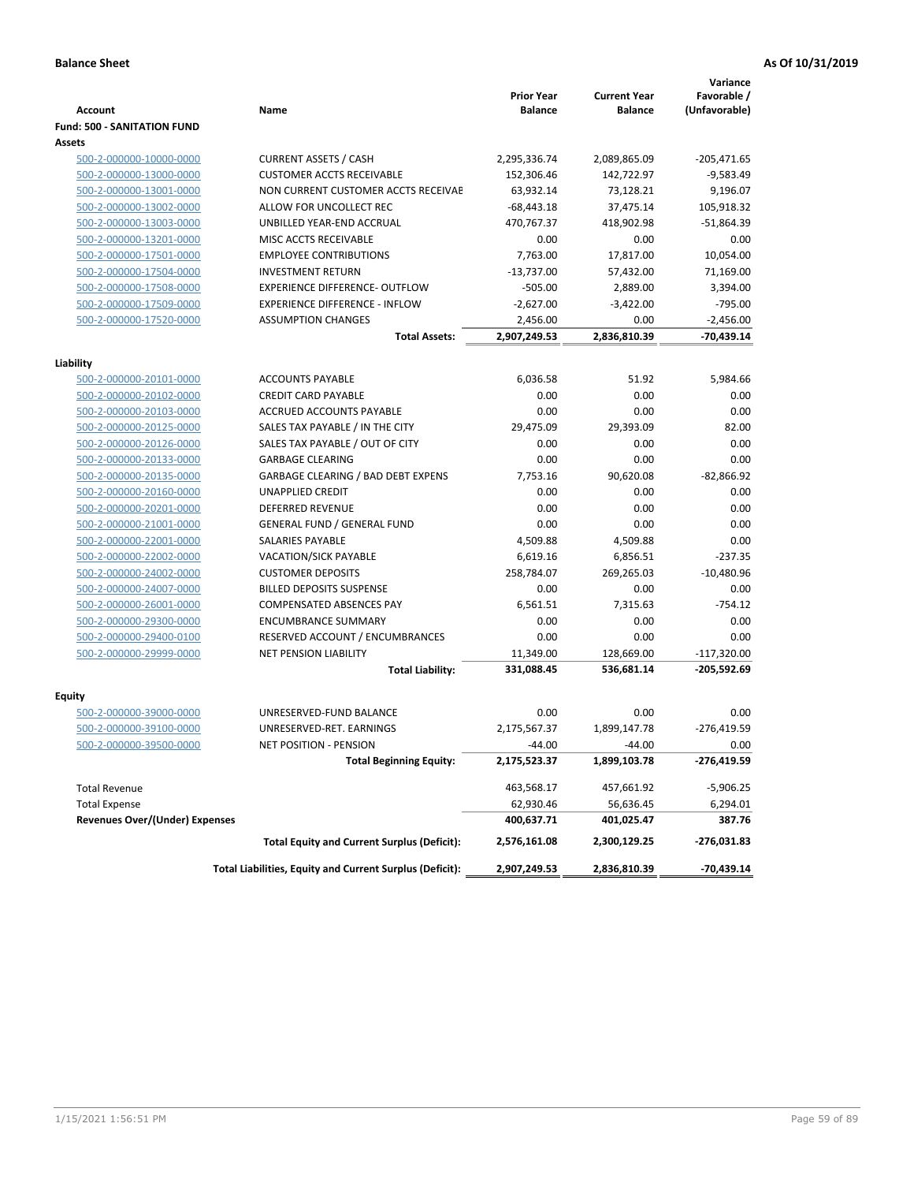**Balance Sheet** **As Of 10/31/2019**

| Account | Name | Prior Year Balance | Current Year Balance | Variance Favorable / (Unfavorable) |
|---|---|---|---|---|
| **Fund: 500 - SANITATION FUND** | | | | |
| **Assets** | | | | |
| 500-2-000000-10000-0000 | CURRENT ASSETS / CASH | 2,295,336.74 | 2,089,865.09 | -205,471.65 |
| 500-2-000000-13000-0000 | CUSTOMER ACCTS RECEIVABLE | 152,306.46 | 142,722.97 | -9,583.49 |
| 500-2-000000-13001-0000 | NON CURRENT CUSTOMER ACCTS RECEIVAE | 63,932.14 | 73,128.21 | 9,196.07 |
| 500-2-000000-13002-0000 | ALLOW FOR UNCOLLECT REC | -68,443.18 | 37,475.14 | 105,918.32 |
| 500-2-000000-13003-0000 | UNBILLED YEAR-END ACCRUAL | 470,767.37 | 418,902.98 | -51,864.39 |
| 500-2-000000-13201-0000 | MISC ACCTS RECEIVABLE | 0.00 | 0.00 | 0.00 |
| 500-2-000000-17501-0000 | EMPLOYEE CONTRIBUTIONS | 7,763.00 | 17,817.00 | 10,054.00 |
| 500-2-000000-17504-0000 | INVESTMENT RETURN | -13,737.00 | 57,432.00 | 71,169.00 |
| 500-2-000000-17508-0000 | EXPERIENCE DIFFERENCE- OUTFLOW | -505.00 | 2,889.00 | 3,394.00 |
| 500-2-000000-17509-0000 | EXPERIENCE DIFFERENCE - INFLOW | -2,627.00 | -3,422.00 | -795.00 |
| 500-2-000000-17520-0000 | ASSUMPTION CHANGES | 2,456.00 | 0.00 | -2,456.00 |
| | **Total Assets:** | **2,907,249.53** | **2,836,810.39** | **-70,439.14** |
| **Liability** | | | | |
| 500-2-000000-20101-0000 | ACCOUNTS PAYABLE | 6,036.58 | 51.92 | 5,984.66 |
| 500-2-000000-20102-0000 | CREDIT CARD PAYABLE | 0.00 | 0.00 | 0.00 |
| 500-2-000000-20103-0000 | ACCRUED ACCOUNTS PAYABLE | 0.00 | 0.00 | 0.00 |
| 500-2-000000-20125-0000 | SALES TAX PAYABLE / IN THE CITY | 29,475.09 | 29,393.09 | 82.00 |
| 500-2-000000-20126-0000 | SALES TAX PAYABLE / OUT OF CITY | 0.00 | 0.00 | 0.00 |
| 500-2-000000-20133-0000 | GARBAGE CLEARING | 0.00 | 0.00 | 0.00 |
| 500-2-000000-20135-0000 | GARBAGE CLEARING / BAD DEBT EXPENS | 7,753.16 | 90,620.08 | -82,866.92 |
| 500-2-000000-20160-0000 | UNAPPLIED CREDIT | 0.00 | 0.00 | 0.00 |
| 500-2-000000-20201-0000 | DEFERRED REVENUE | 0.00 | 0.00 | 0.00 |
| 500-2-000000-21001-0000 | GENERAL FUND / GENERAL FUND | 0.00 | 0.00 | 0.00 |
| 500-2-000000-22001-0000 | SALARIES PAYABLE | 4,509.88 | 4,509.88 | 0.00 |
| 500-2-000000-22002-0000 | VACATION/SICK PAYABLE | 6,619.16 | 6,856.51 | -237.35 |
| 500-2-000000-24002-0000 | CUSTOMER DEPOSITS | 258,784.07 | 269,265.03 | -10,480.96 |
| 500-2-000000-24007-0000 | BILLED DEPOSITS SUSPENSE | 0.00 | 0.00 | 0.00 |
| 500-2-000000-26001-0000 | COMPENSATED ABSENCES PAY | 6,561.51 | 7,315.63 | -754.12 |
| 500-2-000000-29300-0000 | ENCUMBRANCE SUMMARY | 0.00 | 0.00 | 0.00 |
| 500-2-000000-29400-0100 | RESERVED ACCOUNT / ENCUMBRANCES | 0.00 | 0.00 | 0.00 |
| 500-2-000000-29999-0000 | NET PENSION LIABILITY | 11,349.00 | 128,669.00 | -117,320.00 |
| | **Total Liability:** | **331,088.45** | **536,681.14** | **-205,592.69** |
| **Equity** | | | | |
| 500-2-000000-39000-0000 | UNRESERVED-FUND BALANCE | 0.00 | 0.00 | 0.00 |
| 500-2-000000-39100-0000 | UNRESERVED-RET. EARNINGS | 2,175,567.37 | 1,899,147.78 | -276,419.59 |
| 500-2-000000-39500-0000 | NET POSITION - PENSION | -44.00 | -44.00 | 0.00 |
| | **Total Beginning Equity:** | **2,175,523.37** | **1,899,103.78** | **-276,419.59** |
| Total Revenue | | 463,568.17 | 457,661.92 | -5,906.25 |
| Total Expense | | 62,930.46 | 56,636.45 | 6,294.01 |
| **Revenues Over/(Under) Expenses** | | **400,637.71** | **401,025.47** | **387.76** |
| | **Total Equity and Current Surplus (Deficit):** | **2,576,161.08** | **2,300,129.25** | **-276,031.83** |
| | **Total Liabilities, Equity and Current Surplus (Deficit):** | **2,907,249.53** | **2,836,810.39** | **-70,439.14** |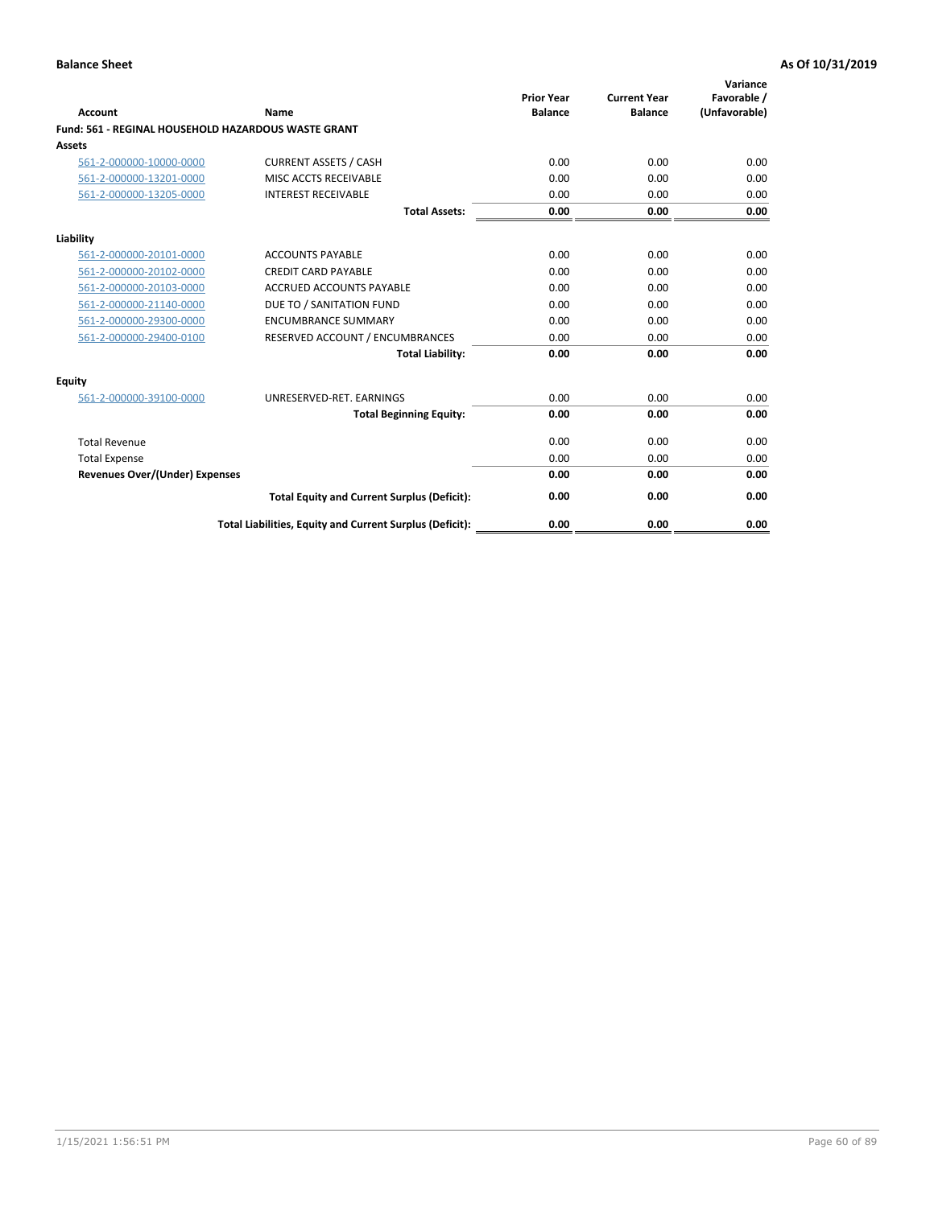**Balance Sheet** **As Of 10/31/2019**

| Account | Name | Prior Year Balance | Current Year Balance | Variance Favorable / (Unfavorable) |
|---|---|---|---|---|
| **Fund: 561 - REGINAL HOUSEHOLD HAZARDOUS WASTE GRANT** | | | | |
| **Assets** | | | | |
| 561-2-000000-10000-0000 | CURRENT ASSETS / CASH | 0.00 | 0.00 | 0.00 |
| 561-2-000000-13201-0000 | MISC ACCTS RECEIVABLE | 0.00 | 0.00 | 0.00 |
| 561-2-000000-13205-0000 | INTEREST RECEIVABLE | 0.00 | 0.00 | 0.00 |
| | **Total Assets:** | **0.00** | **0.00** | **0.00** |
| **Liability** | | | | |
| 561-2-000000-20101-0000 | ACCOUNTS PAYABLE | 0.00 | 0.00 | 0.00 |
| 561-2-000000-20102-0000 | CREDIT CARD PAYABLE | 0.00 | 0.00 | 0.00 |
| 561-2-000000-20103-0000 | ACCRUED ACCOUNTS PAYABLE | 0.00 | 0.00 | 0.00 |
| 561-2-000000-21140-0000 | DUE TO / SANITATION FUND | 0.00 | 0.00 | 0.00 |
| 561-2-000000-29300-0000 | ENCUMBRANCE SUMMARY | 0.00 | 0.00 | 0.00 |
| 561-2-000000-29400-0100 | RESERVED ACCOUNT / ENCUMBRANCES | 0.00 | 0.00 | 0.00 |
| | **Total Liability:** | **0.00** | **0.00** | **0.00** |
| **Equity** | | | | |
| 561-2-000000-39100-0000 | UNRESERVED-RET. EARNINGS | 0.00 | 0.00 | 0.00 |
| | **Total Beginning Equity:** | **0.00** | **0.00** | **0.00** |
| Total Revenue | | 0.00 | 0.00 | 0.00 |
| Total Expense | | 0.00 | 0.00 | 0.00 |
| **Revenues Over/(Under) Expenses** | | **0.00** | **0.00** | **0.00** |
| | **Total Equity and Current Surplus (Deficit):** | **0.00** | **0.00** | **0.00** |
| | **Total Liabilities, Equity and Current Surplus (Deficit):** | **0.00** | **0.00** | **0.00** |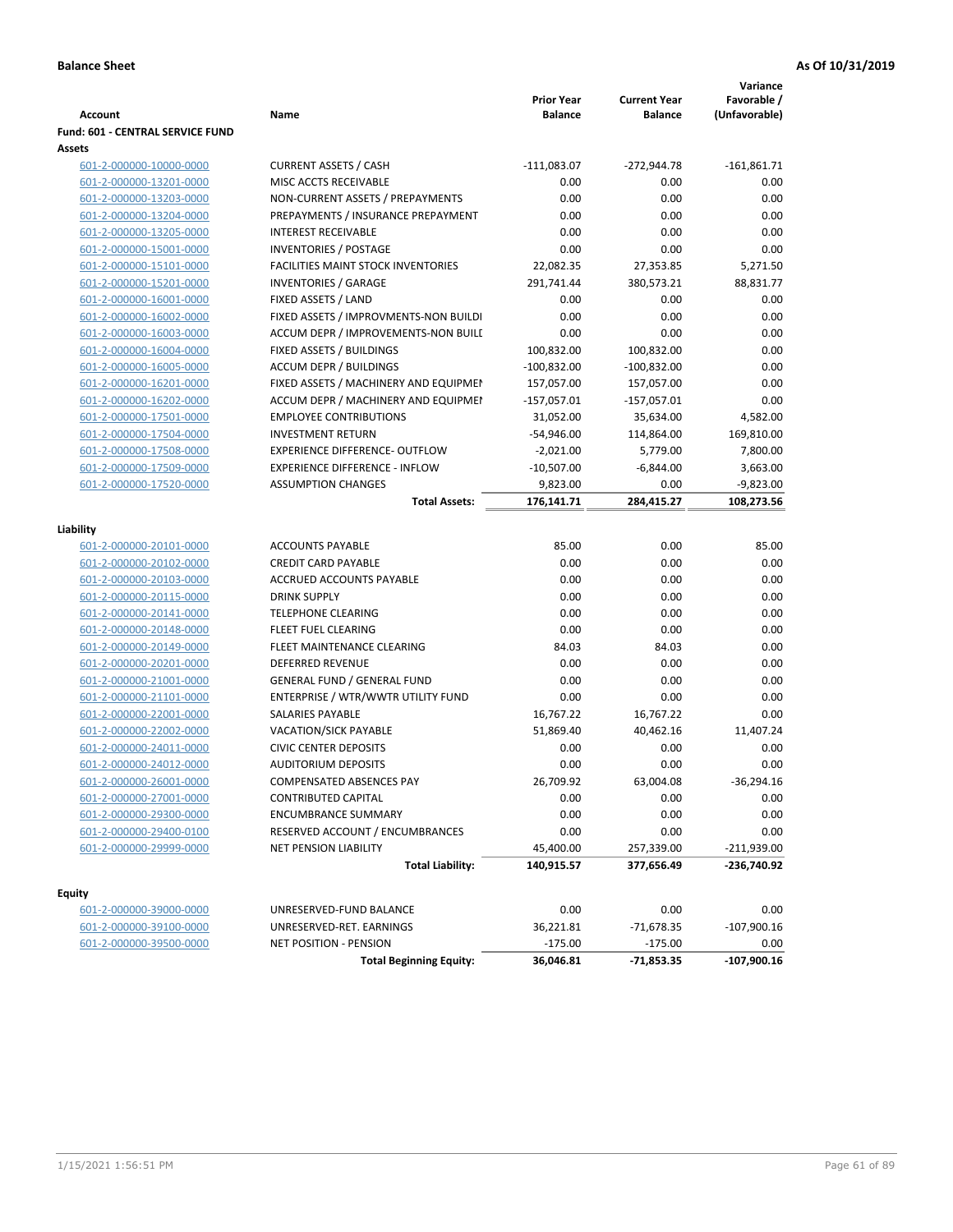**Balance Sheet** | **As Of 10/31/2019**

| Account | Name | Prior Year Balance | Current Year Balance | Variance Favorable / (Unfavorable) |
|---|---|---|---|---|
| **Fund: 601 - CENTRAL SERVICE FUND** | | | | |
| **Assets** | | | | |
| 601-2-000000-10000-0000 | CURRENT ASSETS / CASH | -111,083.07 | -272,944.78 | -161,861.71 |
| 601-2-000000-13201-0000 | MISC ACCTS RECEIVABLE | 0.00 | 0.00 | 0.00 |
| 601-2-000000-13203-0000 | NON-CURRENT ASSETS / PREPAYMENTS | 0.00 | 0.00 | 0.00 |
| 601-2-000000-13204-0000 | PREPAYMENTS / INSURANCE PREPAYMENT | 0.00 | 0.00 | 0.00 |
| 601-2-000000-13205-0000 | INTEREST RECEIVABLE | 0.00 | 0.00 | 0.00 |
| 601-2-000000-15001-0000 | INVENTORIES / POSTAGE | 0.00 | 0.00 | 0.00 |
| 601-2-000000-15101-0000 | FACILITIES MAINT STOCK INVENTORIES | 22,082.35 | 27,353.85 | 5,271.50 |
| 601-2-000000-15201-0000 | INVENTORIES / GARAGE | 291,741.44 | 380,573.21 | 88,831.77 |
| 601-2-000000-16001-0000 | FIXED ASSETS / LAND | 0.00 | 0.00 | 0.00 |
| 601-2-000000-16002-0000 | FIXED ASSETS / IMPROVMENTS-NON BUILDI | 0.00 | 0.00 | 0.00 |
| 601-2-000000-16003-0000 | ACCUM DEPR / IMPROVEMENTS-NON BUILI | 0.00 | 0.00 | 0.00 |
| 601-2-000000-16004-0000 | FIXED ASSETS / BUILDINGS | 100,832.00 | 100,832.00 | 0.00 |
| 601-2-000000-16005-0000 | ACCUM DEPR / BUILDINGS | -100,832.00 | -100,832.00 | 0.00 |
| 601-2-000000-16201-0000 | FIXED ASSETS / MACHINERY AND EQUIPMEI | 157,057.00 | 157,057.00 | 0.00 |
| 601-2-000000-16202-0000 | ACCUM DEPR / MACHINERY AND EQUIPMEI | -157,057.01 | -157,057.01 | 0.00 |
| 601-2-000000-17501-0000 | EMPLOYEE CONTRIBUTIONS | 31,052.00 | 35,634.00 | 4,582.00 |
| 601-2-000000-17504-0000 | INVESTMENT RETURN | -54,946.00 | 114,864.00 | 169,810.00 |
| 601-2-000000-17508-0000 | EXPERIENCE DIFFERENCE- OUTFLOW | -2,021.00 | 5,779.00 | 7,800.00 |
| 601-2-000000-17509-0000 | EXPERIENCE DIFFERENCE - INFLOW | -10,507.00 | -6,844.00 | 3,663.00 |
| 601-2-000000-17520-0000 | ASSUMPTION CHANGES | 9,823.00 | 0.00 | -9,823.00 |
| | **Total Assets:** | **176,141.71** | **284,415.27** | **108,273.56** |
| **Liability** | | | | |
| 601-2-000000-20101-0000 | ACCOUNTS PAYABLE | 85.00 | 0.00 | 85.00 |
| 601-2-000000-20102-0000 | CREDIT CARD PAYABLE | 0.00 | 0.00 | 0.00 |
| 601-2-000000-20103-0000 | ACCRUED ACCOUNTS PAYABLE | 0.00 | 0.00 | 0.00 |
| 601-2-000000-20115-0000 | DRINK SUPPLY | 0.00 | 0.00 | 0.00 |
| 601-2-000000-20141-0000 | TELEPHONE CLEARING | 0.00 | 0.00 | 0.00 |
| 601-2-000000-20148-0000 | FLEET FUEL CLEARING | 0.00 | 0.00 | 0.00 |
| 601-2-000000-20149-0000 | FLEET MAINTENANCE CLEARING | 84.03 | 84.03 | 0.00 |
| 601-2-000000-20201-0000 | DEFERRED REVENUE | 0.00 | 0.00 | 0.00 |
| 601-2-000000-21001-0000 | GENERAL FUND / GENERAL FUND | 0.00 | 0.00 | 0.00 |
| 601-2-000000-21101-0000 | ENTERPRISE / WTR/WWTR UTILITY FUND | 0.00 | 0.00 | 0.00 |
| 601-2-000000-22001-0000 | SALARIES PAYABLE | 16,767.22 | 16,767.22 | 0.00 |
| 601-2-000000-22002-0000 | VACATION/SICK PAYABLE | 51,869.40 | 40,462.16 | 11,407.24 |
| 601-2-000000-24011-0000 | CIVIC CENTER DEPOSITS | 0.00 | 0.00 | 0.00 |
| 601-2-000000-24012-0000 | AUDITORIUM DEPOSITS | 0.00 | 0.00 | 0.00 |
| 601-2-000000-26001-0000 | COMPENSATED ABSENCES PAY | 26,709.92 | 63,004.08 | -36,294.16 |
| 601-2-000000-27001-0000 | CONTRIBUTED CAPITAL | 0.00 | 0.00 | 0.00 |
| 601-2-000000-29300-0000 | ENCUMBRANCE SUMMARY | 0.00 | 0.00 | 0.00 |
| 601-2-000000-29400-0100 | RESERVED ACCOUNT / ENCUMBRANCES | 0.00 | 0.00 | 0.00 |
| 601-2-000000-29999-0000 | NET PENSION LIABILITY | 45,400.00 | 257,339.00 | -211,939.00 |
| | **Total Liability:** | **140,915.57** | **377,656.49** | **-236,740.92** |
| **Equity** | | | | |
| 601-2-000000-39000-0000 | UNRESERVED-FUND BALANCE | 0.00 | 0.00 | 0.00 |
| 601-2-000000-39100-0000 | UNRESERVED-RET. EARNINGS | 36,221.81 | -71,678.35 | -107,900.16 |
| 601-2-000000-39500-0000 | NET POSITION - PENSION | -175.00 | -175.00 | 0.00 |
| | **Total Beginning Equity:** | **36,046.81** | **-71,853.35** | **-107,900.16** |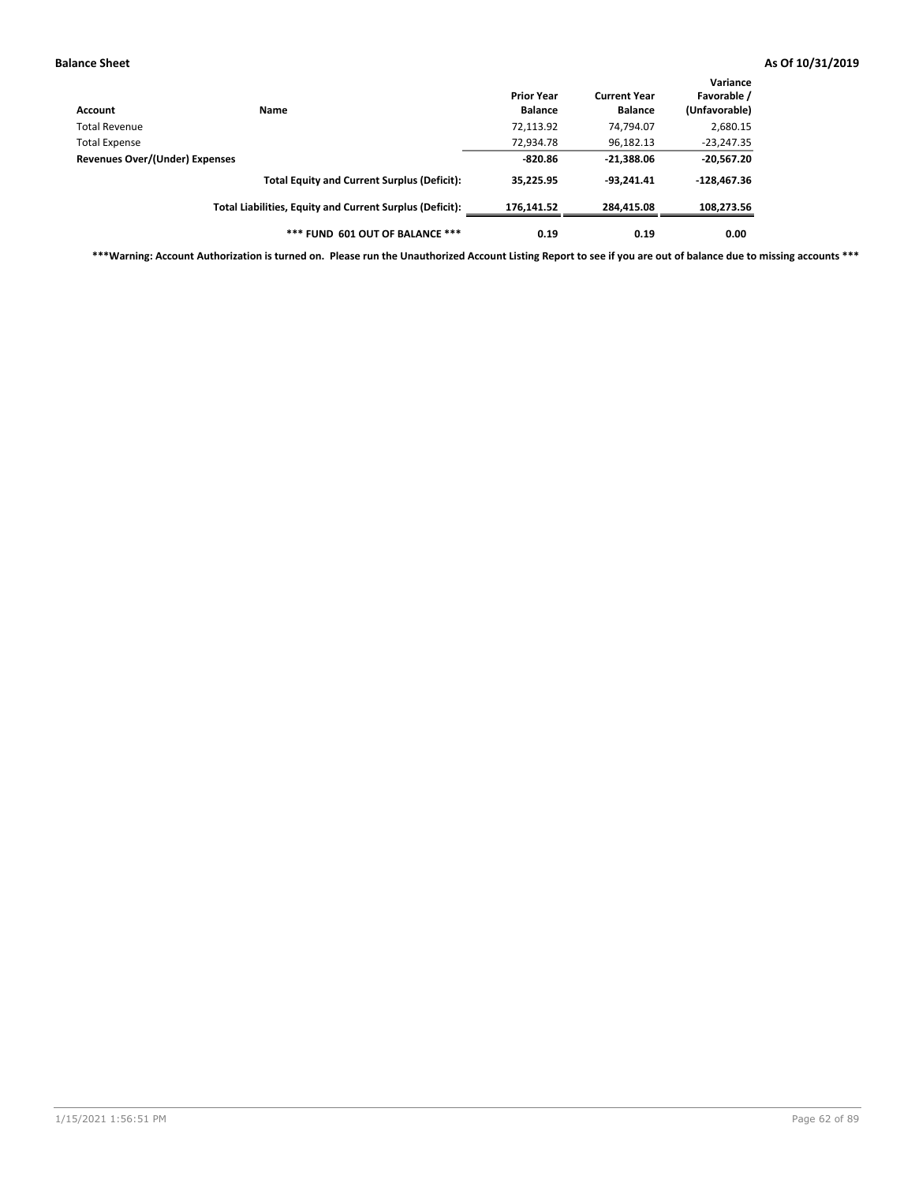| Account | Name | Prior Year Balance | Current Year Balance | Variance Favorable / (Unfavorable) |
|---|---|---|---|---|
| Total Revenue | | 72,113.92 | 74,794.07 | 2,680.15 |
| Total Expense | | 72,934.78 | 96,182.13 | -23,247.35 |
| **Revenues Over/(Under) Expenses** | | **-820.86** | **-21,388.06** | **-20,567.20** |
| | **Total Equity and Current Surplus (Deficit):** | **35,225.95** | **-93,241.41** | **-128,467.36** |
| | **Total Liabilities, Equity and Current Surplus (Deficit):** | **176,141.52** | **284,415.08** | **108,273.56** |
| | **\*\*\* FUND 601 OUT OF BALANCE \*\*\*** | **0.19** | **0.19** | **0.00** |

**\*\*\*Warning: Account Authorization is turned on. Please run the Unauthorized Account Listing Report to see if you are out of balance due to missing accounts \*\*\***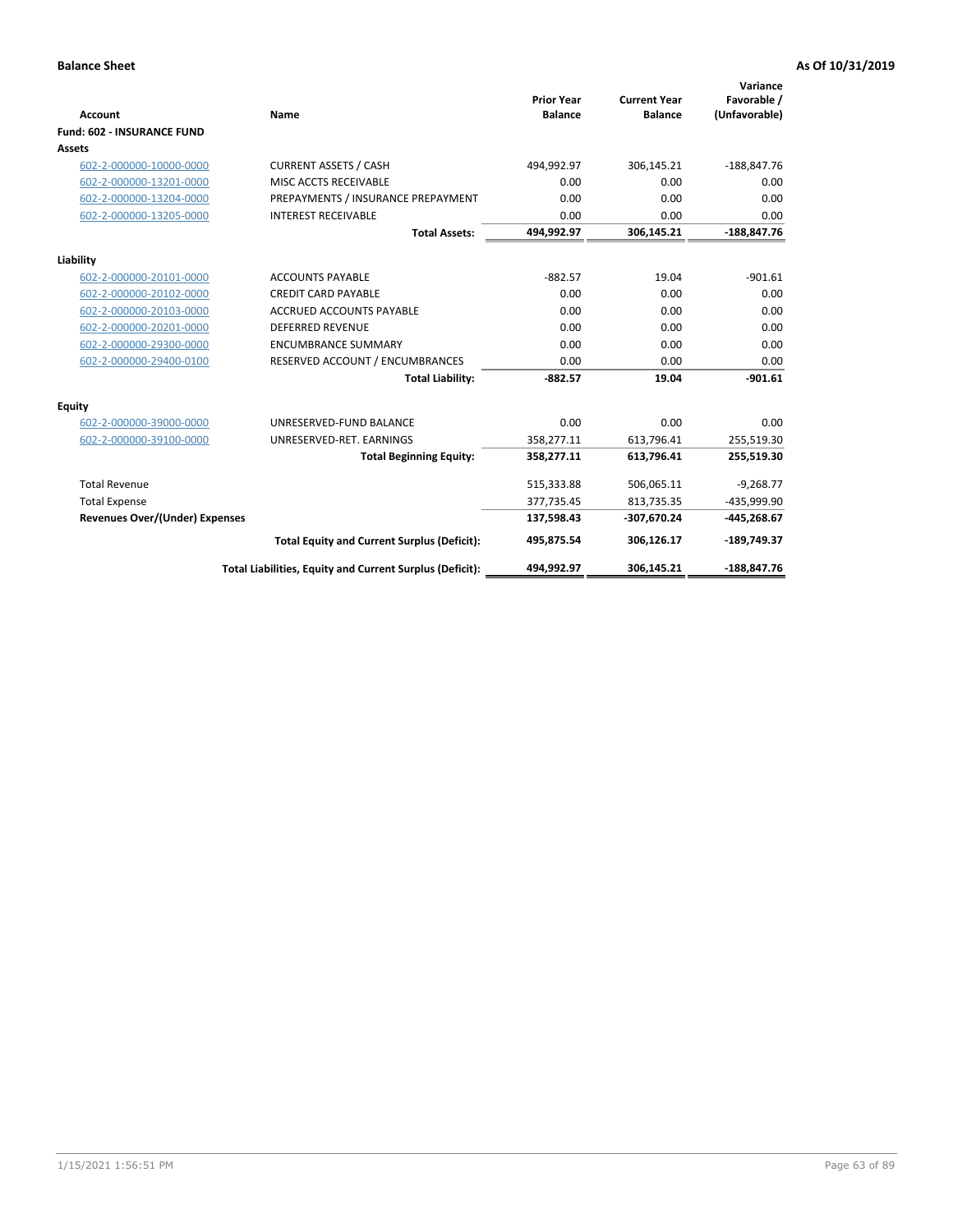**Balance Sheet** **As Of 10/31/2019**

| Account | Name | Prior Year Balance | Current Year Balance | Variance Favorable / (Unfavorable) |
|---|---|---|---|---|
| **Fund: 602 - INSURANCE FUND** | | | | |
| **Assets** | | | | |
| 602-2-000000-10000-0000 | CURRENT ASSETS / CASH | 494,992.97 | 306,145.21 | -188,847.76 |
| 602-2-000000-13201-0000 | MISC ACCTS RECEIVABLE | 0.00 | 0.00 | 0.00 |
| 602-2-000000-13204-0000 | PREPAYMENTS / INSURANCE PREPAYMENT | 0.00 | 0.00 | 0.00 |
| 602-2-000000-13205-0000 | INTEREST RECEIVABLE | 0.00 | 0.00 | 0.00 |
| | **Total Assets:** | **494,992.97** | **306,145.21** | **-188,847.76** |
| **Liability** | | | | |
| 602-2-000000-20101-0000 | ACCOUNTS PAYABLE | -882.57 | 19.04 | -901.61 |
| 602-2-000000-20102-0000 | CREDIT CARD PAYABLE | 0.00 | 0.00 | 0.00 |
| 602-2-000000-20103-0000 | ACCRUED ACCOUNTS PAYABLE | 0.00 | 0.00 | 0.00 |
| 602-2-000000-20201-0000 | DEFERRED REVENUE | 0.00 | 0.00 | 0.00 |
| 602-2-000000-29300-0000 | ENCUMBRANCE SUMMARY | 0.00 | 0.00 | 0.00 |
| 602-2-000000-29400-0100 | RESERVED ACCOUNT / ENCUMBRANCES | 0.00 | 0.00 | 0.00 |
| | **Total Liability:** | **-882.57** | **19.04** | **-901.61** |
| **Equity** | | | | |
| 602-2-000000-39000-0000 | UNRESERVED-FUND BALANCE | 0.00 | 0.00 | 0.00 |
| 602-2-000000-39100-0000 | UNRESERVED-RET. EARNINGS | 358,277.11 | 613,796.41 | 255,519.30 |
| | **Total Beginning Equity:** | **358,277.11** | **613,796.41** | **255,519.30** |
| Total Revenue | | 515,333.88 | 506,065.11 | -9,268.77 |
| Total Expense | | 377,735.45 | 813,735.35 | -435,999.90 |
| **Revenues Over/(Under) Expenses** | | **137,598.43** | **-307,670.24** | **-445,268.67** |
| | **Total Equity and Current Surplus (Deficit):** | **495,875.54** | **306,126.17** | **-189,749.37** |
| | **Total Liabilities, Equity and Current Surplus (Deficit):** | **494,992.97** | **306,145.21** | **-188,847.76** |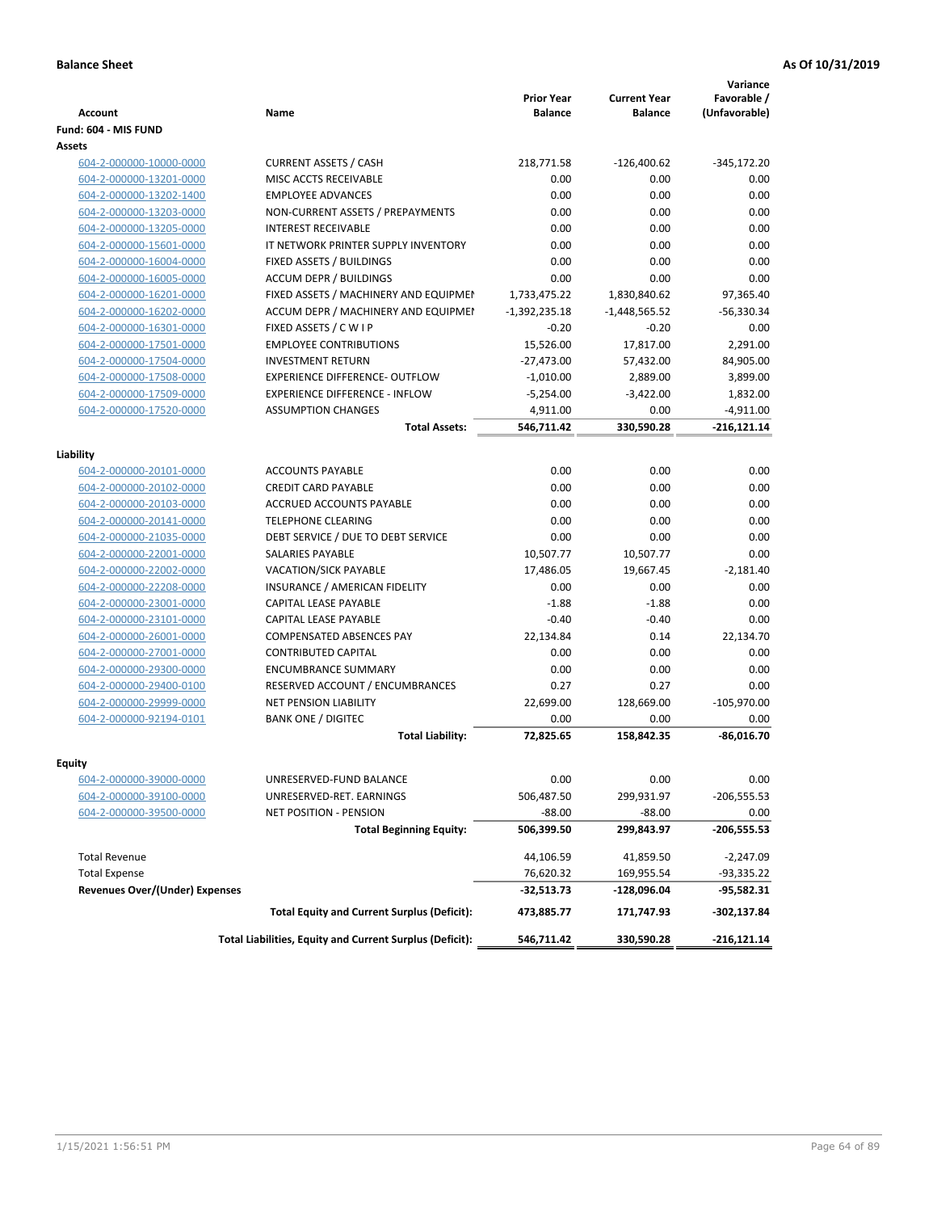**Balance Sheet** **As Of 10/31/2019**

| Account | Name | Prior Year Balance | Current Year Balance | Variance Favorable / (Unfavorable) |
|---|---|---|---|---|
| **Fund: 604 - MIS FUND** | | | | |
| **Assets** | | | | |
| 604-2-000000-10000-0000 | CURRENT ASSETS / CASH | 218,771.58 | -126,400.62 | -345,172.20 |
| 604-2-000000-13201-0000 | MISC ACCTS RECEIVABLE | 0.00 | 0.00 | 0.00 |
| 604-2-000000-13202-1400 | EMPLOYEE ADVANCES | 0.00 | 0.00 | 0.00 |
| 604-2-000000-13203-0000 | NON-CURRENT ASSETS / PREPAYMENTS | 0.00 | 0.00 | 0.00 |
| 604-2-000000-13205-0000 | INTEREST RECEIVABLE | 0.00 | 0.00 | 0.00 |
| 604-2-000000-15601-0000 | IT NETWORK PRINTER SUPPLY INVENTORY | 0.00 | 0.00 | 0.00 |
| 604-2-000000-16004-0000 | FIXED ASSETS / BUILDINGS | 0.00 | 0.00 | 0.00 |
| 604-2-000000-16005-0000 | ACCUM DEPR / BUILDINGS | 0.00 | 0.00 | 0.00 |
| 604-2-000000-16201-0000 | FIXED ASSETS / MACHINERY AND EQUIPMEN | 1,733,475.22 | 1,830,840.62 | 97,365.40 |
| 604-2-000000-16202-0000 | ACCUM DEPR / MACHINERY AND EQUIPMEI | -1,392,235.18 | -1,448,565.52 | -56,330.34 |
| 604-2-000000-16301-0000 | FIXED ASSETS / C W I P | -0.20 | -0.20 | 0.00 |
| 604-2-000000-17501-0000 | EMPLOYEE CONTRIBUTIONS | 15,526.00 | 17,817.00 | 2,291.00 |
| 604-2-000000-17504-0000 | INVESTMENT RETURN | -27,473.00 | 57,432.00 | 84,905.00 |
| 604-2-000000-17508-0000 | EXPERIENCE DIFFERENCE- OUTFLOW | -1,010.00 | 2,889.00 | 3,899.00 |
| 604-2-000000-17509-0000 | EXPERIENCE DIFFERENCE - INFLOW | -5,254.00 | -3,422.00 | 1,832.00 |
| 604-2-000000-17520-0000 | ASSUMPTION CHANGES | 4,911.00 | 0.00 | -4,911.00 |
| | **Total Assets:** | **546,711.42** | **330,590.28** | **-216,121.14** |
| **Liability** | | | | |
| 604-2-000000-20101-0000 | ACCOUNTS PAYABLE | 0.00 | 0.00 | 0.00 |
| 604-2-000000-20102-0000 | CREDIT CARD PAYABLE | 0.00 | 0.00 | 0.00 |
| 604-2-000000-20103-0000 | ACCRUED ACCOUNTS PAYABLE | 0.00 | 0.00 | 0.00 |
| 604-2-000000-20141-0000 | TELEPHONE CLEARING | 0.00 | 0.00 | 0.00 |
| 604-2-000000-21035-0000 | DEBT SERVICE / DUE TO DEBT SERVICE | 0.00 | 0.00 | 0.00 |
| 604-2-000000-22001-0000 | SALARIES PAYABLE | 10,507.77 | 10,507.77 | 0.00 |
| 604-2-000000-22002-0000 | VACATION/SICK PAYABLE | 17,486.05 | 19,667.45 | -2,181.40 |
| 604-2-000000-22208-0000 | INSURANCE / AMERICAN FIDELITY | 0.00 | 0.00 | 0.00 |
| 604-2-000000-23001-0000 | CAPITAL LEASE PAYABLE | -1.88 | -1.88 | 0.00 |
| 604-2-000000-23101-0000 | CAPITAL LEASE PAYABLE | -0.40 | -0.40 | 0.00 |
| 604-2-000000-26001-0000 | COMPENSATED ABSENCES PAY | 22,134.84 | 0.14 | 22,134.70 |
| 604-2-000000-27001-0000 | CONTRIBUTED CAPITAL | 0.00 | 0.00 | 0.00 |
| 604-2-000000-29300-0000 | ENCUMBRANCE SUMMARY | 0.00 | 0.00 | 0.00 |
| 604-2-000000-29400-0100 | RESERVED ACCOUNT / ENCUMBRANCES | 0.27 | 0.27 | 0.00 |
| 604-2-000000-29999-0000 | NET PENSION LIABILITY | 22,699.00 | 128,669.00 | -105,970.00 |
| 604-2-000000-92194-0101 | BANK ONE / DIGITEC | 0.00 | 0.00 | 0.00 |
| | **Total Liability:** | **72,825.65** | **158,842.35** | **-86,016.70** |
| **Equity** | | | | |
| 604-2-000000-39000-0000 | UNRESERVED-FUND BALANCE | 0.00 | 0.00 | 0.00 |
| 604-2-000000-39100-0000 | UNRESERVED-RET. EARNINGS | 506,487.50 | 299,931.97 | -206,555.53 |
| 604-2-000000-39500-0000 | NET POSITION - PENSION | -88.00 | -88.00 | 0.00 |
| | **Total Beginning Equity:** | **506,399.50** | **299,843.97** | **-206,555.53** |
| Total Revenue | | 44,106.59 | 41,859.50 | -2,247.09 |
| Total Expense | | 76,620.32 | 169,955.54 | -93,335.22 |
| **Revenues Over/(Under) Expenses** | | **-32,513.73** | **-128,096.04** | **-95,582.31** |
| | **Total Equity and Current Surplus (Deficit):** | **473,885.77** | **171,747.93** | **-302,137.84** |
| | **Total Liabilities, Equity and Current Surplus (Deficit):** | **546,711.42** | **330,590.28** | **-216,121.14** |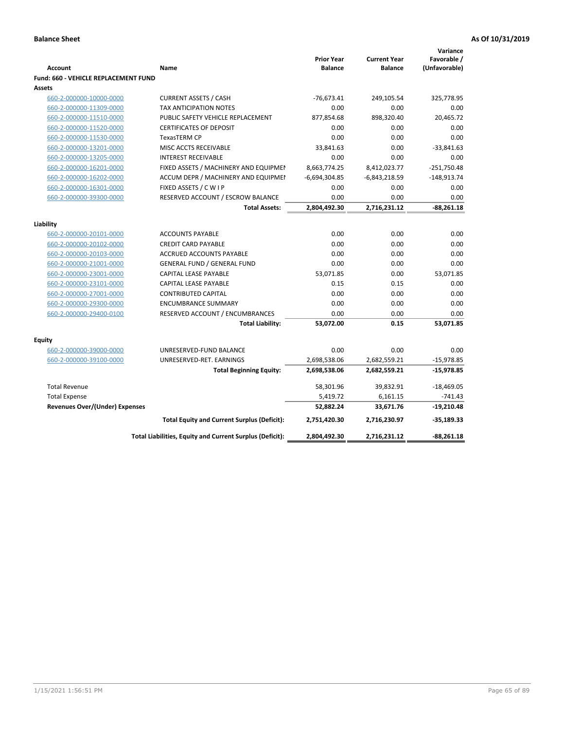**Balance Sheet** | **As Of 10/31/2019**

| Account | Name | Prior Year Balance | Current Year Balance | Variance Favorable / (Unfavorable) |
|---|---|---|---|---|
| **Fund: 660 - VEHICLE REPLACEMENT FUND** | | | | |
| **Assets** | | | | |
| 660-2-000000-10000-0000 | CURRENT ASSETS / CASH | -76,673.41 | 249,105.54 | 325,778.95 |
| 660-2-000000-11309-0000 | TAX ANTICIPATION NOTES | 0.00 | 0.00 | 0.00 |
| 660-2-000000-11510-0000 | PUBLIC SAFETY VEHICLE REPLACEMENT | 877,854.68 | 898,320.40 | 20,465.72 |
| 660-2-000000-11520-0000 | CERTIFICATES OF DEPOSIT | 0.00 | 0.00 | 0.00 |
| 660-2-000000-11530-0000 | TexasTERM CP | 0.00 | 0.00 | 0.00 |
| 660-2-000000-13201-0000 | MISC ACCTS RECEIVABLE | 33,841.63 | 0.00 | -33,841.63 |
| 660-2-000000-13205-0000 | INTEREST RECEIVABLE | 0.00 | 0.00 | 0.00 |
| 660-2-000000-16201-0000 | FIXED ASSETS / MACHINERY AND EQUIPMEI | 8,663,774.25 | 8,412,023.77 | -251,750.48 |
| 660-2-000000-16202-0000 | ACCUM DEPR / MACHINERY AND EQUIPMEI | -6,694,304.85 | -6,843,218.59 | -148,913.74 |
| 660-2-000000-16301-0000 | FIXED ASSETS / C W I P | 0.00 | 0.00 | 0.00 |
| 660-2-000000-39300-0000 | RESERVED ACCOUNT / ESCROW BALANCE | 0.00 | 0.00 | 0.00 |
| | **Total Assets:** | **2,804,492.30** | **2,716,231.12** | **-88,261.18** |
| **Liability** | | | | |
| 660-2-000000-20101-0000 | ACCOUNTS PAYABLE | 0.00 | 0.00 | 0.00 |
| 660-2-000000-20102-0000 | CREDIT CARD PAYABLE | 0.00 | 0.00 | 0.00 |
| 660-2-000000-20103-0000 | ACCRUED ACCOUNTS PAYABLE | 0.00 | 0.00 | 0.00 |
| 660-2-000000-21001-0000 | GENERAL FUND / GENERAL FUND | 0.00 | 0.00 | 0.00 |
| 660-2-000000-23001-0000 | CAPITAL LEASE PAYABLE | 53,071.85 | 0.00 | 53,071.85 |
| 660-2-000000-23101-0000 | CAPITAL LEASE PAYABLE | 0.15 | 0.15 | 0.00 |
| 660-2-000000-27001-0000 | CONTRIBUTED CAPITAL | 0.00 | 0.00 | 0.00 |
| 660-2-000000-29300-0000 | ENCUMBRANCE SUMMARY | 0.00 | 0.00 | 0.00 |
| 660-2-000000-29400-0100 | RESERVED ACCOUNT / ENCUMBRANCES | 0.00 | 0.00 | 0.00 |
| | **Total Liability:** | **53,072.00** | **0.15** | **53,071.85** |
| **Equity** | | | | |
| 660-2-000000-39000-0000 | UNRESERVED-FUND BALANCE | 0.00 | 0.00 | 0.00 |
| 660-2-000000-39100-0000 | UNRESERVED-RET. EARNINGS | 2,698,538.06 | 2,682,559.21 | -15,978.85 |
| | **Total Beginning Equity:** | **2,698,538.06** | **2,682,559.21** | **-15,978.85** |
| Total Revenue | | 58,301.96 | 39,832.91 | -18,469.05 |
| Total Expense | | 5,419.72 | 6,161.15 | -741.43 |
| **Revenues Over/(Under) Expenses** | | **52,882.24** | **33,671.76** | **-19,210.48** |
| | **Total Equity and Current Surplus (Deficit):** | **2,751,420.30** | **2,716,230.97** | **-35,189.33** |
| | **Total Liabilities, Equity and Current Surplus (Deficit):** | **2,804,492.30** | **2,716,231.12** | **-88,261.18** |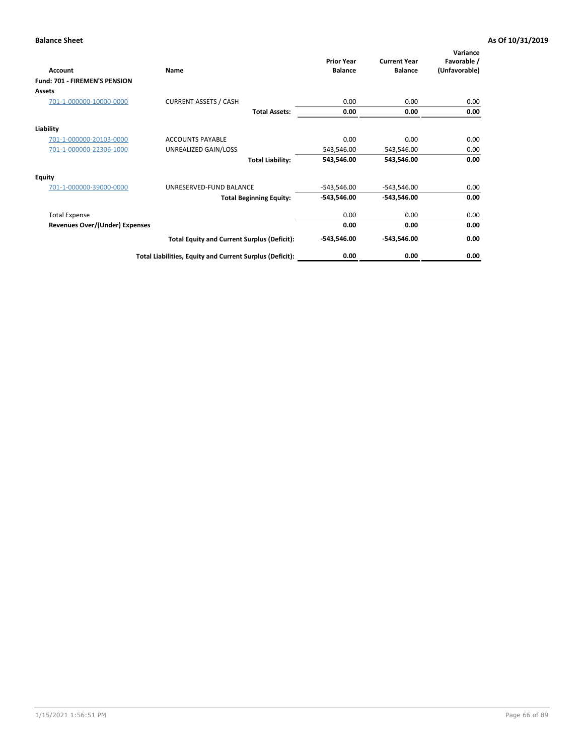**Balance Sheet** **As Of 10/31/2019**

| Account | Name | Prior Year Balance | Current Year Balance | Variance Favorable / (Unfavorable) |
|---|---|---|---|---|
| **Fund: 701 - FIREMEN'S PENSION** | | | | |
| **Assets** | | | | |
| 701-1-000000-10000-0000 | CURRENT ASSETS / CASH | 0.00 | 0.00 | 0.00 |
| | **Total Assets:** | **0.00** | **0.00** | **0.00** |
| **Liability** | | | | |
| 701-1-000000-20103-0000 | ACCOUNTS PAYABLE | 0.00 | 0.00 | 0.00 |
| 701-1-000000-22306-1000 | UNREALIZED GAIN/LOSS | 543,546.00 | 543,546.00 | 0.00 |
| | **Total Liability:** | **543,546.00** | **543,546.00** | **0.00** |
| **Equity** | | | | |
| 701-1-000000-39000-0000 | UNRESERVED-FUND BALANCE | -543,546.00 | -543,546.00 | 0.00 |
| | **Total Beginning Equity:** | **-543,546.00** | **-543,546.00** | **0.00** |
| Total Expense | | 0.00 | 0.00 | 0.00 |
| **Revenues Over/(Under) Expenses** | | **0.00** | **0.00** | **0.00** |
| | **Total Equity and Current Surplus (Deficit):** | **-543,546.00** | **-543,546.00** | **0.00** |
| | **Total Liabilities, Equity and Current Surplus (Deficit):** | **0.00** | **0.00** | **0.00** |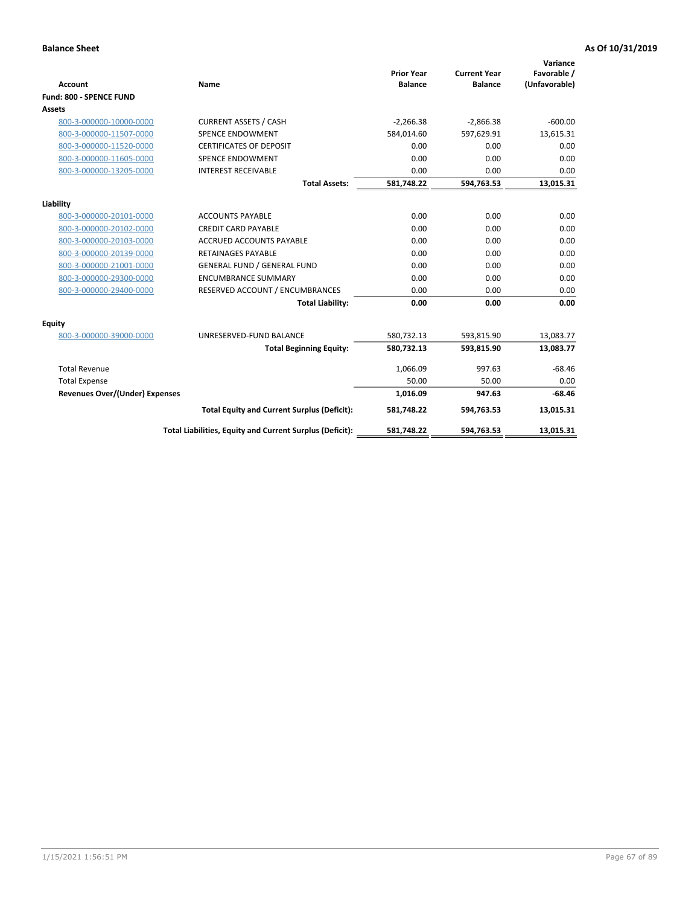**Balance Sheet** **As Of 10/31/2019**

| Account | Name | Prior Year Balance | Current Year Balance | Variance Favorable / (Unfavorable) |
|---|---|---|---|---|
| **Fund: 800 - SPENCE FUND** | | | | |
| **Assets** | | | | |
| 800-3-000000-10000-0000 | CURRENT ASSETS / CASH | -2,266.38 | -2,866.38 | -600.00 |
| 800-3-000000-11507-0000 | SPENCE ENDOWMENT | 584,014.60 | 597,629.91 | 13,615.31 |
| 800-3-000000-11520-0000 | CERTIFICATES OF DEPOSIT | 0.00 | 0.00 | 0.00 |
| 800-3-000000-11605-0000 | SPENCE ENDOWMENT | 0.00 | 0.00 | 0.00 |
| 800-3-000000-13205-0000 | INTEREST RECEIVABLE | 0.00 | 0.00 | 0.00 |
| | **Total Assets:** | **581,748.22** | **594,763.53** | **13,015.31** |
| **Liability** | | | | |
| 800-3-000000-20101-0000 | ACCOUNTS PAYABLE | 0.00 | 0.00 | 0.00 |
| 800-3-000000-20102-0000 | CREDIT CARD PAYABLE | 0.00 | 0.00 | 0.00 |
| 800-3-000000-20103-0000 | ACCRUED ACCOUNTS PAYABLE | 0.00 | 0.00 | 0.00 |
| 800-3-000000-20139-0000 | RETAINAGES PAYABLE | 0.00 | 0.00 | 0.00 |
| 800-3-000000-21001-0000 | GENERAL FUND / GENERAL FUND | 0.00 | 0.00 | 0.00 |
| 800-3-000000-29300-0000 | ENCUMBRANCE SUMMARY | 0.00 | 0.00 | 0.00 |
| 800-3-000000-29400-0000 | RESERVED ACCOUNT / ENCUMBRANCES | 0.00 | 0.00 | 0.00 |
| | **Total Liability:** | **0.00** | **0.00** | **0.00** |
| **Equity** | | | | |
| 800-3-000000-39000-0000 | UNRESERVED-FUND BALANCE | 580,732.13 | 593,815.90 | 13,083.77 |
| | **Total Beginning Equity:** | **580,732.13** | **593,815.90** | **13,083.77** |
| Total Revenue | | 1,066.09 | 997.63 | -68.46 |
| Total Expense | | 50.00 | 50.00 | 0.00 |
| **Revenues Over/(Under) Expenses** | | **1,016.09** | **947.63** | **-68.46** |
| | **Total Equity and Current Surplus (Deficit):** | **581,748.22** | **594,763.53** | **13,015.31** |
| | **Total Liabilities, Equity and Current Surplus (Deficit):** | **581,748.22** | **594,763.53** | **13,015.31** |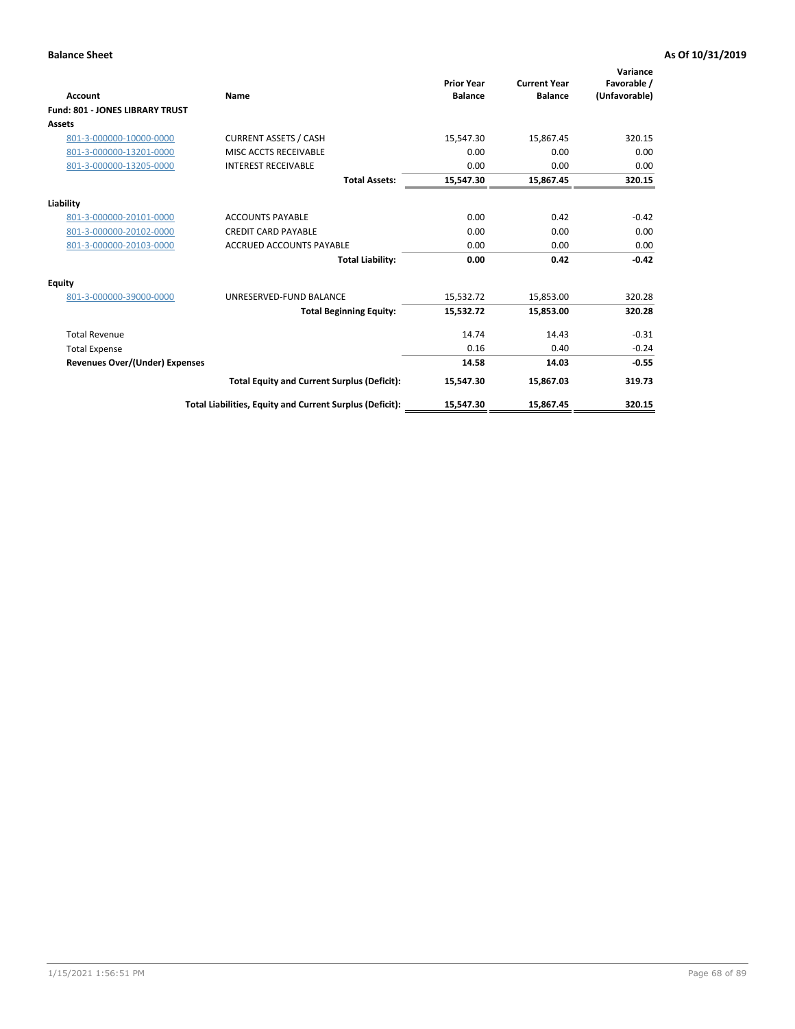**Balance Sheet** **As Of 10/31/2019**

| Account | Name | Prior Year Balance | Current Year Balance | Variance Favorable / (Unfavorable) |
|---|---|---|---|---|
| **Fund: 801 - JONES LIBRARY TRUST** | | | | |
| **Assets** | | | | |
| 801-3-000000-10000-0000 | CURRENT ASSETS / CASH | 15,547.30 | 15,867.45 | 320.15 |
| 801-3-000000-13201-0000 | MISC ACCTS RECEIVABLE | 0.00 | 0.00 | 0.00 |
| 801-3-000000-13205-0000 | INTEREST RECEIVABLE | 0.00 | 0.00 | 0.00 |
| | **Total Assets:** | **15,547.30** | **15,867.45** | **320.15** |
| **Liability** | | | | |
| 801-3-000000-20101-0000 | ACCOUNTS PAYABLE | 0.00 | 0.42 | -0.42 |
| 801-3-000000-20102-0000 | CREDIT CARD PAYABLE | 0.00 | 0.00 | 0.00 |
| 801-3-000000-20103-0000 | ACCRUED ACCOUNTS PAYABLE | 0.00 | 0.00 | 0.00 |
| | **Total Liability:** | **0.00** | **0.42** | **-0.42** |
| **Equity** | | | | |
| 801-3-000000-39000-0000 | UNRESERVED-FUND BALANCE | 15,532.72 | 15,853.00 | 320.28 |
| | **Total Beginning Equity:** | **15,532.72** | **15,853.00** | **320.28** |
| Total Revenue | | 14.74 | 14.43 | -0.31 |
| Total Expense | | 0.16 | 0.40 | -0.24 |
| **Revenues Over/(Under) Expenses** | | **14.58** | **14.03** | **-0.55** |
| | **Total Equity and Current Surplus (Deficit):** | **15,547.30** | **15,867.03** | **319.73** |
| | **Total Liabilities, Equity and Current Surplus (Deficit):** | **15,547.30** | **15,867.45** | **320.15** |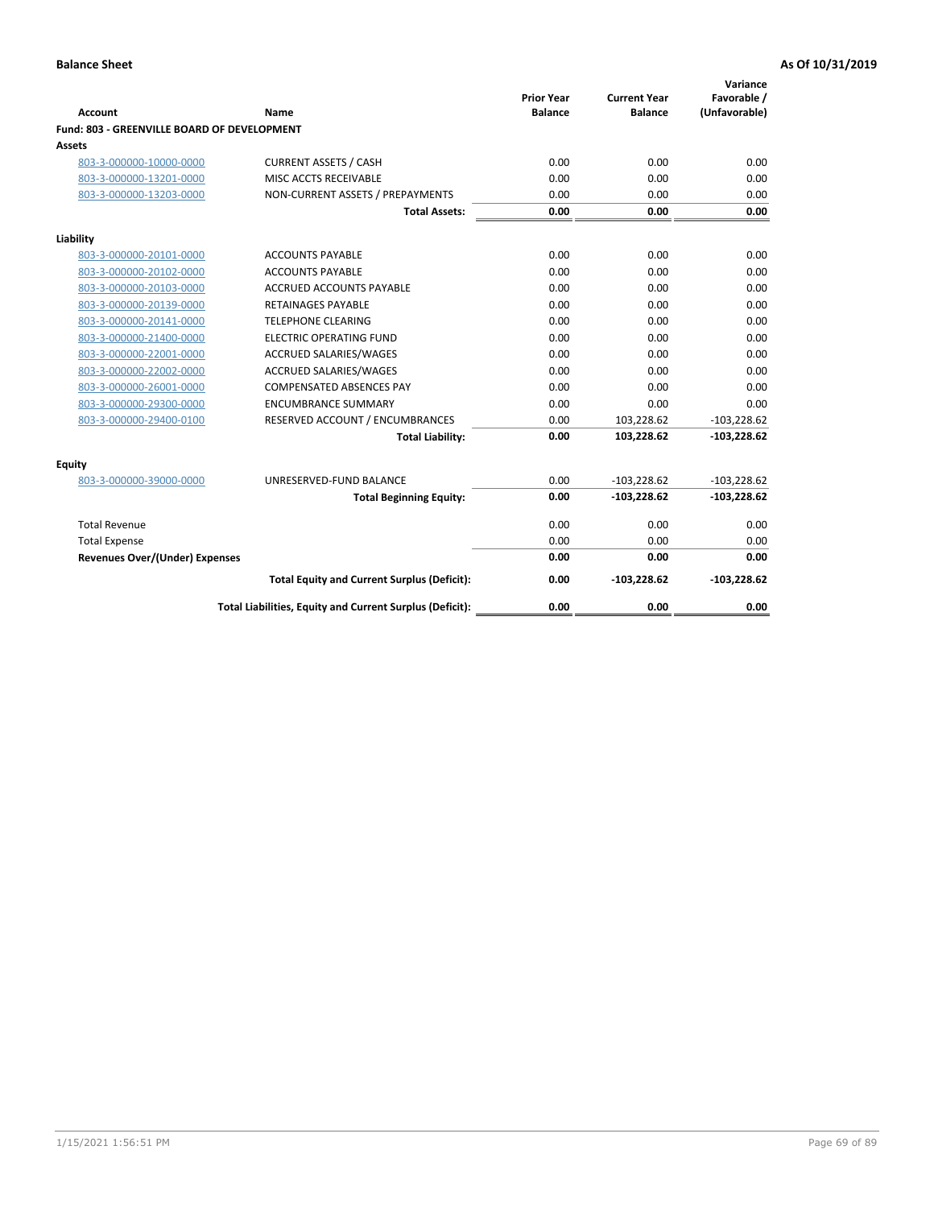**Balance Sheet** **As Of 10/31/2019**

| Account | Name | Prior Year Balance | Current Year Balance | Variance Favorable / (Unfavorable) |
|---|---|---|---|---|
| **Fund: 803 - GREENVILLE BOARD OF DEVELOPMENT** | | | | |
| **Assets** | | | | |
| 803-3-000000-10000-0000 | CURRENT ASSETS / CASH | 0.00 | 0.00 | 0.00 |
| 803-3-000000-13201-0000 | MISC ACCTS RECEIVABLE | 0.00 | 0.00 | 0.00 |
| 803-3-000000-13203-0000 | NON-CURRENT ASSETS / PREPAYMENTS | 0.00 | 0.00 | 0.00 |
| | **Total Assets:** | **0.00** | **0.00** | **0.00** |
| **Liability** | | | | |
| 803-3-000000-20101-0000 | ACCOUNTS PAYABLE | 0.00 | 0.00 | 0.00 |
| 803-3-000000-20102-0000 | ACCOUNTS PAYABLE | 0.00 | 0.00 | 0.00 |
| 803-3-000000-20103-0000 | ACCRUED ACCOUNTS PAYABLE | 0.00 | 0.00 | 0.00 |
| 803-3-000000-20139-0000 | RETAINAGES PAYABLE | 0.00 | 0.00 | 0.00 |
| 803-3-000000-20141-0000 | TELEPHONE CLEARING | 0.00 | 0.00 | 0.00 |
| 803-3-000000-21400-0000 | ELECTRIC OPERATING FUND | 0.00 | 0.00 | 0.00 |
| 803-3-000000-22001-0000 | ACCRUED SALARIES/WAGES | 0.00 | 0.00 | 0.00 |
| 803-3-000000-22002-0000 | ACCRUED SALARIES/WAGES | 0.00 | 0.00 | 0.00 |
| 803-3-000000-26001-0000 | COMPENSATED ABSENCES PAY | 0.00 | 0.00 | 0.00 |
| 803-3-000000-29300-0000 | ENCUMBRANCE SUMMARY | 0.00 | 0.00 | 0.00 |
| 803-3-000000-29400-0100 | RESERVED ACCOUNT / ENCUMBRANCES | 0.00 | 103,228.62 | -103,228.62 |
| | **Total Liability:** | **0.00** | **103,228.62** | **-103,228.62** |
| **Equity** | | | | |
| 803-3-000000-39000-0000 | UNRESERVED-FUND BALANCE | 0.00 | -103,228.62 | -103,228.62 |
| | **Total Beginning Equity:** | **0.00** | **-103,228.62** | **-103,228.62** |
| Total Revenue | | 0.00 | 0.00 | 0.00 |
| Total Expense | | 0.00 | 0.00 | 0.00 |
| **Revenues Over/(Under) Expenses** | | **0.00** | **0.00** | **0.00** |
| | **Total Equity and Current Surplus (Deficit):** | **0.00** | **-103,228.62** | **-103,228.62** |
| | **Total Liabilities, Equity and Current Surplus (Deficit):** | **0.00** | **0.00** | **0.00** |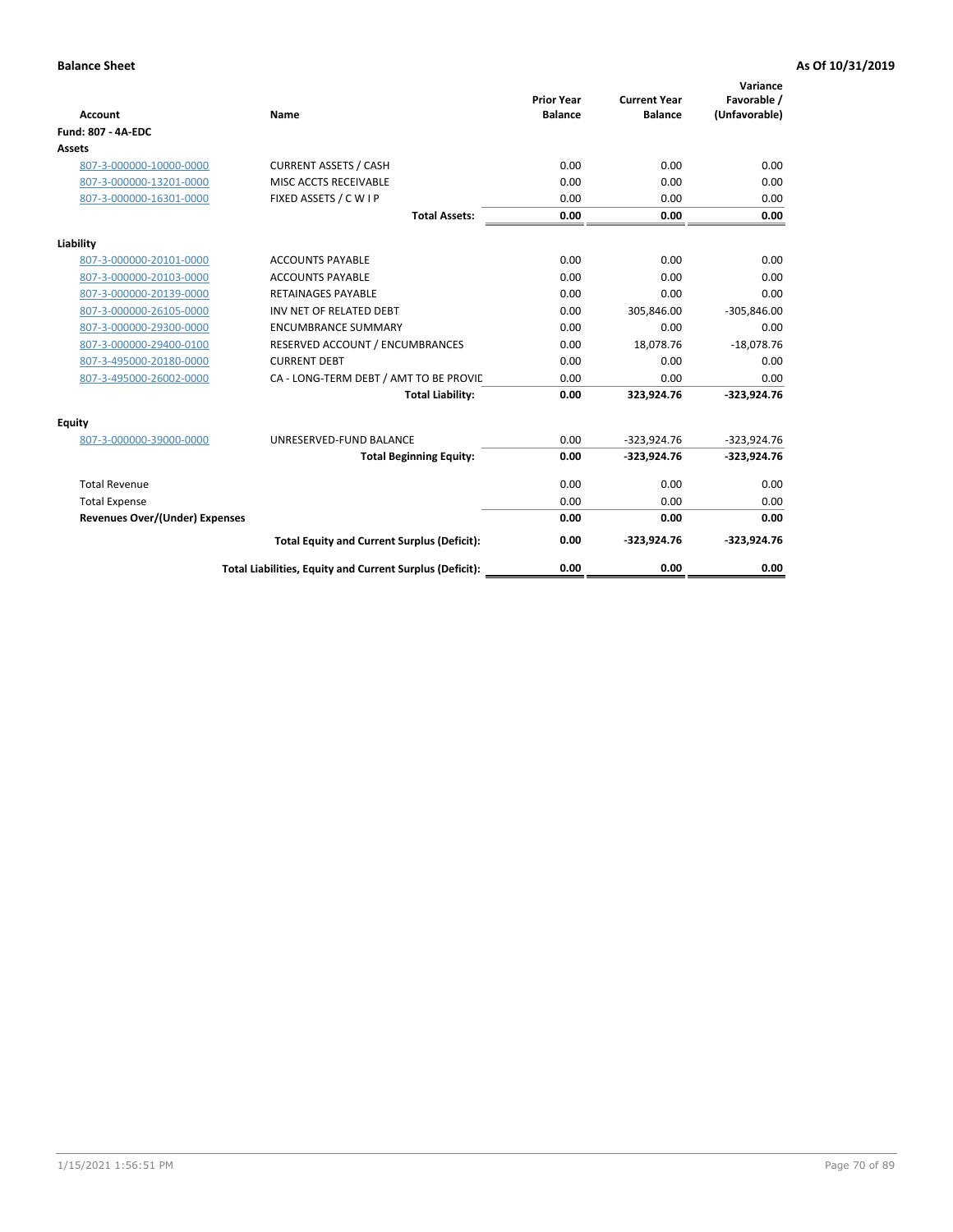**Balance Sheet** | **As Of 10/31/2019**

| Account | Name | Prior Year Balance | Current Year Balance | Variance Favorable / (Unfavorable) |
|---|---|---|---|---|
| **Fund: 807 - 4A-EDC** | | | | |
| **Assets** | | | | |
| 807-3-000000-10000-0000 | CURRENT ASSETS / CASH | 0.00 | 0.00 | 0.00 |
| 807-3-000000-13201-0000 | MISC ACCTS RECEIVABLE | 0.00 | 0.00 | 0.00 |
| 807-3-000000-16301-0000 | FIXED ASSETS / C W I P | 0.00 | 0.00 | 0.00 |
| | **Total Assets:** | **0.00** | **0.00** | **0.00** |
| **Liability** | | | | |
| 807-3-000000-20101-0000 | ACCOUNTS PAYABLE | 0.00 | 0.00 | 0.00 |
| 807-3-000000-20103-0000 | ACCOUNTS PAYABLE | 0.00 | 0.00 | 0.00 |
| 807-3-000000-20139-0000 | RETAINAGES PAYABLE | 0.00 | 0.00 | 0.00 |
| 807-3-000000-26105-0000 | INV NET OF RELATED DEBT | 0.00 | 305,846.00 | -305,846.00 |
| 807-3-000000-29300-0000 | ENCUMBRANCE SUMMARY | 0.00 | 0.00 | 0.00 |
| 807-3-000000-29400-0100 | RESERVED ACCOUNT / ENCUMBRANCES | 0.00 | 18,078.76 | -18,078.76 |
| 807-3-495000-20180-0000 | CURRENT DEBT | 0.00 | 0.00 | 0.00 |
| 807-3-495000-26002-0000 | CA - LONG-TERM DEBT / AMT TO BE PROVIC | 0.00 | 0.00 | 0.00 |
| | **Total Liability:** | **0.00** | **323,924.76** | **-323,924.76** |
| **Equity** | | | | |
| 807-3-000000-39000-0000 | UNRESERVED-FUND BALANCE | 0.00 | -323,924.76 | -323,924.76 |
| | **Total Beginning Equity:** | **0.00** | **-323,924.76** | **-323,924.76** |
| Total Revenue | | 0.00 | 0.00 | 0.00 |
| Total Expense | | 0.00 | 0.00 | 0.00 |
| **Revenues Over/(Under) Expenses** | | **0.00** | **0.00** | **0.00** |
| | **Total Equity and Current Surplus (Deficit):** | **0.00** | **-323,924.76** | **-323,924.76** |
| | **Total Liabilities, Equity and Current Surplus (Deficit):** | **0.00** | **0.00** | **0.00** |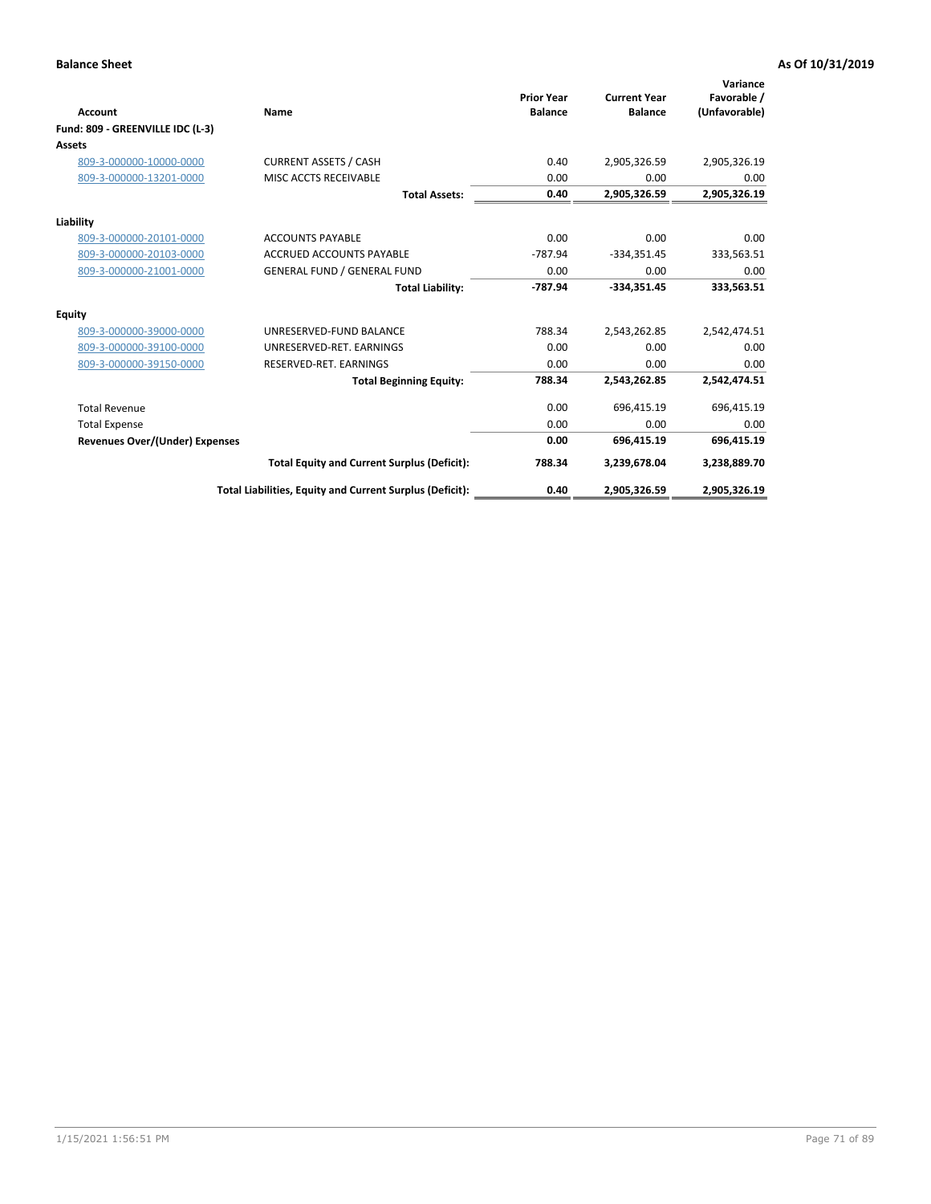**Balance Sheet** **As Of 10/31/2019**

| Account | Name | Prior Year Balance | Current Year Balance | Variance Favorable / (Unfavorable) |
|---|---|---|---|---|
| **Fund: 809 - GREENVILLE IDC (L-3)** | | | | |
| **Assets** | | | | |
| 809-3-000000-10000-0000 | CURRENT ASSETS / CASH | 0.40 | 2,905,326.59 | 2,905,326.19 |
| 809-3-000000-13201-0000 | MISC ACCTS RECEIVABLE | 0.00 | 0.00 | 0.00 |
| | **Total Assets:** | **0.40** | **2,905,326.59** | **2,905,326.19** |
| **Liability** | | | | |
| 809-3-000000-20101-0000 | ACCOUNTS PAYABLE | 0.00 | 0.00 | 0.00 |
| 809-3-000000-20103-0000 | ACCRUED ACCOUNTS PAYABLE | -787.94 | -334,351.45 | 333,563.51 |
| 809-3-000000-21001-0000 | GENERAL FUND / GENERAL FUND | 0.00 | 0.00 | 0.00 |
| | **Total Liability:** | **-787.94** | **-334,351.45** | **333,563.51** |
| **Equity** | | | | |
| 809-3-000000-39000-0000 | UNRESERVED-FUND BALANCE | 788.34 | 2,543,262.85 | 2,542,474.51 |
| 809-3-000000-39100-0000 | UNRESERVED-RET. EARNINGS | 0.00 | 0.00 | 0.00 |
| 809-3-000000-39150-0000 | RESERVED-RET. EARNINGS | 0.00 | 0.00 | 0.00 |
| | **Total Beginning Equity:** | **788.34** | **2,543,262.85** | **2,542,474.51** |
| Total Revenue | | 0.00 | 696,415.19 | 696,415.19 |
| Total Expense | | 0.00 | 0.00 | 0.00 |
| **Revenues Over/(Under) Expenses** | | **0.00** | **696,415.19** | **696,415.19** |
| | **Total Equity and Current Surplus (Deficit):** | **788.34** | **3,239,678.04** | **3,238,889.70** |
| | **Total Liabilities, Equity and Current Surplus (Deficit):** | **0.40** | **2,905,326.59** | **2,905,326.19** |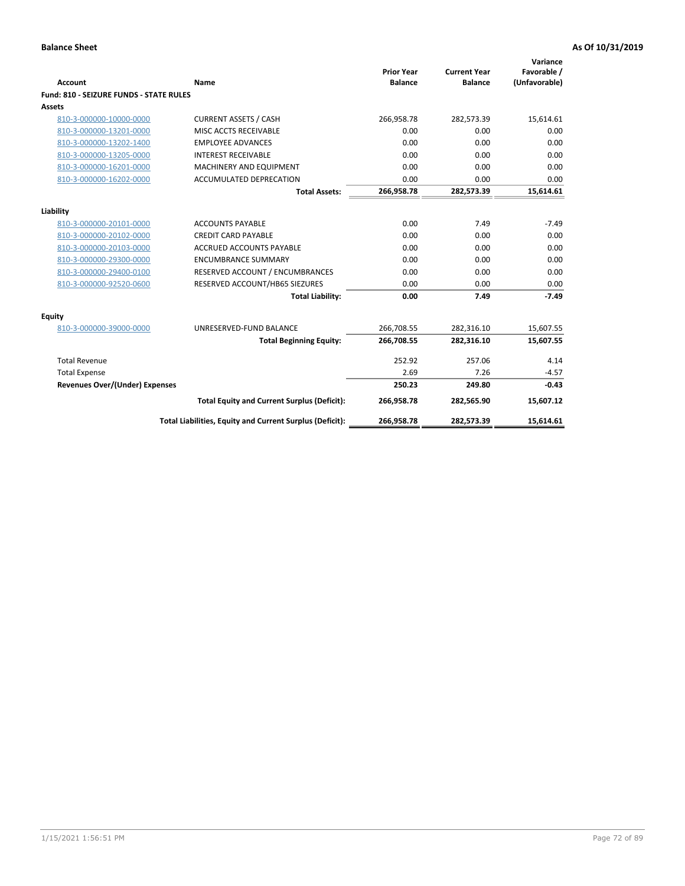**Balance Sheet** **As Of 10/31/2019**

| Account | Name | Prior Year Balance | Current Year Balance | Variance Favorable / (Unfavorable) |
|---|---|---|---|---|
| **Fund: 810 - SEIZURE FUNDS - STATE RULES** | | | | |
| **Assets** | | | | |
| 810-3-000000-10000-0000 | CURRENT ASSETS / CASH | 266,958.78 | 282,573.39 | 15,614.61 |
| 810-3-000000-13201-0000 | MISC ACCTS RECEIVABLE | 0.00 | 0.00 | 0.00 |
| 810-3-000000-13202-1400 | EMPLOYEE ADVANCES | 0.00 | 0.00 | 0.00 |
| 810-3-000000-13205-0000 | INTEREST RECEIVABLE | 0.00 | 0.00 | 0.00 |
| 810-3-000000-16201-0000 | MACHINERY AND EQUIPMENT | 0.00 | 0.00 | 0.00 |
| 810-3-000000-16202-0000 | ACCUMULATED DEPRECATION | 0.00 | 0.00 | 0.00 |
| | **Total Assets:** | **266,958.78** | **282,573.39** | **15,614.61** |
| **Liability** | | | | |
| 810-3-000000-20101-0000 | ACCOUNTS PAYABLE | 0.00 | 7.49 | -7.49 |
| 810-3-000000-20102-0000 | CREDIT CARD PAYABLE | 0.00 | 0.00 | 0.00 |
| 810-3-000000-20103-0000 | ACCRUED ACCOUNTS PAYABLE | 0.00 | 0.00 | 0.00 |
| 810-3-000000-29300-0000 | ENCUMBRANCE SUMMARY | 0.00 | 0.00 | 0.00 |
| 810-3-000000-29400-0100 | RESERVED ACCOUNT / ENCUMBRANCES | 0.00 | 0.00 | 0.00 |
| 810-3-000000-92520-0600 | RESERVED ACCOUNT/HB65 SIEZURES | 0.00 | 0.00 | 0.00 |
| | **Total Liability:** | **0.00** | **7.49** | **-7.49** |
| **Equity** | | | | |
| 810-3-000000-39000-0000 | UNRESERVED-FUND BALANCE | 266,708.55 | 282,316.10 | 15,607.55 |
| | **Total Beginning Equity:** | **266,708.55** | **282,316.10** | **15,607.55** |
| Total Revenue | | 252.92 | 257.06 | 4.14 |
| Total Expense | | 2.69 | 7.26 | -4.57 |
| **Revenues Over/(Under) Expenses** | | **250.23** | **249.80** | **-0.43** |
| | **Total Equity and Current Surplus (Deficit):** | **266,958.78** | **282,565.90** | **15,607.12** |
| | **Total Liabilities, Equity and Current Surplus (Deficit):** | **266,958.78** | **282,573.39** | **15,614.61** |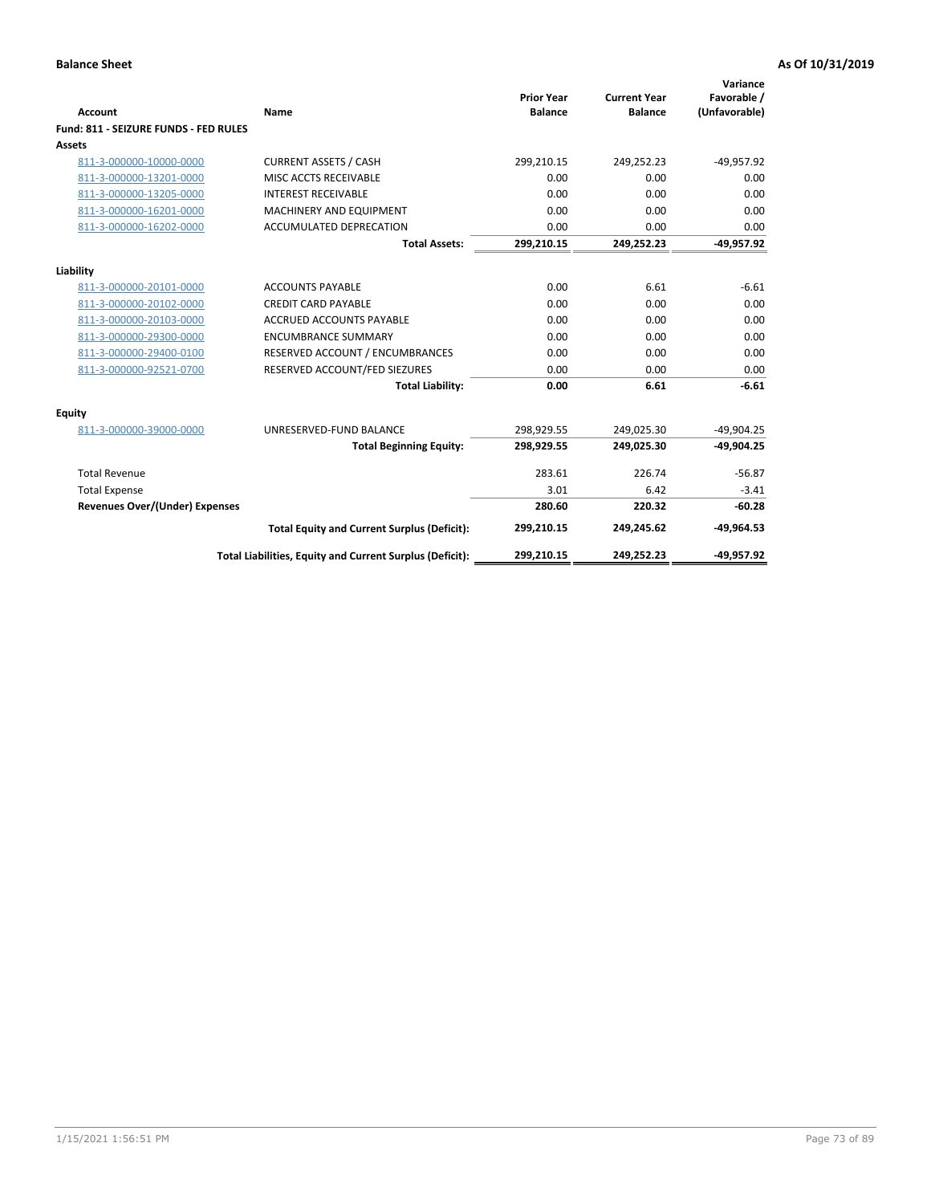**Balance Sheet** **As Of 10/31/2019**

| Account | Name | Prior Year Balance | Current Year Balance | Variance Favorable / (Unfavorable) |
|---|---|---|---|---|
| **Fund: 811 - SEIZURE FUNDS - FED RULES** | | | | |
| **Assets** | | | | |
| 811-3-000000-10000-0000 | CURRENT ASSETS / CASH | 299,210.15 | 249,252.23 | -49,957.92 |
| 811-3-000000-13201-0000 | MISC ACCTS RECEIVABLE | 0.00 | 0.00 | 0.00 |
| 811-3-000000-13205-0000 | INTEREST RECEIVABLE | 0.00 | 0.00 | 0.00 |
| 811-3-000000-16201-0000 | MACHINERY AND EQUIPMENT | 0.00 | 0.00 | 0.00 |
| 811-3-000000-16202-0000 | ACCUMULATED DEPRECATION | 0.00 | 0.00 | 0.00 |
| | **Total Assets:** | **299,210.15** | **249,252.23** | **-49,957.92** |
| **Liability** | | | | |
| 811-3-000000-20101-0000 | ACCOUNTS PAYABLE | 0.00 | 6.61 | -6.61 |
| 811-3-000000-20102-0000 | CREDIT CARD PAYABLE | 0.00 | 0.00 | 0.00 |
| 811-3-000000-20103-0000 | ACCRUED ACCOUNTS PAYABLE | 0.00 | 0.00 | 0.00 |
| 811-3-000000-29300-0000 | ENCUMBRANCE SUMMARY | 0.00 | 0.00 | 0.00 |
| 811-3-000000-29400-0100 | RESERVED ACCOUNT / ENCUMBRANCES | 0.00 | 0.00 | 0.00 |
| 811-3-000000-92521-0700 | RESERVED ACCOUNT/FED SIEZURES | 0.00 | 0.00 | 0.00 |
| | **Total Liability:** | **0.00** | **6.61** | **-6.61** |
| **Equity** | | | | |
| 811-3-000000-39000-0000 | UNRESERVED-FUND BALANCE | 298,929.55 | 249,025.30 | -49,904.25 |
| | **Total Beginning Equity:** | **298,929.55** | **249,025.30** | **-49,904.25** |
| Total Revenue | | 283.61 | 226.74 | -56.87 |
| Total Expense | | 3.01 | 6.42 | -3.41 |
| **Revenues Over/(Under) Expenses** | | **280.60** | **220.32** | **-60.28** |
| | **Total Equity and Current Surplus (Deficit):** | **299,210.15** | **249,245.62** | **-49,964.53** |
| | **Total Liabilities, Equity and Current Surplus (Deficit):** | **299,210.15** | **249,252.23** | **-49,957.92** |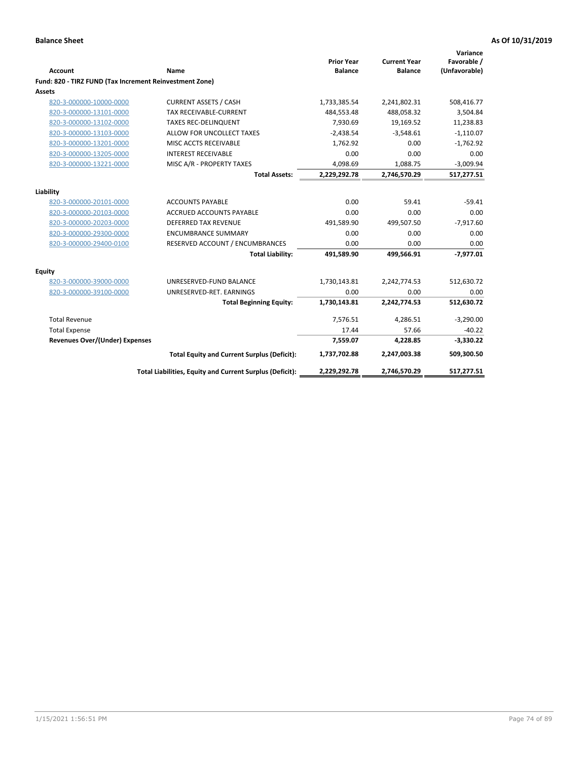**Balance Sheet** **As Of 10/31/2019**

| Account | Name | Prior Year Balance | Current Year Balance | Variance Favorable / (Unfavorable) |
|---|---|---|---|---|
| **Fund: 820 - TIRZ FUND (Tax Increment Reinvestment Zone)** | | | | |
| **Assets** | | | | |
| 820-3-000000-10000-0000 | CURRENT ASSETS / CASH | 1,733,385.54 | 2,241,802.31 | 508,416.77 |
| 820-3-000000-13101-0000 | TAX RECEIVABLE-CURRENT | 484,553.48 | 488,058.32 | 3,504.84 |
| 820-3-000000-13102-0000 | TAXES REC-DELINQUENT | 7,930.69 | 19,169.52 | 11,238.83 |
| 820-3-000000-13103-0000 | ALLOW FOR UNCOLLECT TAXES | -2,438.54 | -3,548.61 | -1,110.07 |
| 820-3-000000-13201-0000 | MISC ACCTS RECEIVABLE | 1,762.92 | 0.00 | -1,762.92 |
| 820-3-000000-13205-0000 | INTEREST RECEIVABLE | 0.00 | 0.00 | 0.00 |
| 820-3-000000-13221-0000 | MISC A/R - PROPERTY TAXES | 4,098.69 | 1,088.75 | -3,009.94 |
| | **Total Assets:** | **2,229,292.78** | **2,746,570.29** | **517,277.51** |
| **Liability** | | | | |
| 820-3-000000-20101-0000 | ACCOUNTS PAYABLE | 0.00 | 59.41 | -59.41 |
| 820-3-000000-20103-0000 | ACCRUED ACCOUNTS PAYABLE | 0.00 | 0.00 | 0.00 |
| 820-3-000000-20203-0000 | DEFERRED TAX REVENUE | 491,589.90 | 499,507.50 | -7,917.60 |
| 820-3-000000-29300-0000 | ENCUMBRANCE SUMMARY | 0.00 | 0.00 | 0.00 |
| 820-3-000000-29400-0100 | RESERVED ACCOUNT / ENCUMBRANCES | 0.00 | 0.00 | 0.00 |
| | **Total Liability:** | **491,589.90** | **499,566.91** | **-7,977.01** |
| **Equity** | | | | |
| 820-3-000000-39000-0000 | UNRESERVED-FUND BALANCE | 1,730,143.81 | 2,242,774.53 | 512,630.72 |
| 820-3-000000-39100-0000 | UNRESERVED-RET. EARNINGS | 0.00 | 0.00 | 0.00 |
| | **Total Beginning Equity:** | **1,730,143.81** | **2,242,774.53** | **512,630.72** |
| Total Revenue | | 7,576.51 | 4,286.51 | -3,290.00 |
| Total Expense | | 17.44 | 57.66 | -40.22 |
| **Revenues Over/(Under) Expenses** | | **7,559.07** | **4,228.85** | **-3,330.22** |
| | **Total Equity and Current Surplus (Deficit):** | **1,737,702.88** | **2,247,003.38** | **509,300.50** |
| | **Total Liabilities, Equity and Current Surplus (Deficit):** | **2,229,292.78** | **2,746,570.29** | **517,277.51** |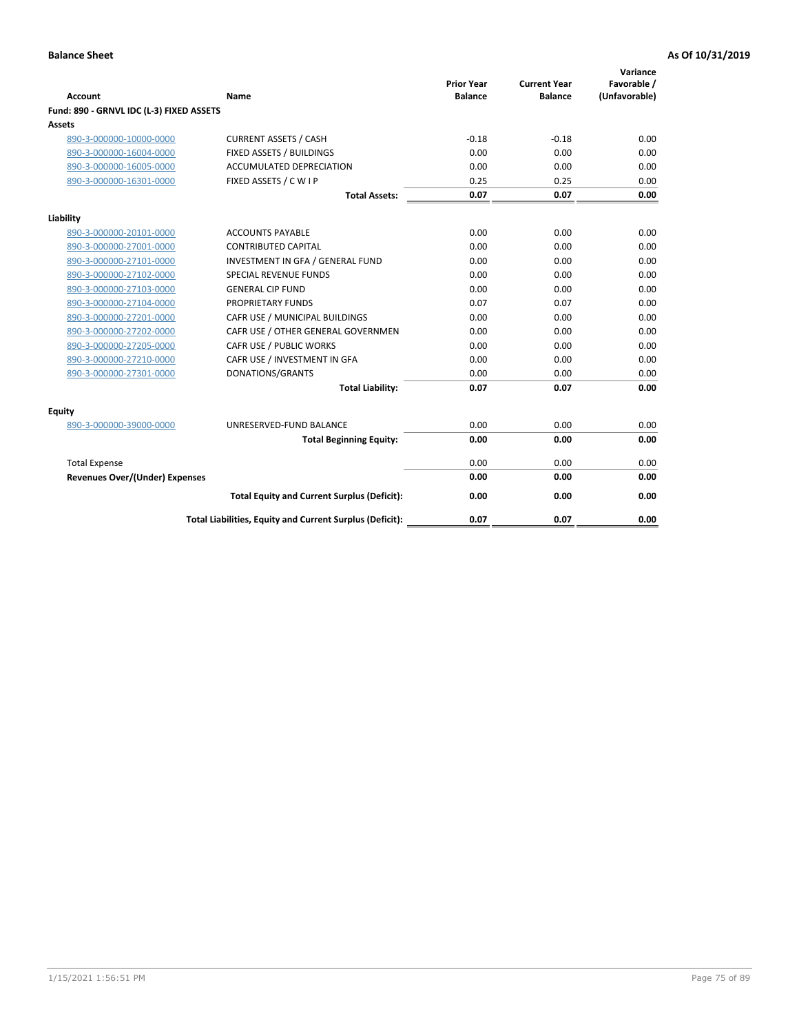**Balance Sheet** **As Of 10/31/2019**

| Account | Name | Prior Year Balance | Current Year Balance | Variance Favorable / (Unfavorable) |
|---|---|---|---|---|
| **Fund: 890 - GRNVL IDC (L-3) FIXED ASSETS** | | | | |
| **Assets** | | | | |
| 890-3-000000-10000-0000 | CURRENT ASSETS / CASH | -0.18 | -0.18 | 0.00 |
| 890-3-000000-16004-0000 | FIXED ASSETS / BUILDINGS | 0.00 | 0.00 | 0.00 |
| 890-3-000000-16005-0000 | ACCUMULATED DEPRECIATION | 0.00 | 0.00 | 0.00 |
| 890-3-000000-16301-0000 | FIXED ASSETS / C W I P | 0.25 | 0.25 | 0.00 |
| | **Total Assets:** | **0.07** | **0.07** | **0.00** |
| **Liability** | | | | |
| 890-3-000000-20101-0000 | ACCOUNTS PAYABLE | 0.00 | 0.00 | 0.00 |
| 890-3-000000-27001-0000 | CONTRIBUTED CAPITAL | 0.00 | 0.00 | 0.00 |
| 890-3-000000-27101-0000 | INVESTMENT IN GFA / GENERAL FUND | 0.00 | 0.00 | 0.00 |
| 890-3-000000-27102-0000 | SPECIAL REVENUE FUNDS | 0.00 | 0.00 | 0.00 |
| 890-3-000000-27103-0000 | GENERAL CIP FUND | 0.00 | 0.00 | 0.00 |
| 890-3-000000-27104-0000 | PROPRIETARY FUNDS | 0.07 | 0.07 | 0.00 |
| 890-3-000000-27201-0000 | CAFR USE / MUNICIPAL BUILDINGS | 0.00 | 0.00 | 0.00 |
| 890-3-000000-27202-0000 | CAFR USE / OTHER GENERAL GOVERNMEN | 0.00 | 0.00 | 0.00 |
| 890-3-000000-27205-0000 | CAFR USE / PUBLIC WORKS | 0.00 | 0.00 | 0.00 |
| 890-3-000000-27210-0000 | CAFR USE / INVESTMENT IN GFA | 0.00 | 0.00 | 0.00 |
| 890-3-000000-27301-0000 | DONATIONS/GRANTS | 0.00 | 0.00 | 0.00 |
| | **Total Liability:** | **0.07** | **0.07** | **0.00** |
| **Equity** | | | | |
| 890-3-000000-39000-0000 | UNRESERVED-FUND BALANCE | 0.00 | 0.00 | 0.00 |
| | **Total Beginning Equity:** | **0.00** | **0.00** | **0.00** |
| Total Expense | | 0.00 | 0.00 | 0.00 |
| **Revenues Over/(Under) Expenses** | | **0.00** | **0.00** | **0.00** |
| | **Total Equity and Current Surplus (Deficit):** | **0.00** | **0.00** | **0.00** |
| | **Total Liabilities, Equity and Current Surplus (Deficit):** | **0.07** | **0.07** | **0.00** |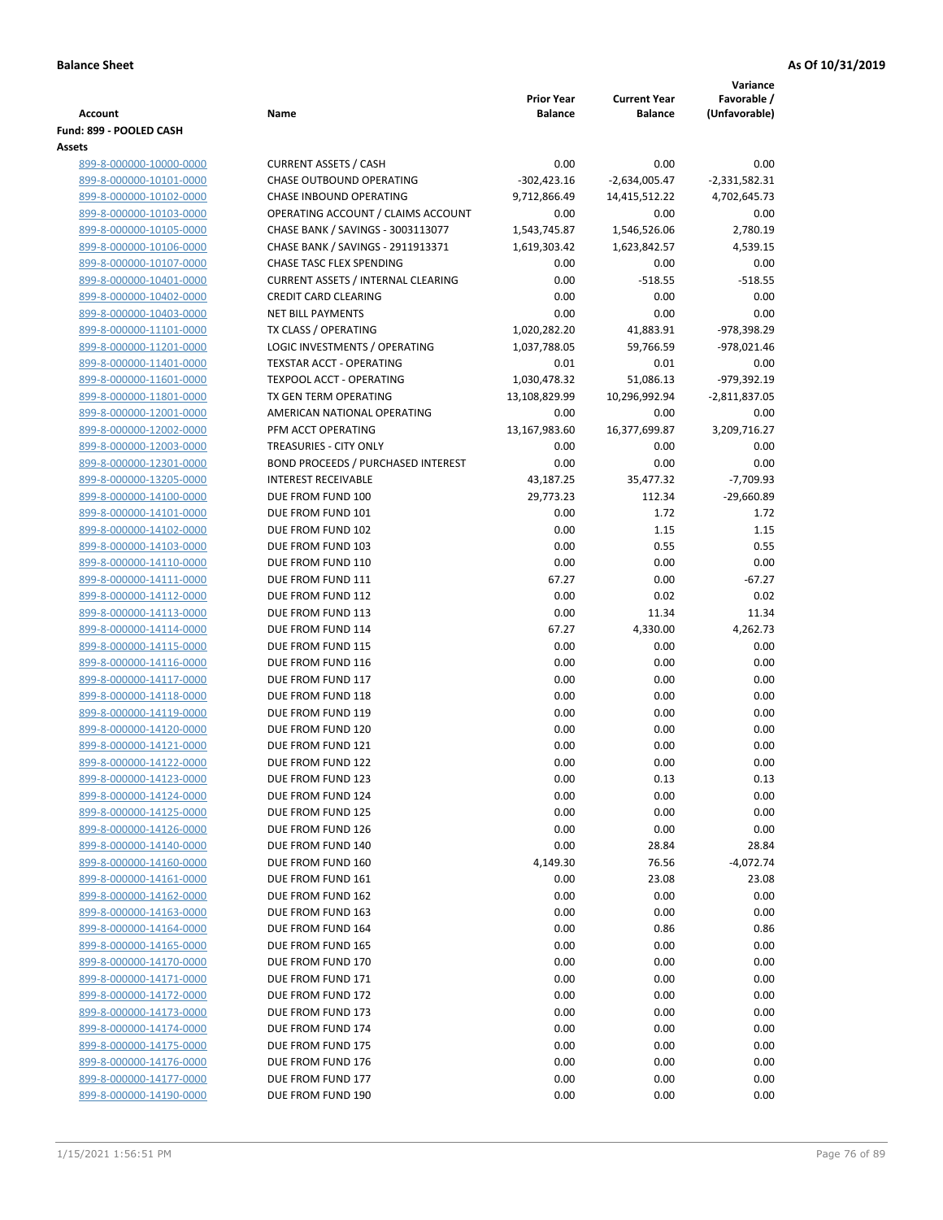**Balance Sheet** **As Of 10/31/2019**

| Account | Name | Prior Year Balance | Current Year Balance | Variance Favorable / (Unfavorable) |
|---|---|---|---|---|
| **Fund: 899 - POOLED CASH** | | | | |
| **Assets** | | | | |
| 899-8-000000-10000-0000 | CURRENT ASSETS / CASH | 0.00 | 0.00 | 0.00 |
| 899-8-000000-10101-0000 | CHASE OUTBOUND OPERATING | -302,423.16 | -2,634,005.47 | -2,331,582.31 |
| 899-8-000000-10102-0000 | CHASE INBOUND OPERATING | 9,712,866.49 | 14,415,512.22 | 4,702,645.73 |
| 899-8-000000-10103-0000 | OPERATING ACCOUNT / CLAIMS ACCOUNT | 0.00 | 0.00 | 0.00 |
| 899-8-000000-10105-0000 | CHASE BANK / SAVINGS - 3003113077 | 1,543,745.87 | 1,546,526.06 | 2,780.19 |
| 899-8-000000-10106-0000 | CHASE BANK / SAVINGS - 2911913371 | 1,619,303.42 | 1,623,842.57 | 4,539.15 |
| 899-8-000000-10107-0000 | CHASE TASC FLEX SPENDING | 0.00 | 0.00 | 0.00 |
| 899-8-000000-10401-0000 | CURRENT ASSETS / INTERNAL CLEARING | 0.00 | -518.55 | -518.55 |
| 899-8-000000-10402-0000 | CREDIT CARD CLEARING | 0.00 | 0.00 | 0.00 |
| 899-8-000000-10403-0000 | NET BILL PAYMENTS | 0.00 | 0.00 | 0.00 |
| 899-8-000000-11101-0000 | TX CLASS / OPERATING | 1,020,282.20 | 41,883.91 | -978,398.29 |
| 899-8-000000-11201-0000 | LOGIC INVESTMENTS / OPERATING | 1,037,788.05 | 59,766.59 | -978,021.46 |
| 899-8-000000-11401-0000 | TEXSTAR ACCT - OPERATING | 0.01 | 0.01 | 0.00 |
| 899-8-000000-11601-0000 | TEXPOOL ACCT - OPERATING | 1,030,478.32 | 51,086.13 | -979,392.19 |
| 899-8-000000-11801-0000 | TX GEN TERM OPERATING | 13,108,829.99 | 10,296,992.94 | -2,811,837.05 |
| 899-8-000000-12001-0000 | AMERICAN NATIONAL OPERATING | 0.00 | 0.00 | 0.00 |
| 899-8-000000-12002-0000 | PFM ACCT OPERATING | 13,167,983.60 | 16,377,699.87 | 3,209,716.27 |
| 899-8-000000-12003-0000 | TREASURIES - CITY ONLY | 0.00 | 0.00 | 0.00 |
| 899-8-000000-12301-0000 | BOND PROCEEDS / PURCHASED INTEREST | 0.00 | 0.00 | 0.00 |
| 899-8-000000-13205-0000 | INTEREST RECEIVABLE | 43,187.25 | 35,477.32 | -7,709.93 |
| 899-8-000000-14100-0000 | DUE FROM FUND 100 | 29,773.23 | 112.34 | -29,660.89 |
| 899-8-000000-14101-0000 | DUE FROM FUND 101 | 0.00 | 1.72 | 1.72 |
| 899-8-000000-14102-0000 | DUE FROM FUND 102 | 0.00 | 1.15 | 1.15 |
| 899-8-000000-14103-0000 | DUE FROM FUND 103 | 0.00 | 0.55 | 0.55 |
| 899-8-000000-14110-0000 | DUE FROM FUND 110 | 0.00 | 0.00 | 0.00 |
| 899-8-000000-14111-0000 | DUE FROM FUND 111 | 67.27 | 0.00 | -67.27 |
| 899-8-000000-14112-0000 | DUE FROM FUND 112 | 0.00 | 0.02 | 0.02 |
| 899-8-000000-14113-0000 | DUE FROM FUND 113 | 0.00 | 11.34 | 11.34 |
| 899-8-000000-14114-0000 | DUE FROM FUND 114 | 67.27 | 4,330.00 | 4,262.73 |
| 899-8-000000-14115-0000 | DUE FROM FUND 115 | 0.00 | 0.00 | 0.00 |
| 899-8-000000-14116-0000 | DUE FROM FUND 116 | 0.00 | 0.00 | 0.00 |
| 899-8-000000-14117-0000 | DUE FROM FUND 117 | 0.00 | 0.00 | 0.00 |
| 899-8-000000-14118-0000 | DUE FROM FUND 118 | 0.00 | 0.00 | 0.00 |
| 899-8-000000-14119-0000 | DUE FROM FUND 119 | 0.00 | 0.00 | 0.00 |
| 899-8-000000-14120-0000 | DUE FROM FUND 120 | 0.00 | 0.00 | 0.00 |
| 899-8-000000-14121-0000 | DUE FROM FUND 121 | 0.00 | 0.00 | 0.00 |
| 899-8-000000-14122-0000 | DUE FROM FUND 122 | 0.00 | 0.00 | 0.00 |
| 899-8-000000-14123-0000 | DUE FROM FUND 123 | 0.00 | 0.13 | 0.13 |
| 899-8-000000-14124-0000 | DUE FROM FUND 124 | 0.00 | 0.00 | 0.00 |
| 899-8-000000-14125-0000 | DUE FROM FUND 125 | 0.00 | 0.00 | 0.00 |
| 899-8-000000-14126-0000 | DUE FROM FUND 126 | 0.00 | 0.00 | 0.00 |
| 899-8-000000-14140-0000 | DUE FROM FUND 140 | 0.00 | 28.84 | 28.84 |
| 899-8-000000-14160-0000 | DUE FROM FUND 160 | 4,149.30 | 76.56 | -4,072.74 |
| 899-8-000000-14161-0000 | DUE FROM FUND 161 | 0.00 | 23.08 | 23.08 |
| 899-8-000000-14162-0000 | DUE FROM FUND 162 | 0.00 | 0.00 | 0.00 |
| 899-8-000000-14163-0000 | DUE FROM FUND 163 | 0.00 | 0.00 | 0.00 |
| 899-8-000000-14164-0000 | DUE FROM FUND 164 | 0.00 | 0.86 | 0.86 |
| 899-8-000000-14165-0000 | DUE FROM FUND 165 | 0.00 | 0.00 | 0.00 |
| 899-8-000000-14170-0000 | DUE FROM FUND 170 | 0.00 | 0.00 | 0.00 |
| 899-8-000000-14171-0000 | DUE FROM FUND 171 | 0.00 | 0.00 | 0.00 |
| 899-8-000000-14172-0000 | DUE FROM FUND 172 | 0.00 | 0.00 | 0.00 |
| 899-8-000000-14173-0000 | DUE FROM FUND 173 | 0.00 | 0.00 | 0.00 |
| 899-8-000000-14174-0000 | DUE FROM FUND 174 | 0.00 | 0.00 | 0.00 |
| 899-8-000000-14175-0000 | DUE FROM FUND 175 | 0.00 | 0.00 | 0.00 |
| 899-8-000000-14176-0000 | DUE FROM FUND 176 | 0.00 | 0.00 | 0.00 |
| 899-8-000000-14177-0000 | DUE FROM FUND 177 | 0.00 | 0.00 | 0.00 |
| 899-8-000000-14190-0000 | DUE FROM FUND 190 | 0.00 | 0.00 | 0.00 |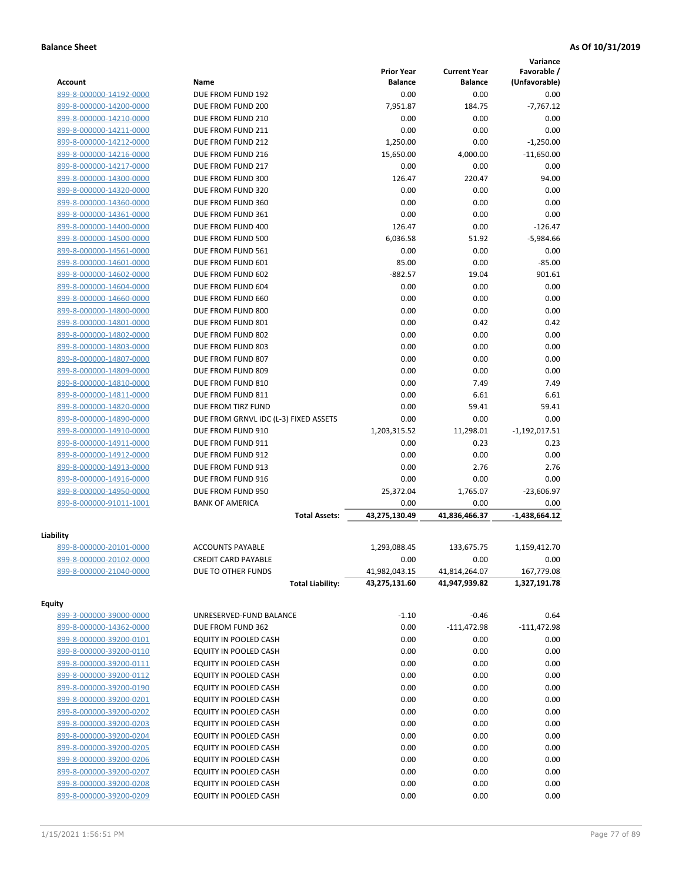**Balance Sheet** **As Of 10/31/2019**

| Account | Name | Prior Year Balance | Current Year Balance | Variance Favorable / (Unfavorable) |
|---|---|---|---|---|
| 899-8-000000-14192-0000 | DUE FROM FUND 192 | 0.00 | 0.00 | 0.00 |
| 899-8-000000-14200-0000 | DUE FROM FUND 200 | 7,951.87 | 184.75 | -7,767.12 |
| 899-8-000000-14210-0000 | DUE FROM FUND 210 | 0.00 | 0.00 | 0.00 |
| 899-8-000000-14211-0000 | DUE FROM FUND 211 | 0.00 | 0.00 | 0.00 |
| 899-8-000000-14212-0000 | DUE FROM FUND 212 | 1,250.00 | 0.00 | -1,250.00 |
| 899-8-000000-14216-0000 | DUE FROM FUND 216 | 15,650.00 | 4,000.00 | -11,650.00 |
| 899-8-000000-14217-0000 | DUE FROM FUND 217 | 0.00 | 0.00 | 0.00 |
| 899-8-000000-14300-0000 | DUE FROM FUND 300 | 126.47 | 220.47 | 94.00 |
| 899-8-000000-14320-0000 | DUE FROM FUND 320 | 0.00 | 0.00 | 0.00 |
| 899-8-000000-14360-0000 | DUE FROM FUND 360 | 0.00 | 0.00 | 0.00 |
| 899-8-000000-14361-0000 | DUE FROM FUND 361 | 0.00 | 0.00 | 0.00 |
| 899-8-000000-14400-0000 | DUE FROM FUND 400 | 126.47 | 0.00 | -126.47 |
| 899-8-000000-14500-0000 | DUE FROM FUND 500 | 6,036.58 | 51.92 | -5,984.66 |
| 899-8-000000-14561-0000 | DUE FROM FUND 561 | 0.00 | 0.00 | 0.00 |
| 899-8-000000-14601-0000 | DUE FROM FUND 601 | 85.00 | 0.00 | -85.00 |
| 899-8-000000-14602-0000 | DUE FROM FUND 602 | -882.57 | 19.04 | 901.61 |
| 899-8-000000-14604-0000 | DUE FROM FUND 604 | 0.00 | 0.00 | 0.00 |
| 899-8-000000-14660-0000 | DUE FROM FUND 660 | 0.00 | 0.00 | 0.00 |
| 899-8-000000-14800-0000 | DUE FROM FUND 800 | 0.00 | 0.00 | 0.00 |
| 899-8-000000-14801-0000 | DUE FROM FUND 801 | 0.00 | 0.42 | 0.42 |
| 899-8-000000-14802-0000 | DUE FROM FUND 802 | 0.00 | 0.00 | 0.00 |
| 899-8-000000-14803-0000 | DUE FROM FUND 803 | 0.00 | 0.00 | 0.00 |
| 899-8-000000-14807-0000 | DUE FROM FUND 807 | 0.00 | 0.00 | 0.00 |
| 899-8-000000-14809-0000 | DUE FROM FUND 809 | 0.00 | 0.00 | 0.00 |
| 899-8-000000-14810-0000 | DUE FROM FUND 810 | 0.00 | 7.49 | 7.49 |
| 899-8-000000-14811-0000 | DUE FROM FUND 811 | 0.00 | 6.61 | 6.61 |
| 899-8-000000-14820-0000 | DUE FROM TIRZ FUND | 0.00 | 59.41 | 59.41 |
| 899-8-000000-14890-0000 | DUE FROM GRNVL IDC (L-3) FIXED ASSETS | 0.00 | 0.00 | 0.00 |
| 899-8-000000-14910-0000 | DUE FROM FUND 910 | 1,203,315.52 | 11,298.01 | -1,192,017.51 |
| 899-8-000000-14911-0000 | DUE FROM FUND 911 | 0.00 | 0.23 | 0.23 |
| 899-8-000000-14912-0000 | DUE FROM FUND 912 | 0.00 | 0.00 | 0.00 |
| 899-8-000000-14913-0000 | DUE FROM FUND 913 | 0.00 | 2.76 | 2.76 |
| 899-8-000000-14916-0000 | DUE FROM FUND 916 | 0.00 | 0.00 | 0.00 |
| 899-8-000000-14950-0000 | DUE FROM FUND 950 | 25,372.04 | 1,765.07 | -23,606.97 |
| 899-8-000000-91011-1001 | BANK OF AMERICA | 0.00 | 0.00 | 0.00 |
| | **Total Assets:** | **43,275,130.49** | **41,836,466.37** | **-1,438,664.12** |

**Liability**

| Account | Name | Prior Year Balance | Current Year Balance | Variance Favorable / (Unfavorable) |
|---|---|---|---|---|
| 899-8-000000-20101-0000 | ACCOUNTS PAYABLE | 1,293,088.45 | 133,675.75 | 1,159,412.70 |
| 899-8-000000-20102-0000 | CREDIT CARD PAYABLE | 0.00 | 0.00 | 0.00 |
| 899-8-000000-21040-0000 | DUE TO OTHER FUNDS | 41,982,043.15 | 41,814,264.07 | 167,779.08 |
| | **Total Liability:** | **43,275,131.60** | **41,947,939.82** | **1,327,191.78** |

**Equity**

| Account | Name | Prior Year Balance | Current Year Balance | Variance Favorable / (Unfavorable) |
|---|---|---|---|---|
| 899-3-000000-39000-0000 | UNRESERVED-FUND BALANCE | -1.10 | -0.46 | 0.64 |
| 899-8-000000-14362-0000 | DUE FROM FUND 362 | 0.00 | -111,472.98 | -111,472.98 |
| 899-8-000000-39200-0101 | EQUITY IN POOLED CASH | 0.00 | 0.00 | 0.00 |
| 899-8-000000-39200-0110 | EQUITY IN POOLED CASH | 0.00 | 0.00 | 0.00 |
| 899-8-000000-39200-0111 | EQUITY IN POOLED CASH | 0.00 | 0.00 | 0.00 |
| 899-8-000000-39200-0112 | EQUITY IN POOLED CASH | 0.00 | 0.00 | 0.00 |
| 899-8-000000-39200-0190 | EQUITY IN POOLED CASH | 0.00 | 0.00 | 0.00 |
| 899-8-000000-39200-0201 | EQUITY IN POOLED CASH | 0.00 | 0.00 | 0.00 |
| 899-8-000000-39200-0202 | EQUITY IN POOLED CASH | 0.00 | 0.00 | 0.00 |
| 899-8-000000-39200-0203 | EQUITY IN POOLED CASH | 0.00 | 0.00 | 0.00 |
| 899-8-000000-39200-0204 | EQUITY IN POOLED CASH | 0.00 | 0.00 | 0.00 |
| 899-8-000000-39200-0205 | EQUITY IN POOLED CASH | 0.00 | 0.00 | 0.00 |
| 899-8-000000-39200-0206 | EQUITY IN POOLED CASH | 0.00 | 0.00 | 0.00 |
| 899-8-000000-39200-0207 | EQUITY IN POOLED CASH | 0.00 | 0.00 | 0.00 |
| 899-8-000000-39200-0208 | EQUITY IN POOLED CASH | 0.00 | 0.00 | 0.00 |
| 899-8-000000-39200-0209 | EQUITY IN POOLED CASH | 0.00 | 0.00 | 0.00 |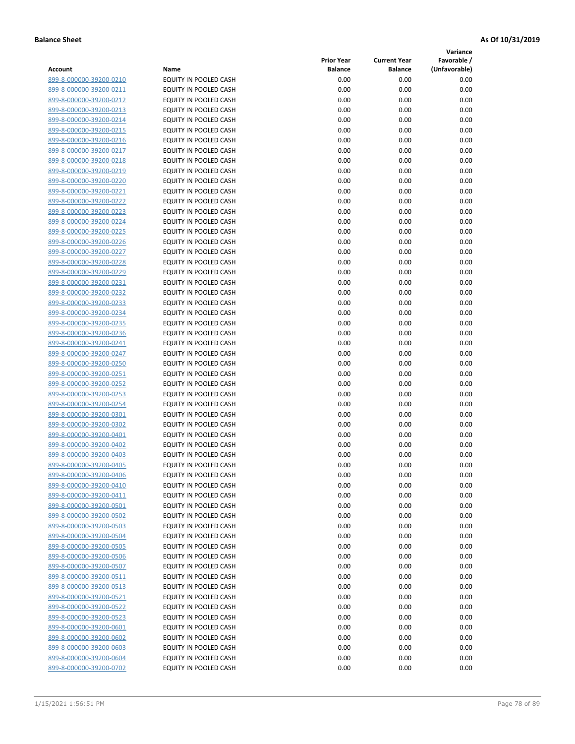**Balance Sheet** **As Of 10/31/2019**

| Account | Name | Prior Year Balance | Current Year Balance | Variance Favorable / (Unfavorable) |
|---|---|---|---|---|
| 899-8-000000-39200-0210 | EQUITY IN POOLED CASH | 0.00 | 0.00 | 0.00 |
| 899-8-000000-39200-0211 | EQUITY IN POOLED CASH | 0.00 | 0.00 | 0.00 |
| 899-8-000000-39200-0212 | EQUITY IN POOLED CASH | 0.00 | 0.00 | 0.00 |
| 899-8-000000-39200-0213 | EQUITY IN POOLED CASH | 0.00 | 0.00 | 0.00 |
| 899-8-000000-39200-0214 | EQUITY IN POOLED CASH | 0.00 | 0.00 | 0.00 |
| 899-8-000000-39200-0215 | EQUITY IN POOLED CASH | 0.00 | 0.00 | 0.00 |
| 899-8-000000-39200-0216 | EQUITY IN POOLED CASH | 0.00 | 0.00 | 0.00 |
| 899-8-000000-39200-0217 | EQUITY IN POOLED CASH | 0.00 | 0.00 | 0.00 |
| 899-8-000000-39200-0218 | EQUITY IN POOLED CASH | 0.00 | 0.00 | 0.00 |
| 899-8-000000-39200-0219 | EQUITY IN POOLED CASH | 0.00 | 0.00 | 0.00 |
| 899-8-000000-39200-0220 | EQUITY IN POOLED CASH | 0.00 | 0.00 | 0.00 |
| 899-8-000000-39200-0221 | EQUITY IN POOLED CASH | 0.00 | 0.00 | 0.00 |
| 899-8-000000-39200-0222 | EQUITY IN POOLED CASH | 0.00 | 0.00 | 0.00 |
| 899-8-000000-39200-0223 | EQUITY IN POOLED CASH | 0.00 | 0.00 | 0.00 |
| 899-8-000000-39200-0224 | EQUITY IN POOLED CASH | 0.00 | 0.00 | 0.00 |
| 899-8-000000-39200-0225 | EQUITY IN POOLED CASH | 0.00 | 0.00 | 0.00 |
| 899-8-000000-39200-0226 | EQUITY IN POOLED CASH | 0.00 | 0.00 | 0.00 |
| 899-8-000000-39200-0227 | EQUITY IN POOLED CASH | 0.00 | 0.00 | 0.00 |
| 899-8-000000-39200-0228 | EQUITY IN POOLED CASH | 0.00 | 0.00 | 0.00 |
| 899-8-000000-39200-0229 | EQUITY IN POOLED CASH | 0.00 | 0.00 | 0.00 |
| 899-8-000000-39200-0231 | EQUITY IN POOLED CASH | 0.00 | 0.00 | 0.00 |
| 899-8-000000-39200-0232 | EQUITY IN POOLED CASH | 0.00 | 0.00 | 0.00 |
| 899-8-000000-39200-0233 | EQUITY IN POOLED CASH | 0.00 | 0.00 | 0.00 |
| 899-8-000000-39200-0234 | EQUITY IN POOLED CASH | 0.00 | 0.00 | 0.00 |
| 899-8-000000-39200-0235 | EQUITY IN POOLED CASH | 0.00 | 0.00 | 0.00 |
| 899-8-000000-39200-0236 | EQUITY IN POOLED CASH | 0.00 | 0.00 | 0.00 |
| 899-8-000000-39200-0241 | EQUITY IN POOLED CASH | 0.00 | 0.00 | 0.00 |
| 899-8-000000-39200-0247 | EQUITY IN POOLED CASH | 0.00 | 0.00 | 0.00 |
| 899-8-000000-39200-0250 | EQUITY IN POOLED CASH | 0.00 | 0.00 | 0.00 |
| 899-8-000000-39200-0251 | EQUITY IN POOLED CASH | 0.00 | 0.00 | 0.00 |
| 899-8-000000-39200-0252 | EQUITY IN POOLED CASH | 0.00 | 0.00 | 0.00 |
| 899-8-000000-39200-0253 | EQUITY IN POOLED CASH | 0.00 | 0.00 | 0.00 |
| 899-8-000000-39200-0254 | EQUITY IN POOLED CASH | 0.00 | 0.00 | 0.00 |
| 899-8-000000-39200-0301 | EQUITY IN POOLED CASH | 0.00 | 0.00 | 0.00 |
| 899-8-000000-39200-0302 | EQUITY IN POOLED CASH | 0.00 | 0.00 | 0.00 |
| 899-8-000000-39200-0401 | EQUITY IN POOLED CASH | 0.00 | 0.00 | 0.00 |
| 899-8-000000-39200-0402 | EQUITY IN POOLED CASH | 0.00 | 0.00 | 0.00 |
| 899-8-000000-39200-0403 | EQUITY IN POOLED CASH | 0.00 | 0.00 | 0.00 |
| 899-8-000000-39200-0405 | EQUITY IN POOLED CASH | 0.00 | 0.00 | 0.00 |
| 899-8-000000-39200-0406 | EQUITY IN POOLED CASH | 0.00 | 0.00 | 0.00 |
| 899-8-000000-39200-0410 | EQUITY IN POOLED CASH | 0.00 | 0.00 | 0.00 |
| 899-8-000000-39200-0411 | EQUITY IN POOLED CASH | 0.00 | 0.00 | 0.00 |
| 899-8-000000-39200-0501 | EQUITY IN POOLED CASH | 0.00 | 0.00 | 0.00 |
| 899-8-000000-39200-0502 | EQUITY IN POOLED CASH | 0.00 | 0.00 | 0.00 |
| 899-8-000000-39200-0503 | EQUITY IN POOLED CASH | 0.00 | 0.00 | 0.00 |
| 899-8-000000-39200-0504 | EQUITY IN POOLED CASH | 0.00 | 0.00 | 0.00 |
| 899-8-000000-39200-0505 | EQUITY IN POOLED CASH | 0.00 | 0.00 | 0.00 |
| 899-8-000000-39200-0506 | EQUITY IN POOLED CASH | 0.00 | 0.00 | 0.00 |
| 899-8-000000-39200-0507 | EQUITY IN POOLED CASH | 0.00 | 0.00 | 0.00 |
| 899-8-000000-39200-0511 | EQUITY IN POOLED CASH | 0.00 | 0.00 | 0.00 |
| 899-8-000000-39200-0513 | EQUITY IN POOLED CASH | 0.00 | 0.00 | 0.00 |
| 899-8-000000-39200-0521 | EQUITY IN POOLED CASH | 0.00 | 0.00 | 0.00 |
| 899-8-000000-39200-0522 | EQUITY IN POOLED CASH | 0.00 | 0.00 | 0.00 |
| 899-8-000000-39200-0523 | EQUITY IN POOLED CASH | 0.00 | 0.00 | 0.00 |
| 899-8-000000-39200-0601 | EQUITY IN POOLED CASH | 0.00 | 0.00 | 0.00 |
| 899-8-000000-39200-0602 | EQUITY IN POOLED CASH | 0.00 | 0.00 | 0.00 |
| 899-8-000000-39200-0603 | EQUITY IN POOLED CASH | 0.00 | 0.00 | 0.00 |
| 899-8-000000-39200-0604 | EQUITY IN POOLED CASH | 0.00 | 0.00 | 0.00 |
| 899-8-000000-39200-0702 | EQUITY IN POOLED CASH | 0.00 | 0.00 | 0.00 |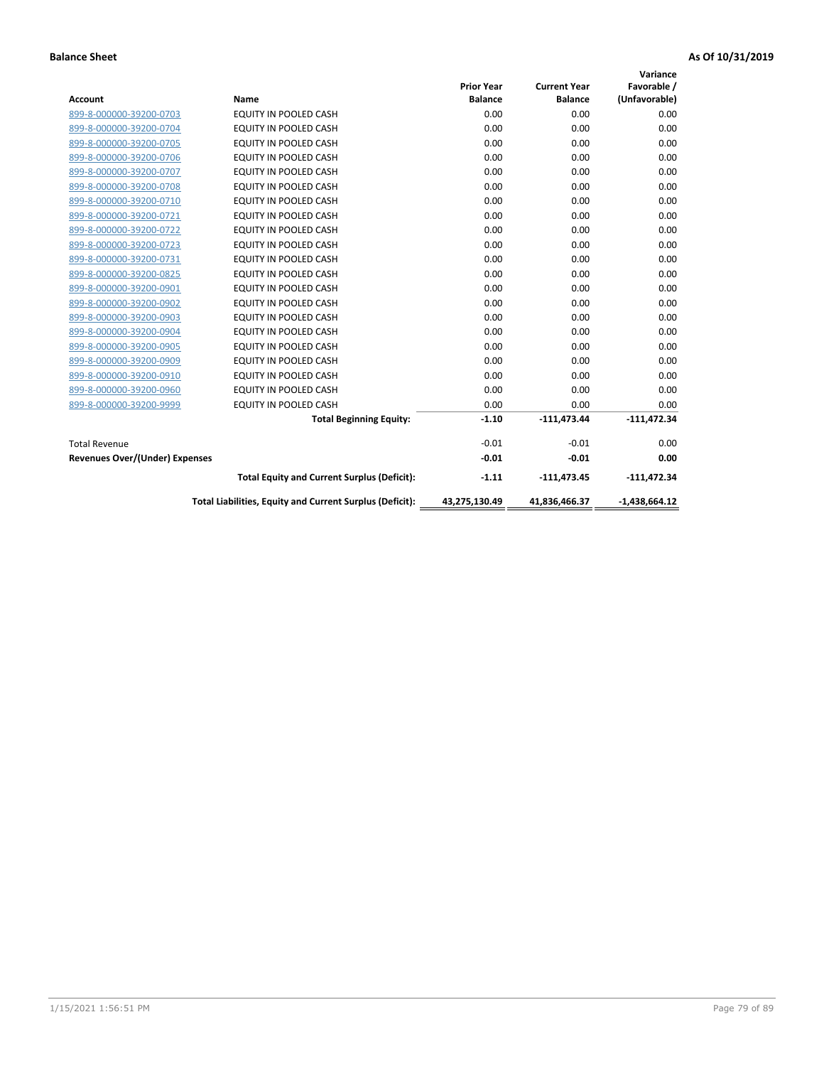**Balance Sheet** **As Of 10/31/2019**

| Account | Name | Prior Year Balance | Current Year Balance | Variance Favorable / (Unfavorable) |
|---|---|---|---|---|
| 899-8-000000-39200-0703 | EQUITY IN POOLED CASH | 0.00 | 0.00 | 0.00 |
| 899-8-000000-39200-0704 | EQUITY IN POOLED CASH | 0.00 | 0.00 | 0.00 |
| 899-8-000000-39200-0705 | EQUITY IN POOLED CASH | 0.00 | 0.00 | 0.00 |
| 899-8-000000-39200-0706 | EQUITY IN POOLED CASH | 0.00 | 0.00 | 0.00 |
| 899-8-000000-39200-0707 | EQUITY IN POOLED CASH | 0.00 | 0.00 | 0.00 |
| 899-8-000000-39200-0708 | EQUITY IN POOLED CASH | 0.00 | 0.00 | 0.00 |
| 899-8-000000-39200-0710 | EQUITY IN POOLED CASH | 0.00 | 0.00 | 0.00 |
| 899-8-000000-39200-0721 | EQUITY IN POOLED CASH | 0.00 | 0.00 | 0.00 |
| 899-8-000000-39200-0722 | EQUITY IN POOLED CASH | 0.00 | 0.00 | 0.00 |
| 899-8-000000-39200-0723 | EQUITY IN POOLED CASH | 0.00 | 0.00 | 0.00 |
| 899-8-000000-39200-0731 | EQUITY IN POOLED CASH | 0.00 | 0.00 | 0.00 |
| 899-8-000000-39200-0825 | EQUITY IN POOLED CASH | 0.00 | 0.00 | 0.00 |
| 899-8-000000-39200-0901 | EQUITY IN POOLED CASH | 0.00 | 0.00 | 0.00 |
| 899-8-000000-39200-0902 | EQUITY IN POOLED CASH | 0.00 | 0.00 | 0.00 |
| 899-8-000000-39200-0903 | EQUITY IN POOLED CASH | 0.00 | 0.00 | 0.00 |
| 899-8-000000-39200-0904 | EQUITY IN POOLED CASH | 0.00 | 0.00 | 0.00 |
| 899-8-000000-39200-0905 | EQUITY IN POOLED CASH | 0.00 | 0.00 | 0.00 |
| 899-8-000000-39200-0909 | EQUITY IN POOLED CASH | 0.00 | 0.00 | 0.00 |
| 899-8-000000-39200-0910 | EQUITY IN POOLED CASH | 0.00 | 0.00 | 0.00 |
| 899-8-000000-39200-0960 | EQUITY IN POOLED CASH | 0.00 | 0.00 | 0.00 |
| 899-8-000000-39200-9999 | EQUITY IN POOLED CASH | 0.00 | 0.00 | 0.00 |
| | **Total Beginning Equity:** | **-1.10** | **-111,473.44** | **-111,472.34** |
| Total Revenue | | -0.01 | -0.01 | 0.00 |
| **Revenues Over/(Under) Expenses** | | **-0.01** | **-0.01** | **0.00** |
| | **Total Equity and Current Surplus (Deficit):** | **-1.11** | **-111,473.45** | **-111,472.34** |
| | **Total Liabilities, Equity and Current Surplus (Deficit):** | **43,275,130.49** | **41,836,466.37** | **-1,438,664.12** |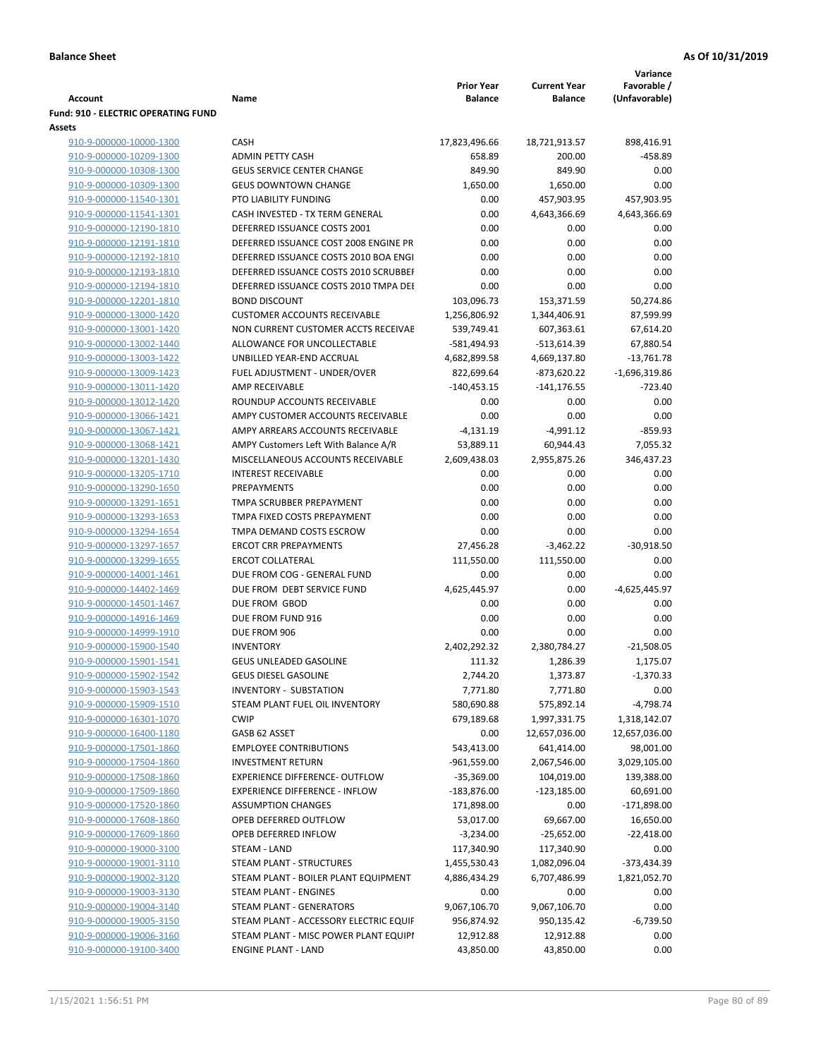**Balance Sheet** **As Of 10/31/2019**

| Account | Name | Prior Year Balance | Current Year Balance | Variance Favorable / (Unfavorable) |
|---|---|---|---|---|
| **Fund: 910 - ELECTRIC OPERATING FUND** | | | | |
| **Assets** | | | | |
| 910-9-000000-10000-1300 | CASH | 17,823,496.66 | 18,721,913.57 | 898,416.91 |
| 910-9-000000-10209-1300 | ADMIN PETTY CASH | 658.89 | 200.00 | -458.89 |
| 910-9-000000-10308-1300 | GEUS SERVICE CENTER CHANGE | 849.90 | 849.90 | 0.00 |
| 910-9-000000-10309-1300 | GEUS DOWNTOWN CHANGE | 1,650.00 | 1,650.00 | 0.00 |
| 910-9-000000-11540-1301 | PTO LIABILITY FUNDING | 0.00 | 457,903.95 | 457,903.95 |
| 910-9-000000-11541-1301 | CASH INVESTED - TX TERM GENERAL | 0.00 | 4,643,366.69 | 4,643,366.69 |
| 910-9-000000-12190-1810 | DEFERRED ISSUANCE COSTS 2001 | 0.00 | 0.00 | 0.00 |
| 910-9-000000-12191-1810 | DEFERRED ISSUANCE COST 2008 ENGINE PR | 0.00 | 0.00 | 0.00 |
| 910-9-000000-12192-1810 | DEFERRED ISSUANCE COSTS 2010 BOA ENGI | 0.00 | 0.00 | 0.00 |
| 910-9-000000-12193-1810 | DEFERRED ISSUANCE COSTS 2010 SCRUBBEI | 0.00 | 0.00 | 0.00 |
| 910-9-000000-12194-1810 | DEFERRED ISSUANCE COSTS 2010 TMPA DEI | 0.00 | 0.00 | 0.00 |
| 910-9-000000-12201-1810 | BOND DISCOUNT | 103,096.73 | 153,371.59 | 50,274.86 |
| 910-9-000000-13000-1420 | CUSTOMER ACCOUNTS RECEIVABLE | 1,256,806.92 | 1,344,406.91 | 87,599.99 |
| 910-9-000000-13001-1420 | NON CURRENT CUSTOMER ACCTS RECEIVAE | 539,749.41 | 607,363.61 | 67,614.20 |
| 910-9-000000-13002-1440 | ALLOWANCE FOR UNCOLLECTABLE | -581,494.93 | -513,614.39 | 67,880.54 |
| 910-9-000000-13003-1422 | UNBILLED YEAR-END ACCRUAL | 4,682,899.58 | 4,669,137.80 | -13,761.78 |
| 910-9-000000-13009-1423 | FUEL ADJUSTMENT - UNDER/OVER | 822,699.64 | -873,620.22 | -1,696,319.86 |
| 910-9-000000-13011-1420 | AMP RECEIVABLE | -140,453.15 | -141,176.55 | -723.40 |
| 910-9-000000-13012-1420 | ROUNDUP ACCOUNTS RECEIVABLE | 0.00 | 0.00 | 0.00 |
| 910-9-000000-13066-1421 | AMPY CUSTOMER ACCOUNTS RECEIVABLE | 0.00 | 0.00 | 0.00 |
| 910-9-000000-13067-1421 | AMPY ARREARS ACCOUNTS RECEIVABLE | -4,131.19 | -4,991.12 | -859.93 |
| 910-9-000000-13068-1421 | AMPY Customers Left With Balance A/R | 53,889.11 | 60,944.43 | 7,055.32 |
| 910-9-000000-13201-1430 | MISCELLANEOUS ACCOUNTS RECEIVABLE | 2,609,438.03 | 2,955,875.26 | 346,437.23 |
| 910-9-000000-13205-1710 | INTEREST RECEIVABLE | 0.00 | 0.00 | 0.00 |
| 910-9-000000-13290-1650 | PREPAYMENTS | 0.00 | 0.00 | 0.00 |
| 910-9-000000-13291-1651 | TMPA SCRUBBER PREPAYMENT | 0.00 | 0.00 | 0.00 |
| 910-9-000000-13293-1653 | TMPA FIXED COSTS PREPAYMENT | 0.00 | 0.00 | 0.00 |
| 910-9-000000-13294-1654 | TMPA DEMAND COSTS ESCROW | 0.00 | 0.00 | 0.00 |
| 910-9-000000-13297-1657 | ERCOT CRR PREPAYMENTS | 27,456.28 | -3,462.22 | -30,918.50 |
| 910-9-000000-13299-1655 | ERCOT COLLATERAL | 111,550.00 | 111,550.00 | 0.00 |
| 910-9-000000-14001-1461 | DUE FROM COG - GENERAL FUND | 0.00 | 0.00 | 0.00 |
| 910-9-000000-14402-1469 | DUE FROM DEBT SERVICE FUND | 4,625,445.97 | 0.00 | -4,625,445.97 |
| 910-9-000000-14501-1467 | DUE FROM GBOD | 0.00 | 0.00 | 0.00 |
| 910-9-000000-14916-1469 | DUE FROM FUND 916 | 0.00 | 0.00 | 0.00 |
| 910-9-000000-14999-1910 | DUE FROM 906 | 0.00 | 0.00 | 0.00 |
| 910-9-000000-15900-1540 | INVENTORY | 2,402,292.32 | 2,380,784.27 | -21,508.05 |
| 910-9-000000-15901-1541 | GEUS UNLEADED GASOLINE | 111.32 | 1,286.39 | 1,175.07 |
| 910-9-000000-15902-1542 | GEUS DIESEL GASOLINE | 2,744.20 | 1,373.87 | -1,370.33 |
| 910-9-000000-15903-1543 | INVENTORY - SUBSTATION | 7,771.80 | 7,771.80 | 0.00 |
| 910-9-000000-15909-1510 | STEAM PLANT FUEL OIL INVENTORY | 580,690.88 | 575,892.14 | -4,798.74 |
| 910-9-000000-16301-1070 | CWIP | 679,189.68 | 1,997,331.75 | 1,318,142.07 |
| 910-9-000000-16400-1180 | GASB 62 ASSET | 0.00 | 12,657,036.00 | 12,657,036.00 |
| 910-9-000000-17501-1860 | EMPLOYEE CONTRIBUTIONS | 543,413.00 | 641,414.00 | 98,001.00 |
| 910-9-000000-17504-1860 | INVESTMENT RETURN | -961,559.00 | 2,067,546.00 | 3,029,105.00 |
| 910-9-000000-17508-1860 | EXPERIENCE DIFFERENCE- OUTFLOW | -35,369.00 | 104,019.00 | 139,388.00 |
| 910-9-000000-17509-1860 | EXPERIENCE DIFFERENCE - INFLOW | -183,876.00 | -123,185.00 | 60,691.00 |
| 910-9-000000-17520-1860 | ASSUMPTION CHANGES | 171,898.00 | 0.00 | -171,898.00 |
| 910-9-000000-17608-1860 | OPEB DEFERRED OUTFLOW | 53,017.00 | 69,667.00 | 16,650.00 |
| 910-9-000000-17609-1860 | OPEB DEFERRED INFLOW | -3,234.00 | -25,652.00 | -22,418.00 |
| 910-9-000000-19000-3100 | STEAM - LAND | 117,340.90 | 117,340.90 | 0.00 |
| 910-9-000000-19001-3110 | STEAM PLANT - STRUCTURES | 1,455,530.43 | 1,082,096.04 | -373,434.39 |
| 910-9-000000-19002-3120 | STEAM PLANT - BOILER PLANT EQUIPMENT | 4,886,434.29 | 6,707,486.99 | 1,821,052.70 |
| 910-9-000000-19003-3130 | STEAM PLANT - ENGINES | 0.00 | 0.00 | 0.00 |
| 910-9-000000-19004-3140 | STEAM PLANT - GENERATORS | 9,067,106.70 | 9,067,106.70 | 0.00 |
| 910-9-000000-19005-3150 | STEAM PLANT - ACCESSORY ELECTRIC EQUIF | 956,874.92 | 950,135.42 | -6,739.50 |
| 910-9-000000-19006-3160 | STEAM PLANT - MISC POWER PLANT EQUIPI | 12,912.88 | 12,912.88 | 0.00 |
| 910-9-000000-19100-3400 | ENGINE PLANT - LAND | 43,850.00 | 43,850.00 | 0.00 |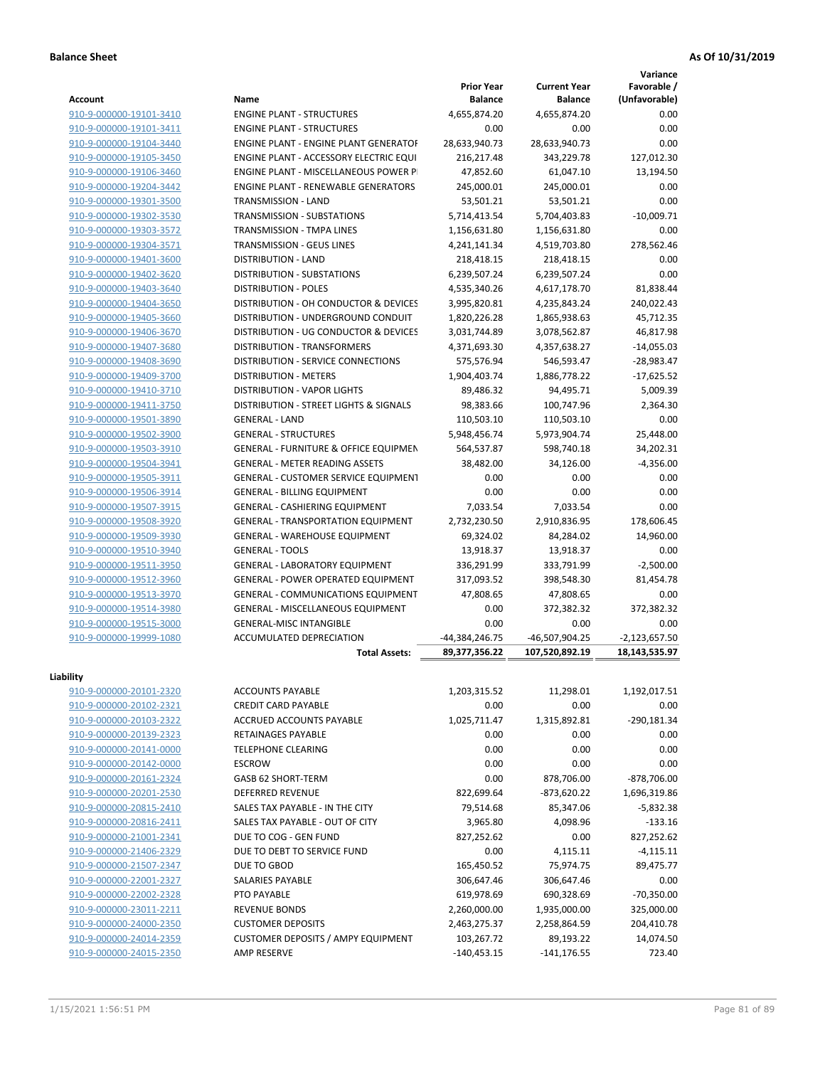**Balance Sheet** **As Of 10/31/2019**

| Account | Name | Prior Year Balance | Current Year Balance | Variance Favorable / (Unfavorable) |
|---|---|---|---|---|
| 910-9-000000-19101-3410 | ENGINE PLANT - STRUCTURES | 4,655,874.20 | 4,655,874.20 | 0.00 |
| 910-9-000000-19101-3411 | ENGINE PLANT - STRUCTURES | 0.00 | 0.00 | 0.00 |
| 910-9-000000-19104-3440 | ENGINE PLANT - ENGINE PLANT GENERATOF | 28,633,940.73 | 28,633,940.73 | 0.00 |
| 910-9-000000-19105-3450 | ENGINE PLANT - ACCESSORY ELECTRIC EQUI | 216,217.48 | 343,229.78 | 127,012.30 |
| 910-9-000000-19106-3460 | ENGINE PLANT - MISCELLANEOUS POWER P | 47,852.60 | 61,047.10 | 13,194.50 |
| 910-9-000000-19204-3442 | ENGINE PLANT - RENEWABLE GENERATORS | 245,000.01 | 245,000.01 | 0.00 |
| 910-9-000000-19301-3500 | TRANSMISSION - LAND | 53,501.21 | 53,501.21 | 0.00 |
| 910-9-000000-19302-3530 | TRANSMISSION - SUBSTATIONS | 5,714,413.54 | 5,704,403.83 | -10,009.71 |
| 910-9-000000-19303-3572 | TRANSMISSION - TMPA LINES | 1,156,631.80 | 1,156,631.80 | 0.00 |
| 910-9-000000-19304-3571 | TRANSMISSION - GEUS LINES | 4,241,141.34 | 4,519,703.80 | 278,562.46 |
| 910-9-000000-19401-3600 | DISTRIBUTION - LAND | 218,418.15 | 218,418.15 | 0.00 |
| 910-9-000000-19402-3620 | DISTRIBUTION - SUBSTATIONS | 6,239,507.24 | 6,239,507.24 | 0.00 |
| 910-9-000000-19403-3640 | DISTRIBUTION - POLES | 4,535,340.26 | 4,617,178.70 | 81,838.44 |
| 910-9-000000-19404-3650 | DISTRIBUTION - OH CONDUCTOR & DEVICES | 3,995,820.81 | 4,235,843.24 | 240,022.43 |
| 910-9-000000-19405-3660 | DISTRIBUTION - UNDERGROUND CONDUIT | 1,820,226.28 | 1,865,938.63 | 45,712.35 |
| 910-9-000000-19406-3670 | DISTRIBUTION - UG CONDUCTOR & DEVICES | 3,031,744.89 | 3,078,562.87 | 46,817.98 |
| 910-9-000000-19407-3680 | DISTRIBUTION - TRANSFORMERS | 4,371,693.30 | 4,357,638.27 | -14,055.03 |
| 910-9-000000-19408-3690 | DISTRIBUTION - SERVICE CONNECTIONS | 575,576.94 | 546,593.47 | -28,983.47 |
| 910-9-000000-19409-3700 | DISTRIBUTION - METERS | 1,904,403.74 | 1,886,778.22 | -17,625.52 |
| 910-9-000000-19410-3710 | DISTRIBUTION - VAPOR LIGHTS | 89,486.32 | 94,495.71 | 5,009.39 |
| 910-9-000000-19411-3750 | DISTRIBUTION - STREET LIGHTS & SIGNALS | 98,383.66 | 100,747.96 | 2,364.30 |
| 910-9-000000-19501-3890 | GENERAL - LAND | 110,503.10 | 110,503.10 | 0.00 |
| 910-9-000000-19502-3900 | GENERAL - STRUCTURES | 5,948,456.74 | 5,973,904.74 | 25,448.00 |
| 910-9-000000-19503-3910 | GENERAL - FURNITURE & OFFICE EQUIPMEN | 564,537.87 | 598,740.18 | 34,202.31 |
| 910-9-000000-19504-3941 | GENERAL - METER READING ASSETS | 38,482.00 | 34,126.00 | -4,356.00 |
| 910-9-000000-19505-3911 | GENERAL - CUSTOMER SERVICE EQUIPMENT | 0.00 | 0.00 | 0.00 |
| 910-9-000000-19506-3914 | GENERAL - BILLING EQUIPMENT | 0.00 | 0.00 | 0.00 |
| 910-9-000000-19507-3915 | GENERAL - CASHIERING EQUIPMENT | 7,033.54 | 7,033.54 | 0.00 |
| 910-9-000000-19508-3920 | GENERAL - TRANSPORTATION EQUIPMENT | 2,732,230.50 | 2,910,836.95 | 178,606.45 |
| 910-9-000000-19509-3930 | GENERAL - WAREHOUSE EQUIPMENT | 69,324.02 | 84,284.02 | 14,960.00 |
| 910-9-000000-19510-3940 | GENERAL - TOOLS | 13,918.37 | 13,918.37 | 0.00 |
| 910-9-000000-19511-3950 | GENERAL - LABORATORY EQUIPMENT | 336,291.99 | 333,791.99 | -2,500.00 |
| 910-9-000000-19512-3960 | GENERAL - POWER OPERATED EQUIPMENT | 317,093.52 | 398,548.30 | 81,454.78 |
| 910-9-000000-19513-3970 | GENERAL - COMMUNICATIONS EQUIPMENT | 47,808.65 | 47,808.65 | 0.00 |
| 910-9-000000-19514-3980 | GENERAL - MISCELLANEOUS EQUIPMENT | 0.00 | 372,382.32 | 372,382.32 |
| 910-9-000000-19515-3000 | GENERAL-MISC INTANGIBLE | 0.00 | 0.00 | 0.00 |
| 910-9-000000-19999-1080 | ACCUMULATED DEPRECIATION | -44,384,246.75 | -46,507,904.25 | -2,123,657.50 |
| | **Total Assets:** | **89,377,356.22** | **107,520,892.19** | **18,143,535.97** |

**Liability**

| Account | Name | Prior Year Balance | Current Year Balance | Variance Favorable / (Unfavorable) |
|---|---|---|---|---|
| 910-9-000000-20101-2320 | ACCOUNTS PAYABLE | 1,203,315.52 | 11,298.01 | 1,192,017.51 |
| 910-9-000000-20102-2321 | CREDIT CARD PAYABLE | 0.00 | 0.00 | 0.00 |
| 910-9-000000-20103-2322 | ACCRUED ACCOUNTS PAYABLE | 1,025,711.47 | 1,315,892.81 | -290,181.34 |
| 910-9-000000-20139-2323 | RETAINAGES PAYABLE | 0.00 | 0.00 | 0.00 |
| 910-9-000000-20141-0000 | TELEPHONE CLEARING | 0.00 | 0.00 | 0.00 |
| 910-9-000000-20142-0000 | ESCROW | 0.00 | 0.00 | 0.00 |
| 910-9-000000-20161-2324 | GASB 62 SHORT-TERM | 0.00 | 878,706.00 | -878,706.00 |
| 910-9-000000-20201-2530 | DEFERRED REVENUE | 822,699.64 | -873,620.22 | 1,696,319.86 |
| 910-9-000000-20815-2410 | SALES TAX PAYABLE - IN THE CITY | 79,514.68 | 85,347.06 | -5,832.38 |
| 910-9-000000-20816-2411 | SALES TAX PAYABLE - OUT OF CITY | 3,965.80 | 4,098.96 | -133.16 |
| 910-9-000000-21001-2341 | DUE TO COG - GEN FUND | 827,252.62 | 0.00 | 827,252.62 |
| 910-9-000000-21406-2329 | DUE TO DEBT TO SERVICE FUND | 0.00 | 4,115.11 | -4,115.11 |
| 910-9-000000-21507-2347 | DUE TO GBOD | 165,450.52 | 75,974.75 | 89,475.77 |
| 910-9-000000-22001-2327 | SALARIES PAYABLE | 306,647.46 | 306,647.46 | 0.00 |
| 910-9-000000-22002-2328 | PTO PAYABLE | 619,978.69 | 690,328.69 | -70,350.00 |
| 910-9-000000-23011-2211 | REVENUE BONDS | 2,260,000.00 | 1,935,000.00 | 325,000.00 |
| 910-9-000000-24000-2350 | CUSTOMER DEPOSITS | 2,463,275.37 | 2,258,864.59 | 204,410.78 |
| 910-9-000000-24014-2359 | CUSTOMER DEPOSITS / AMPY EQUIPMENT | 103,267.72 | 89,193.22 | 14,074.50 |
| 910-9-000000-24015-2350 | AMP RESERVE | -140,453.15 | -141,176.55 | 723.40 |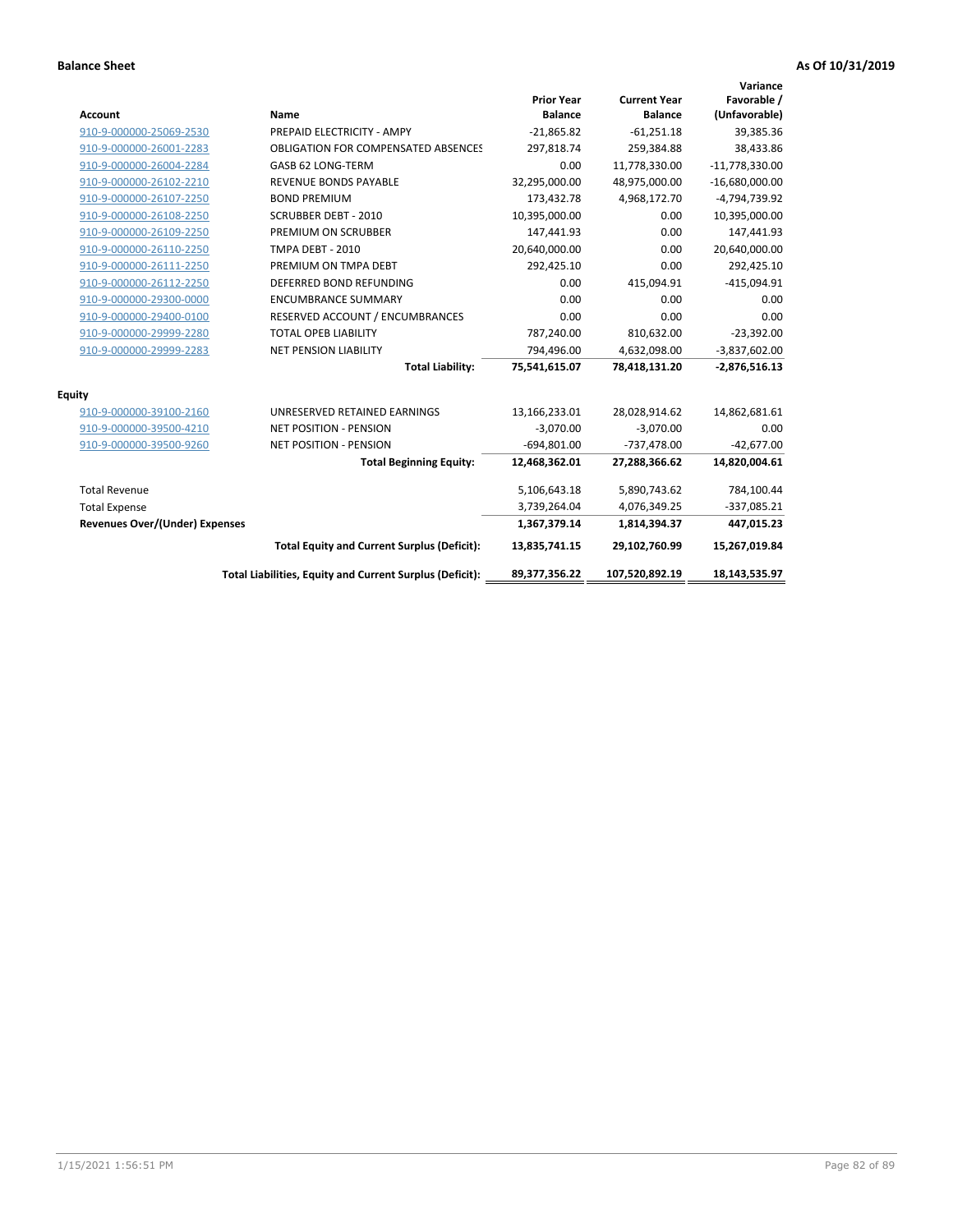**Balance Sheet** **As Of 10/31/2019**

| Account | Name | Prior Year Balance | Current Year Balance | Variance Favorable / (Unfavorable) |
|---|---|---|---|---|
| 910-9-000000-25069-2530 | PREPAID ELECTRICITY - AMPY | -21,865.82 | -61,251.18 | 39,385.36 |
| 910-9-000000-26001-2283 | OBLIGATION FOR COMPENSATED ABSENCES | 297,818.74 | 259,384.88 | 38,433.86 |
| 910-9-000000-26004-2284 | GASB 62 LONG-TERM | 0.00 | 11,778,330.00 | -11,778,330.00 |
| 910-9-000000-26102-2210 | REVENUE BONDS PAYABLE | 32,295,000.00 | 48,975,000.00 | -16,680,000.00 |
| 910-9-000000-26107-2250 | BOND PREMIUM | 173,432.78 | 4,968,172.70 | -4,794,739.92 |
| 910-9-000000-26108-2250 | SCRUBBER DEBT - 2010 | 10,395,000.00 | 0.00 | 10,395,000.00 |
| 910-9-000000-26109-2250 | PREMIUM ON SCRUBBER | 147,441.93 | 0.00 | 147,441.93 |
| 910-9-000000-26110-2250 | TMPA DEBT - 2010 | 20,640,000.00 | 0.00 | 20,640,000.00 |
| 910-9-000000-26111-2250 | PREMIUM ON TMPA DEBT | 292,425.10 | 0.00 | 292,425.10 |
| 910-9-000000-26112-2250 | DEFERRED BOND REFUNDING | 0.00 | 415,094.91 | -415,094.91 |
| 910-9-000000-29300-0000 | ENCUMBRANCE SUMMARY | 0.00 | 0.00 | 0.00 |
| 910-9-000000-29400-0100 | RESERVED ACCOUNT / ENCUMBRANCES | 0.00 | 0.00 | 0.00 |
| 910-9-000000-29999-2280 | TOTAL OPEB LIABILITY | 787,240.00 | 810,632.00 | -23,392.00 |
| 910-9-000000-29999-2283 | NET PENSION LIABILITY | 794,496.00 | 4,632,098.00 | -3,837,602.00 |
| | **Total Liability:** | **75,541,615.07** | **78,418,131.20** | **-2,876,516.13** |
| **Equity** | | | | |
| 910-9-000000-39100-2160 | UNRESERVED RETAINED EARNINGS | 13,166,233.01 | 28,028,914.62 | 14,862,681.61 |
| 910-9-000000-39500-4210 | NET POSITION - PENSION | -3,070.00 | -3,070.00 | 0.00 |
| 910-9-000000-39500-9260 | NET POSITION - PENSION | -694,801.00 | -737,478.00 | -42,677.00 |
| | **Total Beginning Equity:** | **12,468,362.01** | **27,288,366.62** | **14,820,004.61** |
| Total Revenue | | 5,106,643.18 | 5,890,743.62 | 784,100.44 |
| Total Expense | | 3,739,264.04 | 4,076,349.25 | -337,085.21 |
| **Revenues Over/(Under) Expenses** | | **1,367,379.14** | **1,814,394.37** | **447,015.23** |
| | **Total Equity and Current Surplus (Deficit):** | **13,835,741.15** | **29,102,760.99** | **15,267,019.84** |
| | **Total Liabilities, Equity and Current Surplus (Deficit):** | **89,377,356.22** | **107,520,892.19** | **18,143,535.97** |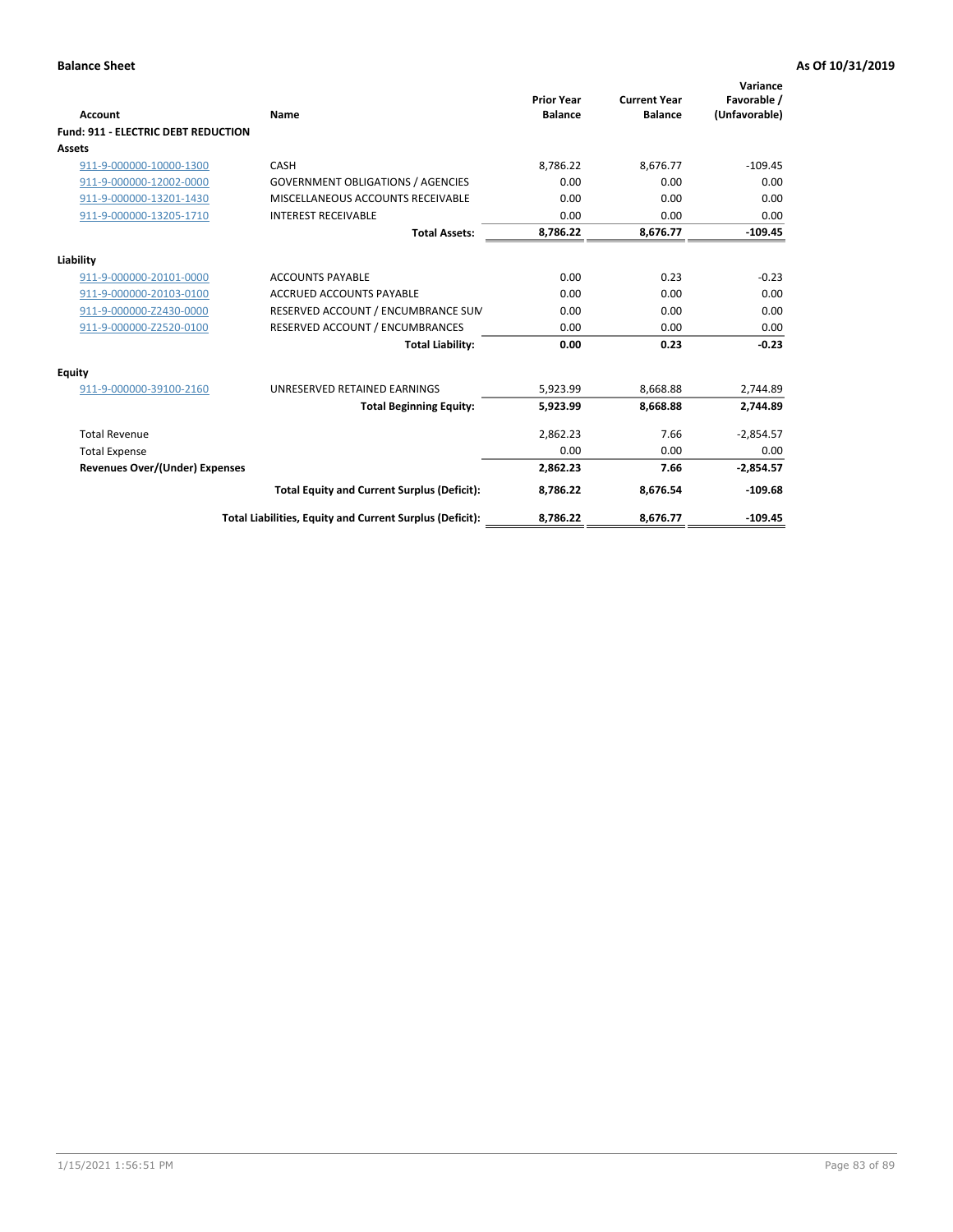**Balance Sheet** **As Of 10/31/2019**

| Account | Name | Prior Year Balance | Current Year Balance | Variance Favorable / (Unfavorable) |
|---|---|---|---|---|
| **Fund: 911 - ELECTRIC DEBT REDUCTION** | | | | |
| **Assets** | | | | |
| 911-9-000000-10000-1300 | CASH | 8,786.22 | 8,676.77 | -109.45 |
| 911-9-000000-12002-0000 | GOVERNMENT OBLIGATIONS / AGENCIES | 0.00 | 0.00 | 0.00 |
| 911-9-000000-13201-1430 | MISCELLANEOUS ACCOUNTS RECEIVABLE | 0.00 | 0.00 | 0.00 |
| 911-9-000000-13205-1710 | INTEREST RECEIVABLE | 0.00 | 0.00 | 0.00 |
| | **Total Assets:** | **8,786.22** | **8,676.77** | **-109.45** |
| **Liability** | | | | |
| 911-9-000000-20101-0000 | ACCOUNTS PAYABLE | 0.00 | 0.23 | -0.23 |
| 911-9-000000-20103-0100 | ACCRUED ACCOUNTS PAYABLE | 0.00 | 0.00 | 0.00 |
| 911-9-000000-Z2430-0000 | RESERVED ACCOUNT / ENCUMBRANCE SUM | 0.00 | 0.00 | 0.00 |
| 911-9-000000-Z2520-0100 | RESERVED ACCOUNT / ENCUMBRANCES | 0.00 | 0.00 | 0.00 |
| | **Total Liability:** | **0.00** | **0.23** | **-0.23** |
| **Equity** | | | | |
| 911-9-000000-39100-2160 | UNRESERVED RETAINED EARNINGS | 5,923.99 | 8,668.88 | 2,744.89 |
| | **Total Beginning Equity:** | **5,923.99** | **8,668.88** | **2,744.89** |
| Total Revenue | | 2,862.23 | 7.66 | -2,854.57 |
| Total Expense | | 0.00 | 0.00 | 0.00 |
| **Revenues Over/(Under) Expenses** | | **2,862.23** | **7.66** | **-2,854.57** |
| | **Total Equity and Current Surplus (Deficit):** | **8,786.22** | **8,676.54** | **-109.68** |
| | **Total Liabilities, Equity and Current Surplus (Deficit):** | **8,786.22** | **8,676.77** | **-109.45** |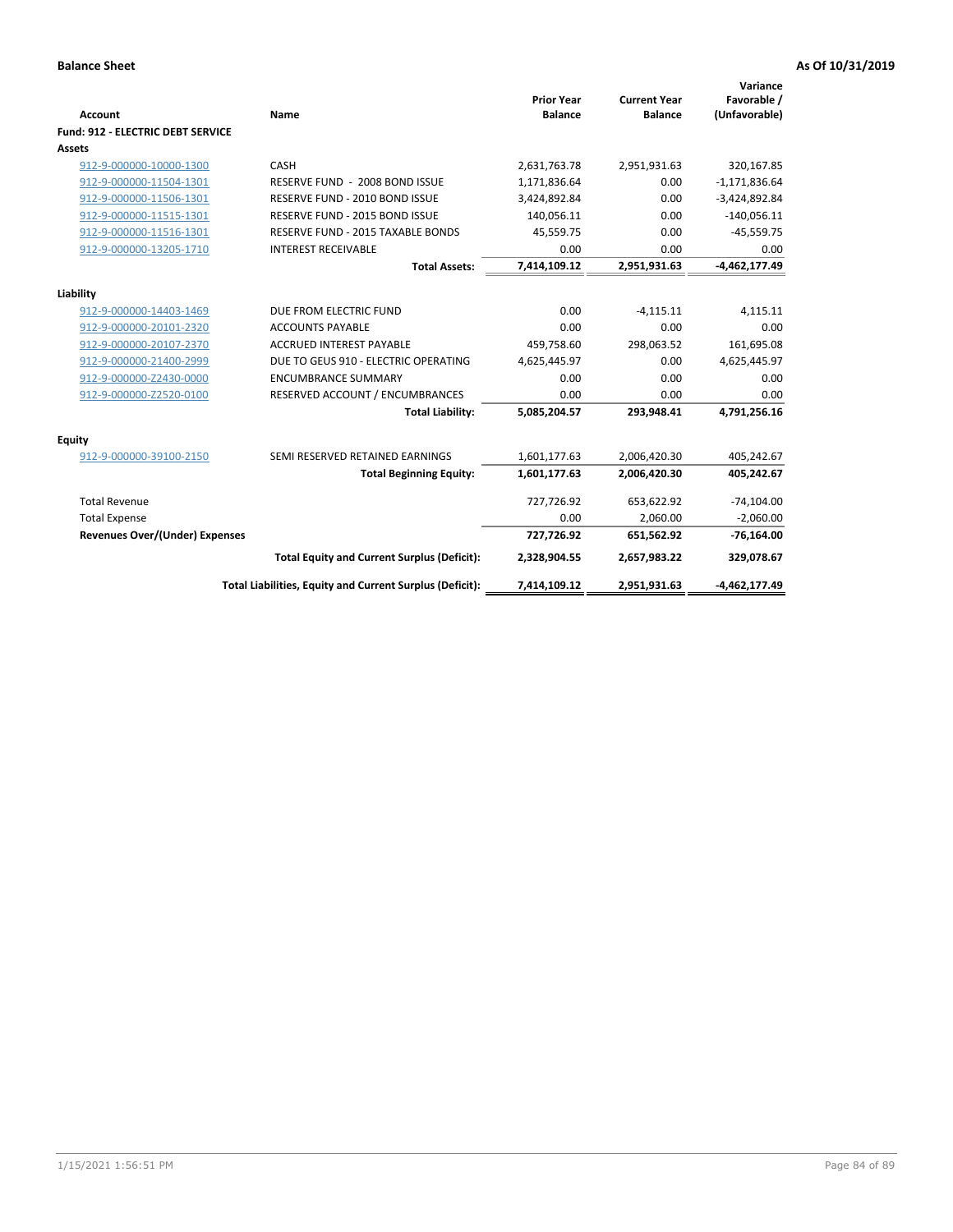**Balance Sheet** **As Of 10/31/2019**

| Account | Name | Prior Year Balance | Current Year Balance | Variance Favorable / (Unfavorable) |
|---|---|---|---|---|
| **Fund: 912 - ELECTRIC DEBT SERVICE** | | | | |
| **Assets** | | | | |
| 912-9-000000-10000-1300 | CASH | 2,631,763.78 | 2,951,931.63 | 320,167.85 |
| 912-9-000000-11504-1301 | RESERVE FUND - 2008 BOND ISSUE | 1,171,836.64 | 0.00 | -1,171,836.64 |
| 912-9-000000-11506-1301 | RESERVE FUND - 2010 BOND ISSUE | 3,424,892.84 | 0.00 | -3,424,892.84 |
| 912-9-000000-11515-1301 | RESERVE FUND - 2015 BOND ISSUE | 140,056.11 | 0.00 | -140,056.11 |
| 912-9-000000-11516-1301 | RESERVE FUND - 2015 TAXABLE BONDS | 45,559.75 | 0.00 | -45,559.75 |
| 912-9-000000-13205-1710 | INTEREST RECEIVABLE | 0.00 | 0.00 | 0.00 |
| | **Total Assets:** | **7,414,109.12** | **2,951,931.63** | **-4,462,177.49** |
| **Liability** | | | | |
| 912-9-000000-14403-1469 | DUE FROM ELECTRIC FUND | 0.00 | -4,115.11 | 4,115.11 |
| 912-9-000000-20101-2320 | ACCOUNTS PAYABLE | 0.00 | 0.00 | 0.00 |
| 912-9-000000-20107-2370 | ACCRUED INTEREST PAYABLE | 459,758.60 | 298,063.52 | 161,695.08 |
| 912-9-000000-21400-2999 | DUE TO GEUS 910 - ELECTRIC OPERATING | 4,625,445.97 | 0.00 | 4,625,445.97 |
| 912-9-000000-Z2430-0000 | ENCUMBRANCE SUMMARY | 0.00 | 0.00 | 0.00 |
| 912-9-000000-Z2520-0100 | RESERVED ACCOUNT / ENCUMBRANCES | 0.00 | 0.00 | 0.00 |
| | **Total Liability:** | **5,085,204.57** | **293,948.41** | **4,791,256.16** |
| **Equity** | | | | |
| 912-9-000000-39100-2150 | SEMI RESERVED RETAINED EARNINGS | 1,601,177.63 | 2,006,420.30 | 405,242.67 |
| | **Total Beginning Equity:** | **1,601,177.63** | **2,006,420.30** | **405,242.67** |
| Total Revenue | | 727,726.92 | 653,622.92 | -74,104.00 |
| Total Expense | | 0.00 | 2,060.00 | -2,060.00 |
| **Revenues Over/(Under) Expenses** | | **727,726.92** | **651,562.92** | **-76,164.00** |
| | **Total Equity and Current Surplus (Deficit):** | **2,328,904.55** | **2,657,983.22** | **329,078.67** |
| | **Total Liabilities, Equity and Current Surplus (Deficit):** | **7,414,109.12** | **2,951,931.63** | **-4,462,177.49** |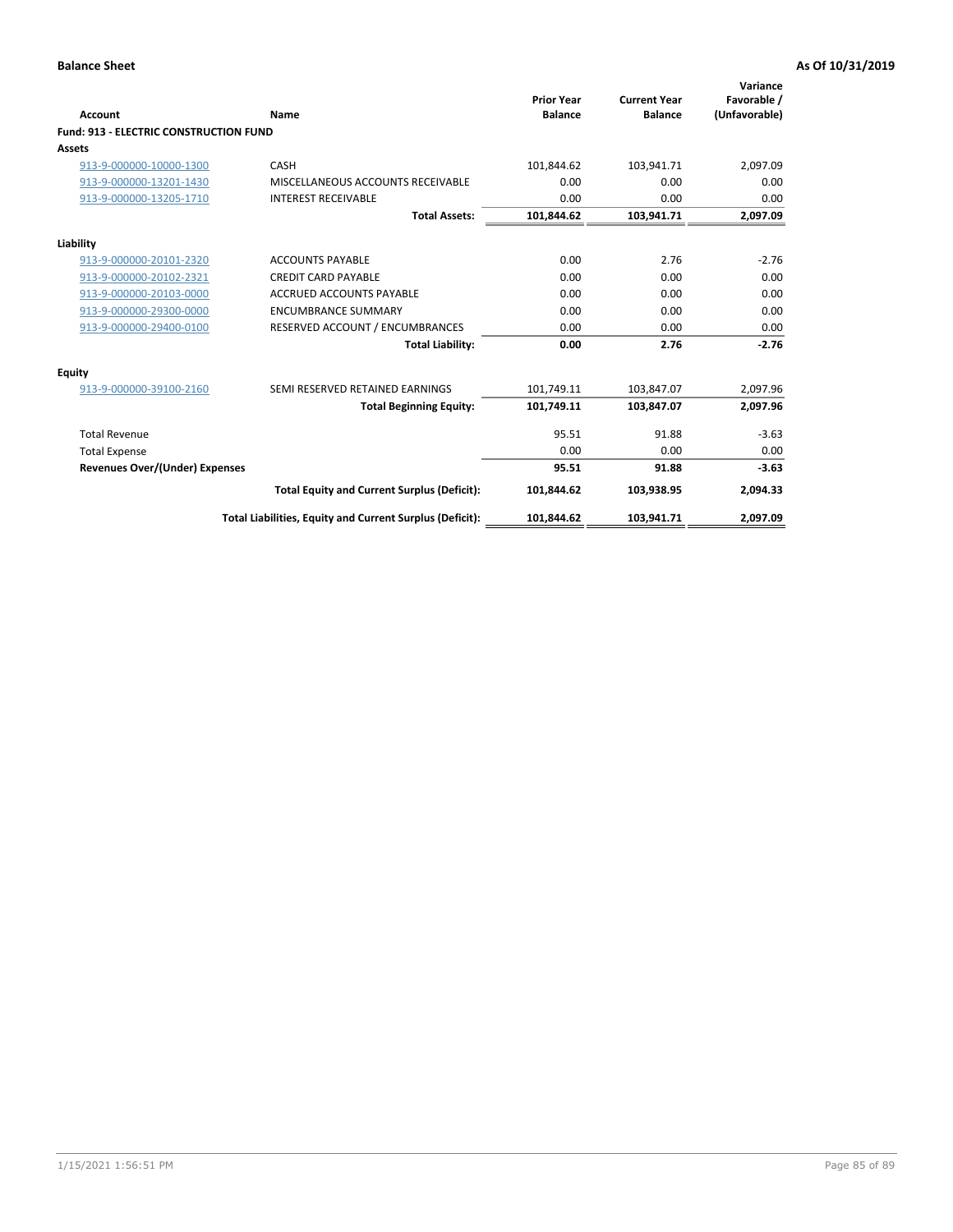**Balance Sheet** **As Of 10/31/2019**

| Account | Name | Prior Year Balance | Current Year Balance | Variance Favorable / (Unfavorable) |
|---|---|---|---|---|
| **Fund: 913 - ELECTRIC CONSTRUCTION FUND** | | | | |
| **Assets** | | | | |
| 913-9-000000-10000-1300 | CASH | 101,844.62 | 103,941.71 | 2,097.09 |
| 913-9-000000-13201-1430 | MISCELLANEOUS ACCOUNTS RECEIVABLE | 0.00 | 0.00 | 0.00 |
| 913-9-000000-13205-1710 | INTEREST RECEIVABLE | 0.00 | 0.00 | 0.00 |
| | **Total Assets:** | **101,844.62** | **103,941.71** | **2,097.09** |
| **Liability** | | | | |
| 913-9-000000-20101-2320 | ACCOUNTS PAYABLE | 0.00 | 2.76 | -2.76 |
| 913-9-000000-20102-2321 | CREDIT CARD PAYABLE | 0.00 | 0.00 | 0.00 |
| 913-9-000000-20103-0000 | ACCRUED ACCOUNTS PAYABLE | 0.00 | 0.00 | 0.00 |
| 913-9-000000-29300-0000 | ENCUMBRANCE SUMMARY | 0.00 | 0.00 | 0.00 |
| 913-9-000000-29400-0100 | RESERVED ACCOUNT / ENCUMBRANCES | 0.00 | 0.00 | 0.00 |
| | **Total Liability:** | **0.00** | **2.76** | **-2.76** |
| **Equity** | | | | |
| 913-9-000000-39100-2160 | SEMI RESERVED RETAINED EARNINGS | 101,749.11 | 103,847.07 | 2,097.96 |
| | **Total Beginning Equity:** | **101,749.11** | **103,847.07** | **2,097.96** |
| Total Revenue | | 95.51 | 91.88 | -3.63 |
| Total Expense | | 0.00 | 0.00 | 0.00 |
| **Revenues Over/(Under) Expenses** | | **95.51** | **91.88** | **-3.63** |
| | **Total Equity and Current Surplus (Deficit):** | **101,844.62** | **103,938.95** | **2,094.33** |
| | **Total Liabilities, Equity and Current Surplus (Deficit):** | **101,844.62** | **103,941.71** | **2,097.09** |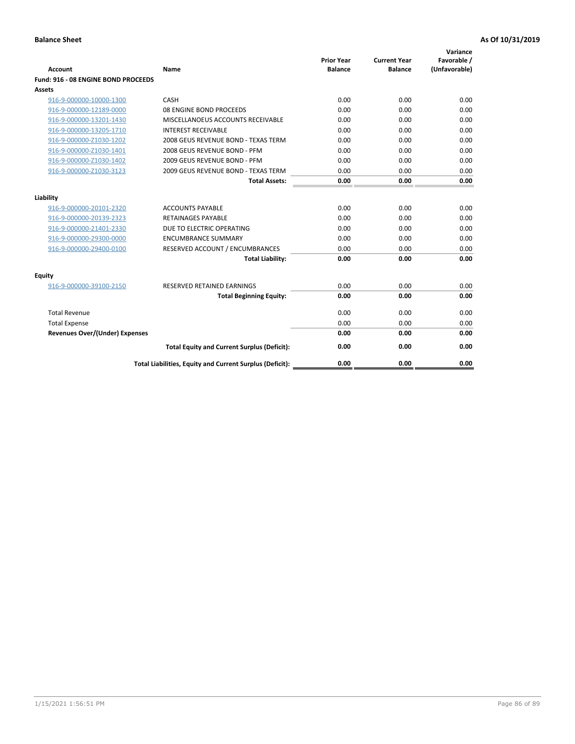**Balance Sheet** **As Of 10/31/2019**

| Account | Name | Prior Year Balance | Current Year Balance | Variance Favorable / (Unfavorable) |
|---|---|---|---|---|
| **Fund: 916 - 08 ENGINE BOND PROCEEDS** | | | | |
| **Assets** | | | | |
| 916-9-000000-10000-1300 | CASH | 0.00 | 0.00 | 0.00 |
| 916-9-000000-12189-0000 | 08 ENGINE BOND PROCEEDS | 0.00 | 0.00 | 0.00 |
| 916-9-000000-13201-1430 | MISCELLANOEUS ACCOUNTS RECEIVABLE | 0.00 | 0.00 | 0.00 |
| 916-9-000000-13205-1710 | INTEREST RECEIVABLE | 0.00 | 0.00 | 0.00 |
| 916-9-000000-Z1030-1202 | 2008 GEUS REVENUE BOND - TEXAS TERM | 0.00 | 0.00 | 0.00 |
| 916-9-000000-Z1030-1401 | 2008 GEUS REVENUE BOND - PFM | 0.00 | 0.00 | 0.00 |
| 916-9-000000-Z1030-1402 | 2009 GEUS REVENUE BOND - PFM | 0.00 | 0.00 | 0.00 |
| 916-9-000000-Z1030-3123 | 2009 GEUS REVENUE BOND - TEXAS TERM | 0.00 | 0.00 | 0.00 |
| | **Total Assets:** | **0.00** | **0.00** | **0.00** |
| **Liability** | | | | |
| 916-9-000000-20101-2320 | ACCOUNTS PAYABLE | 0.00 | 0.00 | 0.00 |
| 916-9-000000-20139-2323 | RETAINAGES PAYABLE | 0.00 | 0.00 | 0.00 |
| 916-9-000000-21401-2330 | DUE TO ELECTRIC OPERATING | 0.00 | 0.00 | 0.00 |
| 916-9-000000-29300-0000 | ENCUMBRANCE SUMMARY | 0.00 | 0.00 | 0.00 |
| 916-9-000000-29400-0100 | RESERVED ACCOUNT / ENCUMBRANCES | 0.00 | 0.00 | 0.00 |
| | **Total Liability:** | **0.00** | **0.00** | **0.00** |
| **Equity** | | | | |
| 916-9-000000-39100-2150 | RESERVED RETAINED EARNINGS | 0.00 | 0.00 | 0.00 |
| | **Total Beginning Equity:** | **0.00** | **0.00** | **0.00** |
| Total Revenue | | 0.00 | 0.00 | 0.00 |
| Total Expense | | 0.00 | 0.00 | 0.00 |
| **Revenues Over/(Under) Expenses** | | **0.00** | **0.00** | **0.00** |
| | **Total Equity and Current Surplus (Deficit):** | **0.00** | **0.00** | **0.00** |
| | **Total Liabilities, Equity and Current Surplus (Deficit):** | **0.00** | **0.00** | **0.00** |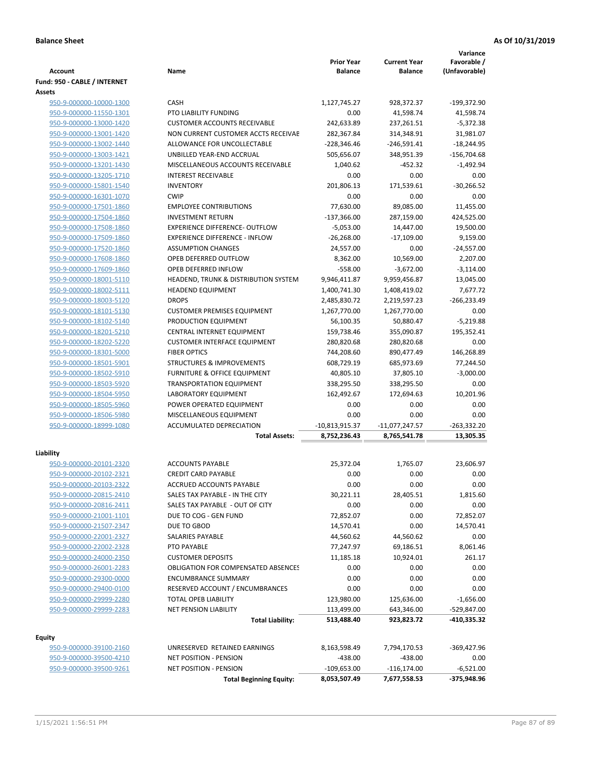**Balance Sheet** **As Of 10/31/2019**

| Account | Name | Prior Year Balance | Current Year Balance | Variance Favorable / (Unfavorable) |
|---|---|---|---|---|
| **Fund: 950 - CABLE / INTERNET** | | | | |
| **Assets** | | | | |
| 950-9-000000-10000-1300 | CASH | 1,127,745.27 | 928,372.37 | -199,372.90 |
| 950-9-000000-11550-1301 | PTO LIABILITY FUNDING | 0.00 | 41,598.74 | 41,598.74 |
| 950-9-000000-13000-1420 | CUSTOMER ACCOUNTS RECEIVABLE | 242,633.89 | 237,261.51 | -5,372.38 |
| 950-9-000000-13001-1420 | NON CURRENT CUSTOMER ACCTS RECEIVAE | 282,367.84 | 314,348.91 | 31,981.07 |
| 950-9-000000-13002-1440 | ALLOWANCE FOR UNCOLLECTABLE | -228,346.46 | -246,591.41 | -18,244.95 |
| 950-9-000000-13003-1421 | UNBILLED YEAR-END ACCRUAL | 505,656.07 | 348,951.39 | -156,704.68 |
| 950-9-000000-13201-1430 | MISCELLANEOUS ACCOUNTS RECEIVABLE | 1,040.62 | -452.32 | -1,492.94 |
| 950-9-000000-13205-1710 | INTEREST RECEIVABLE | 0.00 | 0.00 | 0.00 |
| 950-9-000000-15801-1540 | INVENTORY | 201,806.13 | 171,539.61 | -30,266.52 |
| 950-9-000000-16301-1070 | CWIP | 0.00 | 0.00 | 0.00 |
| 950-9-000000-17501-1860 | EMPLOYEE CONTRIBUTIONS | 77,630.00 | 89,085.00 | 11,455.00 |
| 950-9-000000-17504-1860 | INVESTMENT RETURN | -137,366.00 | 287,159.00 | 424,525.00 |
| 950-9-000000-17508-1860 | EXPERIENCE DIFFERENCE- OUTFLOW | -5,053.00 | 14,447.00 | 19,500.00 |
| 950-9-000000-17509-1860 | EXPERIENCE DIFFERENCE - INFLOW | -26,268.00 | -17,109.00 | 9,159.00 |
| 950-9-000000-17520-1860 | ASSUMPTION CHANGES | 24,557.00 | 0.00 | -24,557.00 |
| 950-9-000000-17608-1860 | OPEB DEFERRED OUTFLOW | 8,362.00 | 10,569.00 | 2,207.00 |
| 950-9-000000-17609-1860 | OPEB DEFERRED INFLOW | -558.00 | -3,672.00 | -3,114.00 |
| 950-9-000000-18001-5110 | HEADEND, TRUNK & DISTRIBUTION SYSTEM | 9,946,411.87 | 9,959,456.87 | 13,045.00 |
| 950-9-000000-18002-5111 | HEADEND EQUIPMENT | 1,400,741.30 | 1,408,419.02 | 7,677.72 |
| 950-9-000000-18003-5120 | DROPS | 2,485,830.72 | 2,219,597.23 | -266,233.49 |
| 950-9-000000-18101-5130 | CUSTOMER PREMISES EQUIPMENT | 1,267,770.00 | 1,267,770.00 | 0.00 |
| 950-9-000000-18102-5140 | PRODUCTION EQUIPMENT | 56,100.35 | 50,880.47 | -5,219.88 |
| 950-9-000000-18201-5210 | CENTRAL INTERNET EQUIPMENT | 159,738.46 | 355,090.87 | 195,352.41 |
| 950-9-000000-18202-5220 | CUSTOMER INTERFACE EQUIPMENT | 280,820.68 | 280,820.68 | 0.00 |
| 950-9-000000-18301-5000 | FIBER OPTICS | 744,208.60 | 890,477.49 | 146,268.89 |
| 950-9-000000-18501-5901 | STRUCTURES & IMPROVEMENTS | 608,729.19 | 685,973.69 | 77,244.50 |
| 950-9-000000-18502-5910 | FURNITURE & OFFICE EQUIPMENT | 40,805.10 | 37,805.10 | -3,000.00 |
| 950-9-000000-18503-5920 | TRANSPORTATION EQUIPMENT | 338,295.50 | 338,295.50 | 0.00 |
| 950-9-000000-18504-5950 | LABORATORY EQUIPMENT | 162,492.67 | 172,694.63 | 10,201.96 |
| 950-9-000000-18505-5960 | POWER OPERATED EQUIPMENT | 0.00 | 0.00 | 0.00 |
| 950-9-000000-18506-5980 | MISCELLANEOUS EQUIPMENT | 0.00 | 0.00 | 0.00 |
| 950-9-000000-18999-1080 | ACCUMULATED DEPRECIATION | -10,813,915.37 | -11,077,247.57 | -263,332.20 |
| | **Total Assets:** | **8,752,236.43** | **8,765,541.78** | **13,305.35** |
| **Liability** | | | | |
| 950-9-000000-20101-2320 | ACCOUNTS PAYABLE | 25,372.04 | 1,765.07 | 23,606.97 |
| 950-9-000000-20102-2321 | CREDIT CARD PAYABLE | 0.00 | 0.00 | 0.00 |
| 950-9-000000-20103-2322 | ACCRUED ACCOUNTS PAYABLE | 0.00 | 0.00 | 0.00 |
| 950-9-000000-20815-2410 | SALES TAX PAYABLE - IN THE CITY | 30,221.11 | 28,405.51 | 1,815.60 |
| 950-9-000000-20816-2411 | SALES TAX PAYABLE - OUT OF CITY | 0.00 | 0.00 | 0.00 |
| 950-9-000000-21001-1101 | DUE TO COG - GEN FUND | 72,852.07 | 0.00 | 72,852.07 |
| 950-9-000000-21507-2347 | DUE TO GBOD | 14,570.41 | 0.00 | 14,570.41 |
| 950-9-000000-22001-2327 | SALARIES PAYABLE | 44,560.62 | 44,560.62 | 0.00 |
| 950-9-000000-22002-2328 | PTO PAYABLE | 77,247.97 | 69,186.51 | 8,061.46 |
| 950-9-000000-24000-2350 | CUSTOMER DEPOSITS | 11,185.18 | 10,924.01 | 261.17 |
| 950-9-000000-26001-2283 | OBLIGATION FOR COMPENSATED ABSENCES | 0.00 | 0.00 | 0.00 |
| 950-9-000000-29300-0000 | ENCUMBRANCE SUMMARY | 0.00 | 0.00 | 0.00 |
| 950-9-000000-29400-0100 | RESERVED ACCOUNT / ENCUMBRANCES | 0.00 | 0.00 | 0.00 |
| 950-9-000000-29999-2280 | TOTAL OPEB LIABILITY | 123,980.00 | 125,636.00 | -1,656.00 |
| 950-9-000000-29999-2283 | NET PENSION LIABILITY | 113,499.00 | 643,346.00 | -529,847.00 |
| | **Total Liability:** | **513,488.40** | **923,823.72** | **-410,335.32** |
| **Equity** | | | | |
| 950-9-000000-39100-2160 | UNRESERVED RETAINED EARNINGS | 8,163,598.49 | 7,794,170.53 | -369,427.96 |
| 950-9-000000-39500-4210 | NET POSITION - PENSION | -438.00 | -438.00 | 0.00 |
| 950-9-000000-39500-9261 | NET POSITION - PENSION | -109,653.00 | -116,174.00 | -6,521.00 |
| | **Total Beginning Equity:** | **8,053,507.49** | **7,677,558.53** | **-375,948.96** |

1/15/2021 1:56:51 PM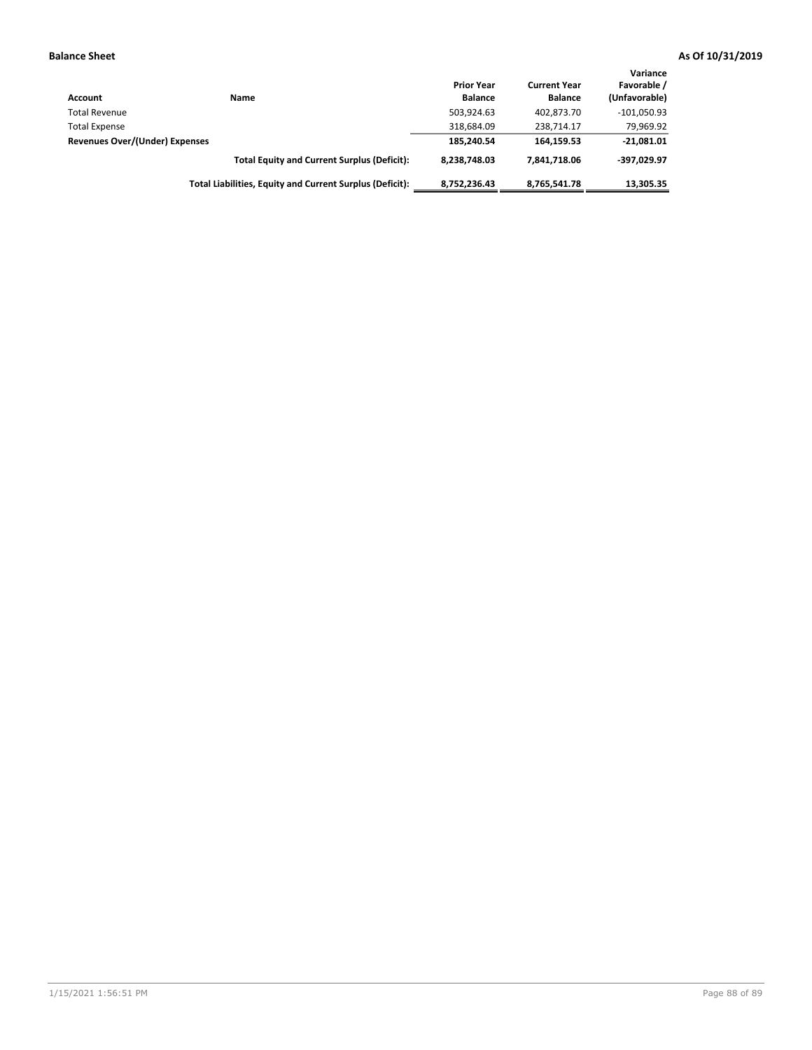| Account | Name | Prior Year Balance | Current Year Balance | Variance Favorable / (Unfavorable) |
|---|---|---|---|---|
| Total Revenue | | 503,924.63 | 402,873.70 | -101,050.93 |
| Total Expense | | 318,684.09 | 238,714.17 | 79,969.92 |
| **Revenues Over/(Under) Expenses** | | **185,240.54** | **164,159.53** | **-21,081.01** |
| | **Total Equity and Current Surplus (Deficit):** | **8,238,748.03** | **7,841,718.06** | **-397,029.97** |
| | **Total Liabilities, Equity and Current Surplus (Deficit):** | **8,752,236.43** | **8,765,541.78** | **13,305.35** |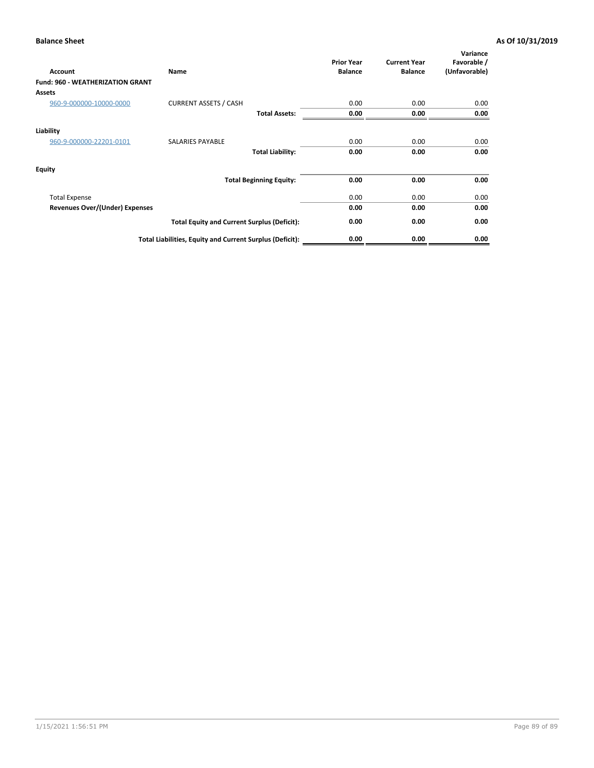**Balance Sheet** **As Of 10/31/2019**

| Account | Name | Prior Year Balance | Current Year Balance | Variance Favorable / (Unfavorable) |
|---|---|---|---|---|
| **Fund: 960 - WEATHERIZATION GRANT** | | | | |
| **Assets** | | | | |
| 960-9-000000-10000-0000 | CURRENT ASSETS / CASH | 0.00 | 0.00 | 0.00 |
| | **Total Assets:** | **0.00** | **0.00** | **0.00** |
| **Liability** | | | | |
| 960-9-000000-22201-0101 | SALARIES PAYABLE | 0.00 | 0.00 | 0.00 |
| | **Total Liability:** | **0.00** | **0.00** | **0.00** |
| **Equity** | | | | |
| | **Total Beginning Equity:** | **0.00** | **0.00** | **0.00** |
| Total Expense | | 0.00 | 0.00 | 0.00 |
| **Revenues Over/(Under) Expenses** | | **0.00** | **0.00** | **0.00** |
| | **Total Equity and Current Surplus (Deficit):** | **0.00** | **0.00** | **0.00** |
| | **Total Liabilities, Equity and Current Surplus (Deficit):** | **0.00** | **0.00** | **0.00** |